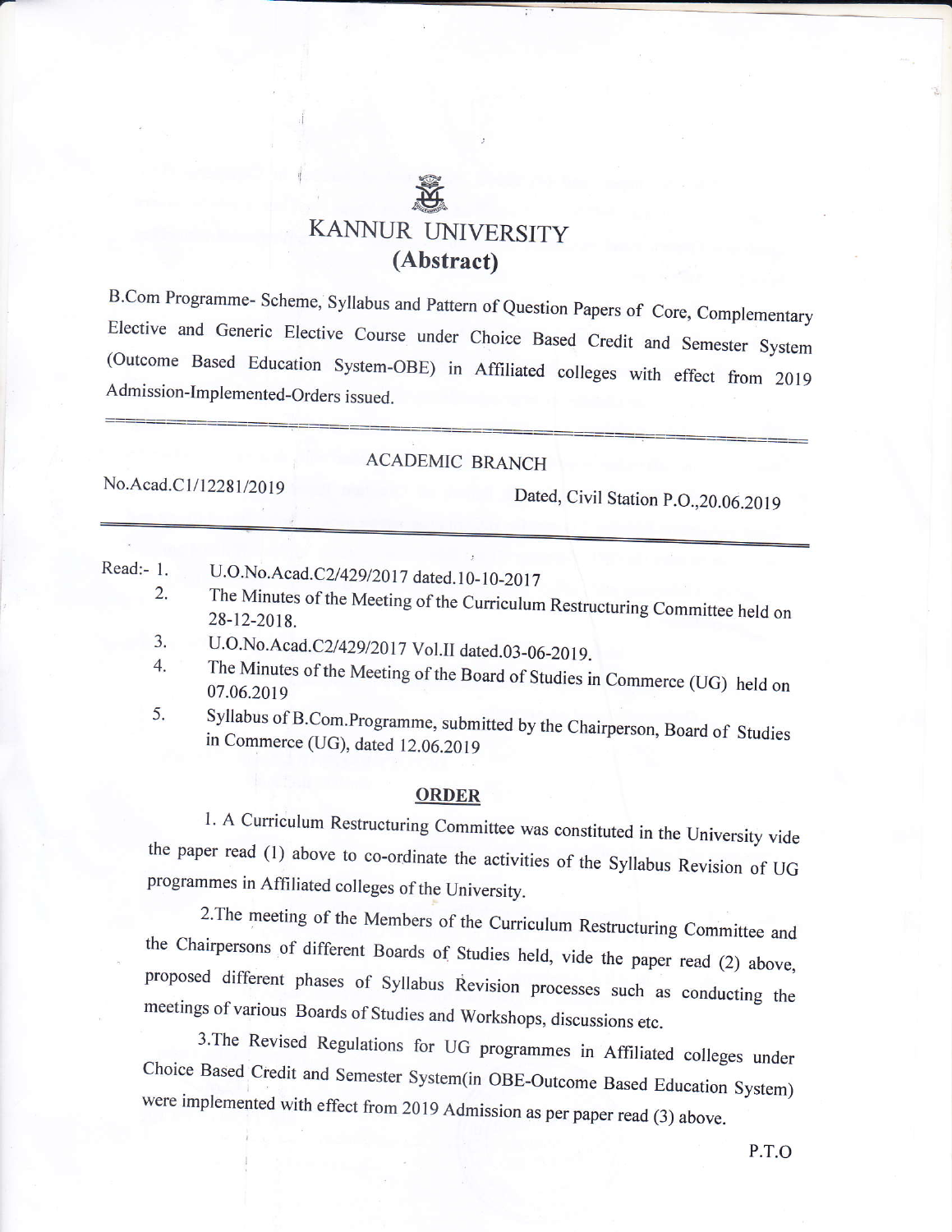# KANNUR UNIVERSITY

## (Abstract)

B.Com Programme- Scheme, Syllabus and Pattern of Question Papers of Core, Complementary Elective and Generic Elective Course under Choice Based Credit and Semester System (Outcome Based Education System-OBE) in Affiliated colleges with effect from 2019 Admission-Implemented-Orders issued.

---

ACADEMIC BRANCH

No.Acad.C1/12281/2019 Dated, Civil Station P.O.,20.06.2019

---

Read:- 1. U.O.No.Acad.C2/429/2017 dated.10-10-2017

2. The Minutes of the Meeting of the Curriculum Restructuring Committee held on 28-12-2018.

3. U.O.No.Acad.C2/429/2017 Vol.II dated.03-06-2019.

4. The Minutes of the Meeting of the Board of Studies in Commerce (UG) held on 07.06.2019

5. Syllabus of B.Com.Programme, submitted by the Chairperson, Board of Studies in Commerce (UG), dated 12.06.2019

**ORDER**

1. A Curriculum Restructuring Committee was constituted in the University vide the paper read (1) above to co-ordinate the activities of the Syllabus Revision of UG programmes in Affiliated colleges of the University.

2.The meeting of the Members of the Curriculum Restructuring Committee and the Chairpersons of different Boards of Studies held, vide the paper read (2) above, proposed different phases of Syllabus Revision processes such as conducting the meetings of various Boards of Studies and Workshops, discussions etc.

3.The Revised Regulations for UG programmes in Affiliated colleges under Choice Based Credit and Semester System(in OBE-Outcome Based Education System) were implemented with effect from 2019 Admission as per paper read (3) above.

P.T.O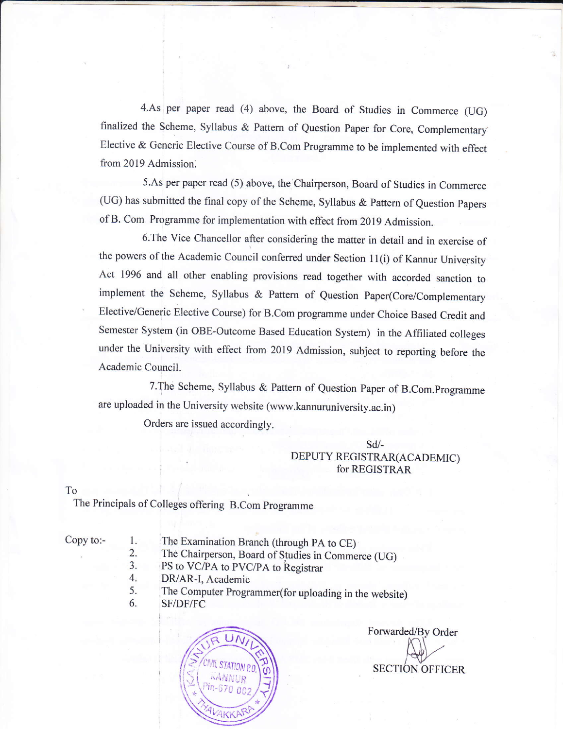4.As per paper read (4) above, the Board of Studies in Commerce (UG) finalized the Scheme, Syllabus & Pattern of Question Paper for Core, Complementary Elective & Generic Elective Course of B.Com Programme to be implemented with effect from 2019 Admission.

5.As per paper read (5) above, the Chairperson, Board of Studies in Commerce (UG) has submitted the final copy of the Scheme, Syllabus & Pattern of Question Papers of B. Com Programme for implementation with effect from 2019 Admission.

6.The Vice Chancellor after considering the matter in detail and in exercise of the powers of the Academic Council conferred under Section 11(i) of Kannur University Act 1996 and all other enabling provisions read together with accorded sanction to implement the Scheme, Syllabus & Pattern of Question Paper(Core/Complementary Elective/Generic Elective Course) for B.Com programme under Choice Based Credit and Semester System (in OBE-Outcome Based Education System) in the Affiliated colleges under the University with effect from 2019 Admission, subject to reporting before the Academic Council.

7.The Scheme, Syllabus & Pattern of Question Paper of B.Com.Programme are uploaded in the University website (www.kannuruniversity.ac.in)

Orders are issued accordingly.

Sd/-
DEPUTY REGISTRAR(ACADEMIC)
for REGISTRAR

To
The Principals of Colleges offering B.Com Programme

Copy to:-
1. The Examination Branch (through PA to CE)
2. The Chairperson, Board of Studies in Commerce (UG)
3. PS to VC/PA to PVC/PA to Registrar
4. DR/AR-I, Academic
5. The Computer Programmer(for uploading in the website)
6. SF/DF/FC

Forwarded/By Order

SECTION OFFICER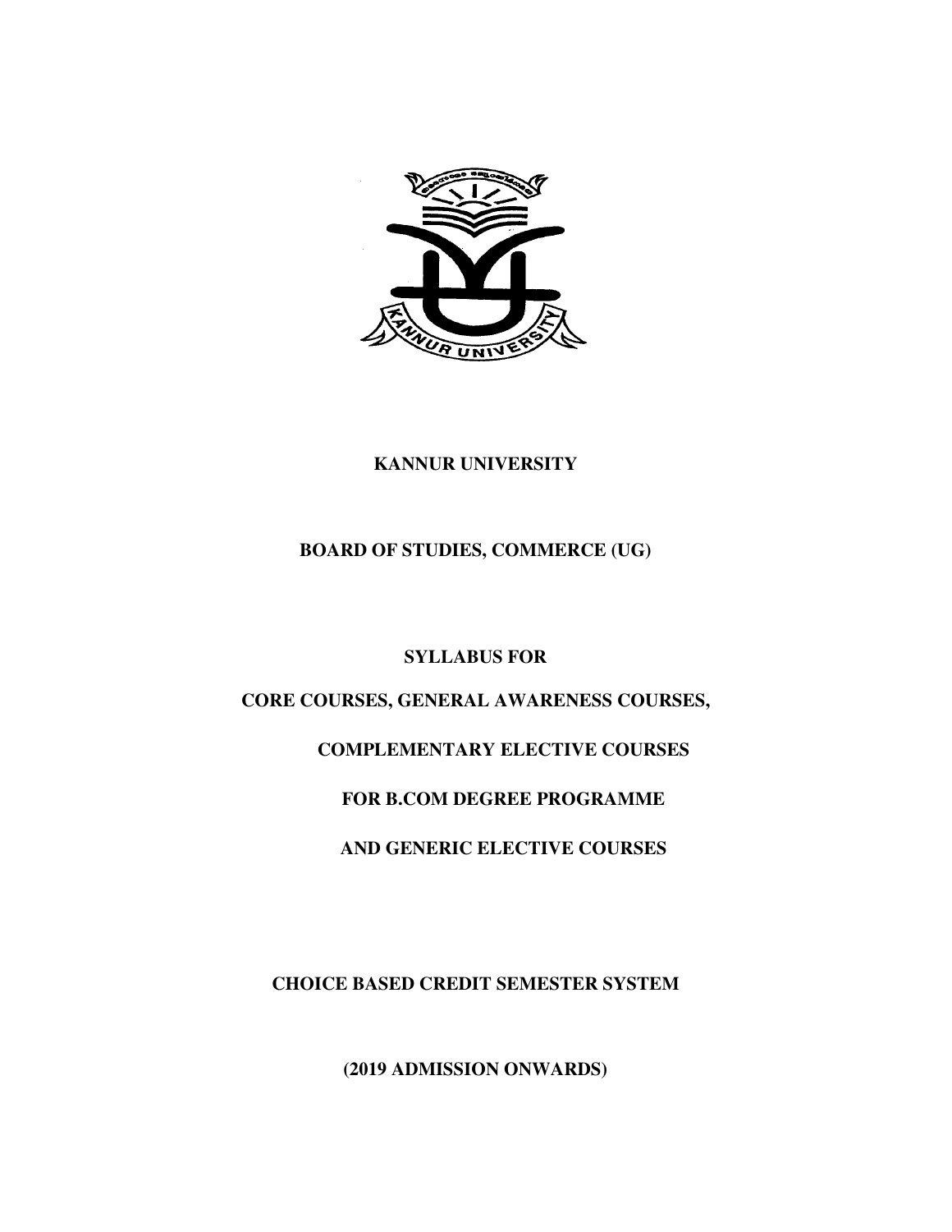**KANNUR UNIVERSITY**

**BOARD OF STUDIES, COMMERCE (UG)**

**SYLLABUS FOR**

**CORE COURSES, GENERAL AWARENESS COURSES,**

**COMPLEMENTARY ELECTIVE COURSES**

**FOR B.COM DEGREE PROGRAMME**

**AND GENERIC ELECTIVE COURSES**

**CHOICE BASED CREDIT SEMESTER SYSTEM**

**(2019 ADMISSION ONWARDS)**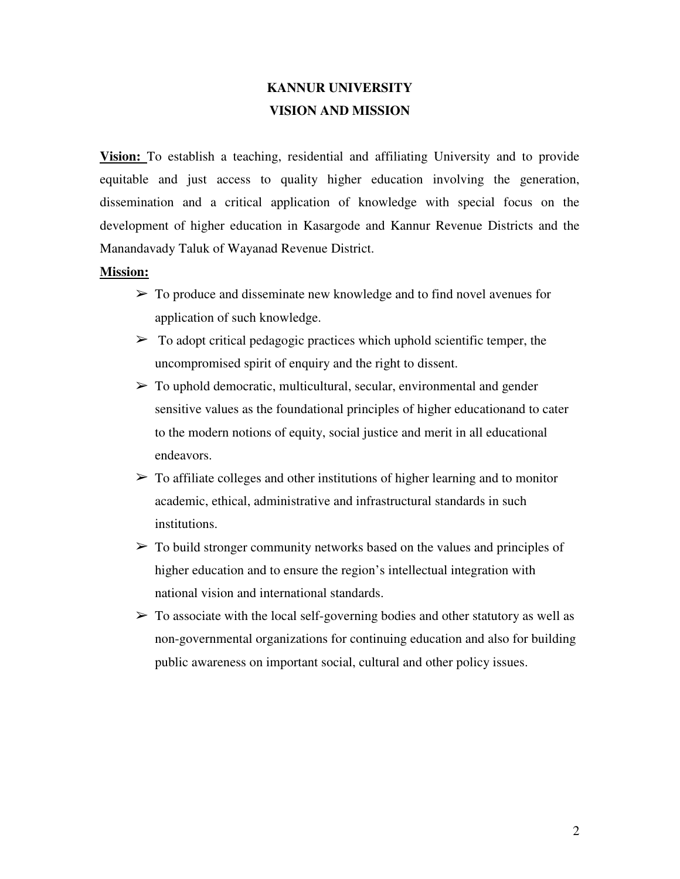# KANNUR UNIVERSITY

## VISION AND MISSION

**Vision:** To establish a teaching, residential and affiliating University and to provide equitable and just access to quality higher education involving the generation, dissemination and a critical application of knowledge with special focus on the development of higher education in Kasargode and Kannur Revenue Districts and the Manandavady Taluk of Wayanad Revenue District.

**Mission:**

- To produce and disseminate new knowledge and to find novel avenues for application of such knowledge.
- To adopt critical pedagogic practices which uphold scientific temper, the uncompromised spirit of enquiry and the right to dissent.
- To uphold democratic, multicultural, secular, environmental and gender sensitive values as the foundational principles of higher educationand to cater to the modern notions of equity, social justice and merit in all educational endeavors.
- To affiliate colleges and other institutions of higher learning and to monitor academic, ethical, administrative and infrastructural standards in such institutions.
- To build stronger community networks based on the values and principles of higher education and to ensure the region's intellectual integration with national vision and international standards.
- To associate with the local self-governing bodies and other statutory as well as non-governmental organizations for continuing education and also for building public awareness on important social, cultural and other policy issues.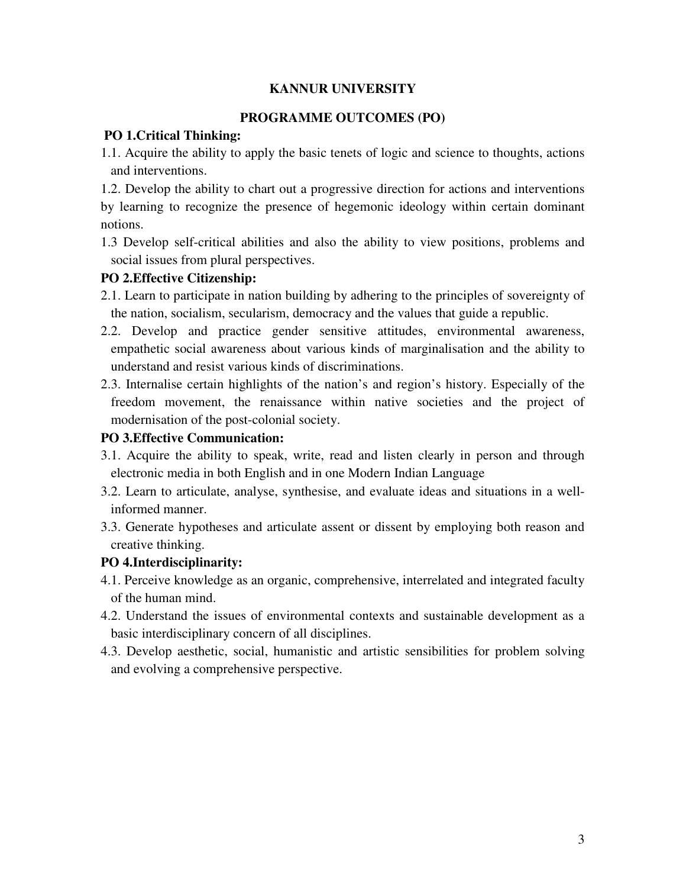# KANNUR UNIVERSITY

## PROGRAMME OUTCOMES (PO)

**PO 1.Critical Thinking:**

1.1. Acquire the ability to apply the basic tenets of logic and science to thoughts, actions and interventions.

1.2. Develop the ability to chart out a progressive direction for actions and interventions by learning to recognize the presence of hegemonic ideology within certain dominant notions.

1.3 Develop self-critical abilities and also the ability to view positions, problems and social issues from plural perspectives.

**PO 2.Effective Citizenship:**

2.1. Learn to participate in nation building by adhering to the principles of sovereignty of the nation, socialism, secularism, democracy and the values that guide a republic.

2.2. Develop and practice gender sensitive attitudes, environmental awareness, empathetic social awareness about various kinds of marginalisation and the ability to understand and resist various kinds of discriminations.

2.3. Internalise certain highlights of the nation's and region's history. Especially of the freedom movement, the renaissance within native societies and the project of modernisation of the post-colonial society.

**PO 3.Effective Communication:**

3.1. Acquire the ability to speak, write, read and listen clearly in person and through electronic media in both English and in one Modern Indian Language

3.2. Learn to articulate, analyse, synthesise, and evaluate ideas and situations in a well-informed manner.

3.3. Generate hypotheses and articulate assent or dissent by employing both reason and creative thinking.

**PO 4.Interdisciplinarity:**

4.1. Perceive knowledge as an organic, comprehensive, interrelated and integrated faculty of the human mind.

4.2. Understand the issues of environmental contexts and sustainable development as a basic interdisciplinary concern of all disciplines.

4.3. Develop aesthetic, social, humanistic and artistic sensibilities for problem solving and evolving a comprehensive perspective.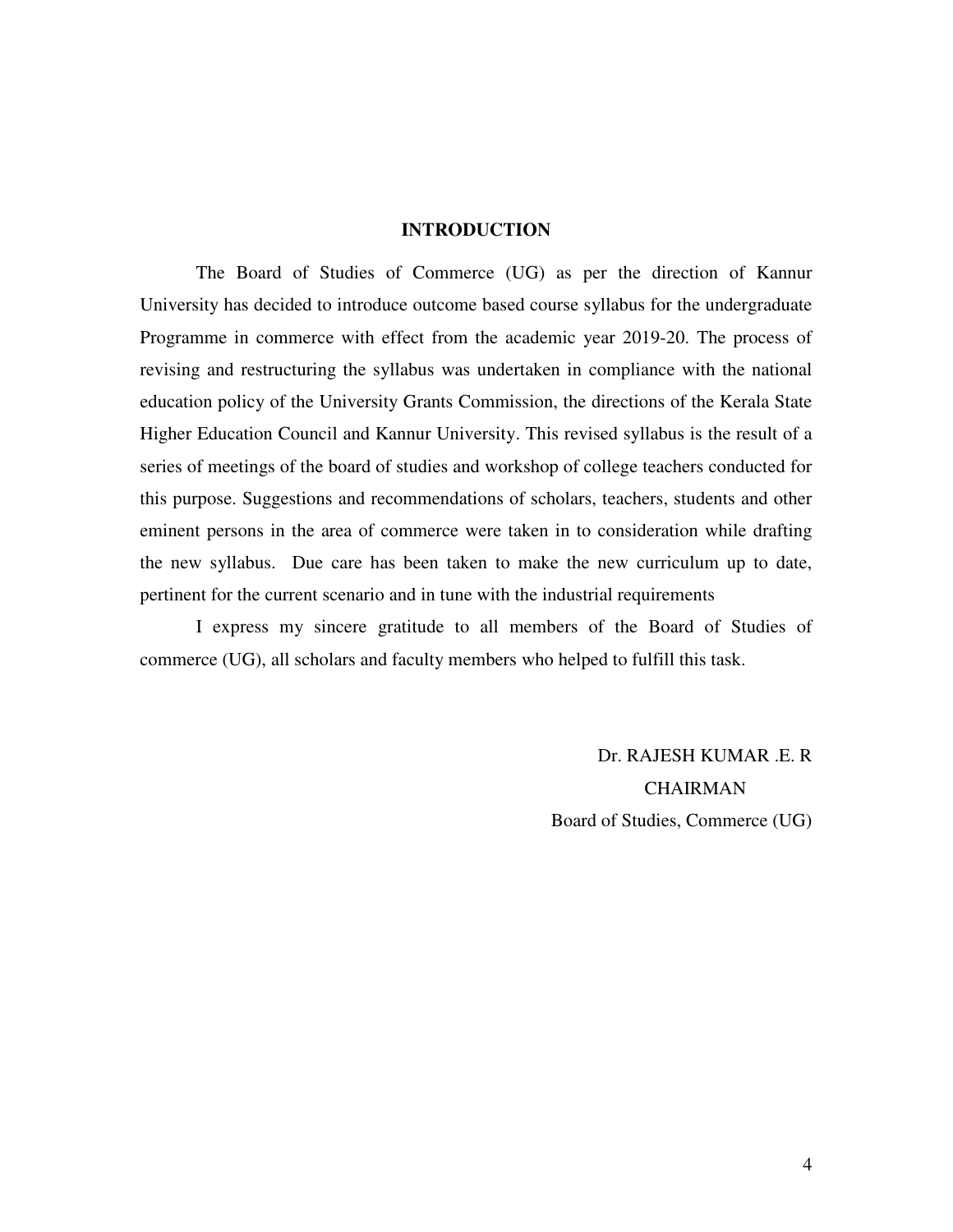# INTRODUCTION

The Board of Studies of Commerce (UG) as per the direction of Kannur University has decided to introduce outcome based course syllabus for the undergraduate Programme in commerce with effect from the academic year 2019-20. The process of revising and restructuring the syllabus was undertaken in compliance with the national education policy of the University Grants Commission, the directions of the Kerala State Higher Education Council and Kannur University. This revised syllabus is the result of a series of meetings of the board of studies and workshop of college teachers conducted for this purpose. Suggestions and recommendations of scholars, teachers, students and other eminent persons in the area of commerce were taken in to consideration while drafting the new syllabus. Due care has been taken to make the new curriculum up to date, pertinent for the current scenario and in tune with the industrial requirements

I express my sincere gratitude to all members of the Board of Studies of commerce (UG), all scholars and faculty members who helped to fulfill this task.

Dr. RAJESH KUMAR .E. R

CHAIRMAN

Board of Studies, Commerce (UG)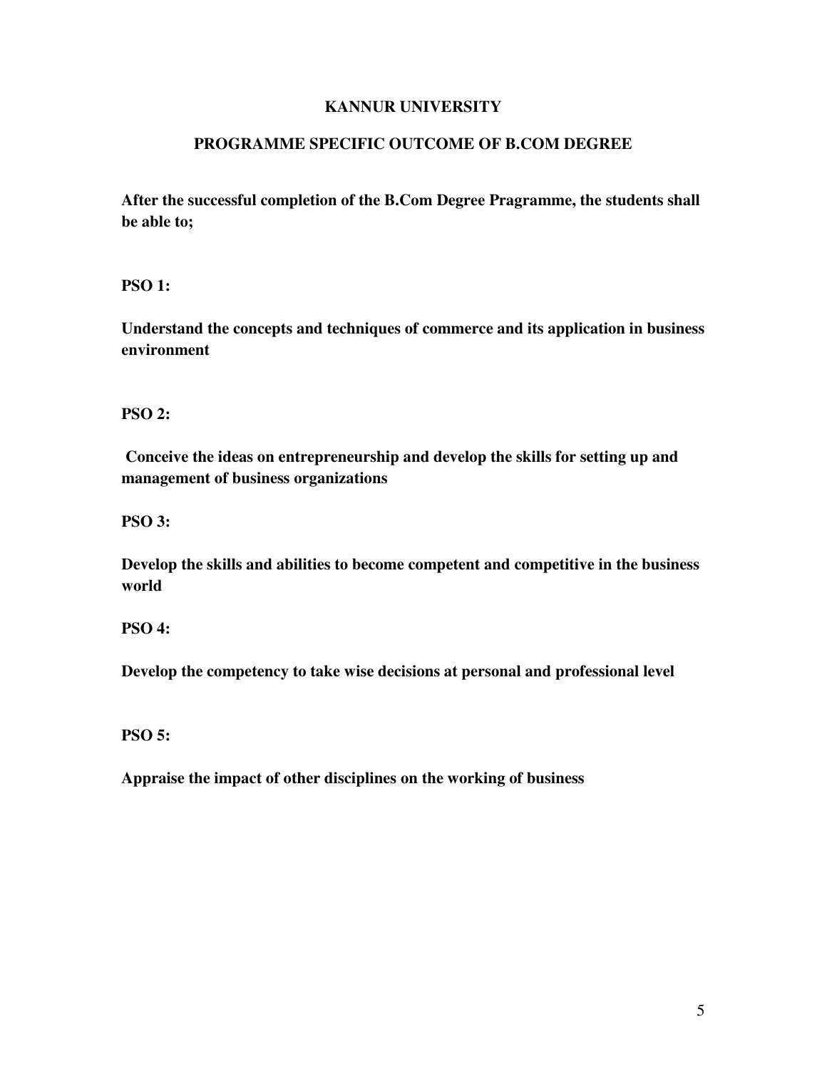# KANNUR UNIVERSITY

## PROGRAMME SPECIFIC OUTCOME OF B.COM DEGREE

**After the successful completion of the B.Com Degree Pragramme, the students shall be able to;**

**PSO 1:**

**Understand the concepts and techniques of commerce and its application in business environment**

**PSO 2:**

**Conceive the ideas on entrepreneurship and develop the skills for setting up and management of business organizations**

**PSO 3:**

**Develop the skills and abilities to become competent and competitive in the business world**

**PSO 4:**

**Develop the competency to take wise decisions at personal and professional level**

**PSO 5:**

**Appraise the impact of other disciplines on the working of business**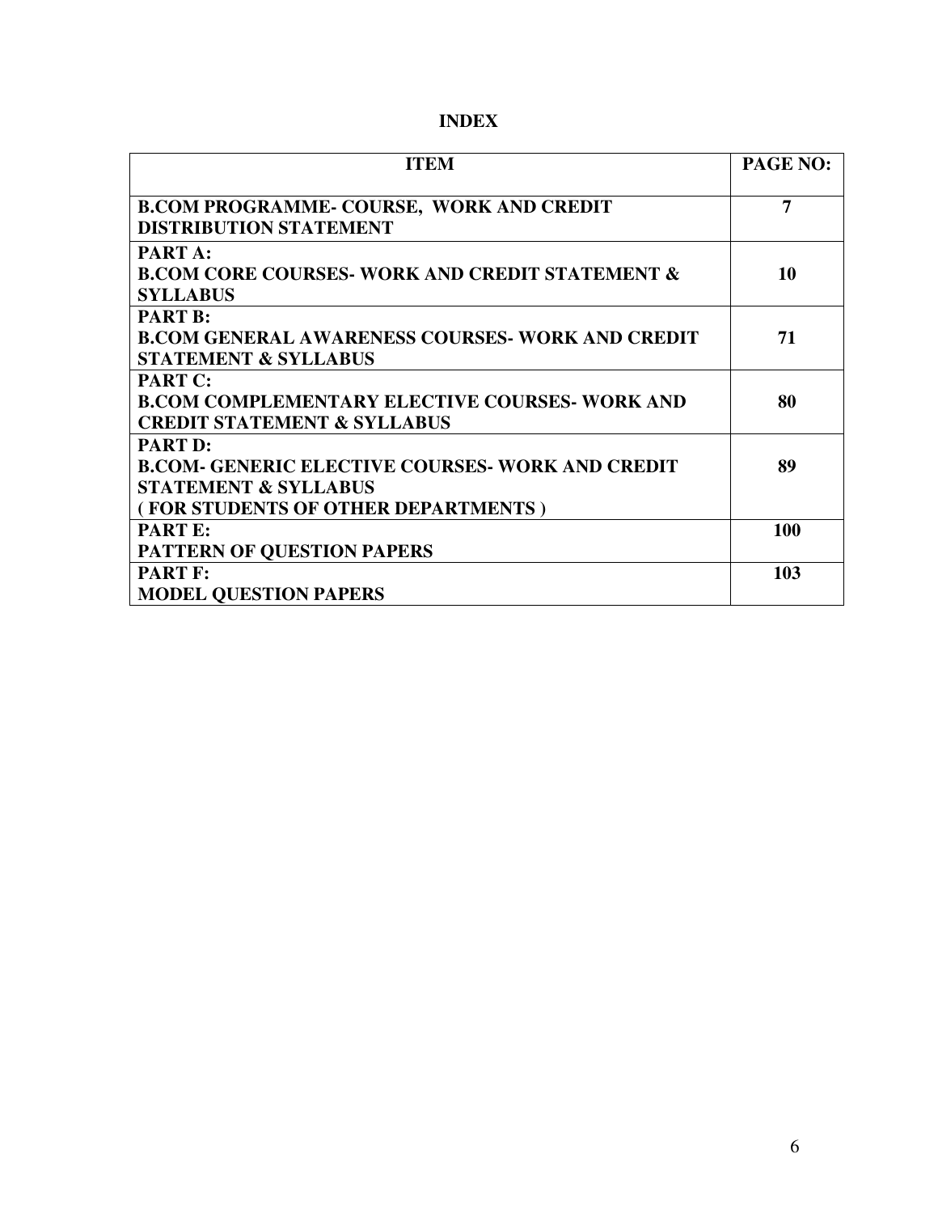# INDEX

| ITEM | PAGE NO: |
|---|---|
| **B.COM PROGRAMME- COURSE, WORK AND CREDIT DISTRIBUTION STATEMENT** | **7** |
| **PART A:** **B.COM CORE COURSES- WORK AND CREDIT STATEMENT & SYLLABUS** | **10** |
| **PART B:** **B.COM GENERAL AWARENESS COURSES- WORK AND CREDIT STATEMENT & SYLLABUS** | **71** |
| **PART C:** **B.COM COMPLEMENTARY ELECTIVE COURSES- WORK AND CREDIT STATEMENT & SYLLABUS** | **80** |
| **PART D:** **B.COM- GENERIC ELECTIVE COURSES- WORK AND CREDIT STATEMENT & SYLLABUS** **( FOR STUDENTS OF OTHER DEPARTMENTS )** | **89** |
| **PART E:** **PATTERN OF QUESTION PAPERS** | **100** |
| **PART F:** **MODEL QUESTION PAPERS** | **103** |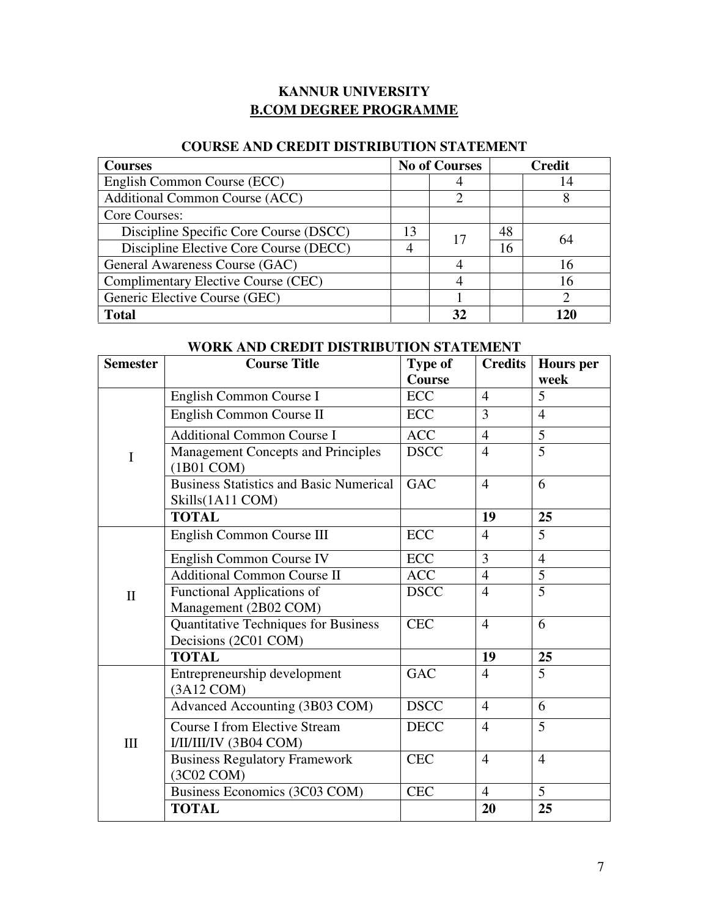# KANNUR UNIVERSITY

## B.COM DEGREE PROGRAMME

### COURSE AND CREDIT DISTRIBUTION STATEMENT

| Courses | No of Courses | | Credit | |
|---|---|---|---|---|
| English Common Course (ECC) | | 4 | | 14 |
| Additional Common Course (ACC) | | 2 | | 8 |
| Core Courses: | | | | |
| Discipline Specific Core Course (DSCC) | 13 | 17 | 48 | 64 |
| Discipline Elective Core Course (DECC) | 4 | | 16 | |
| General Awareness Course (GAC) | | 4 | | 16 |
| Complimentary Elective Course (CEC) | | 4 | | 16 |
| Generic Elective Course (GEC) | | 1 | | 2 |
| **Total** | | **32** | | **120** |

### WORK AND CREDIT DISTRIBUTION STATEMENT

| Semester | Course Title | Type of Course | Credits | Hours per week |
|---|---|---|---|---|
| I | English Common Course I | ECC | 4 | 5 |
| | English Common Course II | ECC | 3 | 4 |
| | Additional Common Course I | ACC | 4 | 5 |
| | Management Concepts and Principles (1B01 COM) | DSCC | 4 | 5 |
| | Business Statistics and Basic Numerical Skills(1A11 COM) | GAC | 4 | 6 |
| | **TOTAL** | | **19** | **25** |
| II | English Common Course III | ECC | 4 | 5 |
| | English Common Course IV | ECC | 3 | 4 |
| | Additional Common Course II | ACC | 4 | 5 |
| | Functional Applications of Management (2B02 COM) | DSCC | 4 | 5 |
| | Quantitative Techniques for Business Decisions (2C01 COM) | CEC | 4 | 6 |
| | **TOTAL** | | **19** | **25** |
| III | Entrepreneurship development (3A12 COM) | GAC | 4 | 5 |
| | Advanced Accounting (3B03 COM) | DSCC | 4 | 6 |
| | Course I from Elective Stream I/II/III/IV (3B04 COM) | DECC | 4 | 5 |
| | Business Regulatory Framework (3C02 COM) | CEC | 4 | 4 |
| | Business Economics (3C03 COM) | CEC | 4 | 5 |
| | **TOTAL** | | **20** | **25** |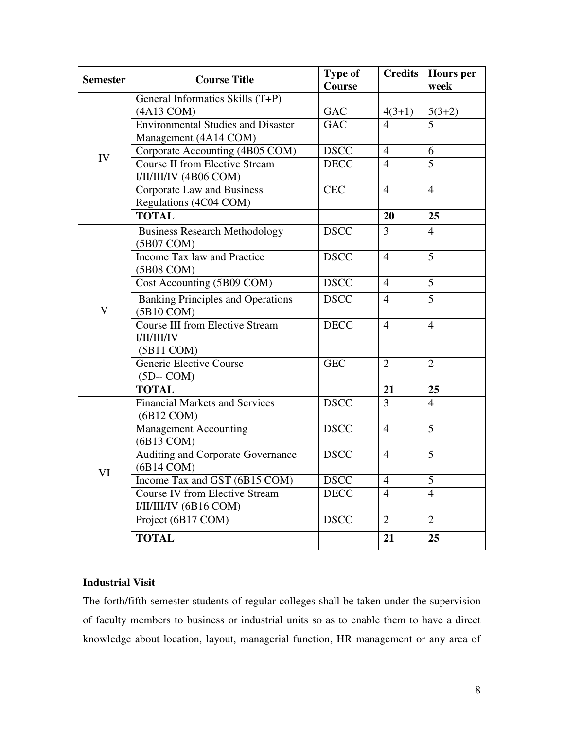| Semester | Course Title | Type of Course | Credits | Hours per week |
|---|---|---|---|---|
| IV | General Informatics Skills (T+P) (4A13 COM) | GAC | 4(3+1) | 5(3+2) |
| | Environmental Studies and Disaster Management (4A14 COM) | GAC | 4 | 5 |
| | Corporate Accounting (4B05 COM) | DSCC | 4 | 6 |
| | Course II from Elective Stream I/II/III/IV (4B06 COM) | DECC | 4 | 5 |
| | Corporate Law and Business Regulations (4C04 COM) | CEC | 4 | 4 |
| | **TOTAL** | | **20** | **25** |
| V | Business Research Methodology (5B07 COM) | DSCC | 3 | 4 |
| | Income Tax law and Practice (5B08 COM) | DSCC | 4 | 5 |
| | Cost Accounting (5B09 COM) | DSCC | 4 | 5 |
| | Banking Principles and Operations (5B10 COM) | DSCC | 4 | 5 |
| | Course III from Elective Stream I/II/III/IV (5B11 COM) | DECC | 4 | 4 |
| | Generic Elective Course (5D-- COM) | GEC | 2 | 2 |
| | **TOTAL** | | **21** | **25** |
| VI | Financial Markets and Services (6B12 COM) | DSCC | 3 | 4 |
| | Management Accounting (6B13 COM) | DSCC | 4 | 5 |
| | Auditing and Corporate Governance (6B14 COM) | DSCC | 4 | 5 |
| | Income Tax and GST (6B15 COM) | DSCC | 4 | 5 |
| | Course IV from Elective Stream I/II/III/IV (6B16 COM) | DECC | 4 | 4 |
| | Project (6B17 COM) | DSCC | 2 | 2 |
| | **TOTAL** | | **21** | **25** |

**Industrial Visit**

The forth/fifth semester students of regular colleges shall be taken under the supervision of faculty members to business or industrial units so as to enable them to have a direct knowledge about location, layout, managerial function, HR management or any area of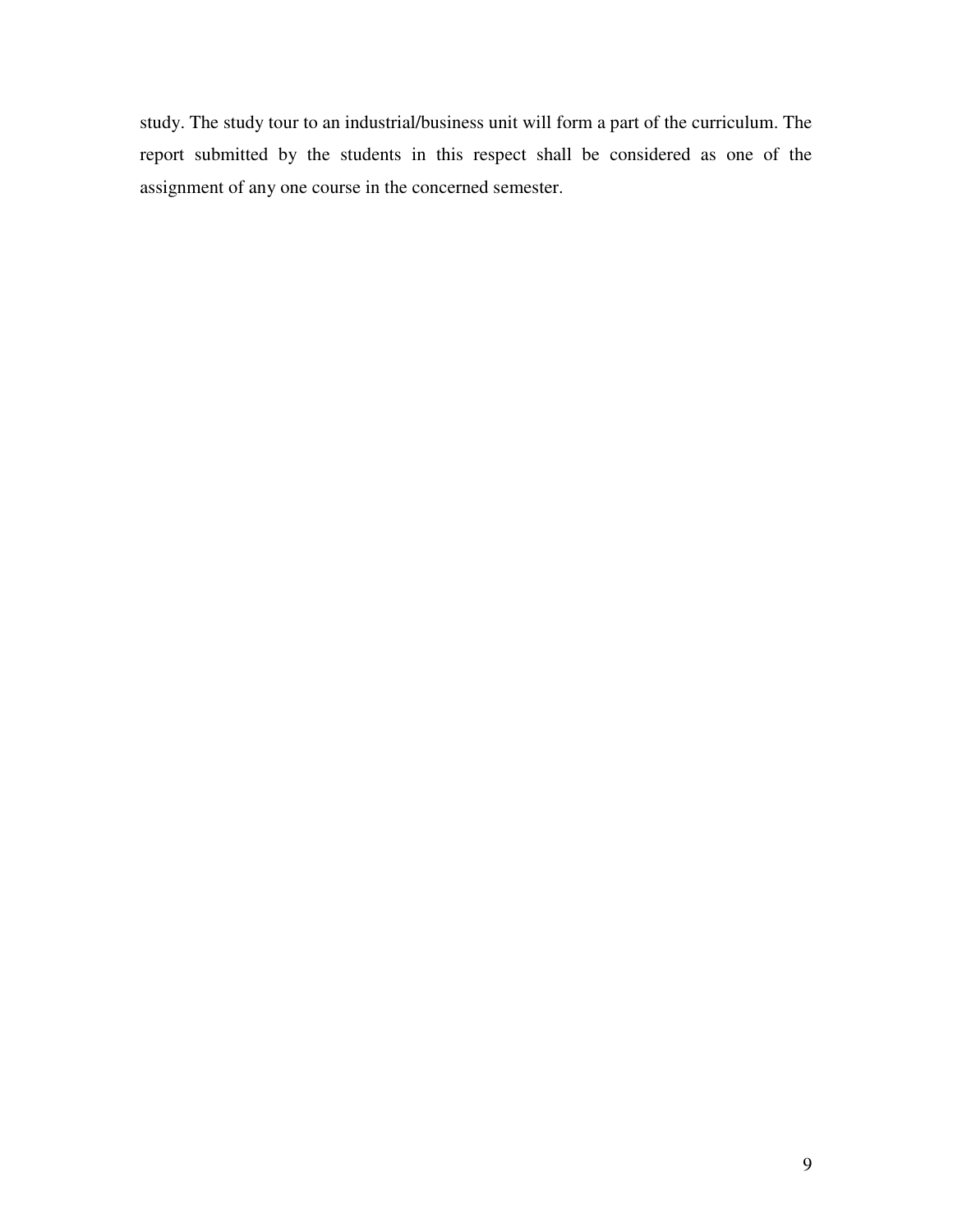study. The study tour to an industrial/business unit will form a part of the curriculum. The report submitted by the students in this respect shall be considered as one of the assignment of any one course in the concerned semester.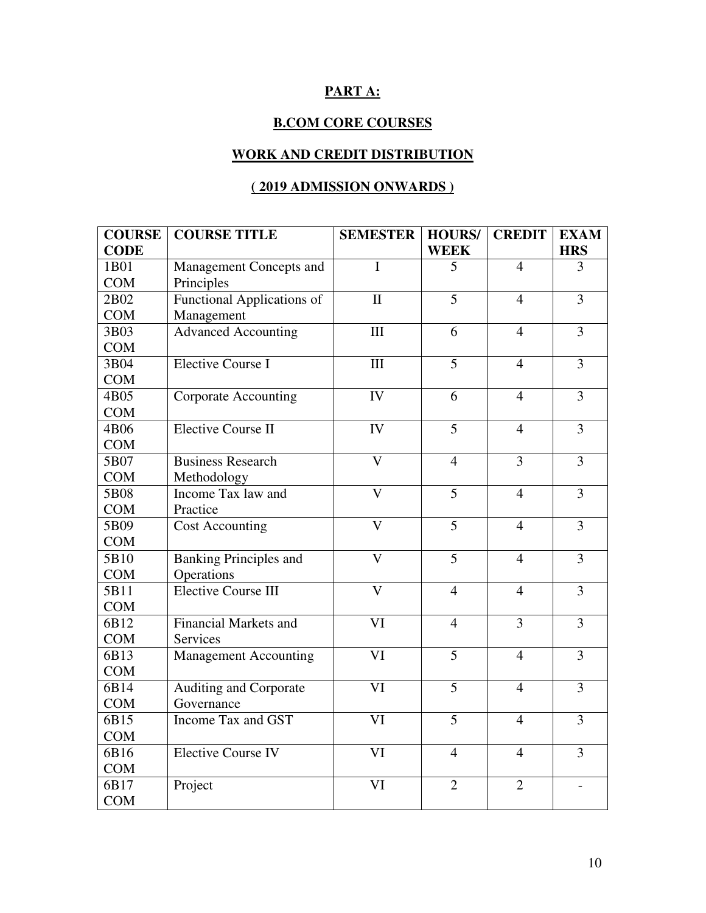## PART A:

## B.COM CORE COURSES

## WORK AND CREDIT DISTRIBUTION

## ( 2019 ADMISSION ONWARDS )

| COURSE CODE | COURSE TITLE | SEMESTER | HOURS/ WEEK | CREDIT | EXAM HRS |
|---|---|---|---|---|---|
| 1B01 COM | Management Concepts and Principles | I | 5 | 4 | 3 |
| 2B02 COM | Functional Applications of Management | II | 5 | 4 | 3 |
| 3B03 COM | Advanced Accounting | III | 6 | 4 | 3 |
| 3B04 COM | Elective Course I | III | 5 | 4 | 3 |
| 4B05 COM | Corporate Accounting | IV | 6 | 4 | 3 |
| 4B06 COM | Elective Course II | IV | 5 | 4 | 3 |
| 5B07 COM | Business Research Methodology | V | 4 | 3 | 3 |
| 5B08 COM | Income Tax law and Practice | V | 5 | 4 | 3 |
| 5B09 COM | Cost Accounting | V | 5 | 4 | 3 |
| 5B10 COM | Banking Principles and Operations | V | 5 | 4 | 3 |
| 5B11 COM | Elective Course III | V | 4 | 4 | 3 |
| 6B12 COM | Financial Markets and Services | VI | 4 | 3 | 3 |
| 6B13 COM | Management Accounting | VI | 5 | 4 | 3 |
| 6B14 COM | Auditing and Corporate Governance | VI | 5 | 4 | 3 |
| 6B15 COM | Income Tax and GST | VI | 5 | 4 | 3 |
| 6B16 COM | Elective Course IV | VI | 4 | 4 | 3 |
| 6B17 COM | Project | VI | 2 | 2 | - |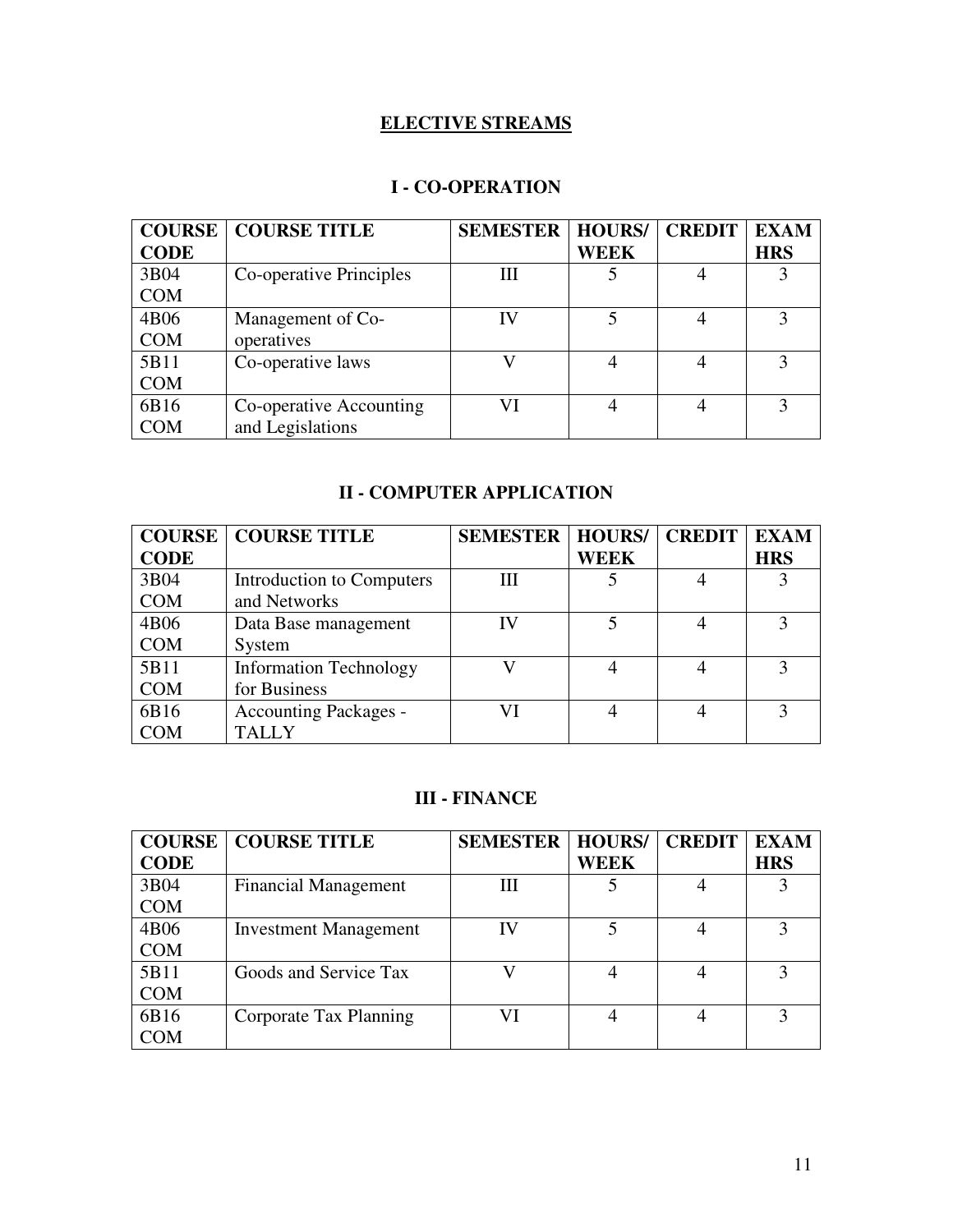## ELECTIVE STREAMS

### I - CO-OPERATION

| COURSE CODE | COURSE TITLE | SEMESTER | HOURS/ WEEK | CREDIT | EXAM HRS |
|---|---|---|---|---|---|
| 3B04 COM | Co-operative Principles | III | 5 | 4 | 3 |
| 4B06 COM | Management of Co-operatives | IV | 5 | 4 | 3 |
| 5B11 COM | Co-operative laws | V | 4 | 4 | 3 |
| 6B16 COM | Co-operative Accounting and Legislations | VI | 4 | 4 | 3 |

### II - COMPUTER APPLICATION

| COURSE CODE | COURSE TITLE | SEMESTER | HOURS/ WEEK | CREDIT | EXAM HRS |
|---|---|---|---|---|---|
| 3B04 COM | Introduction to Computers and Networks | III | 5 | 4 | 3 |
| 4B06 COM | Data Base management System | IV | 5 | 4 | 3 |
| 5B11 COM | Information Technology for Business | V | 4 | 4 | 3 |
| 6B16 COM | Accounting Packages - TALLY | VI | 4 | 4 | 3 |

### III - FINANCE

| COURSE CODE | COURSE TITLE | SEMESTER | HOURS/ WEEK | CREDIT | EXAM HRS |
|---|---|---|---|---|---|
| 3B04 COM | Financial Management | III | 5 | 4 | 3 |
| 4B06 COM | Investment Management | IV | 5 | 4 | 3 |
| 5B11 COM | Goods and Service Tax | V | 4 | 4 | 3 |
| 6B16 COM | Corporate Tax Planning | VI | 4 | 4 | 3 |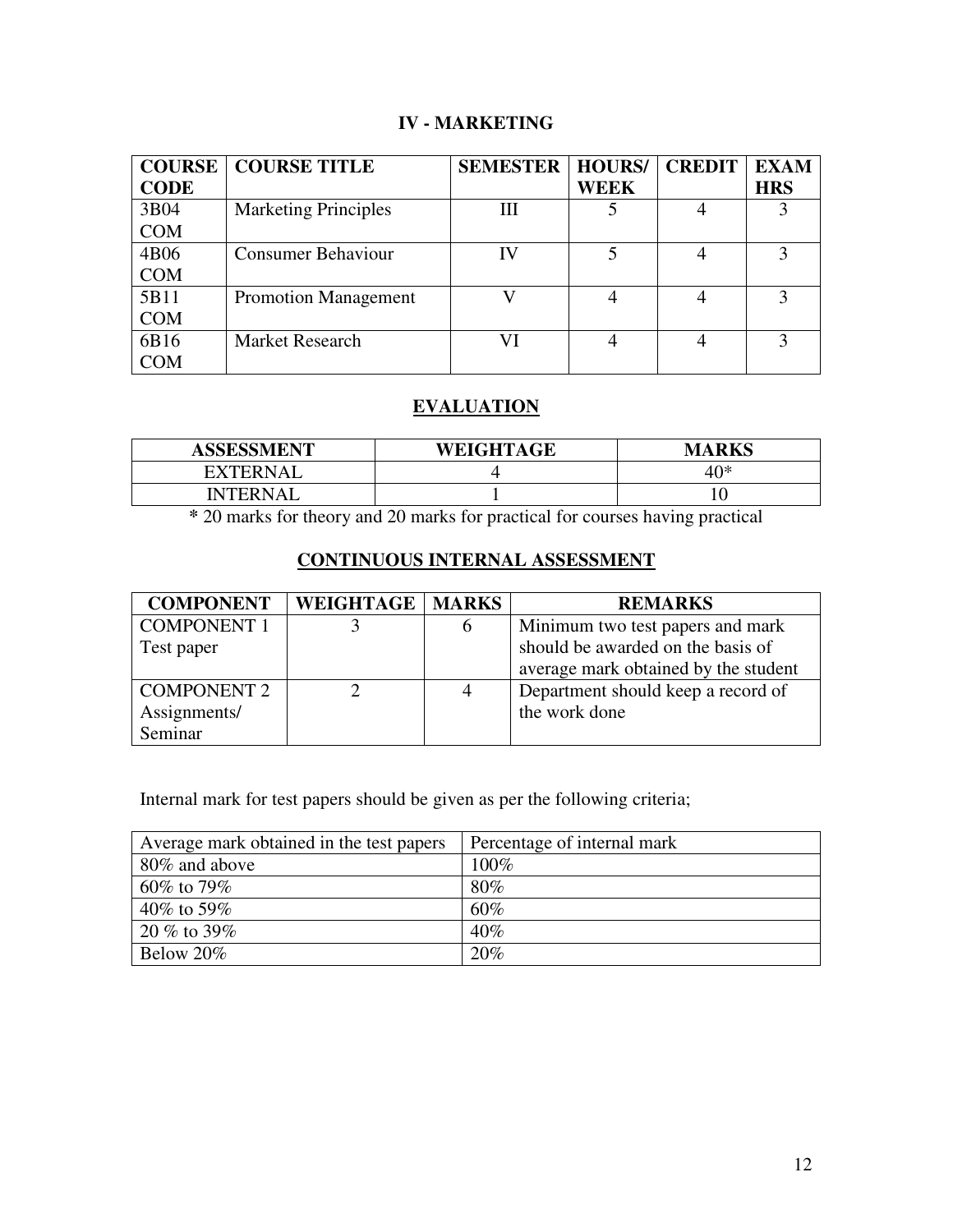## IV - MARKETING

| COURSE CODE | COURSE TITLE | SEMESTER | HOURS/ WEEK | CREDIT | EXAM HRS |
|---|---|---|---|---|---|
| 3B04 COM | Marketing Principles | III | 5 | 4 | 3 |
| 4B06 COM | Consumer Behaviour | IV | 5 | 4 | 3 |
| 5B11 COM | Promotion Management | V | 4 | 4 | 3 |
| 6B16 COM | Market Research | VI | 4 | 4 | 3 |

## EVALUATION

| ASSESSMENT | WEIGHTAGE | MARKS |
|---|---|---|
| EXTERNAL | 4 | 40* |
| INTERNAL | 1 | 10 |

**\*** 20 marks for theory and 20 marks for practical for courses having practical

## CONTINUOUS INTERNAL ASSESSMENT

| COMPONENT | WEIGHTAGE | MARKS | REMARKS |
|---|---|---|---|
| COMPONENT 1 Test paper | 3 | 6 | Minimum two test papers and mark should be awarded on the basis of average mark obtained by the student |
| COMPONENT 2 Assignments/ Seminar | 2 | 4 | Department should keep a record of the work done |

Internal mark for test papers should be given as per the following criteria;

| Average mark obtained in the test papers | Percentage of internal mark |
|---|---|
| 80% and above | 100% |
| 60% to 79% | 80% |
| 40% to 59% | 60% |
| 20 % to 39% | 40% |
| Below 20% | 20% |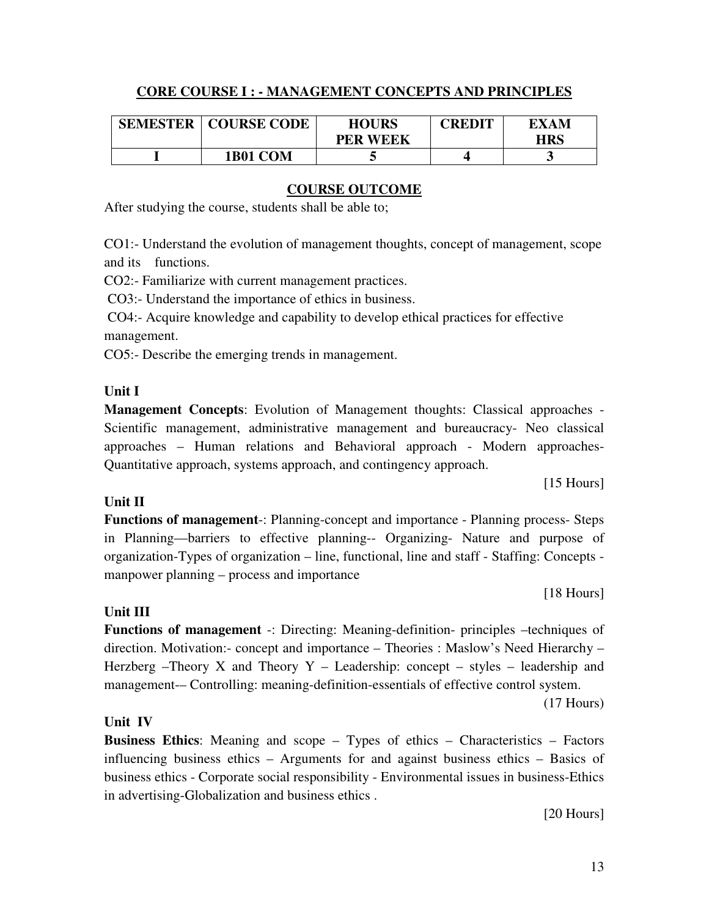## CORE COURSE I : - MANAGEMENT CONCEPTS AND PRINCIPLES

| SEMESTER | COURSE CODE | HOURS PER WEEK | CREDIT | EXAM HRS |
|---|---|---|---|---|
| I | 1B01 COM | 5 | 4 | 3 |

### COURSE OUTCOME

After studying the course, students shall be able to;

CO1:- Understand the evolution of management thoughts, concept of management, scope and its functions.

CO2:- Familiarize with current management practices.

CO3:- Understand the importance of ethics in business.

CO4:- Acquire knowledge and capability to develop ethical practices for effective management.

CO5:- Describe the emerging trends in management.

**Unit I**

**Management Concepts**: Evolution of Management thoughts: Classical approaches - Scientific management, administrative management and bureaucracy- Neo classical approaches – Human relations and Behavioral approach - Modern approaches- Quantitative approach, systems approach, and contingency approach.

[15 Hours]

**Unit II**

**Functions of management**-: Planning-concept and importance - Planning process- Steps in Planning—barriers to effective planning-- Organizing- Nature and purpose of organization-Types of organization – line, functional, line and staff - Staffing: Concepts - manpower planning – process and importance

[18 Hours]

**Unit III**

**Functions of management** -: Directing: Meaning-definition- principles –techniques of direction. Motivation:- concept and importance – Theories : Maslow's Need Hierarchy – Herzberg –Theory X and Theory Y – Leadership: concept – styles – leadership and management-– Controlling: meaning-definition-essentials of effective control system.

(17 Hours)

**Unit IV**

**Business Ethics**: Meaning and scope – Types of ethics – Characteristics – Factors influencing business ethics – Arguments for and against business ethics – Basics of business ethics - Corporate social responsibility - Environmental issues in business-Ethics in advertising-Globalization and business ethics .

[20 Hours]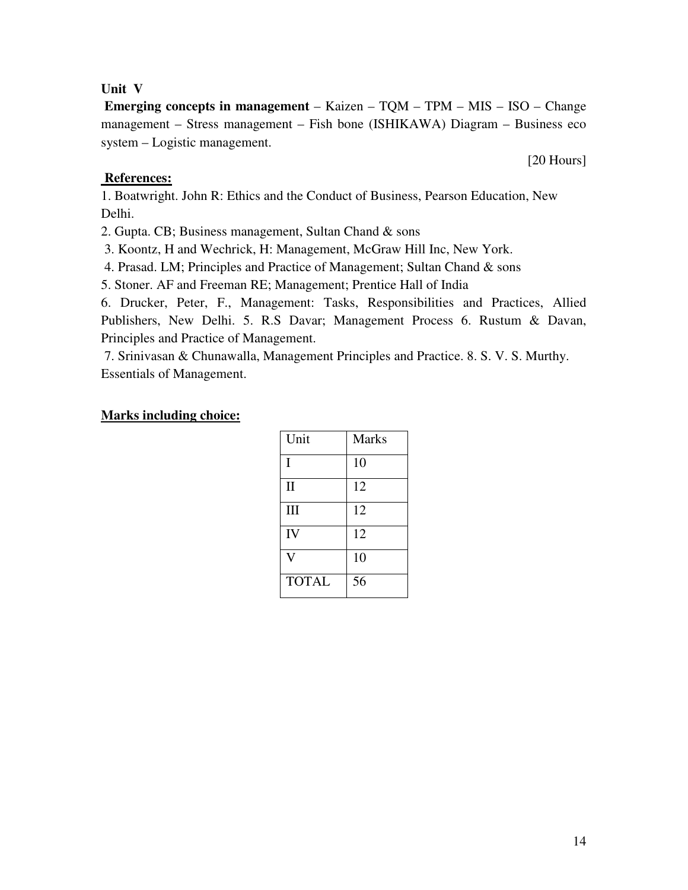**Unit V**

**Emerging concepts in management** – Kaizen – TQM – TPM – MIS – ISO – Change management – Stress management – Fish bone (ISHIKAWA) Diagram – Business eco system – Logistic management.

[20 Hours]

**References:**

1. Boatwright. John R: Ethics and the Conduct of Business, Pearson Education, New Delhi.
2. Gupta. CB; Business management, Sultan Chand & sons
3. Koontz, H and Wechrick, H: Management, McGraw Hill Inc, New York.
4. Prasad. LM; Principles and Practice of Management; Sultan Chand & sons
5. Stoner. AF and Freeman RE; Management; Prentice Hall of India
6. Drucker, Peter, F., Management: Tasks, Responsibilities and Practices, Allied Publishers, New Delhi. 5. R.S Davar; Management Process 6. Rustum & Davan, Principles and Practice of Management.
7. Srinivasan & Chunawalla, Management Principles and Practice. 8. S. V. S. Murthy. Essentials of Management.

**Marks including choice:**

| Unit | Marks |
|---|---|
| I | 10 |
| II | 12 |
| III | 12 |
| IV | 12 |
| V | 10 |
| TOTAL | 56 |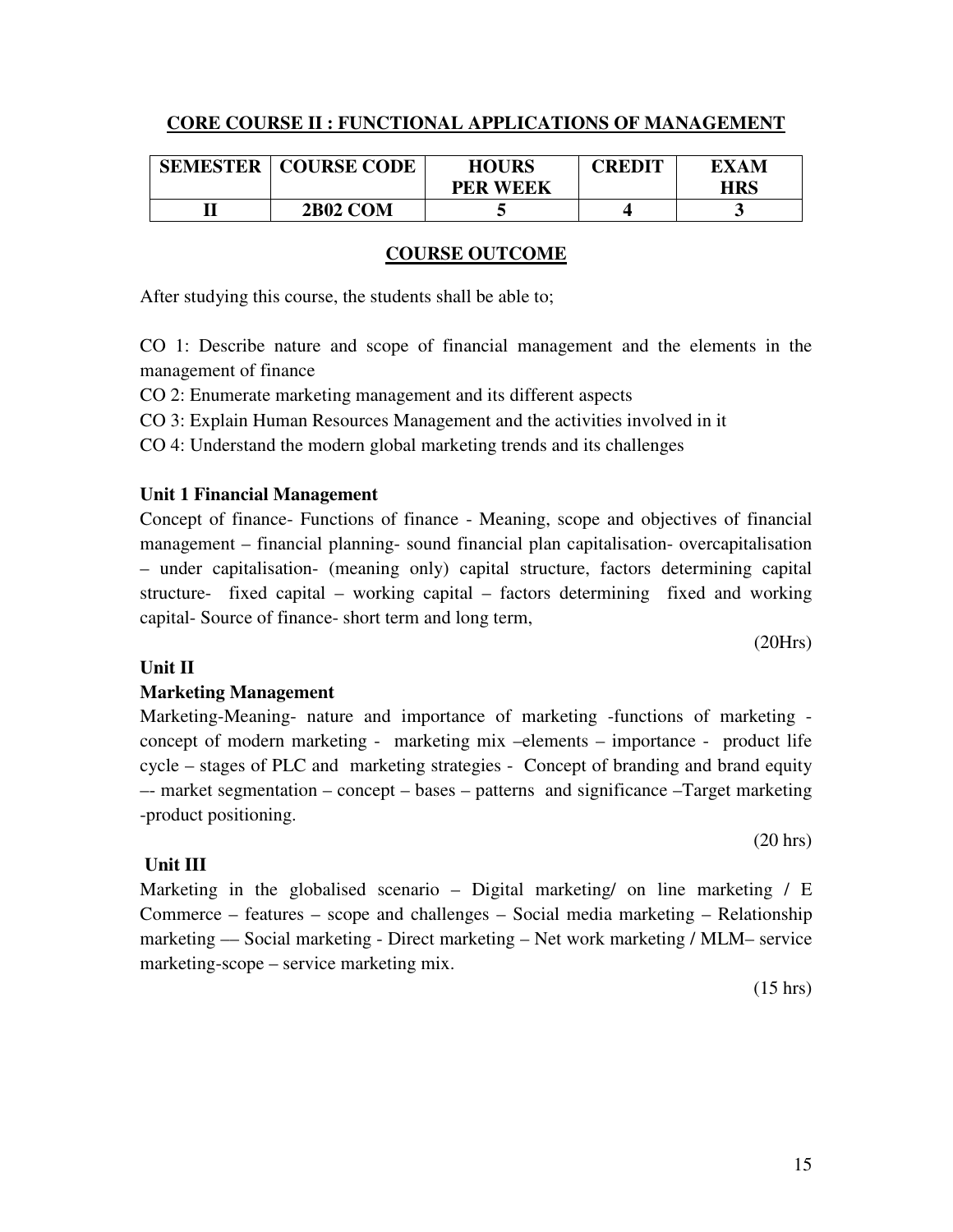## CORE COURSE II : FUNCTIONAL APPLICATIONS OF MANAGEMENT

| SEMESTER | COURSE CODE | HOURS PER WEEK | CREDIT | EXAM HRS |
|---|---|---|---|---|
| II | 2B02 COM | 5 | 4 | 3 |

### COURSE OUTCOME

After studying this course, the students shall be able to;

CO 1: Describe nature and scope of financial management and the elements in the management of finance

CO 2: Enumerate marketing management and its different aspects

CO 3: Explain Human Resources Management and the activities involved in it

CO 4: Understand the modern global marketing trends and its challenges

**Unit 1 Financial Management**

Concept of finance- Functions of finance - Meaning, scope and objectives of financial management – financial planning- sound financial plan capitalisation- overcapitalisation – under capitalisation- (meaning only) capital structure, factors determining capital structure- fixed capital – working capital – factors determining fixed and working capital- Source of finance- short term and long term,

(20Hrs)

**Unit II**

**Marketing Management**

Marketing-Meaning- nature and importance of marketing -functions of marketing - concept of modern marketing - marketing mix –elements – importance - product life cycle – stages of PLC and marketing strategies - Concept of branding and brand equity –- market segmentation – concept – bases – patterns and significance –Target marketing -product positioning.

(20 hrs)

**Unit III**

Marketing in the globalised scenario – Digital marketing/ on line marketing / E Commerce – features – scope and challenges – Social media marketing – Relationship marketing –– Social marketing - Direct marketing – Net work marketing / MLM– service marketing-scope – service marketing mix.

(15 hrs)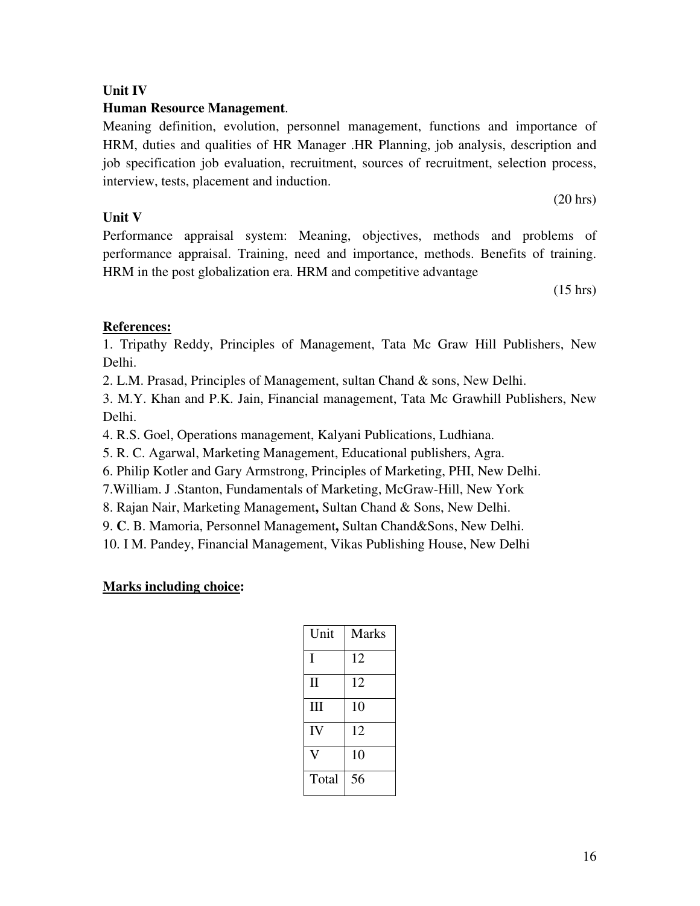**Unit IV**

**Human Resource Management**.

Meaning definition, evolution, personnel management, functions and importance of HRM, duties and qualities of HR Manager .HR Planning, job analysis, description and job specification job evaluation, recruitment, sources of recruitment, selection process, interview, tests, placement and induction.

(20 hrs)

**Unit V**

Performance appraisal system: Meaning, objectives, methods and problems of performance appraisal. Training, need and importance, methods. Benefits of training. HRM in the post globalization era. HRM and competitive advantage

(15 hrs)

**References:**

1. Tripathy Reddy, Principles of Management, Tata Mc Graw Hill Publishers, New Delhi.
2. L.M. Prasad, Principles of Management, sultan Chand & sons, New Delhi.
3. M.Y. Khan and P.K. Jain, Financial management, Tata Mc Grawhill Publishers, New Delhi.
4. R.S. Goel, Operations management, Kalyani Publications, Ludhiana.
5. R. C. Agarwal, Marketing Management, Educational publishers, Agra.
6. Philip Kotler and Gary Armstrong, Principles of Marketing, PHI, New Delhi.
7. William. J .Stanton, Fundamentals of Marketing, McGraw-Hill, New York
8. Rajan Nair, Marketing Management**,** Sultan Chand & Sons, New Delhi.
9. **C**. B. Mamoria, Personnel Management**,** Sultan Chand&Sons, New Delhi.
10. I M. Pandey, Financial Management, Vikas Publishing House, New Delhi

**Marks including choice:**

| Unit | Marks |
|---|---|
| I | 12 |
| II | 12 |
| III | 10 |
| IV | 12 |
| V | 10 |
| Total | 56 |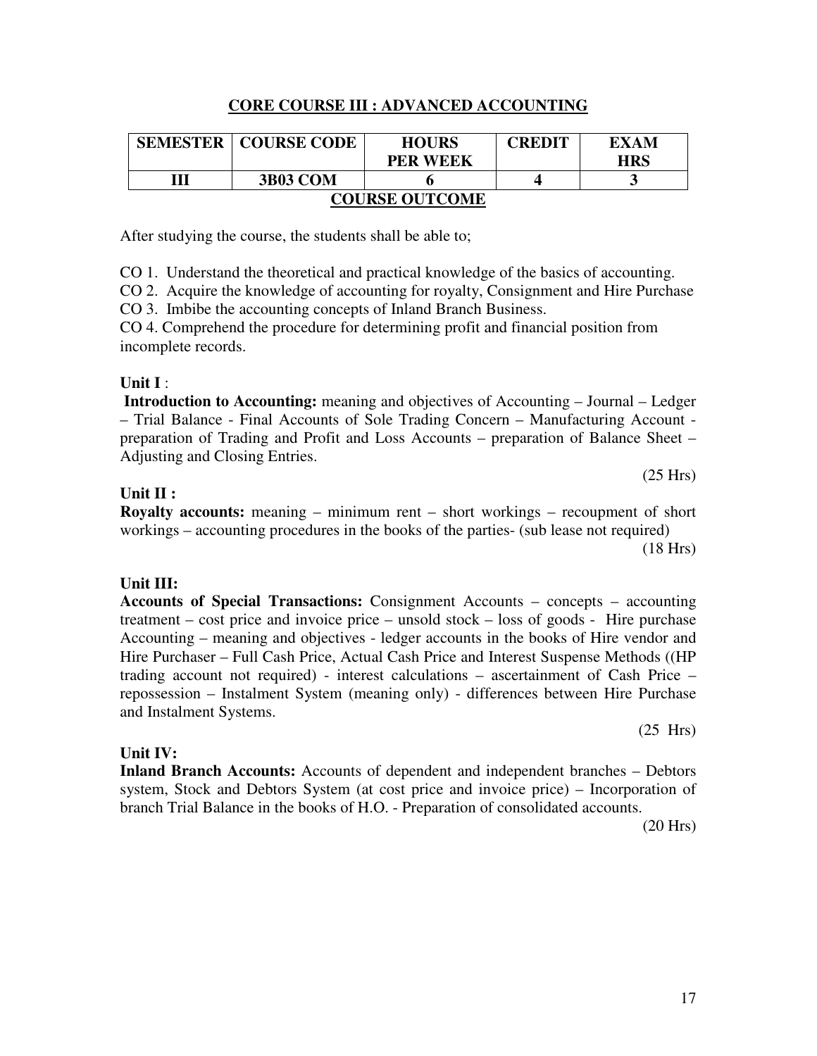## CORE COURSE III : ADVANCED ACCOUNTING

| SEMESTER | COURSE CODE | HOURS PER WEEK | CREDIT | EXAM HRS |
|---|---|---|---|---|
| III | 3B03 COM | 6 | 4 | 3 |

### COURSE OUTCOME

After studying the course, the students shall be able to;

CO 1. Understand the theoretical and practical knowledge of the basics of accounting.

CO 2. Acquire the knowledge of accounting for royalty, Consignment and Hire Purchase

CO 3. Imbibe the accounting concepts of Inland Branch Business.

CO 4. Comprehend the procedure for determining profit and financial position from incomplete records.

**Unit I** :

**Introduction to Accounting:** meaning and objectives of Accounting – Journal – Ledger – Trial Balance - Final Accounts of Sole Trading Concern – Manufacturing Account - preparation of Trading and Profit and Loss Accounts – preparation of Balance Sheet – Adjusting and Closing Entries.

(25 Hrs)

**Unit II :**

**Royalty accounts:** meaning – minimum rent – short workings – recoupment of short workings – accounting procedures in the books of the parties- (sub lease not required)

(18 Hrs)

**Unit III:**

**Accounts of Special Transactions:** Consignment Accounts – concepts – accounting treatment – cost price and invoice price – unsold stock – loss of goods - Hire purchase Accounting – meaning and objectives - ledger accounts in the books of Hire vendor and Hire Purchaser – Full Cash Price, Actual Cash Price and Interest Suspense Methods ((HP trading account not required) - interest calculations – ascertainment of Cash Price – repossession – Instalment System (meaning only) - differences between Hire Purchase and Instalment Systems.

(25 Hrs)

**Unit IV:**

**Inland Branch Accounts:** Accounts of dependent and independent branches – Debtors system, Stock and Debtors System (at cost price and invoice price) – Incorporation of branch Trial Balance in the books of H.O. - Preparation of consolidated accounts.

(20 Hrs)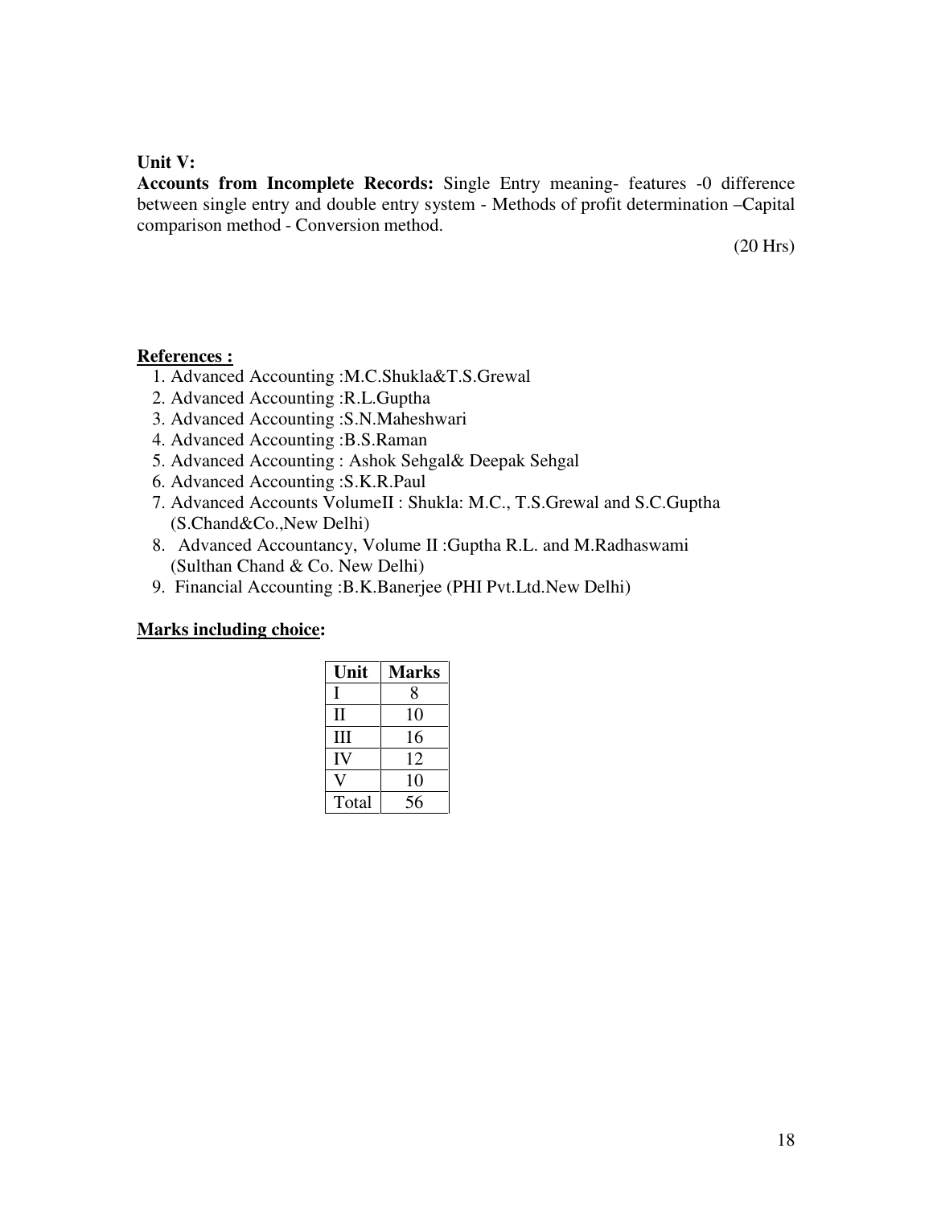**Unit V:**

**Accounts from Incomplete Records:** Single Entry meaning- features -0 difference between single entry and double entry system - Methods of profit determination –Capital comparison method - Conversion method.

(20 Hrs)

**References :**

1. Advanced Accounting :M.C.Shukla&T.S.Grewal
2. Advanced Accounting :R.L.Guptha
3. Advanced Accounting :S.N.Maheshwari
4. Advanced Accounting :B.S.Raman
5. Advanced Accounting : Ashok Sehgal& Deepak Sehgal
6. Advanced Accounting :S.K.R.Paul
7. Advanced Accounts VolumeII : Shukla: M.C., T.S.Grewal and S.C.Guptha (S.Chand&Co.,New Delhi)
8. Advanced Accountancy, Volume II :Guptha R.L. and M.Radhaswami (Sulthan Chand & Co. New Delhi)
9. Financial Accounting :B.K.Banerjee (PHI Pvt.Ltd.New Delhi)

**Marks including choice:**

| Unit | Marks |
|---|---|
| I | 8 |
| II | 10 |
| III | 16 |
| IV | 12 |
| V | 10 |
| Total | 56 |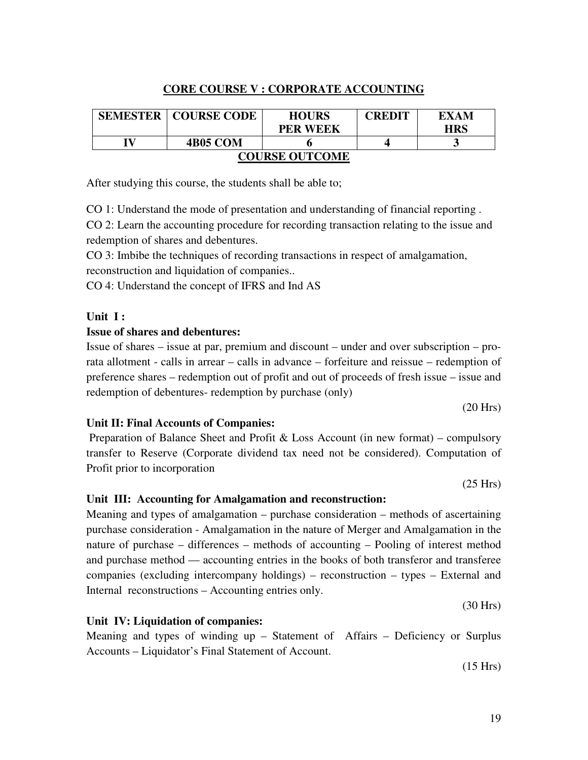## CORE COURSE V : CORPORATE ACCOUNTING

| SEMESTER | COURSE CODE | HOURS PER WEEK | CREDIT | EXAM HRS |
|---|---|---|---|---|
| IV | 4B05 COM | 6 | 4 | 3 |

### COURSE OUTCOME

After studying this course, the students shall be able to;

CO 1: Understand the mode of presentation and understanding of financial reporting .

CO 2: Learn the accounting procedure for recording transaction relating to the issue and redemption of shares and debentures.

CO 3: Imbibe the techniques of recording transactions in respect of amalgamation, reconstruction and liquidation of companies..

CO 4: Understand the concept of IFRS and Ind AS

**Unit I :**

**Issue of shares and debentures:**

Issue of shares – issue at par, premium and discount – under and over subscription – pro-rata allotment - calls in arrear – calls in advance – forfeiture and reissue – redemption of preference shares – redemption out of profit and out of proceeds of fresh issue – issue and redemption of debentures- redemption by purchase (only)

(20 Hrs)

**Unit II: Final Accounts of Companies:**

Preparation of Balance Sheet and Profit & Loss Account (in new format) – compulsory transfer to Reserve (Corporate dividend tax need not be considered). Computation of Profit prior to incorporation

(25 Hrs)

**Unit III: Accounting for Amalgamation and reconstruction:**

Meaning and types of amalgamation – purchase consideration – methods of ascertaining purchase consideration - Amalgamation in the nature of Merger and Amalgamation in the nature of purchase – differences – methods of accounting – Pooling of interest method and purchase method — accounting entries in the books of both transferor and transferee companies (excluding intercompany holdings) – reconstruction – types – External and Internal reconstructions – Accounting entries only.

(30 Hrs)

**Unit IV: Liquidation of companies:**

Meaning and types of winding up – Statement of Affairs – Deficiency or Surplus Accounts – Liquidator's Final Statement of Account.

(15 Hrs)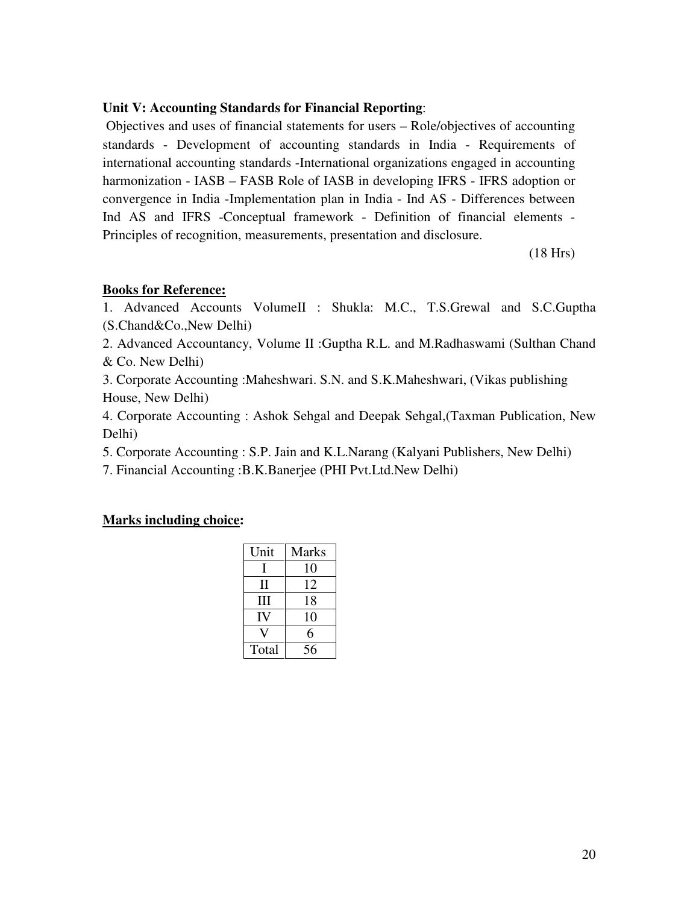**Unit V: Accounting Standards for Financial Reporting**:

Objectives and uses of financial statements for users – Role/objectives of accounting standards - Development of accounting standards in India - Requirements of international accounting standards -International organizations engaged in accounting harmonization - IASB – FASB Role of IASB in developing IFRS - IFRS adoption or convergence in India -Implementation plan in India - Ind AS - Differences between Ind AS and IFRS -Conceptual framework - Definition of financial elements - Principles of recognition, measurements, presentation and disclosure.

(18 Hrs)

**Books for Reference:**

1. Advanced Accounts VolumeII : Shukla: M.C., T.S.Grewal and S.C.Guptha (S.Chand&Co.,New Delhi)
2. Advanced Accountancy, Volume II :Guptha R.L. and M.Radhaswami (Sulthan Chand & Co. New Delhi)
3. Corporate Accounting :Maheshwari. S.N. and S.K.Maheshwari, (Vikas publishing House, New Delhi)
4. Corporate Accounting : Ashok Sehgal and Deepak Sehgal,(Taxman Publication, New Delhi)
5. Corporate Accounting : S.P. Jain and K.L.Narang (Kalyani Publishers, New Delhi)
7. Financial Accounting :B.K.Banerjee (PHI Pvt.Ltd.New Delhi)

**Marks including choice:**

| Unit | Marks |
|---|---|
| I | 10 |
| II | 12 |
| III | 18 |
| IV | 10 |
| V | 6 |
| Total | 56 |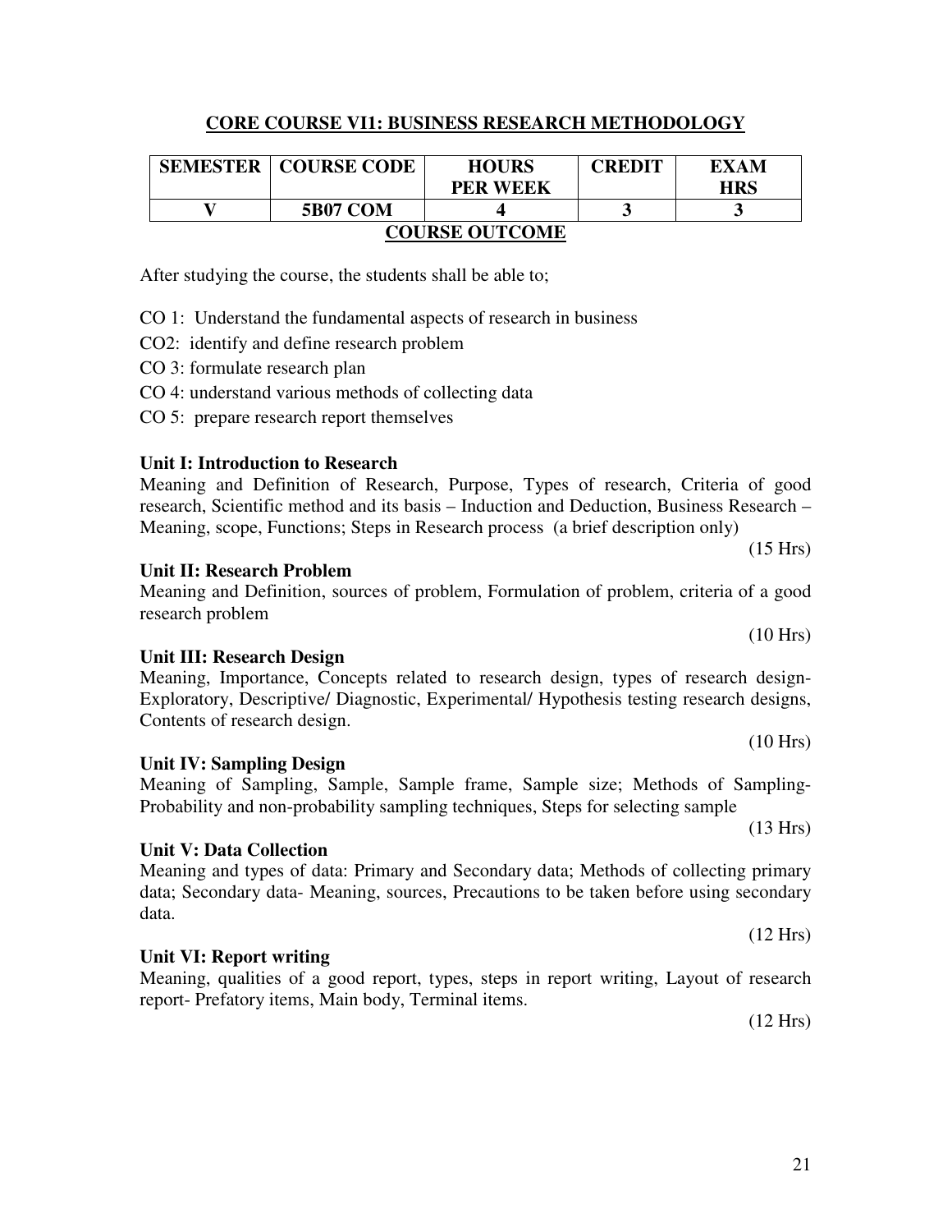## CORE COURSE VI1: BUSINESS RESEARCH METHODOLOGY

| SEMESTER | COURSE CODE | HOURS PER WEEK | CREDIT | EXAM HRS |
|---|---|---|---|---|
| V | 5B07 COM | 4 | 3 | 3 |

### COURSE OUTCOME

After studying the course, the students shall be able to;

CO 1: Understand the fundamental aspects of research in business

CO2: identify and define research problem

CO 3: formulate research plan

CO 4: understand various methods of collecting data

CO 5: prepare research report themselves

**Unit I: Introduction to Research**

Meaning and Definition of Research, Purpose, Types of research, Criteria of good research, Scientific method and its basis – Induction and Deduction, Business Research – Meaning, scope, Functions; Steps in Research process (a brief description only)

(15 Hrs)

**Unit II: Research Problem**

Meaning and Definition, sources of problem, Formulation of problem, criteria of a good research problem

(10 Hrs)

**Unit III: Research Design**

Meaning, Importance, Concepts related to research design, types of research design- Exploratory, Descriptive/ Diagnostic, Experimental/ Hypothesis testing research designs, Contents of research design.

(10 Hrs)

**Unit IV: Sampling Design**

Meaning of Sampling, Sample, Sample frame, Sample size; Methods of Sampling- Probability and non-probability sampling techniques, Steps for selecting sample

(13 Hrs)

**Unit V: Data Collection**

Meaning and types of data: Primary and Secondary data; Methods of collecting primary data; Secondary data- Meaning, sources, Precautions to be taken before using secondary data.

(12 Hrs)

**Unit VI: Report writing**

Meaning, qualities of a good report, types, steps in report writing, Layout of research report- Prefatory items, Main body, Terminal items.

(12 Hrs)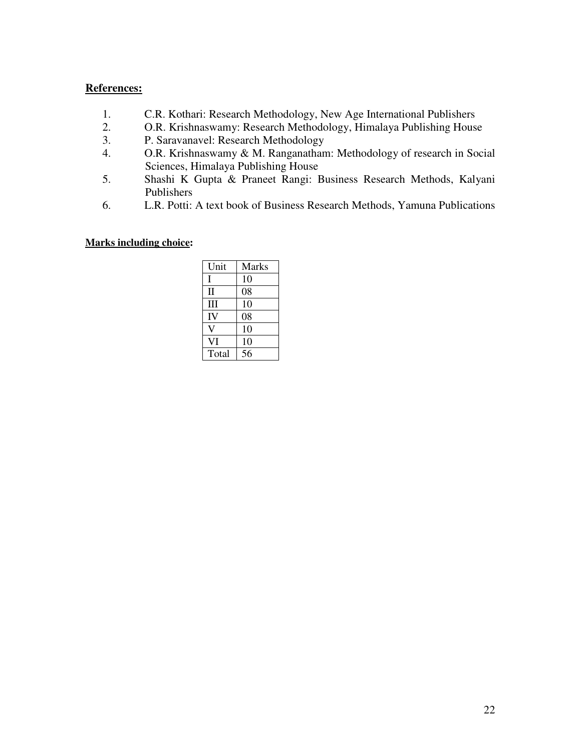**References:**

1. C.R. Kothari: Research Methodology, New Age International Publishers
2. O.R. Krishnaswamy: Research Methodology, Himalaya Publishing House
3. P. Saravanavel: Research Methodology
4. O.R. Krishnaswamy & M. Ranganatham: Methodology of research in Social Sciences, Himalaya Publishing House
5. Shashi K Gupta & Praneet Rangi: Business Research Methods, Kalyani Publishers
6. L.R. Potti: A text book of Business Research Methods, Yamuna Publications

**Marks including choice:**

| Unit | Marks |
|---|---|
| I | 10 |
| II | 08 |
| III | 10 |
| IV | 08 |
| V | 10 |
| VI | 10 |
| Total | 56 |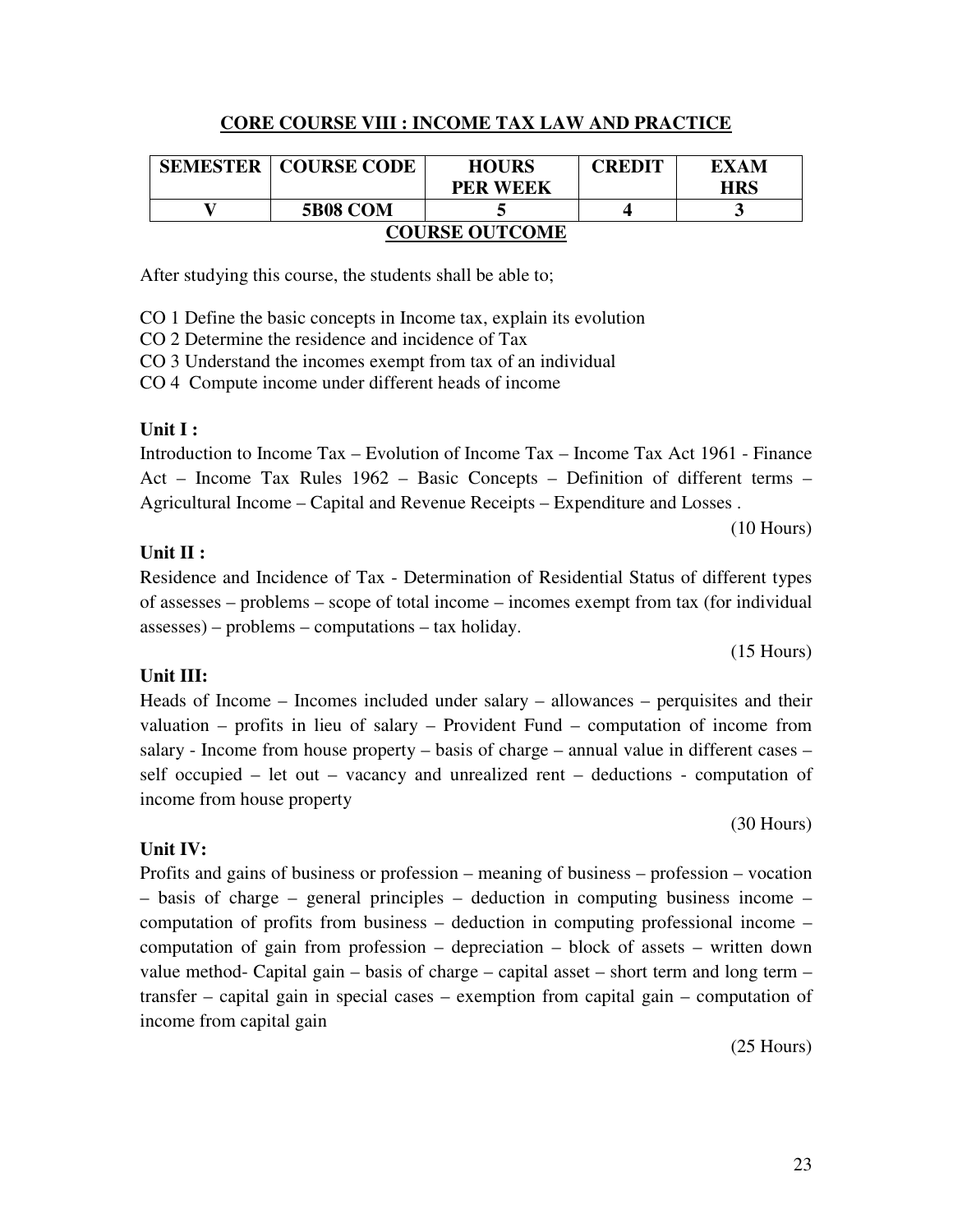## CORE COURSE VIII : INCOME TAX LAW AND PRACTICE

| SEMESTER | COURSE CODE | HOURS PER WEEK | CREDIT | EXAM HRS |
|---|---|---|---|---|
| V | 5B08 COM | 5 | 4 | 3 |

### COURSE OUTCOME

After studying this course, the students shall be able to;

CO 1 Define the basic concepts in Income tax, explain its evolution
CO 2 Determine the residence and incidence of Tax
CO 3 Understand the incomes exempt from tax of an individual
CO 4 Compute income under different heads of income

**Unit I :**

Introduction to Income Tax – Evolution of Income Tax – Income Tax Act 1961 - Finance Act – Income Tax Rules 1962 – Basic Concepts – Definition of different terms – Agricultural Income – Capital and Revenue Receipts – Expenditure and Losses .

(10 Hours)

**Unit II :**

Residence and Incidence of Tax - Determination of Residential Status of different types of assesses – problems – scope of total income – incomes exempt from tax (for individual assesses) – problems – computations – tax holiday.

(15 Hours)

**Unit III:**

Heads of Income – Incomes included under salary – allowances – perquisites and their valuation – profits in lieu of salary – Provident Fund – computation of income from salary - Income from house property – basis of charge – annual value in different cases – self occupied – let out – vacancy and unrealized rent – deductions - computation of income from house property

(30 Hours)

**Unit IV:**

Profits and gains of business or profession – meaning of business – profession – vocation – basis of charge – general principles – deduction in computing business income – computation of profits from business – deduction in computing professional income – computation of gain from profession – depreciation – block of assets – written down value method- Capital gain – basis of charge – capital asset – short term and long term – transfer – capital gain in special cases – exemption from capital gain – computation of income from capital gain

(25 Hours)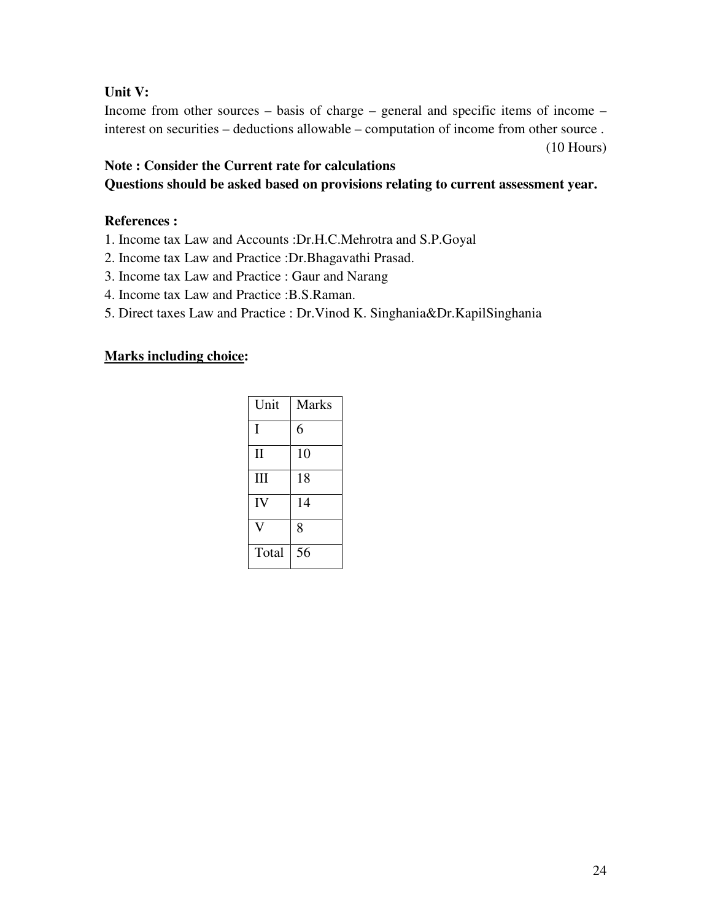**Unit V:**

Income from other sources – basis of charge – general and specific items of income – interest on securities – deductions allowable – computation of income from other source .

(10 Hours)

**Note : Consider the Current rate for calculations**

**Questions should be asked based on provisions relating to current assessment year.**

**References :**

1. Income tax Law and Accounts :Dr.H.C.Mehrotra and S.P.Goyal
2. Income tax Law and Practice :Dr.Bhagavathi Prasad.
3. Income tax Law and Practice : Gaur and Narang
4. Income tax Law and Practice :B.S.Raman.
5. Direct taxes Law and Practice : Dr.Vinod K. Singhania&Dr.KapilSinghania

**Marks including choice:**

| Unit | Marks |
|---|---|
| I | 6 |
| II | 10 |
| III | 18 |
| IV | 14 |
| V | 8 |
| Total | 56 |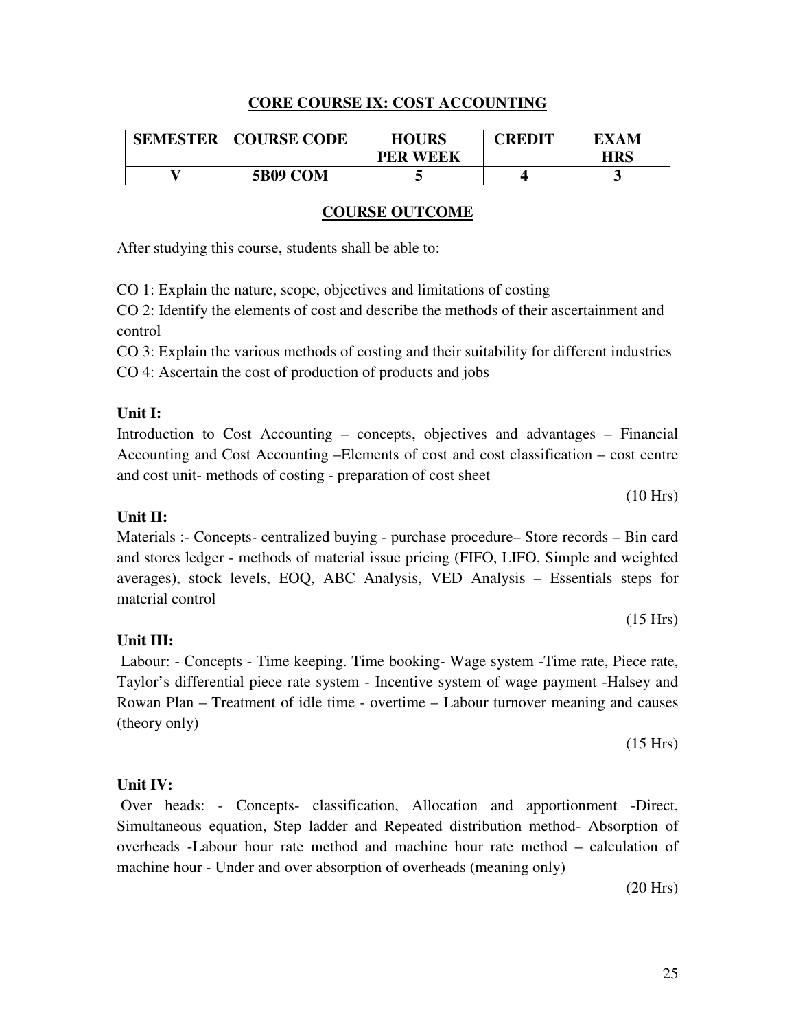## CORE COURSE IX: COST ACCOUNTING

| SEMESTER | COURSE CODE | HOURS PER WEEK | CREDIT | EXAM HRS |
|---|---|---|---|---|
| V | 5B09 COM | 5 | 4 | 3 |

### COURSE OUTCOME

After studying this course, students shall be able to:

CO 1: Explain the nature, scope, objectives and limitations of costing

CO 2: Identify the elements of cost and describe the methods of their ascertainment and control

CO 3: Explain the various methods of costing and their suitability for different industries

CO 4: Ascertain the cost of production of products and jobs

**Unit I:**

Introduction to Cost Accounting – concepts, objectives and advantages – Financial Accounting and Cost Accounting –Elements of cost and cost classification – cost centre and cost unit- methods of costing - preparation of cost sheet

(10 Hrs)

**Unit II:**

Materials :- Concepts- centralized buying - purchase procedure– Store records – Bin card and stores ledger - methods of material issue pricing (FIFO, LIFO, Simple and weighted averages), stock levels, EOQ, ABC Analysis, VED Analysis – Essentials steps for material control

(15 Hrs)

**Unit III:**

Labour: - Concepts - Time keeping. Time booking- Wage system -Time rate, Piece rate, Taylor's differential piece rate system - Incentive system of wage payment -Halsey and Rowan Plan – Treatment of idle time - overtime – Labour turnover meaning and causes (theory only)

(15 Hrs)

**Unit IV:**

Over heads: - Concepts- classification, Allocation and apportionment -Direct, Simultaneous equation, Step ladder and Repeated distribution method- Absorption of overheads -Labour hour rate method and machine hour rate method – calculation of machine hour - Under and over absorption of overheads (meaning only)

(20 Hrs)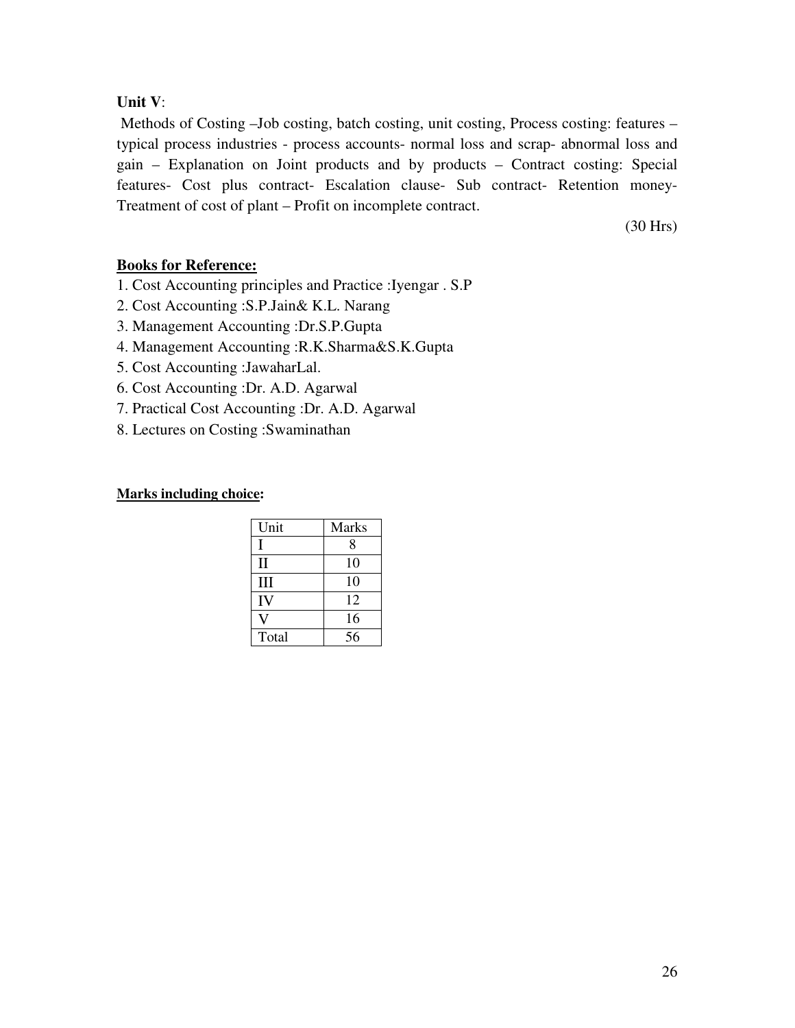**Unit V**:

Methods of Costing –Job costing, batch costing, unit costing, Process costing: features – typical process industries - process accounts- normal loss and scrap- abnormal loss and gain – Explanation on Joint products and by products – Contract costing: Special features- Cost plus contract- Escalation clause- Sub contract- Retention money- Treatment of cost of plant – Profit on incomplete contract.

(30 Hrs)

**Books for Reference:**

1. Cost Accounting principles and Practice :Iyengar . S.P
2. Cost Accounting :S.P.Jain& K.L. Narang
3. Management Accounting :Dr.S.P.Gupta
4. Management Accounting :R.K.Sharma&S.K.Gupta
5. Cost Accounting :JawaharLal.
6. Cost Accounting :Dr. A.D. Agarwal
7. Practical Cost Accounting :Dr. A.D. Agarwal
8. Lectures on Costing :Swaminathan

**Marks including choice:**

| Unit | Marks |
|---|---|
| I | 8 |
| II | 10 |
| III | 10 |
| IV | 12 |
| V | 16 |
| Total | 56 |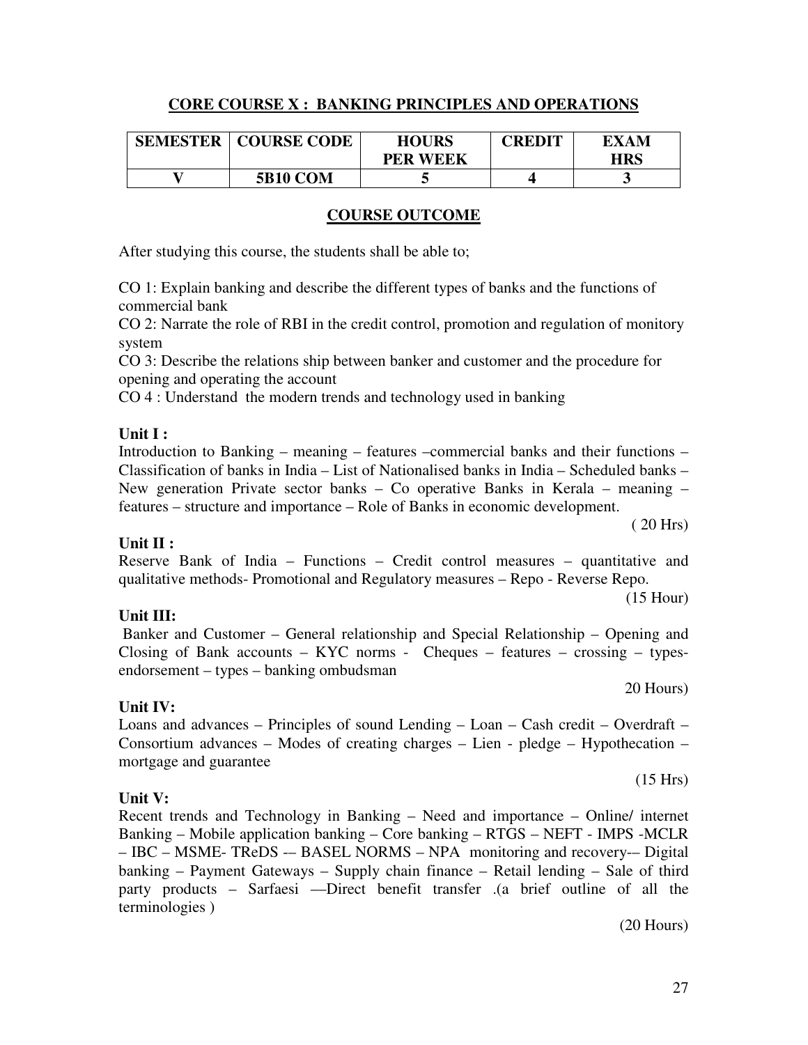## CORE COURSE X : BANKING PRINCIPLES AND OPERATIONS

| SEMESTER | COURSE CODE | HOURS PER WEEK | CREDIT | EXAM HRS |
|---|---|---|---|---|
| V | 5B10 COM | 5 | 4 | 3 |

### COURSE OUTCOME

After studying this course, the students shall be able to;

CO 1: Explain banking and describe the different types of banks and the functions of commercial bank

CO 2: Narrate the role of RBI in the credit control, promotion and regulation of monitory system

CO 3: Describe the relations ship between banker and customer and the procedure for opening and operating the account

CO 4 : Understand the modern trends and technology used in banking

**Unit I :**

Introduction to Banking – meaning – features –commercial banks and their functions – Classification of banks in India – List of Nationalised banks in India – Scheduled banks – New generation Private sector banks – Co operative Banks in Kerala – meaning – features – structure and importance – Role of Banks in economic development.

( 20 Hrs)

**Unit II :**

Reserve Bank of India – Functions – Credit control measures – quantitative and qualitative methods- Promotional and Regulatory measures – Repo - Reverse Repo.

(15 Hour)

**Unit III:**

Banker and Customer – General relationship and Special Relationship – Opening and Closing of Bank accounts – KYC norms - Cheques – features – crossing – types- endorsement – types – banking ombudsman

20 Hours)

**Unit IV:**

Loans and advances – Principles of sound Lending – Loan – Cash credit – Overdraft – Consortium advances – Modes of creating charges – Lien - pledge – Hypothecation – mortgage and guarantee

(15 Hrs)

**Unit V:**

Recent trends and Technology in Banking – Need and importance – Online/ internet Banking – Mobile application banking – Core banking – RTGS – NEFT - IMPS -MCLR – IBC – MSME- TReDS -– BASEL NORMS – NPA monitoring and recovery-– Digital banking – Payment Gateways – Supply chain finance – Retail lending – Sale of third party products – Sarfaesi —Direct benefit transfer .(a brief outline of all the terminologies )

(20 Hours)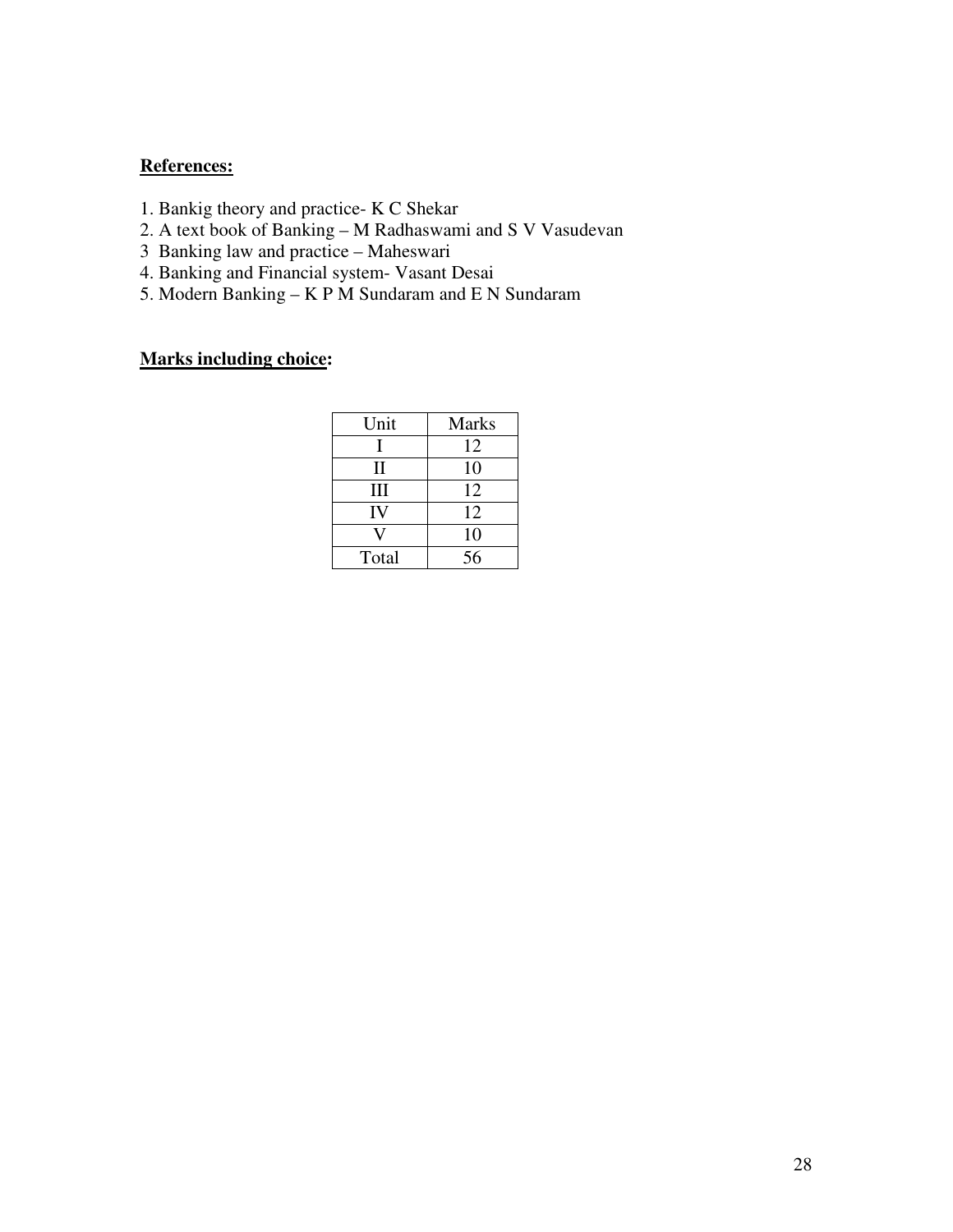**References:**

1. Bankig theory and practice- K C Shekar
2. A text book of Banking – M Radhaswami and S V Vasudevan
3  Banking law and practice – Maheswari
4. Banking and Financial system- Vasant Desai
5. Modern Banking – K P M Sundaram and E N Sundaram

**Marks including choice:**

| Unit | Marks |
|---|---|
| I | 12 |
| II | 10 |
| III | 12 |
| IV | 12 |
| V | 10 |
| Total | 56 |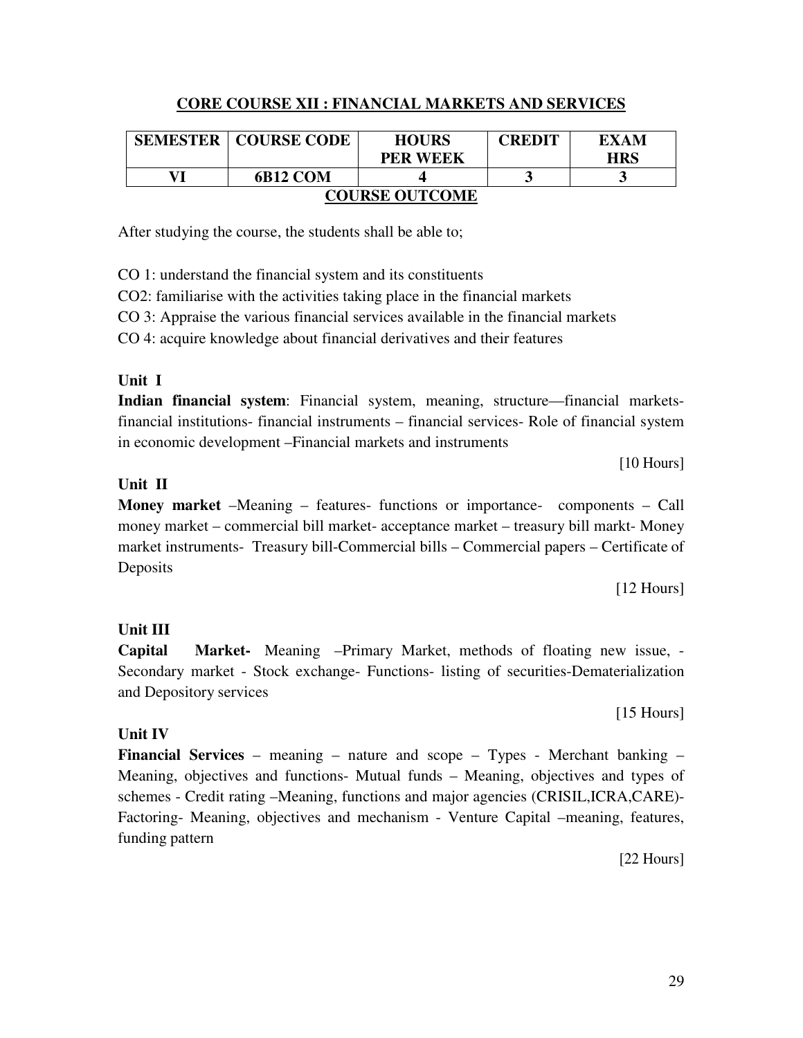## CORE COURSE XII : FINANCIAL MARKETS AND SERVICES

| SEMESTER | COURSE CODE | HOURS PER WEEK | CREDIT | EXAM HRS |
|---|---|---|---|---|
| VI | 6B12 COM | 4 | 3 | 3 |

### COURSE OUTCOME

After studying the course, the students shall be able to;

CO 1: understand the financial system and its constituents

CO2: familiarise with the activities taking place in the financial markets

CO 3: Appraise the various financial services available in the financial markets

CO 4: acquire knowledge about financial derivatives and their features

**Unit I**

**Indian financial system**: Financial system, meaning, structure—financial markets- financial institutions- financial instruments – financial services- Role of financial system in economic development –Financial markets and instruments

[10 Hours]

**Unit II**

**Money market** –Meaning – features- functions or importance- components – Call money market – commercial bill market- acceptance market – treasury bill markt- Money market instruments- Treasury bill-Commercial bills – Commercial papers – Certificate of Deposits

[12 Hours]

**Unit III**

**Capital Market-** Meaning –Primary Market, methods of floating new issue, - Secondary market - Stock exchange- Functions- listing of securities-Dematerialization and Depository services

[15 Hours]

**Unit IV**

**Financial Services** – meaning – nature and scope – Types - Merchant banking – Meaning, objectives and functions- Mutual funds – Meaning, objectives and types of schemes - Credit rating –Meaning, functions and major agencies (CRISIL,ICRA,CARE)- Factoring- Meaning, objectives and mechanism - Venture Capital –meaning, features, funding pattern

[22 Hours]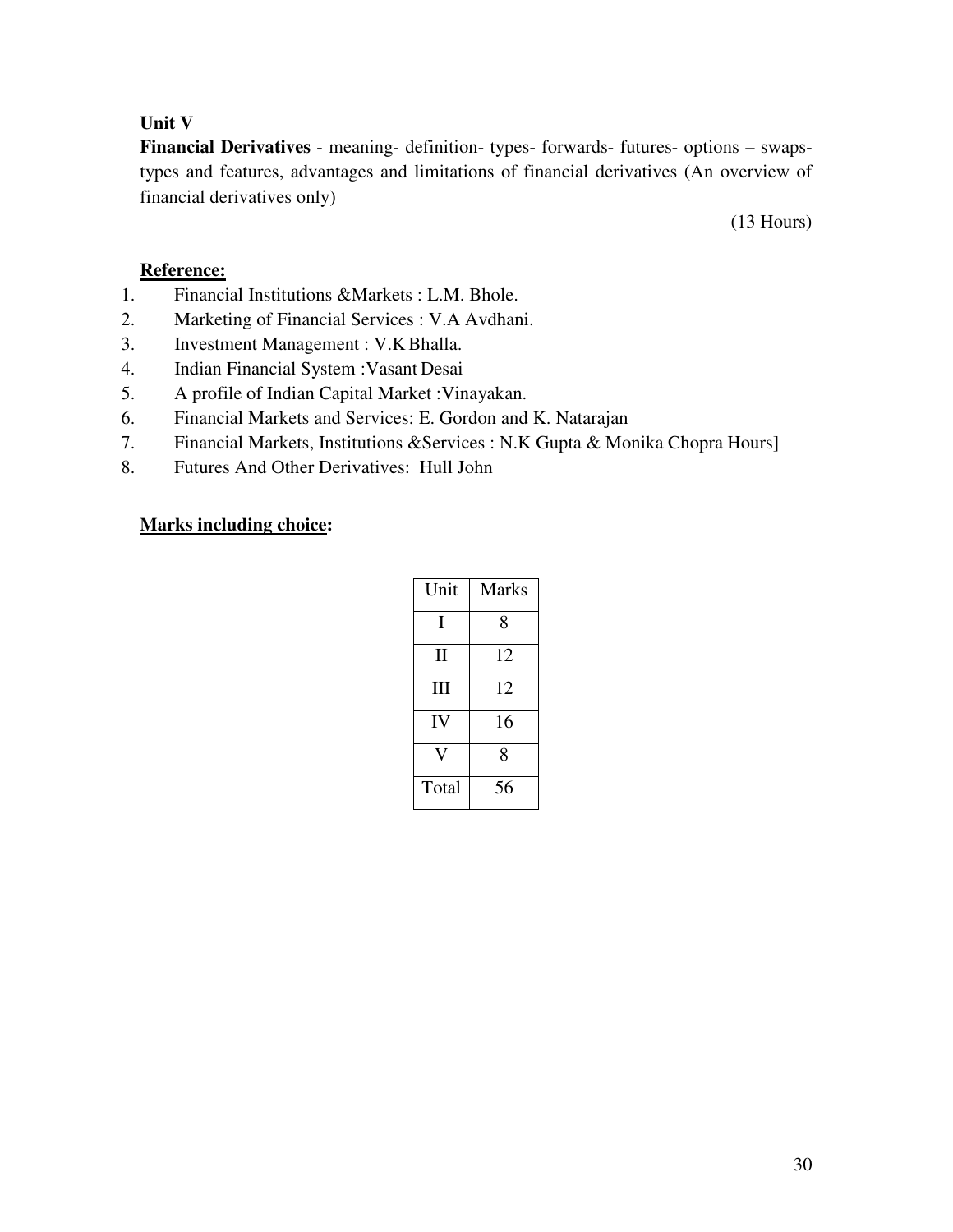**Unit V**

**Financial Derivatives** - meaning- definition- types- forwards- futures- options – swaps- types and features, advantages and limitations of financial derivatives (An overview of financial derivatives only)

(13 Hours)

**Reference:**

1. Financial Institutions &Markets : L.M. Bhole.
2. Marketing of Financial Services : V.A Avdhani.
3. Investment Management : V.K Bhalla.
4. Indian Financial System :Vasant Desai
5. A profile of Indian Capital Market :Vinayakan.
6. Financial Markets and Services: E. Gordon and K. Natarajan
7. Financial Markets, Institutions &Services : N.K Gupta & Monika Chopra Hours]
8. Futures And Other Derivatives: Hull John

**Marks including choice:**

| Unit | Marks |
|---|---|
| I | 8 |
| II | 12 |
| III | 12 |
| IV | 16 |
| V | 8 |
| Total | 56 |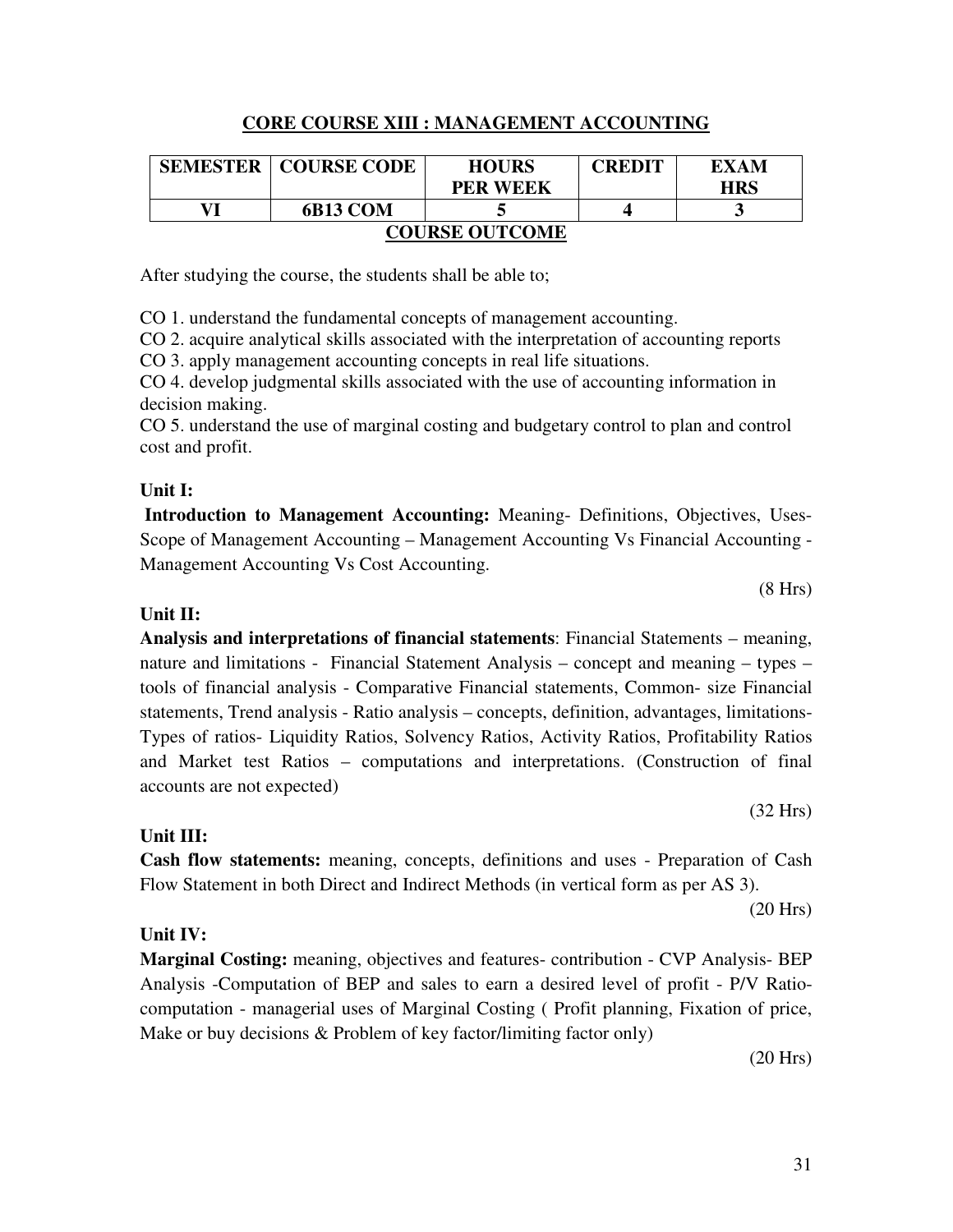## CORE COURSE XIII : MANAGEMENT ACCOUNTING

| SEMESTER | COURSE CODE | HOURS PER WEEK | CREDIT | EXAM HRS |
|---|---|---|---|---|
| VI | 6B13 COM | 5 | 4 | 3 |

### COURSE OUTCOME

After studying the course, the students shall be able to;

CO 1. understand the fundamental concepts of management accounting.

CO 2. acquire analytical skills associated with the interpretation of accounting reports

CO 3. apply management accounting concepts in real life situations.

CO 4. develop judgmental skills associated with the use of accounting information in decision making.

CO 5. understand the use of marginal costing and budgetary control to plan and control cost and profit.

**Unit I:**

**Introduction to Management Accounting:** Meaning- Definitions, Objectives, Uses- Scope of Management Accounting – Management Accounting Vs Financial Accounting - Management Accounting Vs Cost Accounting.

(8 Hrs)

**Unit II:**

**Analysis and interpretations of financial statements**: Financial Statements – meaning, nature and limitations - Financial Statement Analysis – concept and meaning – types – tools of financial analysis - Comparative Financial statements, Common- size Financial statements, Trend analysis - Ratio analysis – concepts, definition, advantages, limitations- Types of ratios- Liquidity Ratios, Solvency Ratios, Activity Ratios, Profitability Ratios and Market test Ratios – computations and interpretations. (Construction of final accounts are not expected)

(32 Hrs)

**Unit III:**

**Cash flow statements:** meaning, concepts, definitions and uses - Preparation of Cash Flow Statement in both Direct and Indirect Methods (in vertical form as per AS 3).

(20 Hrs)

**Unit IV:**

**Marginal Costing:** meaning, objectives and features- contribution - CVP Analysis- BEP Analysis -Computation of BEP and sales to earn a desired level of profit - P/V Ratio- computation - managerial uses of Marginal Costing ( Profit planning, Fixation of price, Make or buy decisions & Problem of key factor/limiting factor only)

(20 Hrs)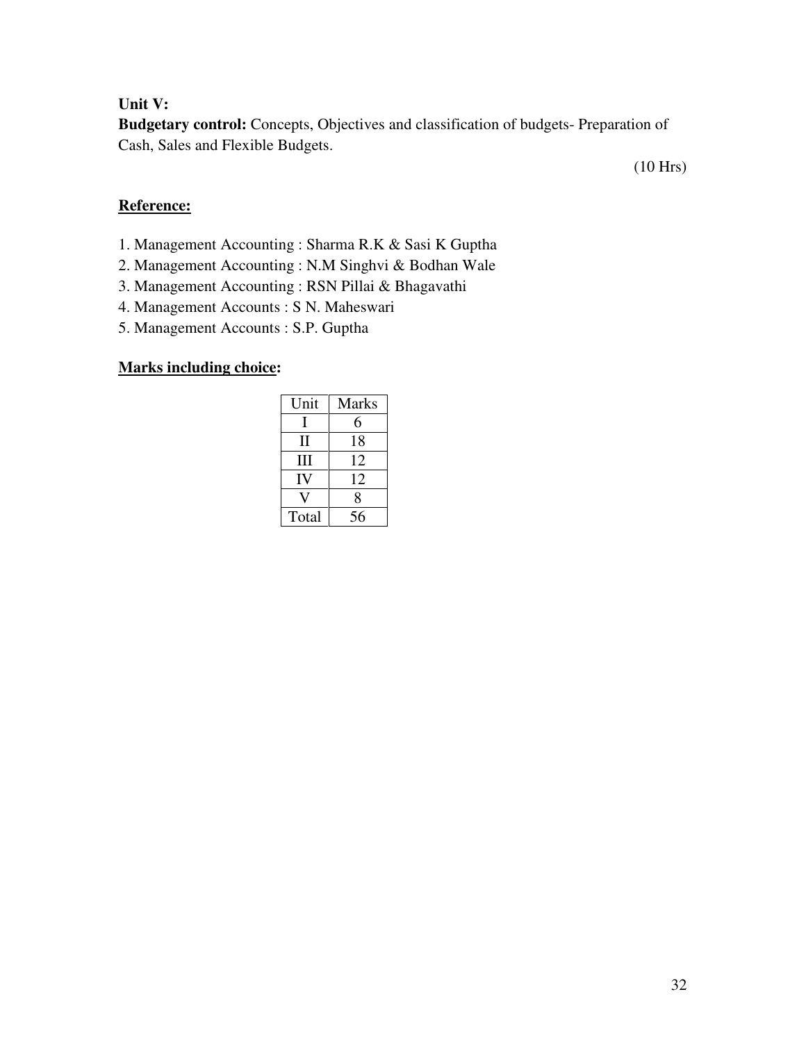**Unit V:**

**Budgetary control:** Concepts, Objectives and classification of budgets- Preparation of Cash, Sales and Flexible Budgets.

(10 Hrs)

**Reference:**

1. Management Accounting : Sharma R.K & Sasi K Guptha
2. Management Accounting : N.M Singhvi & Bodhan Wale
3. Management Accounting : RSN Pillai & Bhagavathi
4. Management Accounts : S N. Maheswari
5. Management Accounts : S.P. Guptha

**Marks including choice:**

| Unit | Marks |
|---|---|
| I | 6 |
| II | 18 |
| III | 12 |
| IV | 12 |
| V | 8 |
| Total | 56 |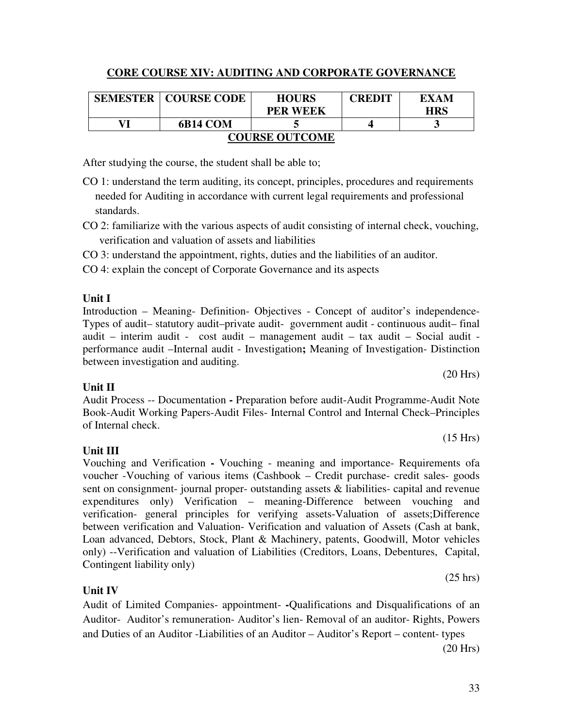## CORE COURSE XIV: AUDITING AND CORPORATE GOVERNANCE

| SEMESTER | COURSE CODE | HOURS PER WEEK | CREDIT | EXAM HRS |
|---|---|---|---|---|
| VI | 6B14 COM | 5 | 4 | 3 |

### COURSE OUTCOME

After studying the course, the student shall be able to;

CO 1: understand the term auditing, its concept, principles, procedures and requirements needed for Auditing in accordance with current legal requirements and professional standards.

CO 2: familiarize with the various aspects of audit consisting of internal check, vouching, verification and valuation of assets and liabilities

CO 3: understand the appointment, rights, duties and the liabilities of an auditor.

CO 4: explain the concept of Corporate Governance and its aspects

**Unit I**

Introduction – Meaning- Definition- Objectives - Concept of auditor's independence- Types of audit– statutory audit–private audit- government audit - continuous audit– final audit – interim audit - cost audit – management audit – tax audit – Social audit - performance audit –Internal audit - Investigation**;** Meaning of Investigation- Distinction between investigation and auditing.

(20 Hrs)

**Unit II**

Audit Process -- Documentation **-** Preparation before audit-Audit Programme-Audit Note Book-Audit Working Papers-Audit Files- Internal Control and Internal Check–Principles of Internal check.

(15 Hrs)

**Unit III**

Vouching and Verification **-** Vouching - meaning and importance- Requirements ofa voucher -Vouching of various items (Cashbook – Credit purchase- credit sales- goods sent on consignment- journal proper- outstanding assets & liabilities- capital and revenue expenditures only) Verification – meaning-Difference between vouching and verification- general principles for verifying assets-Valuation of assets;Difference between verification and Valuation- Verification and valuation of Assets (Cash at bank, Loan advanced, Debtors, Stock, Plant & Machinery, patents, Goodwill, Motor vehicles only) --Verification and valuation of Liabilities (Creditors, Loans, Debentures, Capital, Contingent liability only)

(25 hrs)

**Unit IV**

Audit of Limited Companies- appointment- **-**Qualifications and Disqualifications of an Auditor- Auditor's remuneration- Auditor's lien- Removal of an auditor- Rights, Powers and Duties of an Auditor -Liabilities of an Auditor – Auditor's Report – content- types

(20 Hrs)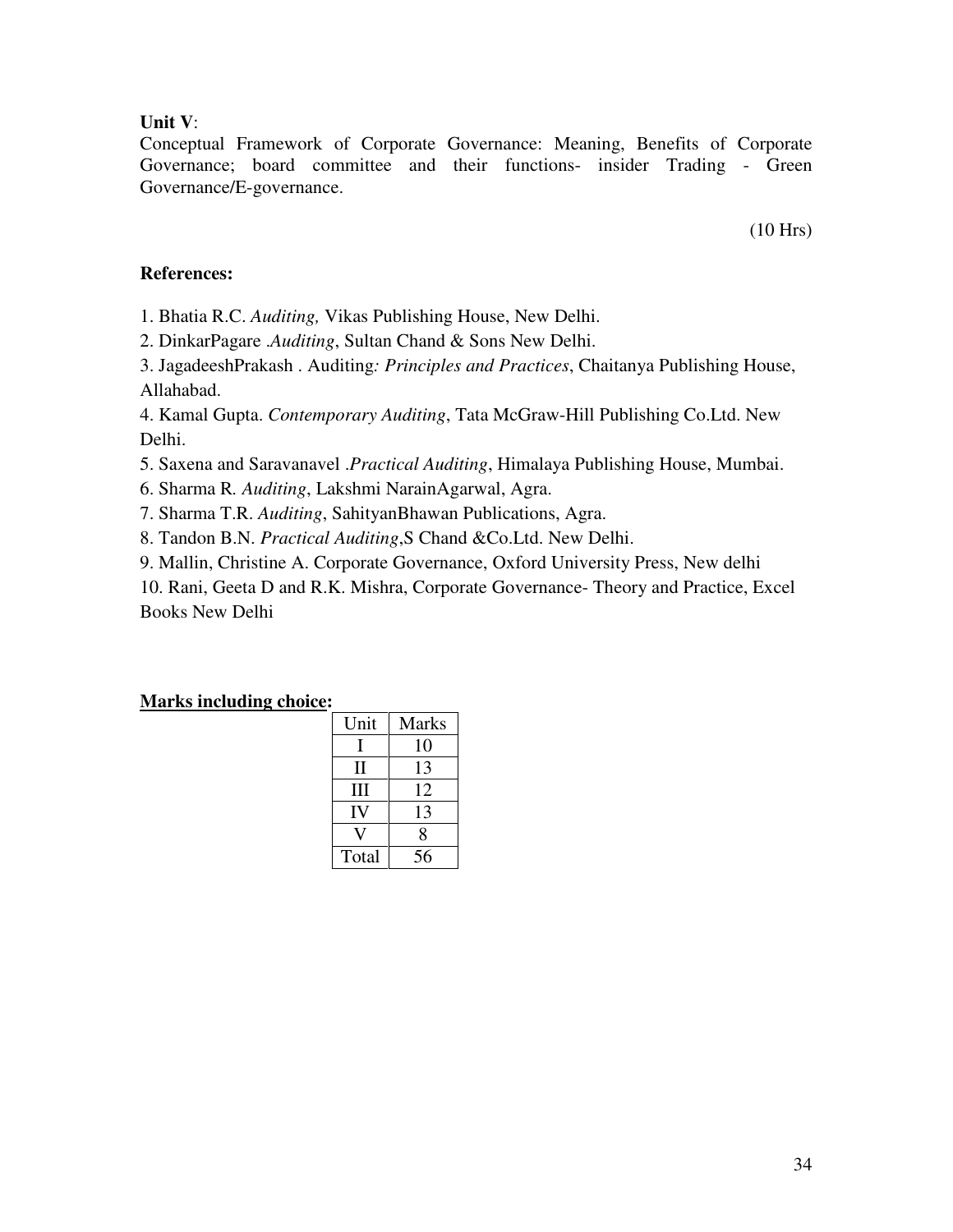**Unit V**:
Conceptual Framework of Corporate Governance: Meaning, Benefits of Corporate Governance; board committee and their functions- insider Trading - Green Governance/E-governance.

(10 Hrs)

**References:**

1. Bhatia R.C. *Auditing,* Vikas Publishing House, New Delhi.
2. DinkarPagare .*Auditing*, Sultan Chand & Sons New Delhi.
3. JagadeeshPrakash . Auditing*: Principles and Practices*, Chaitanya Publishing House, Allahabad.
4. Kamal Gupta. *Contemporary Auditing*, Tata McGraw-Hill Publishing Co.Ltd. New Delhi.
5. Saxena and Saravanavel .*Practical Auditing*, Himalaya Publishing House, Mumbai.
6. Sharma R. *Auditing*, Lakshmi NarainAgarwal, Agra.
7. Sharma T.R. *Auditing*, SahityanBhawan Publications, Agra.
8. Tandon B.N. *Practical Auditing*,S Chand &Co.Ltd. New Delhi.
9. Mallin, Christine A. Corporate Governance, Oxford University Press, New delhi
10. Rani, Geeta D and R.K. Mishra, Corporate Governance- Theory and Practice, Excel Books New Delhi

**Marks including choice:**

| Unit | Marks |
|---|---|
| I | 10 |
| II | 13 |
| III | 12 |
| IV | 13 |
| V | 8 |
| Total | 56 |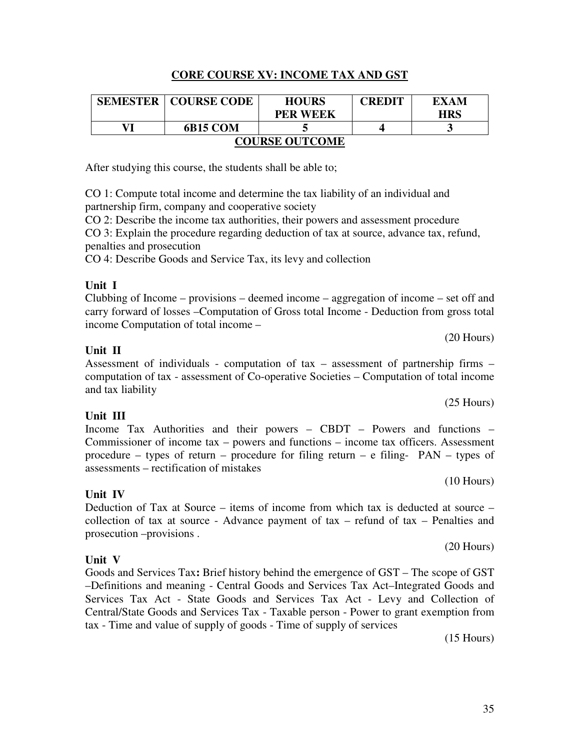## CORE COURSE XV: INCOME TAX AND GST

| SEMESTER | COURSE CODE | HOURS PER WEEK | CREDIT | EXAM HRS |
|---|---|---|---|---|
| VI | 6B15 COM | 5 | 4 | 3 |

### COURSE OUTCOME

After studying this course, the students shall be able to;

CO 1: Compute total income and determine the tax liability of an individual and partnership firm, company and cooperative society
CO 2: Describe the income tax authorities, their powers and assessment procedure
CO 3: Explain the procedure regarding deduction of tax at source, advance tax, refund, penalties and prosecution
CO 4: Describe Goods and Service Tax, its levy and collection

**Unit I**

Clubbing of Income – provisions – deemed income – aggregation of income – set off and carry forward of losses –Computation of Gross total Income - Deduction from gross total income Computation of total income –

(20 Hours)

**Unit II**

Assessment of individuals - computation of tax – assessment of partnership firms – computation of tax - assessment of Co-operative Societies – Computation of total income and tax liability

(25 Hours)

**Unit III**

Income Tax Authorities and their powers – CBDT – Powers and functions – Commissioner of income tax – powers and functions – income tax officers. Assessment procedure – types of return – procedure for filing return – e filing- PAN – types of assessments – rectification of mistakes

(10 Hours)

**Unit IV**

Deduction of Tax at Source – items of income from which tax is deducted at source – collection of tax at source - Advance payment of tax – refund of tax – Penalties and prosecution –provisions .

(20 Hours)

**Unit V**

Goods and Services Tax**:** Brief history behind the emergence of GST – The scope of GST –Definitions and meaning - Central Goods and Services Tax Act–Integrated Goods and Services Tax Act - State Goods and Services Tax Act - Levy and Collection of Central/State Goods and Services Tax - Taxable person - Power to grant exemption from tax - Time and value of supply of goods - Time of supply of services

(15 Hours)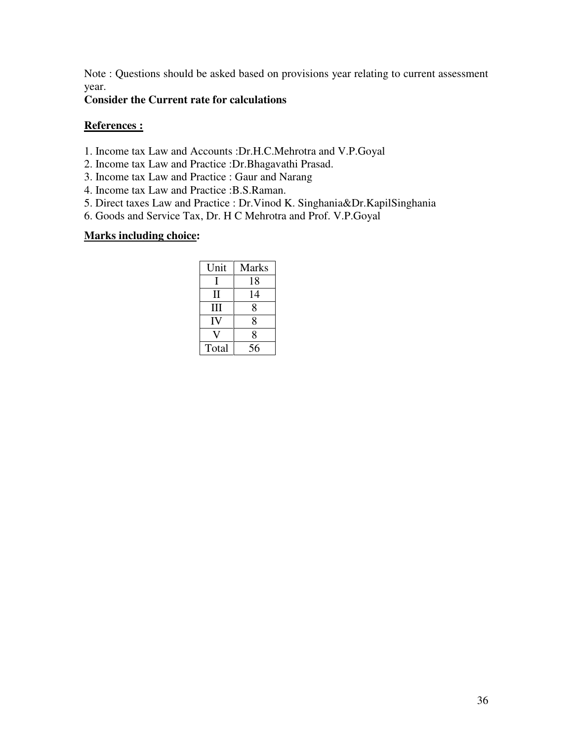Note : Questions should be asked based on provisions year relating to current assessment year.

**Consider the Current rate for calculations**

**References :**

1. Income tax Law and Accounts :Dr.H.C.Mehrotra and V.P.Goyal
2. Income tax Law and Practice :Dr.Bhagavathi Prasad.
3. Income tax Law and Practice : Gaur and Narang
4. Income tax Law and Practice :B.S.Raman.
5. Direct taxes Law and Practice : Dr.Vinod K. Singhania&Dr.KapilSinghania
6. Goods and Service Tax, Dr. H C Mehrotra and Prof. V.P.Goyal

**Marks including choice:**

| Unit | Marks |
|---|---|
| I | 18 |
| II | 14 |
| III | 8 |
| IV | 8 |
| V | 8 |
| Total | 56 |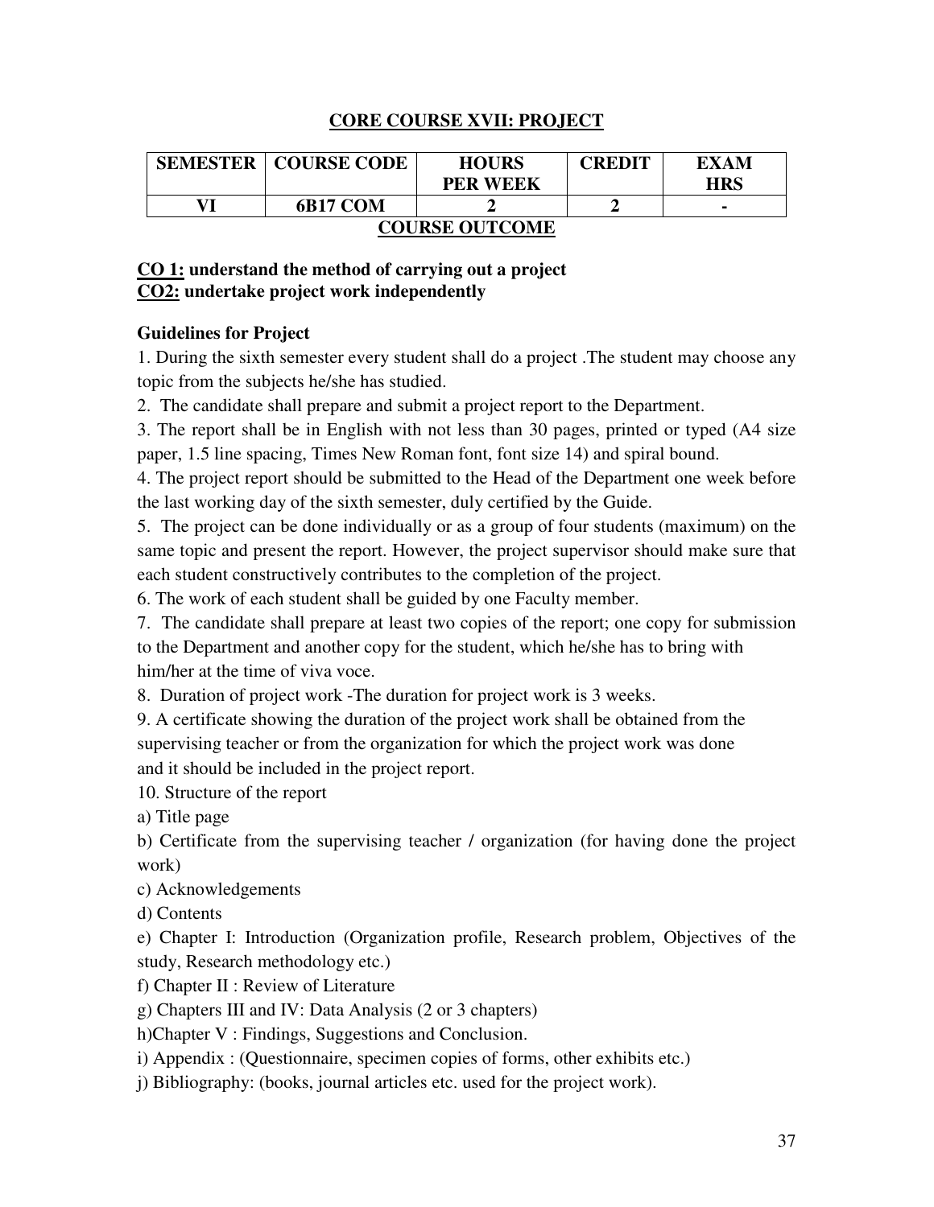## CORE COURSE XVII: PROJECT

| SEMESTER | COURSE CODE | HOURS PER WEEK | CREDIT | EXAM HRS |
|---|---|---|---|---|
| VI | 6B17 COM | 2 | 2 | - |

### COURSE OUTCOME

**CO 1: understand the method of carrying out a project**
**CO2: undertake project work independently**

**Guidelines for Project**

1. During the sixth semester every student shall do a project .The student may choose any topic from the subjects he/she has studied.
2. The candidate shall prepare and submit a project report to the Department.
3. The report shall be in English with not less than 30 pages, printed or typed (A4 size paper, 1.5 line spacing, Times New Roman font, font size 14) and spiral bound.
4. The project report should be submitted to the Head of the Department one week before the last working day of the sixth semester, duly certified by the Guide.
5. The project can be done individually or as a group of four students (maximum) on the same topic and present the report. However, the project supervisor should make sure that each student constructively contributes to the completion of the project.
6. The work of each student shall be guided by one Faculty member.
7. The candidate shall prepare at least two copies of the report; one copy for submission to the Department and another copy for the student, which he/she has to bring with him/her at the time of viva voce.
8. Duration of project work -The duration for project work is 3 weeks.
9. A certificate showing the duration of the project work shall be obtained from the supervising teacher or from the organization for which the project work was done and it should be included in the project report.
10. Structure of the report

a) Title page

b) Certificate from the supervising teacher / organization (for having done the project work)

c) Acknowledgements

d) Contents

e) Chapter I: Introduction (Organization profile, Research problem, Objectives of the study, Research methodology etc.)

f) Chapter II : Review of Literature

g) Chapters III and IV: Data Analysis (2 or 3 chapters)

h)Chapter V : Findings, Suggestions and Conclusion.

i) Appendix : (Questionnaire, specimen copies of forms, other exhibits etc.)

j) Bibliography: (books, journal articles etc. used for the project work).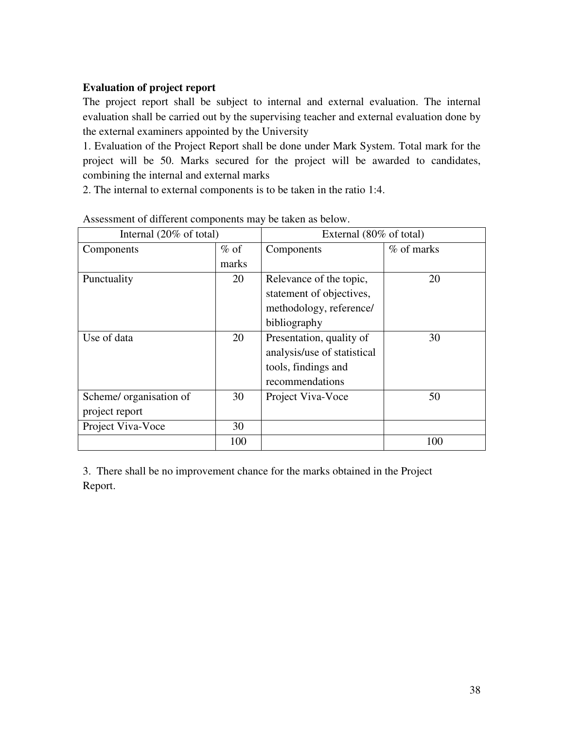**Evaluation of project report**

The project report shall be subject to internal and external evaluation. The internal evaluation shall be carried out by the supervising teacher and external evaluation done by the external examiners appointed by the University

1. Evaluation of the Project Report shall be done under Mark System. Total mark for the project will be 50. Marks secured for the project will be awarded to candidates, combining the internal and external marks
2. The internal to external components is to be taken in the ratio 1:4.

Assessment of different components may be taken as below.

| Internal (20% of total) | | External (80% of total) | |
|---|---|---|---|
| Components | % of marks | Components | % of marks |
| Punctuality | 20 | Relevance of the topic, statement of objectives, methodology, reference/ bibliography | 20 |
| Use of data | 20 | Presentation, quality of analysis/use of statistical tools, findings and recommendations | 30 |
| Scheme/ organisation of project report | 30 | Project Viva-Voce | 50 |
| Project Viva-Voce | 30 | | |
| | 100 | | 100 |

3. There shall be no improvement chance for the marks obtained in the Project Report.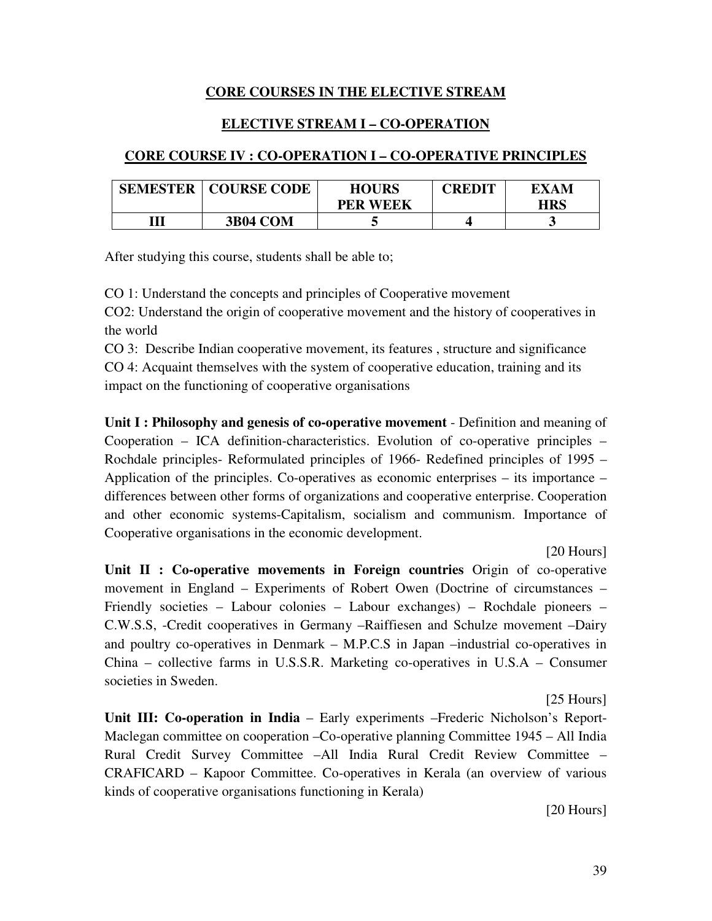## CORE COURSES IN THE ELECTIVE STREAM

## ELECTIVE STREAM I – CO-OPERATION

### CORE COURSE IV : CO-OPERATION I – CO-OPERATIVE PRINCIPLES

| SEMESTER | COURSE CODE | HOURS PER WEEK | CREDIT | EXAM HRS |
|---|---|---|---|---|
| III | 3B04 COM | 5 | 4 | 3 |

After studying this course, students shall be able to;

CO 1: Understand the concepts and principles of Cooperative movement

CO2: Understand the origin of cooperative movement and the history of cooperatives in the world

CO 3: Describe Indian cooperative movement, its features , structure and significance

CO 4: Acquaint themselves with the system of cooperative education, training and its impact on the functioning of cooperative organisations

**Unit I : Philosophy and genesis of co-operative movement** - Definition and meaning of Cooperation – ICA definition-characteristics. Evolution of co-operative principles – Rochdale principles- Reformulated principles of 1966- Redefined principles of 1995 – Application of the principles. Co-operatives as economic enterprises – its importance – differences between other forms of organizations and cooperative enterprise. Cooperation and other economic systems-Capitalism, socialism and communism. Importance of Cooperative organisations in the economic development.

[20 Hours]

**Unit II : Co-operative movements in Foreign countries** Origin of co-operative movement in England – Experiments of Robert Owen (Doctrine of circumstances – Friendly societies – Labour colonies – Labour exchanges) – Rochdale pioneers – C.W.S.S, -Credit cooperatives in Germany –Raiffiesen and Schulze movement –Dairy and poultry co-operatives in Denmark – M.P.C.S in Japan –industrial co-operatives in China – collective farms in U.S.S.R. Marketing co-operatives in U.S.A – Consumer societies in Sweden.

[25 Hours]

**Unit III: Co-operation in India** – Early experiments –Frederic Nicholson's Report- Maclegan committee on cooperation –Co-operative planning Committee 1945 – All India Rural Credit Survey Committee –All India Rural Credit Review Committee – CRAFICARD – Kapoor Committee. Co-operatives in Kerala (an overview of various kinds of cooperative organisations functioning in Kerala)

[20 Hours]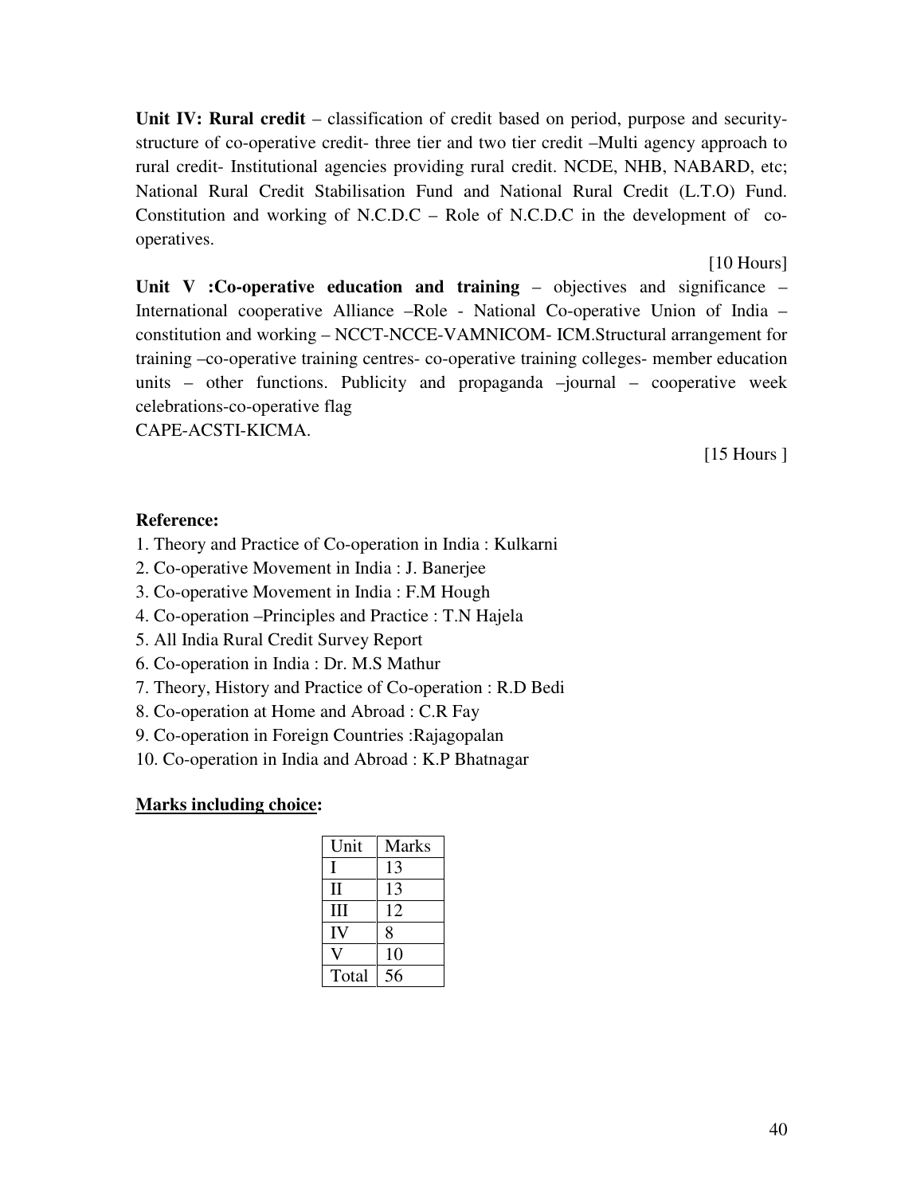**Unit IV: Rural credit** – classification of credit based on period, purpose and security-structure of co-operative credit- three tier and two tier credit –Multi agency approach to rural credit- Institutional agencies providing rural credit. NCDE, NHB, NABARD, etc; National Rural Credit Stabilisation Fund and National Rural Credit (L.T.O) Fund. Constitution and working of N.C.D.C – Role of N.C.D.C in the development of co-operatives.

[10 Hours]

**Unit V :Co-operative education and training** – objectives and significance – International cooperative Alliance –Role - National Co-operative Union of India – constitution and working – NCCT-NCCE-VAMNICOM- ICM.Structural arrangement for training –co-operative training centres- co-operative training colleges- member education units – other functions. Publicity and propaganda –journal – cooperative week celebrations-co-operative flag
CAPE-ACSTI-KICMA.

[15 Hours ]

**Reference:**

1. Theory and Practice of Co-operation in India : Kulkarni
2. Co-operative Movement in India : J. Banerjee
3. Co-operative Movement in India : F.M Hough
4. Co-operation –Principles and Practice : T.N Hajela
5. All India Rural Credit Survey Report
6. Co-operation in India : Dr. M.S Mathur
7. Theory, History and Practice of Co-operation : R.D Bedi
8. Co-operation at Home and Abroad : C.R Fay
9. Co-operation in Foreign Countries :Rajagopalan
10. Co-operation in India and Abroad : K.P Bhatnagar

**Marks including choice:**

| Unit | Marks |
|---|---|
| I | 13 |
| II | 13 |
| III | 12 |
| IV | 8 |
| V | 10 |
| Total | 56 |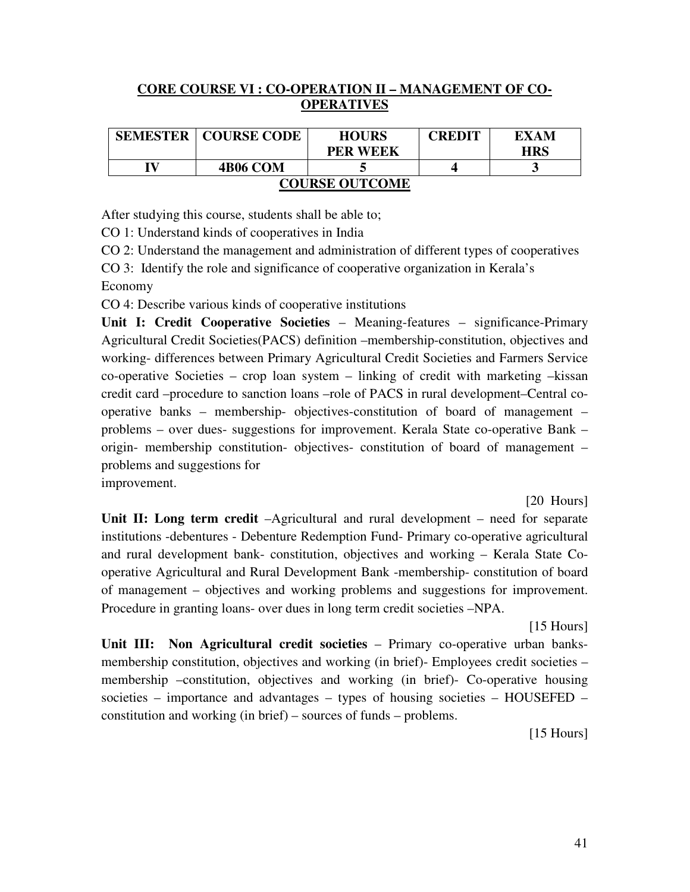## CORE COURSE VI : CO-OPERATION II – MANAGEMENT OF CO-OPERATIVES

| SEMESTER | COURSE CODE | HOURS PER WEEK | CREDIT | EXAM HRS |
|---|---|---|---|---|
| IV | 4B06 COM | 5 | 4 | 3 |

### COURSE OUTCOME

After studying this course, students shall be able to;

CO 1: Understand kinds of cooperatives in India

CO 2: Understand the management and administration of different types of cooperatives

CO 3: Identify the role and significance of cooperative organization in Kerala's Economy

CO 4: Describe various kinds of cooperative institutions

**Unit I: Credit Cooperative Societies** – Meaning-features – significance-Primary Agricultural Credit Societies(PACS) definition –membership-constitution, objectives and working- differences between Primary Agricultural Credit Societies and Farmers Service co-operative Societies – crop loan system – linking of credit with marketing –kissan credit card –procedure to sanction loans –role of PACS in rural development–Central co-operative banks – membership- objectives-constitution of board of management – problems – over dues- suggestions for improvement. Kerala State co-operative Bank – origin- membership constitution- objectives- constitution of board of management – problems and suggestions for improvement.

[20 Hours]

**Unit II: Long term credit** –Agricultural and rural development – need for separate institutions -debentures - Debenture Redemption Fund- Primary co-operative agricultural and rural development bank- constitution, objectives and working – Kerala State Co-operative Agricultural and Rural Development Bank -membership- constitution of board of management – objectives and working problems and suggestions for improvement. Procedure in granting loans- over dues in long term credit societies –NPA.

[15 Hours]

**Unit III: Non Agricultural credit societies** – Primary co-operative urban banks-membership constitution, objectives and working (in brief)- Employees credit societies – membership –constitution, objectives and working (in brief)- Co-operative housing societies – importance and advantages – types of housing societies – HOUSEFED – constitution and working (in brief) – sources of funds – problems.

[15 Hours]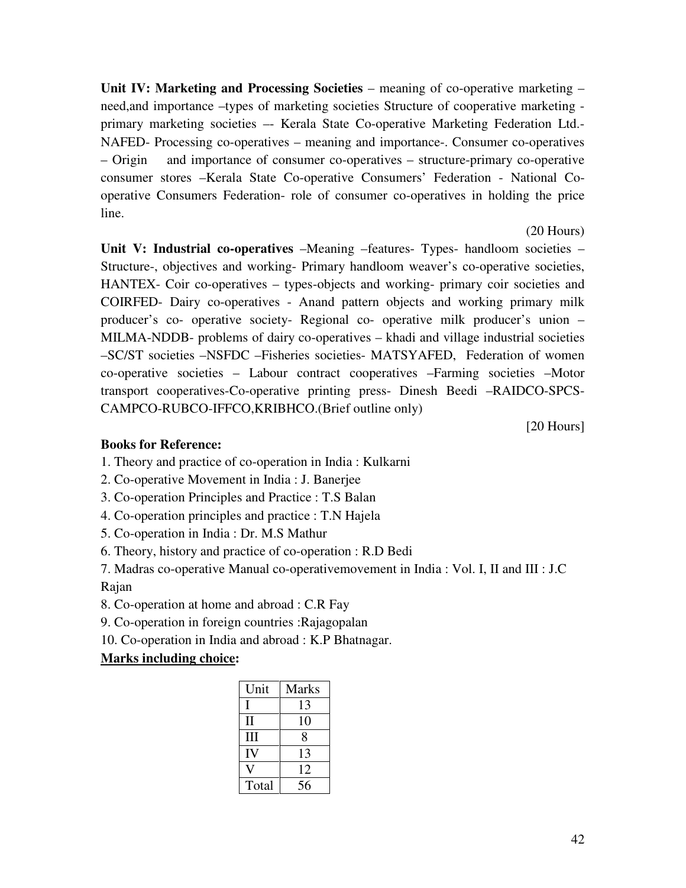**Unit IV: Marketing and Processing Societies** – meaning of co-operative marketing – need,and importance –types of marketing societies Structure of cooperative marketing - primary marketing societies –- Kerala State Co-operative Marketing Federation Ltd.- NAFED- Processing co-operatives – meaning and importance-. Consumer co-operatives – Origin and importance of consumer co-operatives – structure-primary co-operative consumer stores –Kerala State Co-operative Consumers' Federation - National Co-operative Consumers Federation- role of consumer co-operatives in holding the price line.

(20 Hours)

**Unit V: Industrial co-operatives** –Meaning –features- Types- handloom societies – Structure-, objectives and working- Primary handloom weaver's co-operative societies, HANTEX- Coir co-operatives – types-objects and working- primary coir societies and COIRFED- Dairy co-operatives - Anand pattern objects and working primary milk producer's co- operative society- Regional co- operative milk producer's union – MILMA-NDDB- problems of dairy co-operatives – khadi and village industrial societies –SC/ST societies –NSFDC –Fisheries societies- MATSYAFED, Federation of women co-operative societies – Labour contract cooperatives –Farming societies –Motor transport cooperatives-Co-operative printing press- Dinesh Beedi –RAIDCO-SPCS-CAMPCO-RUBCO-IFFCO,KRIBHCO.(Brief outline only)

[20 Hours]

**Books for Reference:**

1. Theory and practice of co-operation in India : Kulkarni
2. Co-operative Movement in India : J. Banerjee
3. Co-operation Principles and Practice : T.S Balan
4. Co-operation principles and practice : T.N Hajela
5. Co-operation in India : Dr. M.S Mathur
6. Theory, history and practice of co-operation : R.D Bedi
7. Madras co-operative Manual co-operativemovement in India : Vol. I, II and III : J.C Rajan
8. Co-operation at home and abroad : C.R Fay
9. Co-operation in foreign countries :Rajagopalan
10. Co-operation in India and abroad : K.P Bhatnagar.

**Marks including choice:**

| Unit | Marks |
|---|---|
| I | 13 |
| II | 10 |
| III | 8 |
| IV | 13 |
| V | 12 |
| Total | 56 |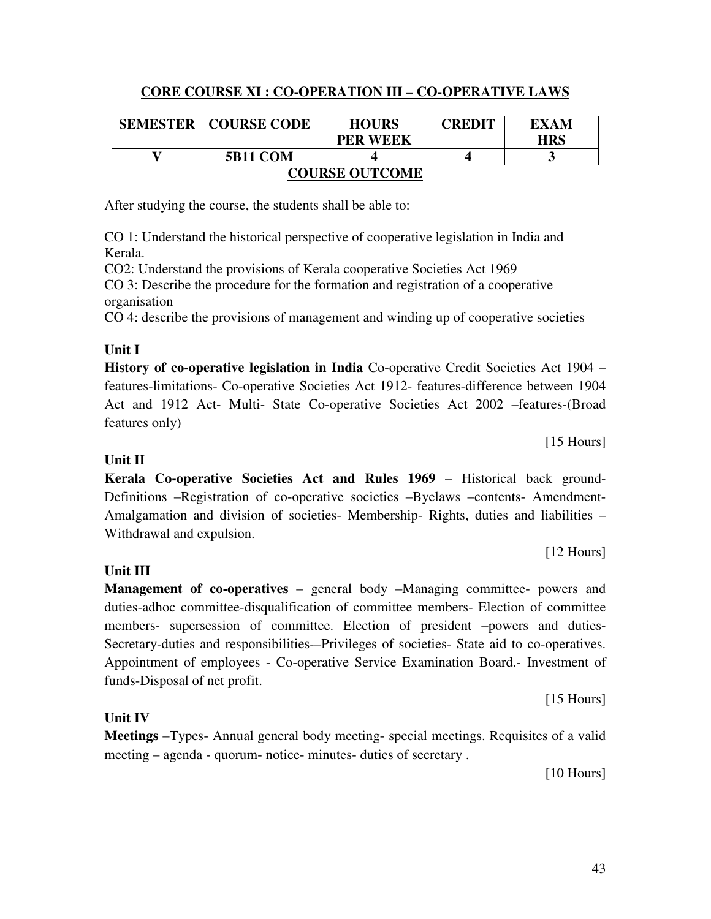## CORE COURSE XI : CO-OPERATION III – CO-OPERATIVE LAWS

| SEMESTER | COURSE CODE | HOURS PER WEEK | CREDIT | EXAM HRS |
|---|---|---|---|---|
| V | 5B11 COM | 4 | 4 | 3 |

### COURSE OUTCOME

After studying the course, the students shall be able to:

CO 1: Understand the historical perspective of cooperative legislation in India and Kerala.

CO2: Understand the provisions of Kerala cooperative Societies Act 1969

CO 3: Describe the procedure for the formation and registration of a cooperative organisation

CO 4: describe the provisions of management and winding up of cooperative societies

### Unit I

**History of co-operative legislation in India** Co-operative Credit Societies Act 1904 – features-limitations- Co-operative Societies Act 1912- features-difference between 1904 Act and 1912 Act- Multi- State Co-operative Societies Act 2002 –features-(Broad features only)

[15 Hours]

### Unit II

**Kerala Co-operative Societies Act and Rules 1969** – Historical back ground- Definitions –Registration of co-operative societies –Byelaws –contents- Amendment- Amalgamation and division of societies- Membership- Rights, duties and liabilities – Withdrawal and expulsion.

[12 Hours]

### Unit III

**Management of co-operatives** – general body –Managing committee- powers and duties-adhoc committee-disqualification of committee members- Election of committee members- supersession of committee. Election of president –powers and duties- Secretary-duties and responsibilities-–Privileges of societies- State aid to co-operatives. Appointment of employees - Co-operative Service Examination Board.- Investment of funds-Disposal of net profit.

[15 Hours]

### Unit IV

**Meetings** –Types- Annual general body meeting- special meetings. Requisites of a valid meeting – agenda - quorum- notice- minutes- duties of secretary .

[10 Hours]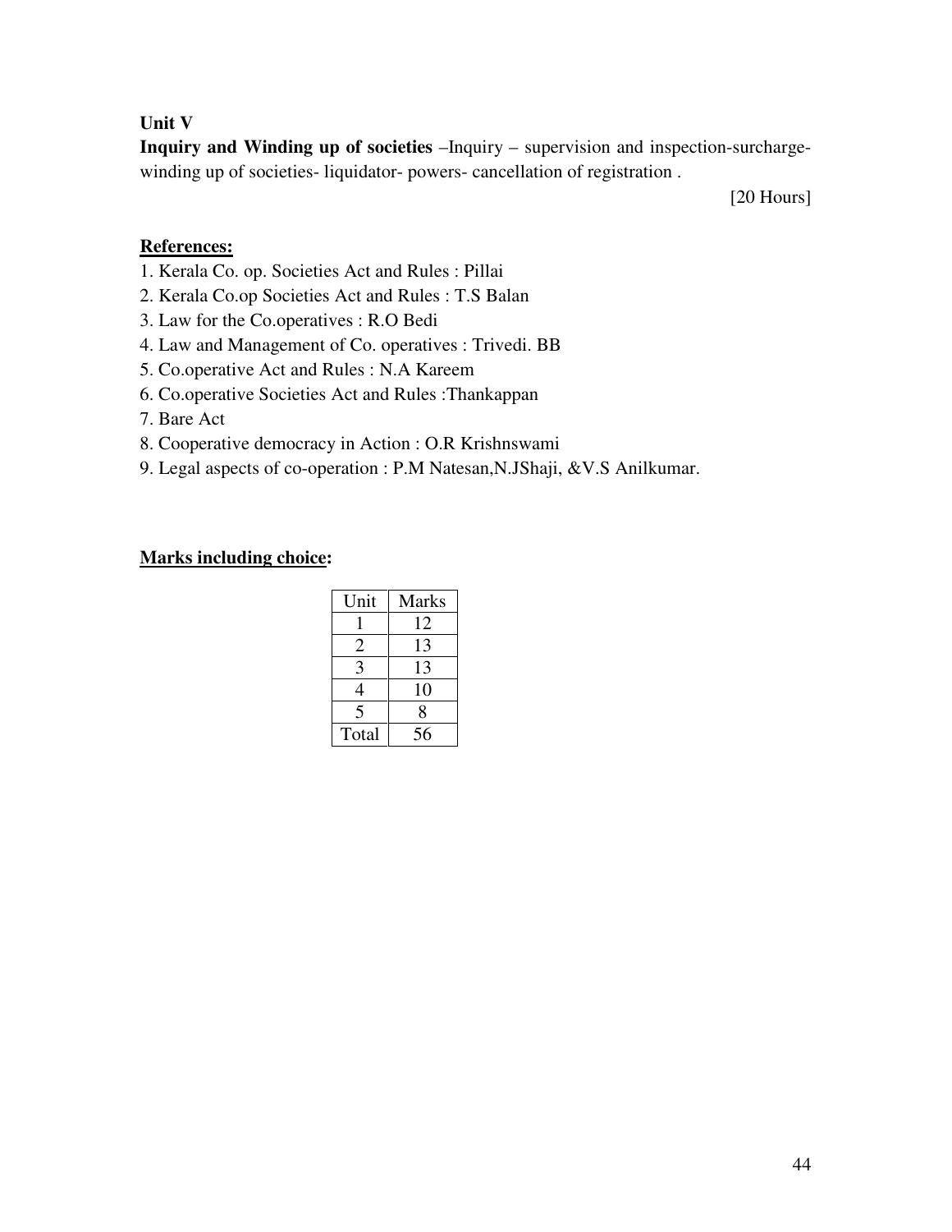**Unit V**

**Inquiry and Winding up of societies** –Inquiry – supervision and inspection-surcharge-winding up of societies- liquidator- powers- cancellation of registration .

[20 Hours]

**References:**

1. Kerala Co. op. Societies Act and Rules : Pillai
2. Kerala Co.op Societies Act and Rules : T.S Balan
3. Law for the Co.operatives : R.O Bedi
4. Law and Management of Co. operatives : Trivedi. BB
5. Co.operative Act and Rules : N.A Kareem
6. Co.operative Societies Act and Rules :Thankappan
7. Bare Act
8. Cooperative democracy in Action : O.R Krishnswami
9. Legal aspects of co-operation : P.M Natesan,N.JShaji, &V.S Anilkumar.

**Marks including choice:**

| Unit | Marks |
|---|---|
| 1 | 12 |
| 2 | 13 |
| 3 | 13 |
| 4 | 10 |
| 5 | 8 |
| Total | 56 |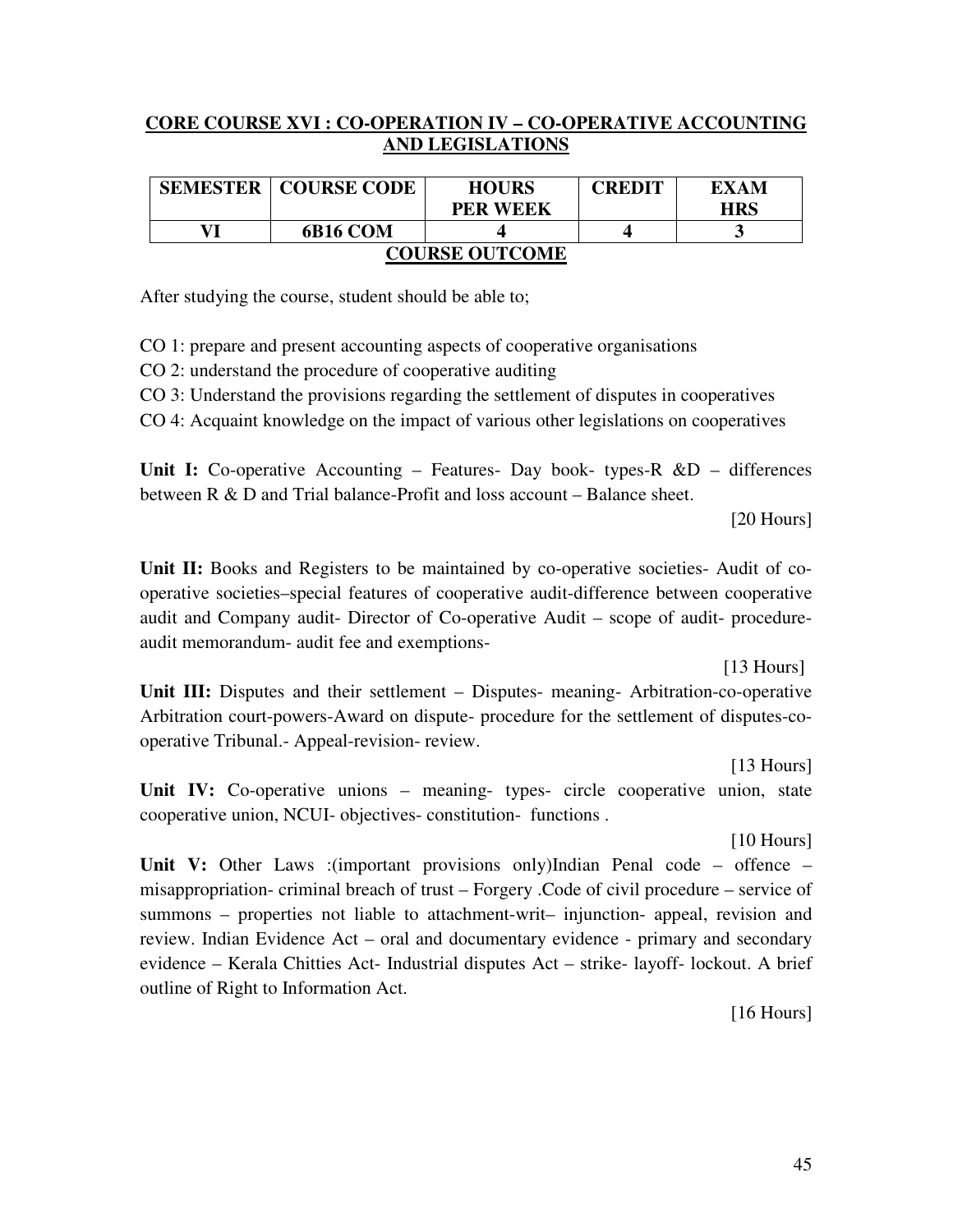## CORE COURSE XVI : CO-OPERATION IV – CO-OPERATIVE ACCOUNTING AND LEGISLATIONS

| SEMESTER | COURSE CODE | HOURS PER WEEK | CREDIT | EXAM HRS |
|---|---|---|---|---|
| VI | 6B16 COM | 4 | 4 | 3 |

### COURSE OUTCOME

After studying the course, student should be able to;

CO 1: prepare and present accounting aspects of cooperative organisations

CO 2: understand the procedure of cooperative auditing

CO 3: Understand the provisions regarding the settlement of disputes in cooperatives

CO 4: Acquaint knowledge on the impact of various other legislations on cooperatives

**Unit I:** Co-operative Accounting – Features- Day book- types-R &D – differences between R & D and Trial balance-Profit and loss account – Balance sheet.

[20 Hours]

**Unit II:** Books and Registers to be maintained by co-operative societies- Audit of co-operative societies–special features of cooperative audit-difference between cooperative audit and Company audit- Director of Co-operative Audit – scope of audit- procedure- audit memorandum- audit fee and exemptions-

[13 Hours]

**Unit III:** Disputes and their settlement – Disputes- meaning- Arbitration-co-operative Arbitration court-powers-Award on dispute- procedure for the settlement of disputes-co-operative Tribunal.- Appeal-revision- review.

[13 Hours]

**Unit IV:** Co-operative unions – meaning- types- circle cooperative union, state cooperative union, NCUI- objectives- constitution- functions .

[10 Hours]

**Unit V:** Other Laws :(important provisions only)Indian Penal code – offence – misappropriation- criminal breach of trust – Forgery .Code of civil procedure – service of summons – properties not liable to attachment-writ– injunction- appeal, revision and review. Indian Evidence Act – oral and documentary evidence - primary and secondary evidence – Kerala Chitties Act- Industrial disputes Act – strike- layoff- lockout. A brief outline of Right to Information Act.

[16 Hours]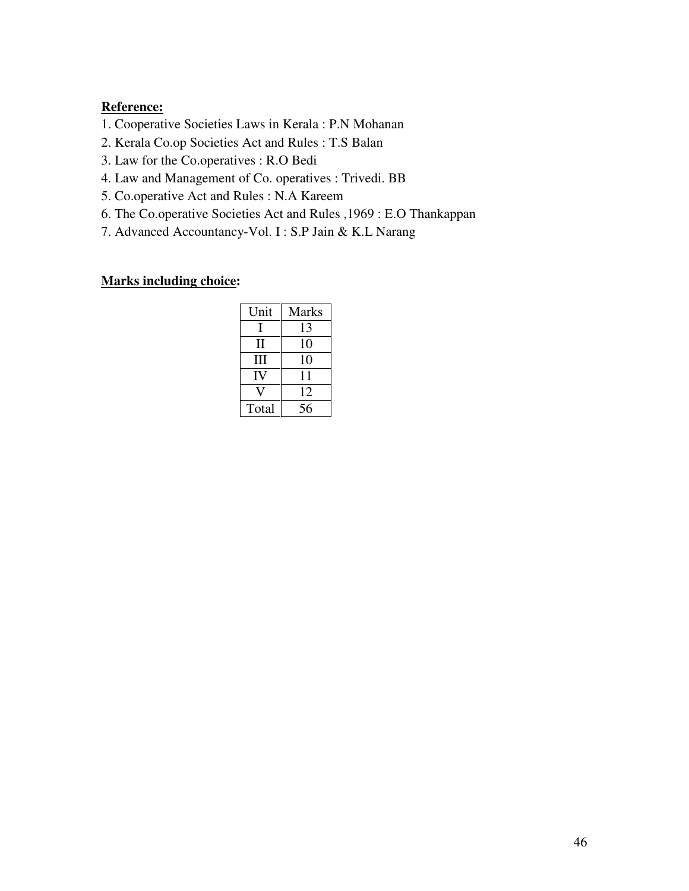**Reference:**

1. Cooperative Societies Laws in Kerala : P.N Mohanan
2. Kerala Co.op Societies Act and Rules : T.S Balan
3. Law for the Co.operatives : R.O Bedi
4. Law and Management of Co. operatives : Trivedi. BB
5. Co.operative Act and Rules : N.A Kareem
6. The Co.operative Societies Act and Rules ,1969 : E.O Thankappan
7. Advanced Accountancy-Vol. I : S.P Jain & K.L Narang

**Marks including choice:**

| Unit | Marks |
|---|---|
| I | 13 |
| II | 10 |
| III | 10 |
| IV | 11 |
| V | 12 |
| Total | 56 |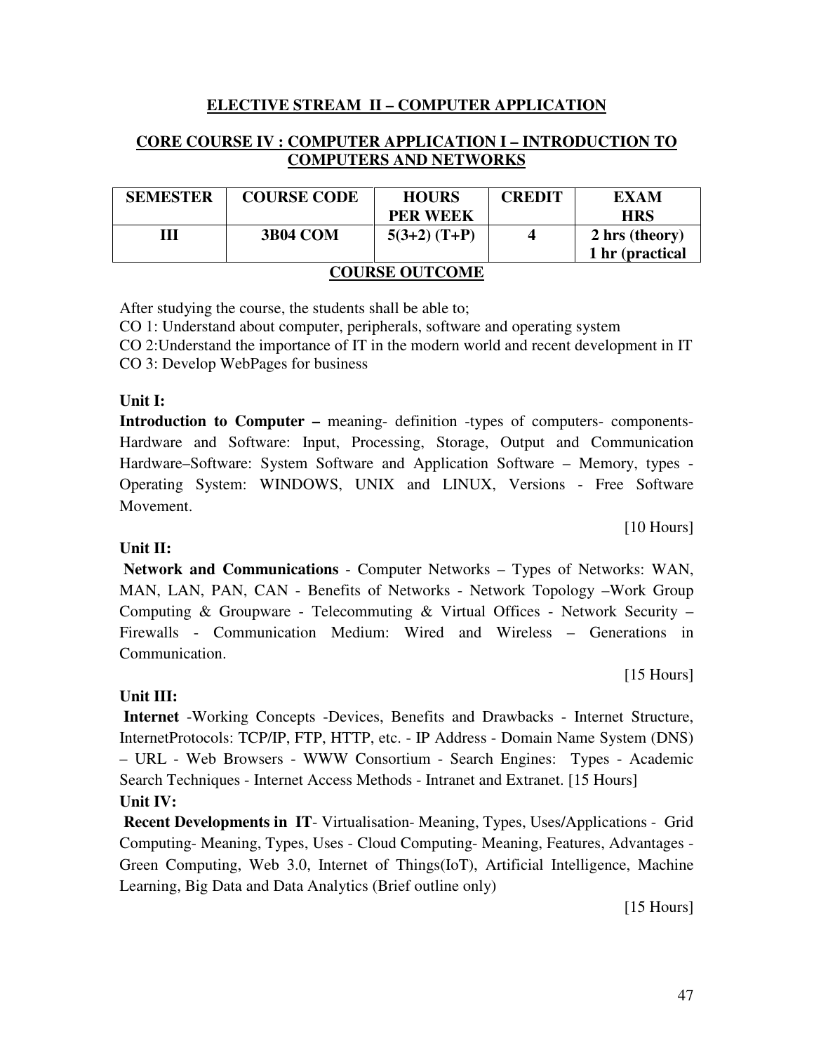## ELECTIVE STREAM II – COMPUTER APPLICATION

### CORE COURSE IV : COMPUTER APPLICATION I – INTRODUCTION TO COMPUTERS AND NETWORKS

| SEMESTER | COURSE CODE | HOURS PER WEEK | CREDIT | EXAM HRS |
|---|---|---|---|---|
| III | 3B04 COM | 5(3+2) (T+P) | 4 | 2 hrs (theory) 1 hr (practical |

### COURSE OUTCOME

After studying the course, the students shall be able to;

CO 1: Understand about computer, peripherals, software and operating system

CO 2:Understand the importance of IT in the modern world and recent development in IT

CO 3: Develop WebPages for business

**Unit I:**

**Introduction to Computer –** meaning- definition -types of computers- components- Hardware and Software: Input, Processing, Storage, Output and Communication Hardware–Software: System Software and Application Software – Memory, types - Operating System: WINDOWS, UNIX and LINUX, Versions - Free Software Movement.

[10 Hours]

**Unit II:**

**Network and Communications** - Computer Networks – Types of Networks: WAN, MAN, LAN, PAN, CAN - Benefits of Networks - Network Topology –Work Group Computing & Groupware - Telecommuting & Virtual Offices - Network Security – Firewalls - Communication Medium: Wired and Wireless – Generations in Communication.

[15 Hours]

**Unit III:**

**Internet** -Working Concepts -Devices, Benefits and Drawbacks - Internet Structure, InternetProtocols: TCP/IP, FTP, HTTP, etc. - IP Address - Domain Name System (DNS) – URL - Web Browsers - WWW Consortium - Search Engines: Types - Academic Search Techniques - Internet Access Methods - Intranet and Extranet. [15 Hours]

**Unit IV:**

**Recent Developments in IT**- Virtualisation- Meaning, Types, Uses/Applications - Grid Computing- Meaning, Types, Uses - Cloud Computing- Meaning, Features, Advantages - Green Computing, Web 3.0, Internet of Things(IoT), Artificial Intelligence, Machine Learning, Big Data and Data Analytics (Brief outline only)

[15 Hours]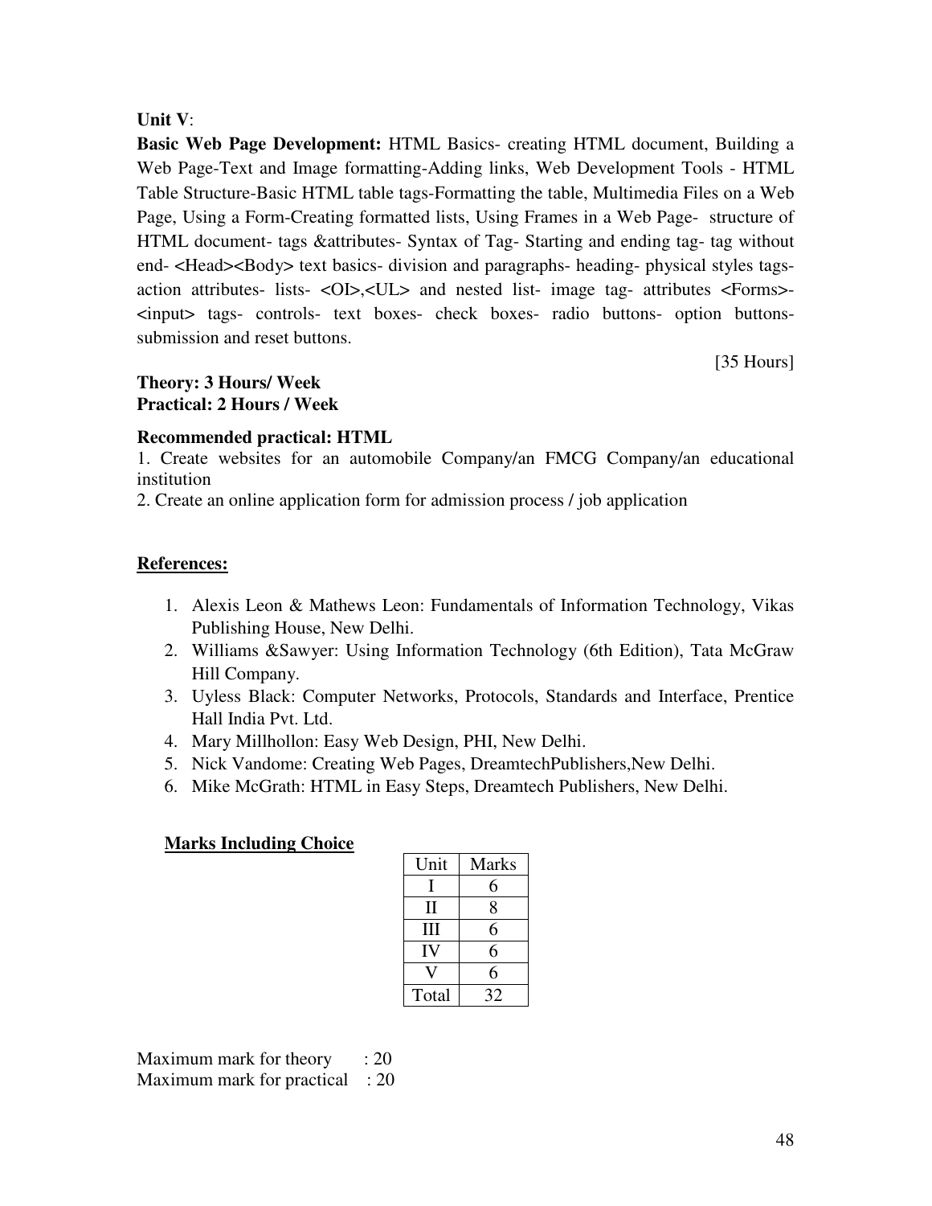**Unit V**:

**Basic Web Page Development:** HTML Basics- creating HTML document, Building a Web Page-Text and Image formatting-Adding links, Web Development Tools - HTML Table Structure-Basic HTML table tags-Formatting the table, Multimedia Files on a Web Page, Using a Form-Creating formatted lists, Using Frames in a Web Page- structure of HTML document- tags &attributes- Syntax of Tag- Starting and ending tag- tag without end- <Head><Body> text basics- division and paragraphs- heading- physical styles tags- action attributes- lists- <OI>,<UL> and nested list- image tag- attributes <Forms>- <input> tags- controls- text boxes- check boxes- radio buttons- option buttons- submission and reset buttons.

[35 Hours]

**Theory: 3 Hours/ Week**
**Practical: 2 Hours / Week**

**Recommended practical: HTML**

1. Create websites for an automobile Company/an FMCG Company/an educational institution
2. Create an online application form for admission process / job application

**References:**

1. Alexis Leon & Mathews Leon: Fundamentals of Information Technology, Vikas Publishing House, New Delhi.
2. Williams &Sawyer: Using Information Technology (6th Edition), Tata McGraw Hill Company.
3. Uyless Black: Computer Networks, Protocols, Standards and Interface, Prentice Hall India Pvt. Ltd.
4. Mary Millhollon: Easy Web Design, PHI, New Delhi.
5. Nick Vandome: Creating Web Pages, DreamtechPublishers,New Delhi.
6. Mike McGrath: HTML in Easy Steps, Dreamtech Publishers, New Delhi.

**Marks Including Choice**

| Unit | Marks |
|---|---|
| I | 6 |
| II | 8 |
| III | 6 |
| IV | 6 |
| V | 6 |
| Total | 32 |

Maximum mark for theory : 20
Maximum mark for practical : 20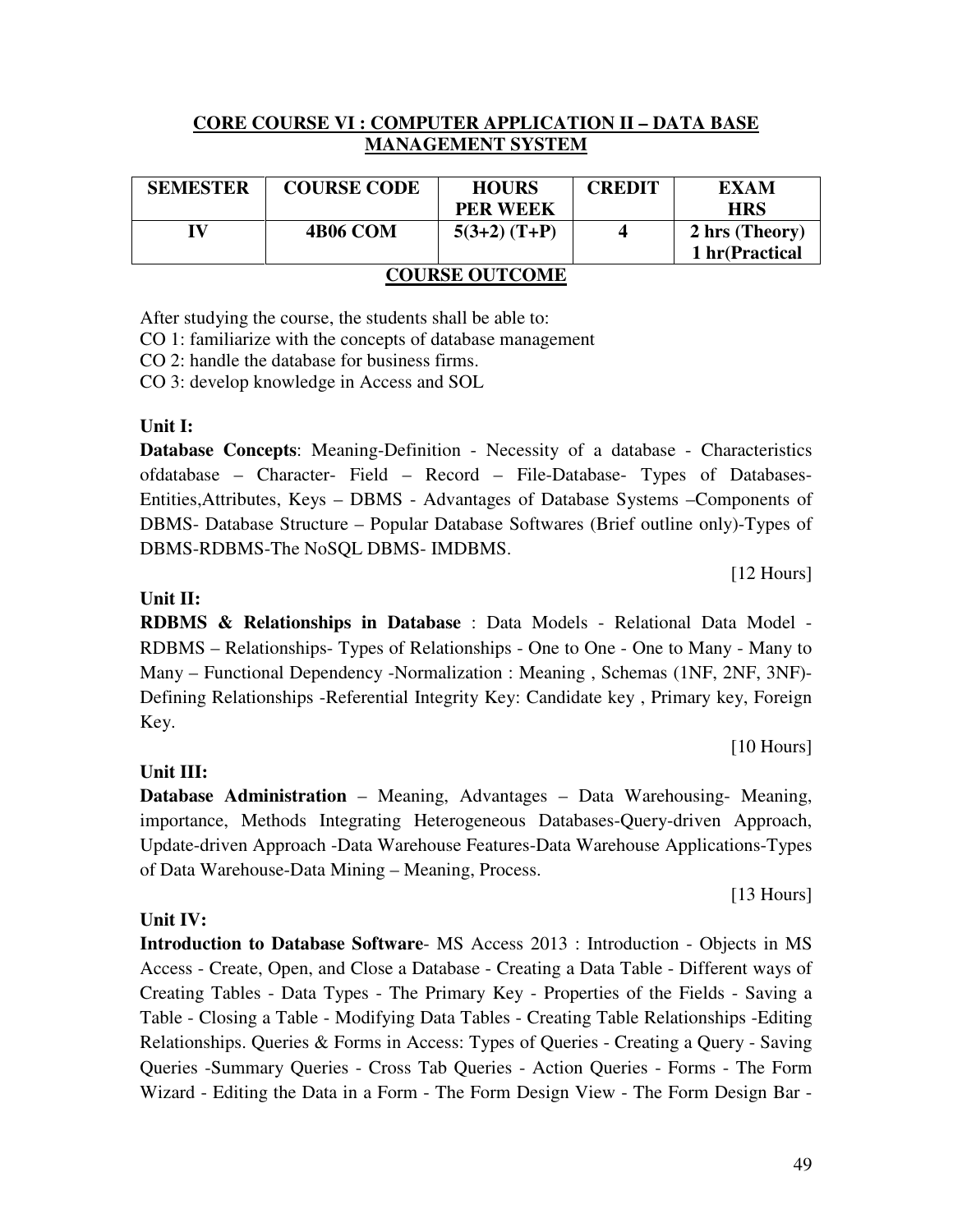## CORE COURSE VI : COMPUTER APPLICATION II – DATA BASE MANAGEMENT SYSTEM

| SEMESTER | COURSE CODE | HOURS PER WEEK | CREDIT | EXAM HRS |
|---|---|---|---|---|
| IV | 4B06 COM | 5(3+2) (T+P) | 4 | 2 hrs (Theory) 1 hr(Practical |

### COURSE OUTCOME

After studying the course, the students shall be able to:

CO 1: familiarize with the concepts of database management

CO 2: handle the database for business firms.

CO 3: develop knowledge in Access and SOL

**Unit I:**

**Database Concepts**: Meaning-Definition - Necessity of a database - Characteristics ofdatabase – Character- Field – Record – File-Database- Types of Databases- Entities,Attributes, Keys – DBMS - Advantages of Database Systems –Components of DBMS- Database Structure – Popular Database Softwares (Brief outline only)-Types of DBMS-RDBMS-The NoSQL DBMS- IMDBMS.

[12 Hours]

**Unit II:**

**RDBMS & Relationships in Database** : Data Models - Relational Data Model - RDBMS – Relationships- Types of Relationships - One to One - One to Many - Many to Many – Functional Dependency -Normalization : Meaning , Schemas (1NF, 2NF, 3NF)- Defining Relationships -Referential Integrity Key: Candidate key , Primary key, Foreign Key.

[10 Hours]

**Unit III:**

**Database Administration** – Meaning, Advantages – Data Warehousing- Meaning, importance, Methods Integrating Heterogeneous Databases-Query-driven Approach, Update-driven Approach -Data Warehouse Features-Data Warehouse Applications-Types of Data Warehouse-Data Mining – Meaning, Process.

[13 Hours]

**Unit IV:**

**Introduction to Database Software**- MS Access 2013 : Introduction - Objects in MS Access - Create, Open, and Close a Database - Creating a Data Table - Different ways of Creating Tables - Data Types - The Primary Key - Properties of the Fields - Saving a Table - Closing a Table - Modifying Data Tables - Creating Table Relationships -Editing Relationships. Queries & Forms in Access: Types of Queries - Creating a Query - Saving Queries -Summary Queries - Cross Tab Queries - Action Queries - Forms - The Form Wizard - Editing the Data in a Form - The Form Design View - The Form Design Bar -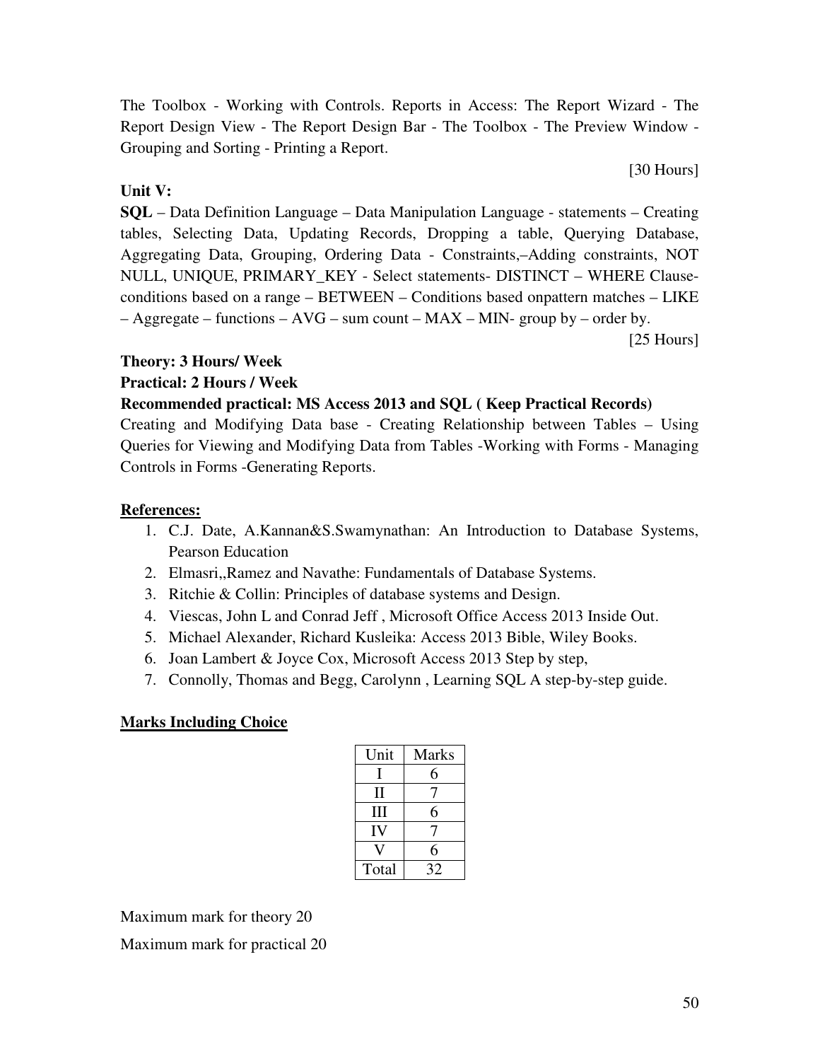The Toolbox - Working with Controls. Reports in Access: The Report Wizard - The Report Design View - The Report Design Bar - The Toolbox - The Preview Window - Grouping and Sorting - Printing a Report.

[30 Hours]

**Unit V:**

**SQL** – Data Definition Language – Data Manipulation Language - statements – Creating tables, Selecting Data, Updating Records, Dropping a table, Querying Database, Aggregating Data, Grouping, Ordering Data - Constraints,–Adding constraints, NOT NULL, UNIQUE, PRIMARY_KEY - Select statements- DISTINCT – WHERE Clause- conditions based on a range – BETWEEN – Conditions based onpattern matches – LIKE – Aggregate – functions – AVG – sum count – MAX – MIN- group by – order by.

[25 Hours]

**Theory: 3 Hours/ Week**

**Practical: 2 Hours / Week**

**Recommended practical: MS Access 2013 and SQL ( Keep Practical Records)**

Creating and Modifying Data base - Creating Relationship between Tables – Using Queries for Viewing and Modifying Data from Tables -Working with Forms - Managing Controls in Forms -Generating Reports.

**References:**

1. C.J. Date, A.Kannan&S.Swamynathan: An Introduction to Database Systems, Pearson Education
2. Elmasri,,Ramez and Navathe: Fundamentals of Database Systems.
3. Ritchie & Collin: Principles of database systems and Design.
4. Viescas, John L and Conrad Jeff , Microsoft Office Access 2013 Inside Out.
5. Michael Alexander, Richard Kusleika: Access 2013 Bible, Wiley Books.
6. Joan Lambert & Joyce Cox, Microsoft Access 2013 Step by step,
7. Connolly, Thomas and Begg, Carolynn , Learning SQL A step-by-step guide.

**Marks Including Choice**

| Unit | Marks |
|---|---|
| I | 6 |
| II | 7 |
| III | 6 |
| IV | 7 |
| V | 6 |
| Total | 32 |

Maximum mark for theory 20

Maximum mark for practical 20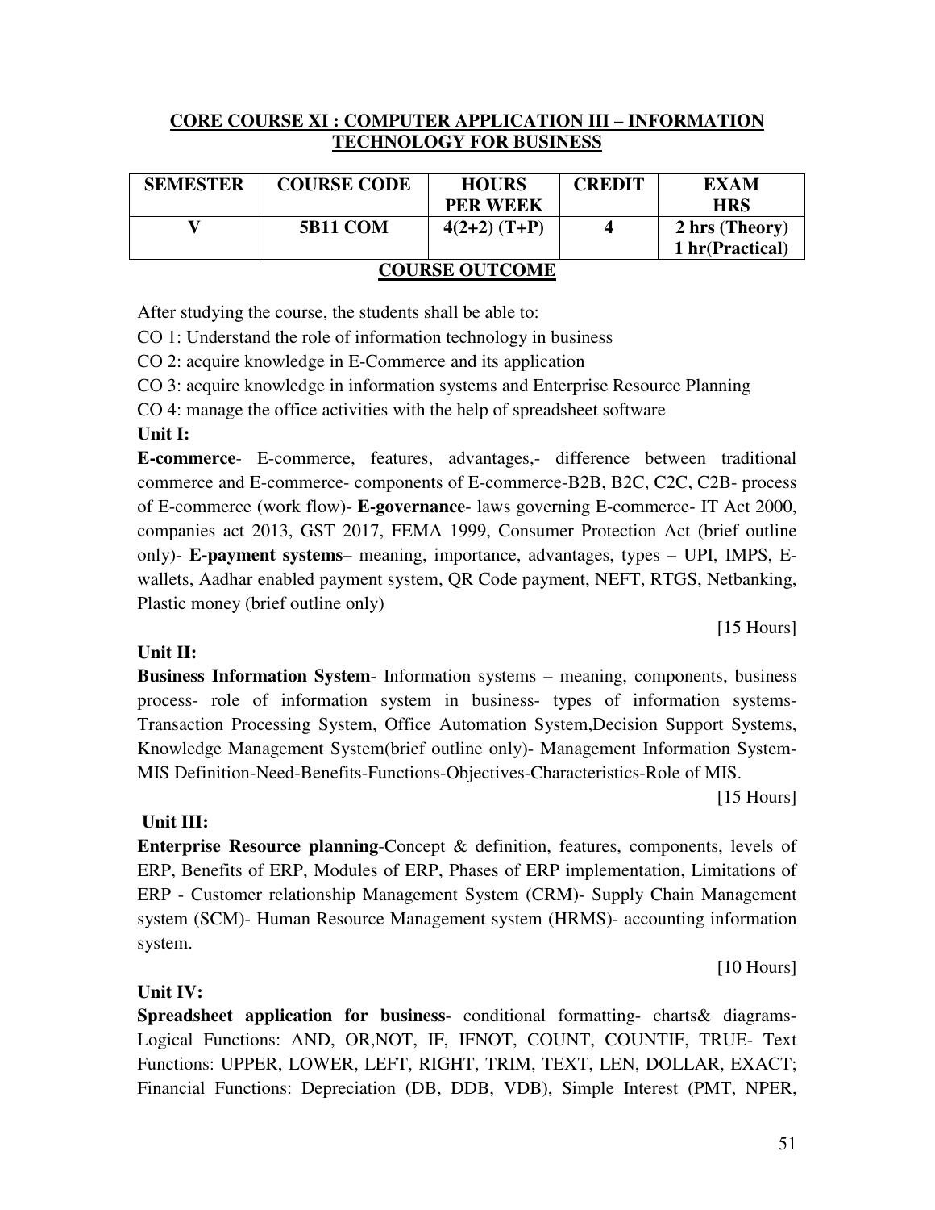## CORE COURSE XI : COMPUTER APPLICATION III – INFORMATION TECHNOLOGY FOR BUSINESS

| SEMESTER | COURSE CODE | HOURS PER WEEK | CREDIT | EXAM HRS |
|---|---|---|---|---|
| V | 5B11 COM | 4(2+2) (T+P) | 4 | 2 hrs (Theory) 1 hr(Practical) |

### COURSE OUTCOME

After studying the course, the students shall be able to:

CO 1: Understand the role of information technology in business

CO 2: acquire knowledge in E-Commerce and its application

CO 3: acquire knowledge in information systems and Enterprise Resource Planning

CO 4: manage the office activities with the help of spreadsheet software

**Unit I:**

**E-commerce**- E-commerce, features, advantages,- difference between traditional commerce and E-commerce- components of E-commerce-B2B, B2C, C2C, C2B- process of E-commerce (work flow)- **E-governance**- laws governing E-commerce- IT Act 2000, companies act 2013, GST 2017, FEMA 1999, Consumer Protection Act (brief outline only)- **E-payment systems**– meaning, importance, advantages, types – UPI, IMPS, E-wallets, Aadhar enabled payment system, QR Code payment, NEFT, RTGS, Netbanking, Plastic money (brief outline only)

[15 Hours]

**Unit II:**

**Business Information System**- Information systems – meaning, components, business process- role of information system in business- types of information systems- Transaction Processing System, Office Automation System,Decision Support Systems, Knowledge Management System(brief outline only)- Management Information System- MIS Definition-Need-Benefits-Functions-Objectives-Characteristics-Role of MIS.

[15 Hours]

**Unit III:**

**Enterprise Resource planning**-Concept & definition, features, components, levels of ERP, Benefits of ERP, Modules of ERP, Phases of ERP implementation, Limitations of ERP - Customer relationship Management System (CRM)- Supply Chain Management system (SCM)- Human Resource Management system (HRMS)- accounting information system.

[10 Hours]

**Unit IV:**

**Spreadsheet application for business**- conditional formatting- charts& diagrams- Logical Functions: AND, OR,NOT, IF, IFNOT, COUNT, COUNTIF, TRUE- Text Functions: UPPER, LOWER, LEFT, RIGHT, TRIM, TEXT, LEN, DOLLAR, EXACT; Financial Functions: Depreciation (DB, DDB, VDB), Simple Interest (PMT, NPER,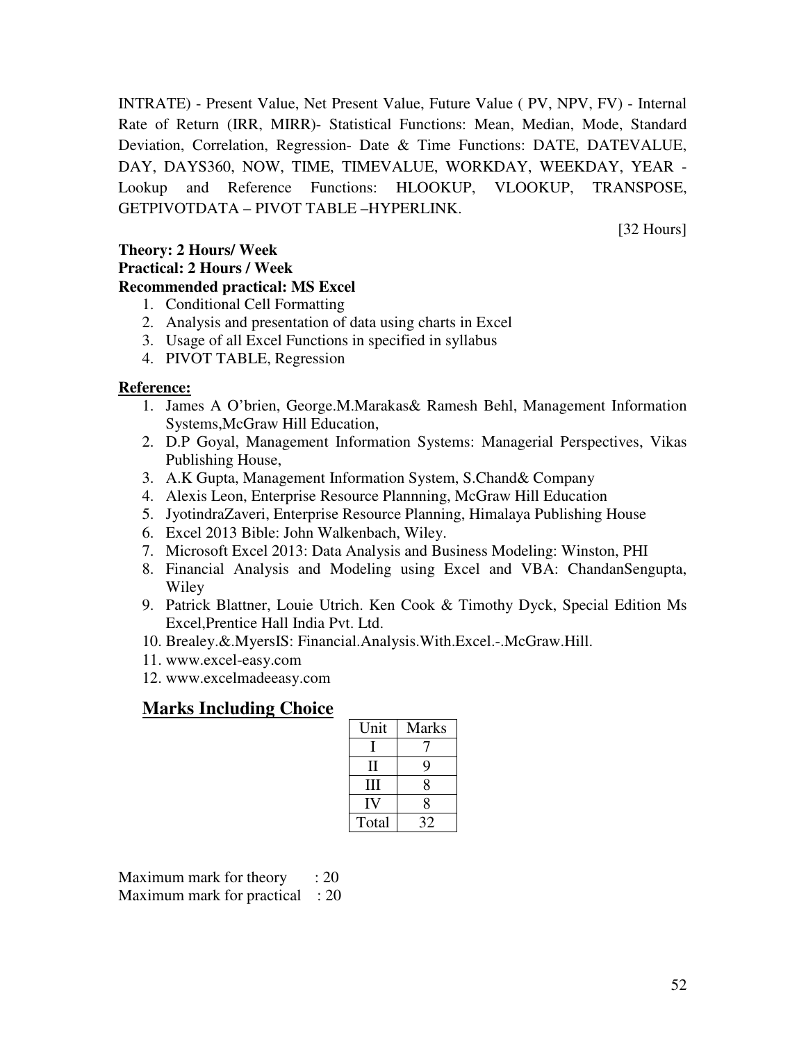INTRATE) - Present Value, Net Present Value, Future Value ( PV, NPV, FV) - Internal Rate of Return (IRR, MIRR)- Statistical Functions: Mean, Median, Mode, Standard Deviation, Correlation, Regression- Date & Time Functions: DATE, DATEVALUE, DAY, DAYS360, NOW, TIME, TIMEVALUE, WORKDAY, WEEKDAY, YEAR - Lookup and Reference Functions: HLOOKUP, VLOOKUP, TRANSPOSE, GETPIVOTDATA – PIVOT TABLE –HYPERLINK.

[32 Hours]

**Theory: 2 Hours/ Week**
**Practical: 2 Hours / Week**
**Recommended practical: MS Excel**

1. Conditional Cell Formatting
2. Analysis and presentation of data using charts in Excel
3. Usage of all Excel Functions in specified in syllabus
4. PIVOT TABLE, Regression

**Reference:**

1. James A O'brien, George.M.Marakas& Ramesh Behl, Management Information Systems,McGraw Hill Education,
2. D.P Goyal, Management Information Systems: Managerial Perspectives, Vikas Publishing House,
3. A.K Gupta, Management Information System, S.Chand& Company
4. Alexis Leon, Enterprise Resource Plannning, McGraw Hill Education
5. JyotindraZaveri, Enterprise Resource Planning, Himalaya Publishing House
6. Excel 2013 Bible: John Walkenbach, Wiley.
7. Microsoft Excel 2013: Data Analysis and Business Modeling: Winston, PHI
8. Financial Analysis and Modeling using Excel and VBA: ChandanSengupta, Wiley
9. Patrick Blattner, Louie Utrich. Ken Cook & Timothy Dyck, Special Edition Ms Excel,Prentice Hall India Pvt. Ltd.
10. Brealey.&.MyersIS: Financial.Analysis.With.Excel.-.McGraw.Hill.
11. www.excel-easy.com
12. www.excelmadeeasy.com

## Marks Including Choice

| Unit | Marks |
|---|---|
| I | 7 |
| II | 9 |
| III | 8 |
| IV | 8 |
| Total | 32 |

Maximum mark for theory : 20
Maximum mark for practical : 20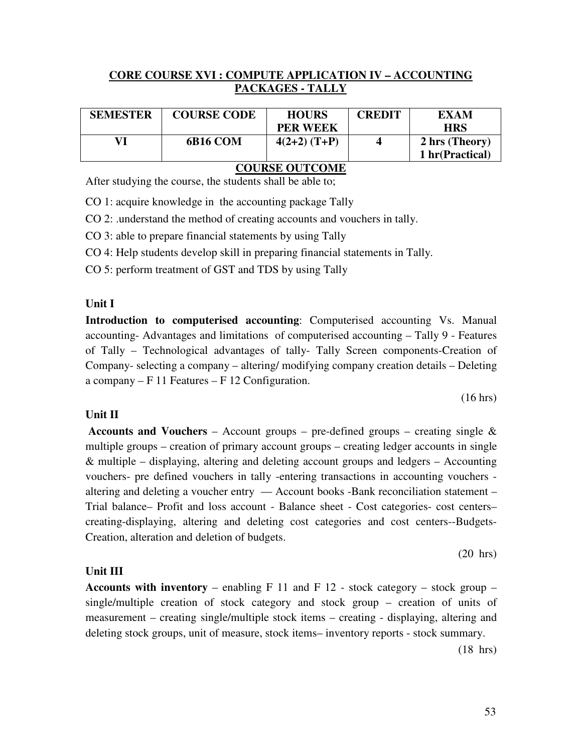## CORE COURSE XVI : COMPUTE APPLICATION IV – ACCOUNTING PACKAGES - TALLY

| SEMESTER | COURSE CODE | HOURS PER WEEK | CREDIT | EXAM HRS |
|---|---|---|---|---|
| VI | 6B16 COM | 4(2+2) (T+P) | 4 | 2 hrs (Theory) 1 hr(Practical) |

### COURSE OUTCOME

After studying the course, the students shall be able to;

CO 1: acquire knowledge in the accounting package Tally

CO 2: .understand the method of creating accounts and vouchers in tally.

CO 3: able to prepare financial statements by using Tally

CO 4: Help students develop skill in preparing financial statements in Tally.

CO 5: perform treatment of GST and TDS by using Tally

### Unit I

**Introduction to computerised accounting**: Computerised accounting Vs. Manual accounting- Advantages and limitations of computerised accounting – Tally 9 - Features of Tally – Technological advantages of tally- Tally Screen components-Creation of Company- selecting a company – altering/ modifying company creation details – Deleting a company – F 11 Features – F 12 Configuration.

(16 hrs)

### Unit II

**Accounts and Vouchers** – Account groups – pre-defined groups – creating single & multiple groups – creation of primary account groups – creating ledger accounts in single & multiple – displaying, altering and deleting account groups and ledgers – Accounting vouchers- pre defined vouchers in tally -entering transactions in accounting vouchers - altering and deleting a voucher entry — Account books -Bank reconciliation statement – Trial balance– Profit and loss account - Balance sheet - Cost categories- cost centers– creating-displaying, altering and deleting cost categories and cost centers--Budgets-Creation, alteration and deletion of budgets.

(20 hrs)

### Unit III

**Accounts with inventory** – enabling F 11 and F 12 - stock category – stock group – single/multiple creation of stock category and stock group – creation of units of measurement – creating single/multiple stock items – creating - displaying, altering and deleting stock groups, unit of measure, stock items– inventory reports - stock summary.

(18 hrs)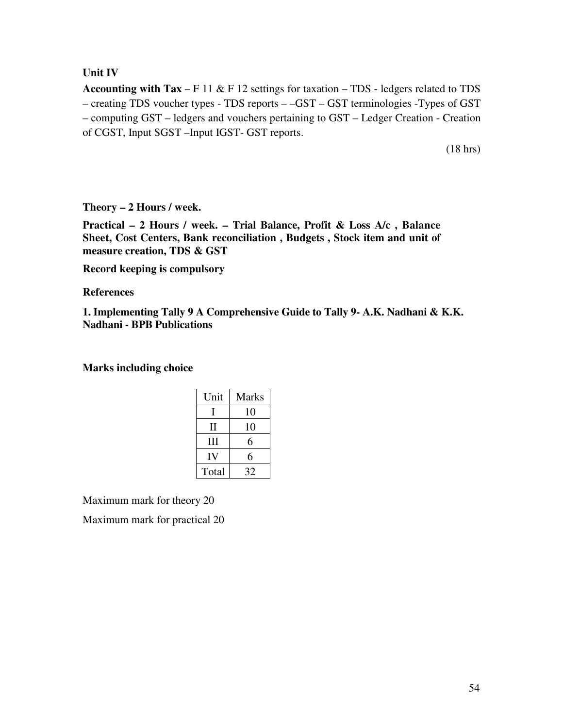**Unit IV**

**Accounting with Tax** – F 11 & F 12 settings for taxation – TDS - ledgers related to TDS – creating TDS voucher types - TDS reports – –GST – GST terminologies -Types of GST – computing GST – ledgers and vouchers pertaining to GST – Ledger Creation - Creation of CGST, Input SGST –Input IGST- GST reports.

(18 hrs)

**Theory – 2 Hours / week.**

**Practical – 2 Hours / week. – Trial Balance, Profit & Loss A/c , Balance Sheet, Cost Centers, Bank reconciliation , Budgets , Stock item and unit of measure creation, TDS & GST**

**Record keeping is compulsory**

**References**

**1. Implementing Tally 9 A Comprehensive Guide to Tally 9- A.K. Nadhani & K.K. Nadhani - BPB Publications**

**Marks including choice**

| Unit | Marks |
|---|---|
| I | 10 |
| II | 10 |
| III | 6 |
| IV | 6 |
| Total | 32 |

Maximum mark for theory 20

Maximum mark for practical 20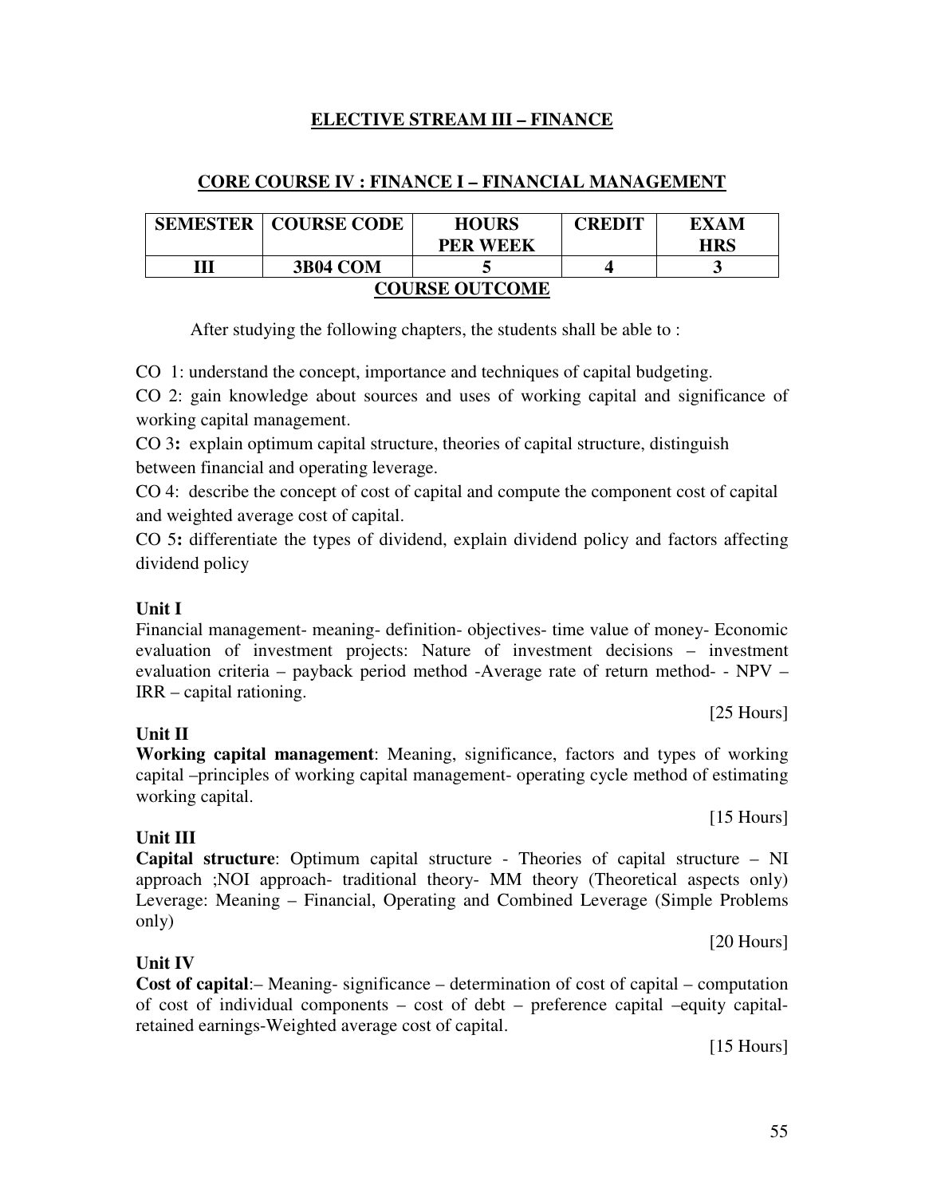## ELECTIVE STREAM III – FINANCE

### CORE COURSE IV : FINANCE I – FINANCIAL MANAGEMENT

| SEMESTER | COURSE CODE | HOURS PER WEEK | CREDIT | EXAM HRS |
|---|---|---|---|---|
| III | 3B04 COM | 5 | 4 | 3 |

### COURSE OUTCOME

After studying the following chapters, the students shall be able to :

CO 1: understand the concept, importance and techniques of capital budgeting.

CO 2: gain knowledge about sources and uses of working capital and significance of working capital management.

CO 3**:** explain optimum capital structure, theories of capital structure, distinguish between financial and operating leverage.

CO 4: describe the concept of cost of capital and compute the component cost of capital and weighted average cost of capital.

CO 5**:** differentiate the types of dividend, explain dividend policy and factors affecting dividend policy

**Unit I**

Financial management- meaning- definition- objectives- time value of money- Economic evaluation of investment projects: Nature of investment decisions – investment evaluation criteria – payback period method -Average rate of return method- - NPV – IRR – capital rationing.

[25 Hours]

**Unit II**

**Working capital management**: Meaning, significance, factors and types of working capital –principles of working capital management- operating cycle method of estimating working capital.

[15 Hours]

**Unit III**

**Capital structure**: Optimum capital structure - Theories of capital structure – NI approach ;NOI approach- traditional theory- MM theory (Theoretical aspects only) Leverage: Meaning – Financial, Operating and Combined Leverage (Simple Problems only)

[20 Hours]

**Unit IV**

**Cost of capital**:– Meaning- significance – determination of cost of capital – computation of cost of individual components – cost of debt – preference capital –equity capital-retained earnings-Weighted average cost of capital.

[15 Hours]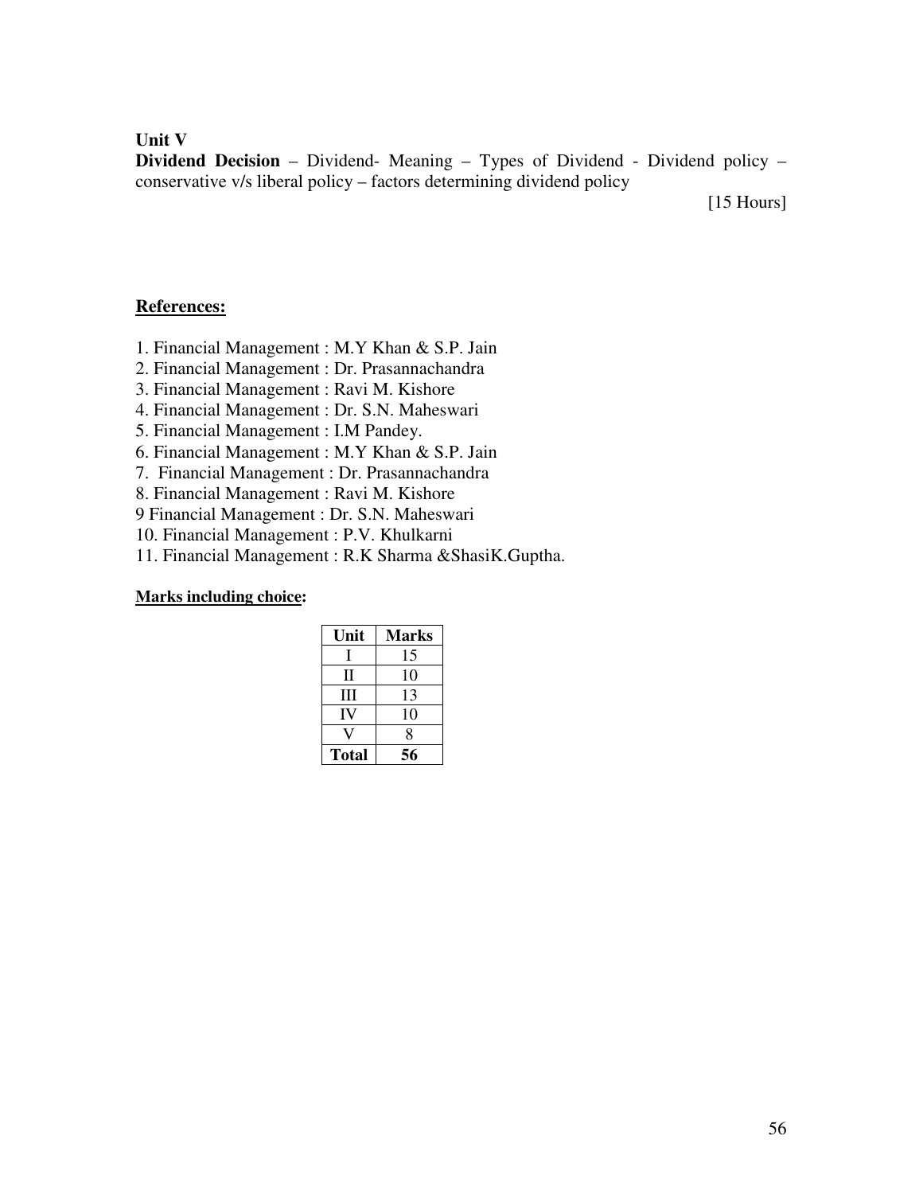**Unit V**

**Dividend Decision** – Dividend- Meaning – Types of Dividend - Dividend policy – conservative v/s liberal policy – factors determining dividend policy

[15 Hours]

**References:**

1. Financial Management : M.Y Khan & S.P. Jain
2. Financial Management : Dr. Prasannachandra
3. Financial Management : Ravi M. Kishore
4. Financial Management : Dr. S.N. Maheswari
5. Financial Management : I.M Pandey.
6. Financial Management : M.Y Khan & S.P. Jain
7. Financial Management : Dr. Prasannachandra
8. Financial Management : Ravi M. Kishore

9 Financial Management : Dr. S.N. Maheswari

10. Financial Management : P.V. Khulkarni
11. Financial Management : R.K Sharma &ShasiK.Guptha.

**Marks including choice:**

| Unit | Marks |
|---|---|
| I | 15 |
| II | 10 |
| III | 13 |
| IV | 10 |
| V | 8 |
| **Total** | **56** |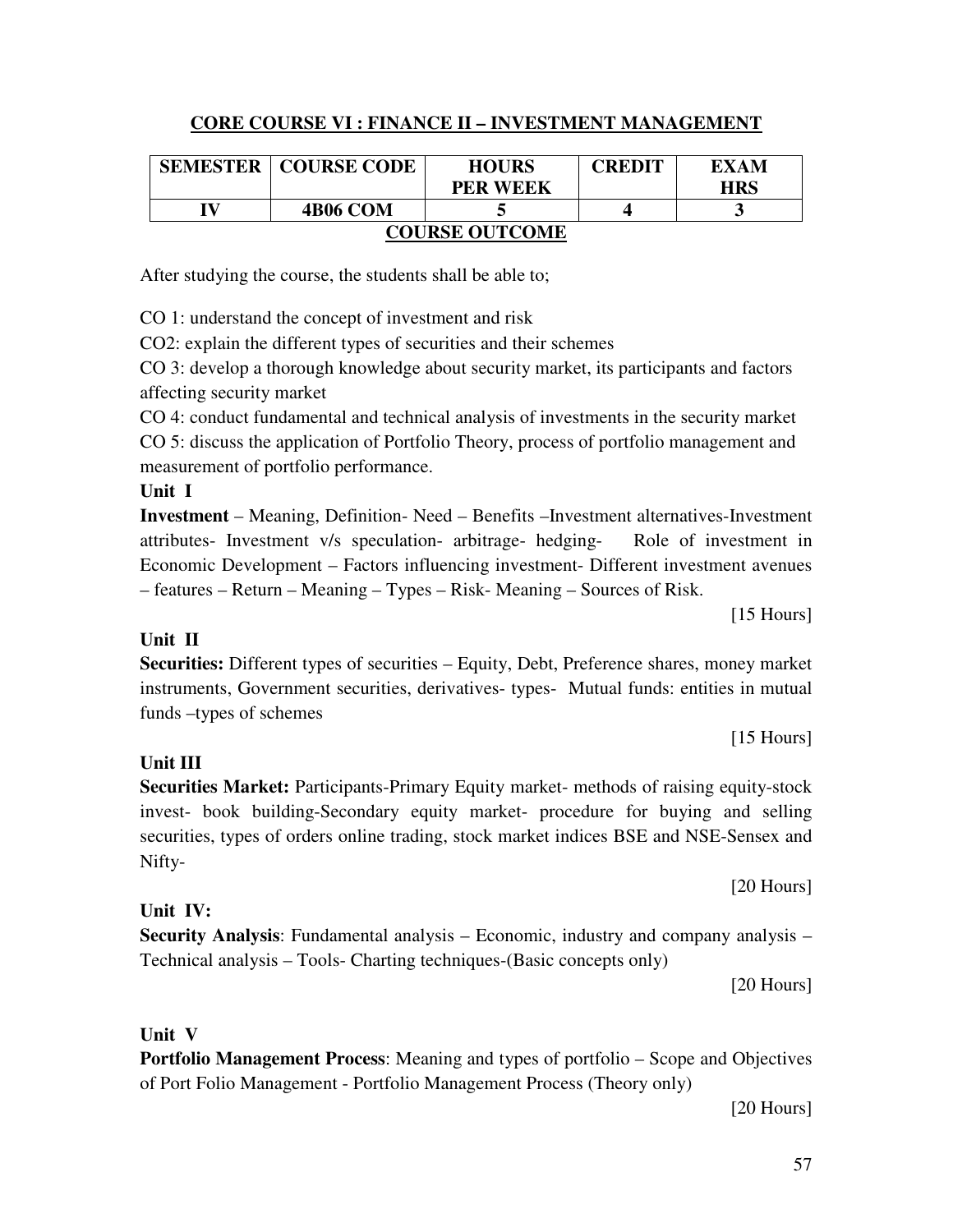## CORE COURSE VI : FINANCE II – INVESTMENT MANAGEMENT

| SEMESTER | COURSE CODE | HOURS PER WEEK | CREDIT | EXAM HRS |
|---|---|---|---|---|
| IV | 4B06 COM | 5 | 4 | 3 |

### COURSE OUTCOME

After studying the course, the students shall be able to;

CO 1: understand the concept of investment and risk

CO2: explain the different types of securities and their schemes

CO 3: develop a thorough knowledge about security market, its participants and factors affecting security market

CO 4: conduct fundamental and technical analysis of investments in the security market

CO 5: discuss the application of Portfolio Theory, process of portfolio management and measurement of portfolio performance.

**Unit I**

**Investment** – Meaning, Definition- Need – Benefits –Investment alternatives-Investment attributes- Investment v/s speculation- arbitrage- hedging- Role of investment in Economic Development – Factors influencing investment- Different investment avenues – features – Return – Meaning – Types – Risk- Meaning – Sources of Risk.

[15 Hours]

**Unit II**

**Securities:** Different types of securities – Equity, Debt, Preference shares, money market instruments, Government securities, derivatives- types- Mutual funds: entities in mutual funds –types of schemes

[15 Hours]

**Unit III**

**Securities Market:** Participants-Primary Equity market- methods of raising equity-stock invest- book building-Secondary equity market- procedure for buying and selling securities, types of orders online trading, stock market indices BSE and NSE-Sensex and Nifty-

[20 Hours]

**Unit IV:**

**Security Analysis**: Fundamental analysis – Economic, industry and company analysis – Technical analysis – Tools- Charting techniques-(Basic concepts only)

[20 Hours]

**Unit V**

**Portfolio Management Process**: Meaning and types of portfolio – Scope and Objectives of Port Folio Management - Portfolio Management Process (Theory only)

[20 Hours]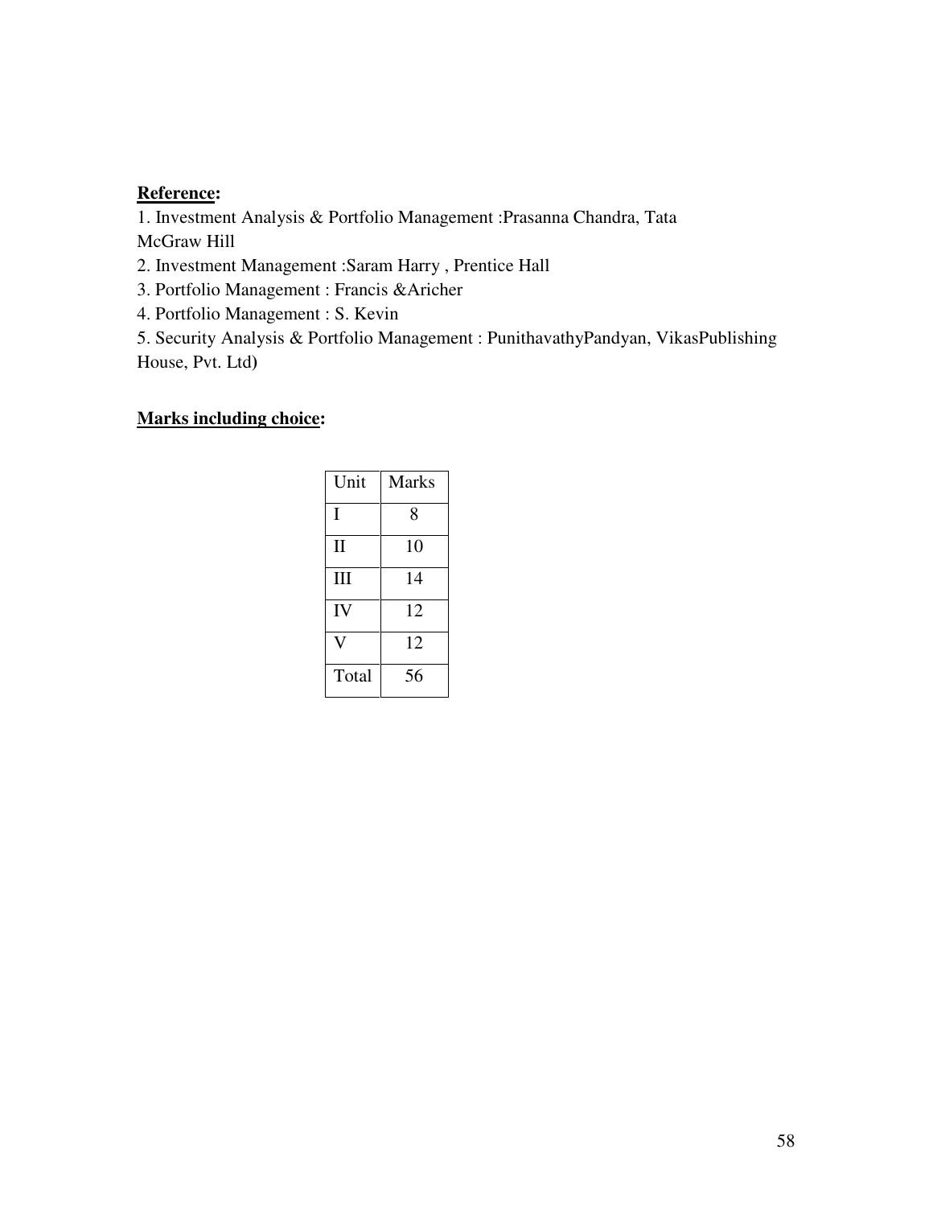**<u>Reference</u>:**

1. Investment Analysis & Portfolio Management :Prasanna Chandra, Tata McGraw Hill
2. Investment Management :Saram Harry , Prentice Hall
3. Portfolio Management : Francis &Aricher
4. Portfolio Management : S. Kevin
5. Security Analysis & Portfolio Management : PunithavathyPandyan, VikasPublishing House, Pvt. Ltd)

**<u>Marks including choice</u>:**

| Unit | Marks |
|---|---|
| I | 8 |
| II | 10 |
| III | 14 |
| IV | 12 |
| V | 12 |
| Total | 56 |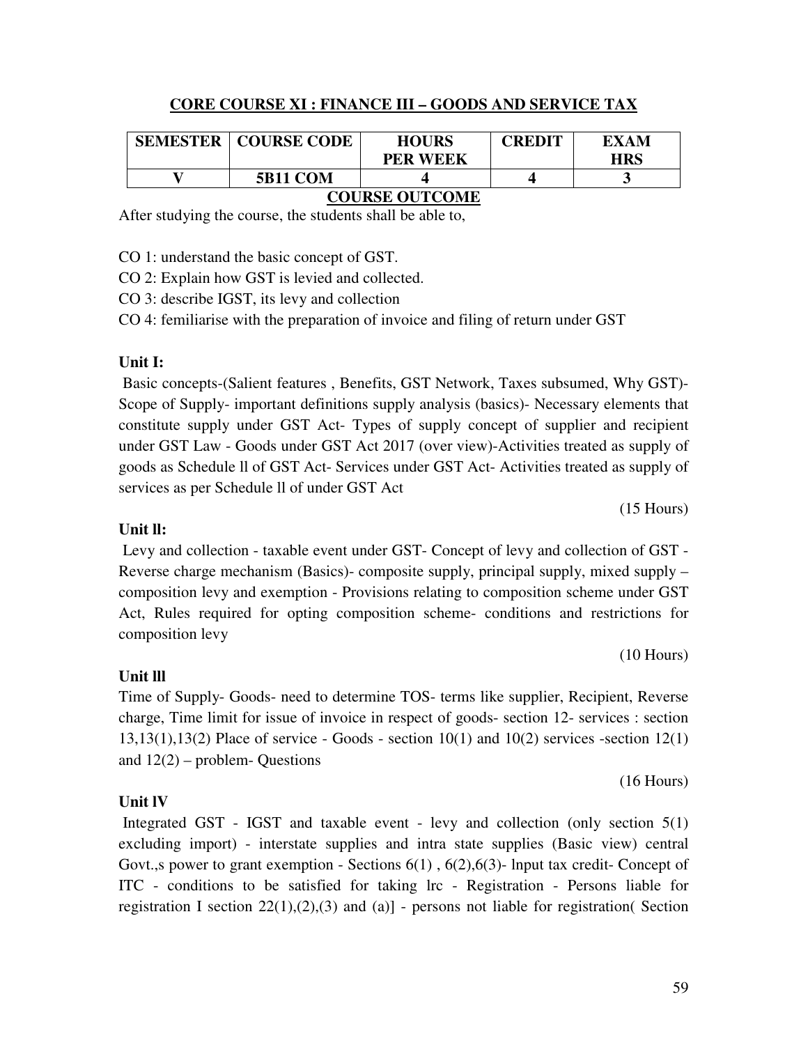## CORE COURSE XI : FINANCE III – GOODS AND SERVICE TAX

| SEMESTER | COURSE CODE | HOURS PER WEEK | CREDIT | EXAM HRS |
|---|---|---|---|---|
| V | 5B11 COM | 4 | 4 | 3 |

### COURSE OUTCOME

After studying the course, the students shall be able to,

CO 1: understand the basic concept of GST.

CO 2: Explain how GST is levied and collected.

CO 3: describe IGST, its levy and collection

CO 4: femiliarise with the preparation of invoice and filing of return under GST

**Unit I:**

Basic concepts-(Salient features , Benefits, GST Network, Taxes subsumed, Why GST)- Scope of Supply- important definitions supply analysis (basics)- Necessary elements that constitute supply under GST Act- Types of supply concept of supplier and recipient under GST Law - Goods under GST Act 2017 (over view)-Activities treated as supply of goods as Schedule ll of GST Act- Services under GST Act- Activities treated as supply of services as per Schedule ll of under GST Act

(15 Hours)

**Unit ll:**

Levy and collection - taxable event under GST- Concept of levy and collection of GST - Reverse charge mechanism (Basics)- composite supply, principal supply, mixed supply – composition levy and exemption - Provisions relating to composition scheme under GST Act, Rules required for opting composition scheme- conditions and restrictions for composition levy

(10 Hours)

**Unit lll**

Time of Supply- Goods- need to determine TOS- terms like supplier, Recipient, Reverse charge, Time limit for issue of invoice in respect of goods- section 12- services : section 13,13(1),13(2) Place of service - Goods - section 10(1) and 10(2) services -section 12(1) and 12(2) – problem- Questions

(16 Hours)

**Unit lV**

Integrated GST - IGST and taxable event - levy and collection (only section 5(1) excluding import) - interstate supplies and intra state supplies (Basic view) central Govt.,s power to grant exemption - Sections 6(1) , 6(2),6(3)- lnput tax credit- Concept of ITC - conditions to be satisfied for taking lrc - Registration - Persons liable for registration I section 22(1),(2),(3) and (a)] - persons not liable for registration( Section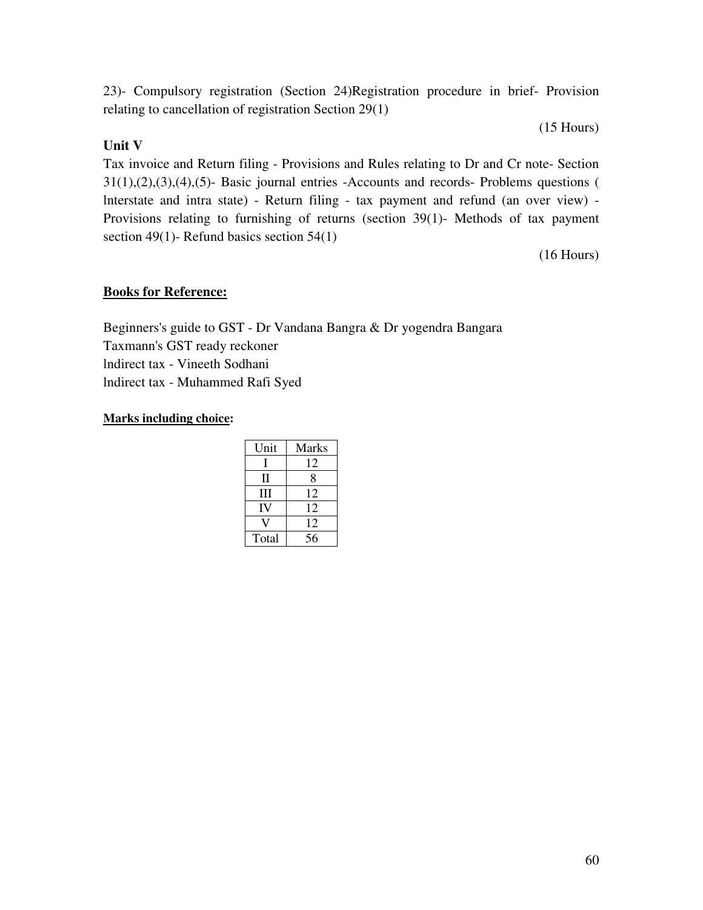23)- Compulsory registration (Section 24)Registration procedure in brief- Provision relating to cancellation of registration Section 29(1)

(15 Hours)

**Unit V**

Tax invoice and Return filing - Provisions and Rules relating to Dr and Cr note- Section 31(1),(2),(3),(4),(5)- Basic journal entries -Accounts and records- Problems questions ( lnterstate and intra state) - Return filing - tax payment and refund (an over view) - Provisions relating to furnishing of returns (section 39(1)- Methods of tax payment section 49(1)- Refund basics section 54(1)

(16 Hours)

**Books for Reference:**

Beginners's guide to GST - Dr Vandana Bangra & Dr yogendra Bangara
Taxmann's GST ready reckoner
lndirect tax - Vineeth Sodhani
lndirect tax - Muhammed Rafi Syed

**Marks including choice:**

| Unit | Marks |
|---|---|
| I | 12 |
| II | 8 |
| III | 12 |
| IV | 12 |
| V | 12 |
| Total | 56 |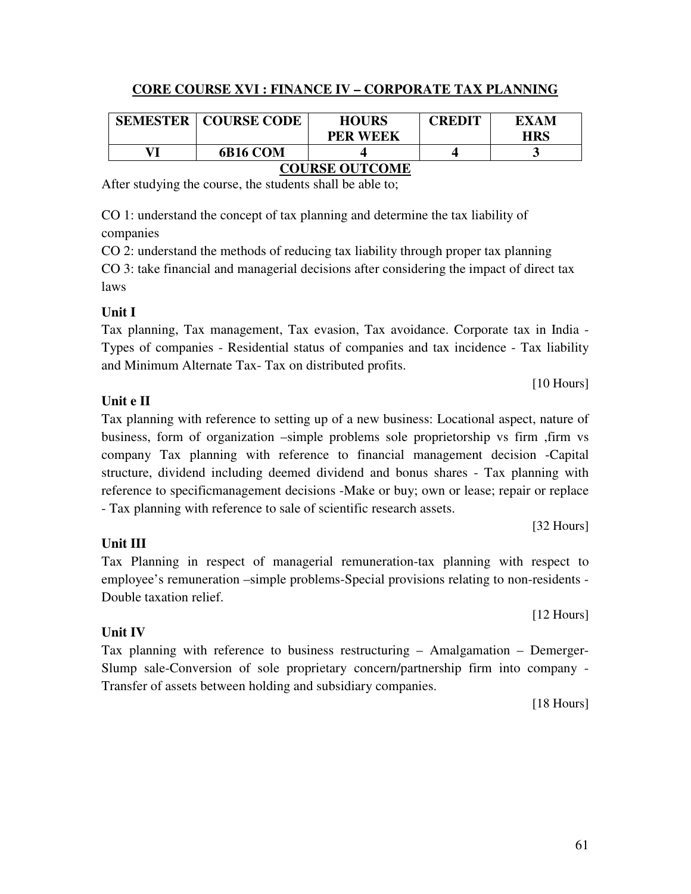## CORE COURSE XVI : FINANCE IV – CORPORATE TAX PLANNING

| SEMESTER | COURSE CODE | HOURS PER WEEK | CREDIT | EXAM HRS |
|---|---|---|---|---|
| VI | 6B16 COM | 4 | 4 | 3 |

### COURSE OUTCOME

After studying the course, the students shall be able to;

CO 1: understand the concept of tax planning and determine the tax liability of companies

CO 2: understand the methods of reducing tax liability through proper tax planning

CO 3: take financial and managerial decisions after considering the impact of direct tax laws

**Unit I**

Tax planning, Tax management, Tax evasion, Tax avoidance. Corporate tax in India - Types of companies - Residential status of companies and tax incidence - Tax liability and Minimum Alternate Tax- Tax on distributed profits.

[10 Hours]

**Unit e II**

Tax planning with reference to setting up of a new business: Locational aspect, nature of business, form of organization –simple problems sole proprietorship vs firm ,firm vs company Tax planning with reference to financial management decision -Capital structure, dividend including deemed dividend and bonus shares - Tax planning with reference to specificmanagement decisions -Make or buy; own or lease; repair or replace - Tax planning with reference to sale of scientific research assets.

[32 Hours]

**Unit III**

Tax Planning in respect of managerial remuneration-tax planning with respect to employee's remuneration –simple problems-Special provisions relating to non-residents - Double taxation relief.

[12 Hours]

**Unit IV**

Tax planning with reference to business restructuring – Amalgamation – Demerger-Slump sale-Conversion of sole proprietary concern/partnership firm into company - Transfer of assets between holding and subsidiary companies.

[18 Hours]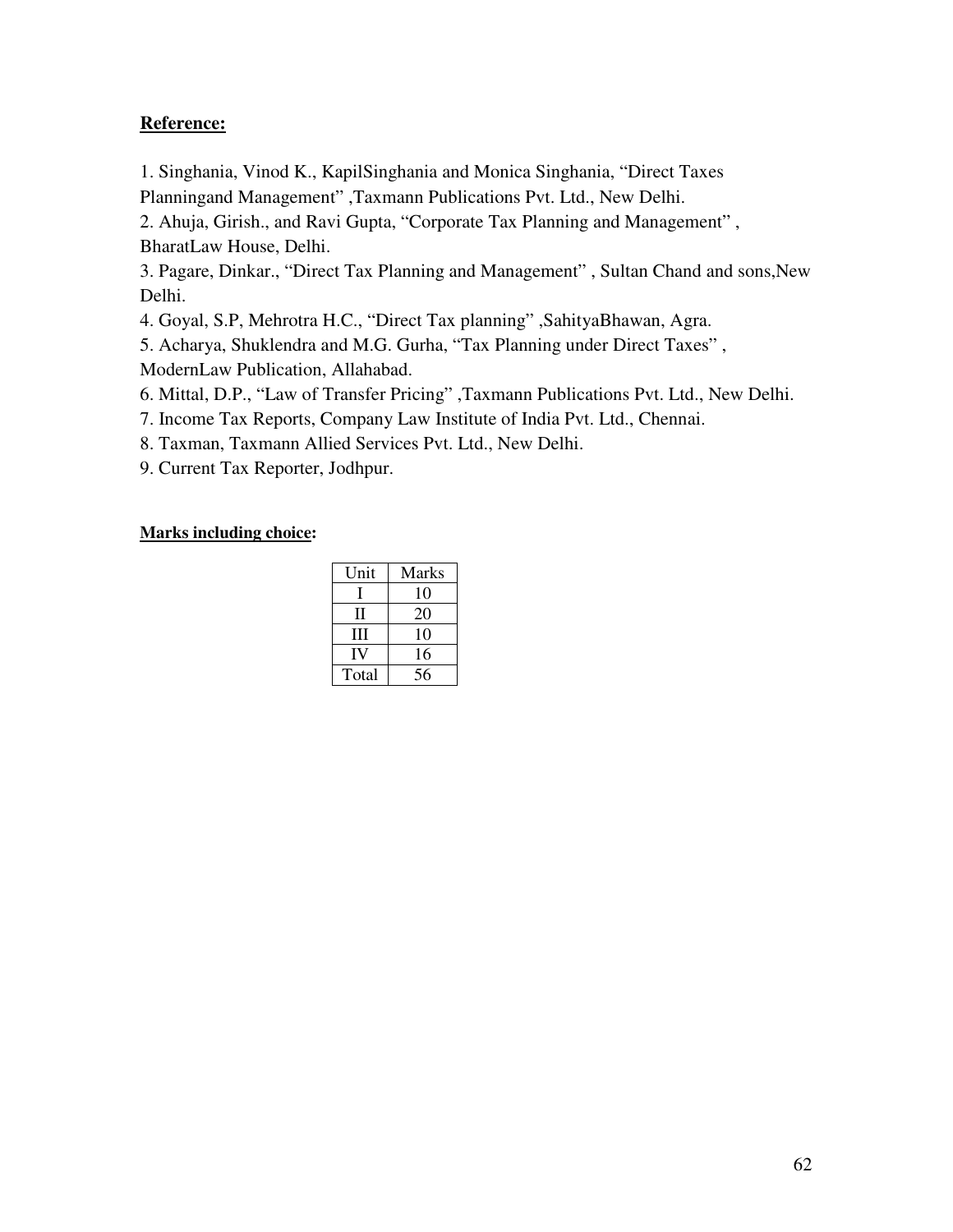**Reference:**

1. Singhania, Vinod K., KapilSinghania and Monica Singhania, "Direct Taxes Planningand Management" ,Taxmann Publications Pvt. Ltd., New Delhi.
2. Ahuja, Girish., and Ravi Gupta, "Corporate Tax Planning and Management" , BharatLaw House, Delhi.
3. Pagare, Dinkar., "Direct Tax Planning and Management" , Sultan Chand and sons,New Delhi.
4. Goyal, S.P, Mehrotra H.C., "Direct Tax planning" ,SahityaBhawan, Agra.
5. Acharya, Shuklendra and M.G. Gurha, "Tax Planning under Direct Taxes" , ModernLaw Publication, Allahabad.
6. Mittal, D.P., "Law of Transfer Pricing" ,Taxmann Publications Pvt. Ltd., New Delhi.
7. Income Tax Reports, Company Law Institute of India Pvt. Ltd., Chennai.
8. Taxman, Taxmann Allied Services Pvt. Ltd., New Delhi.
9. Current Tax Reporter, Jodhpur.

**Marks including choice:**

| Unit | Marks |
|---|---|
| I | 10 |
| II | 20 |
| III | 10 |
| IV | 16 |
| Total | 56 |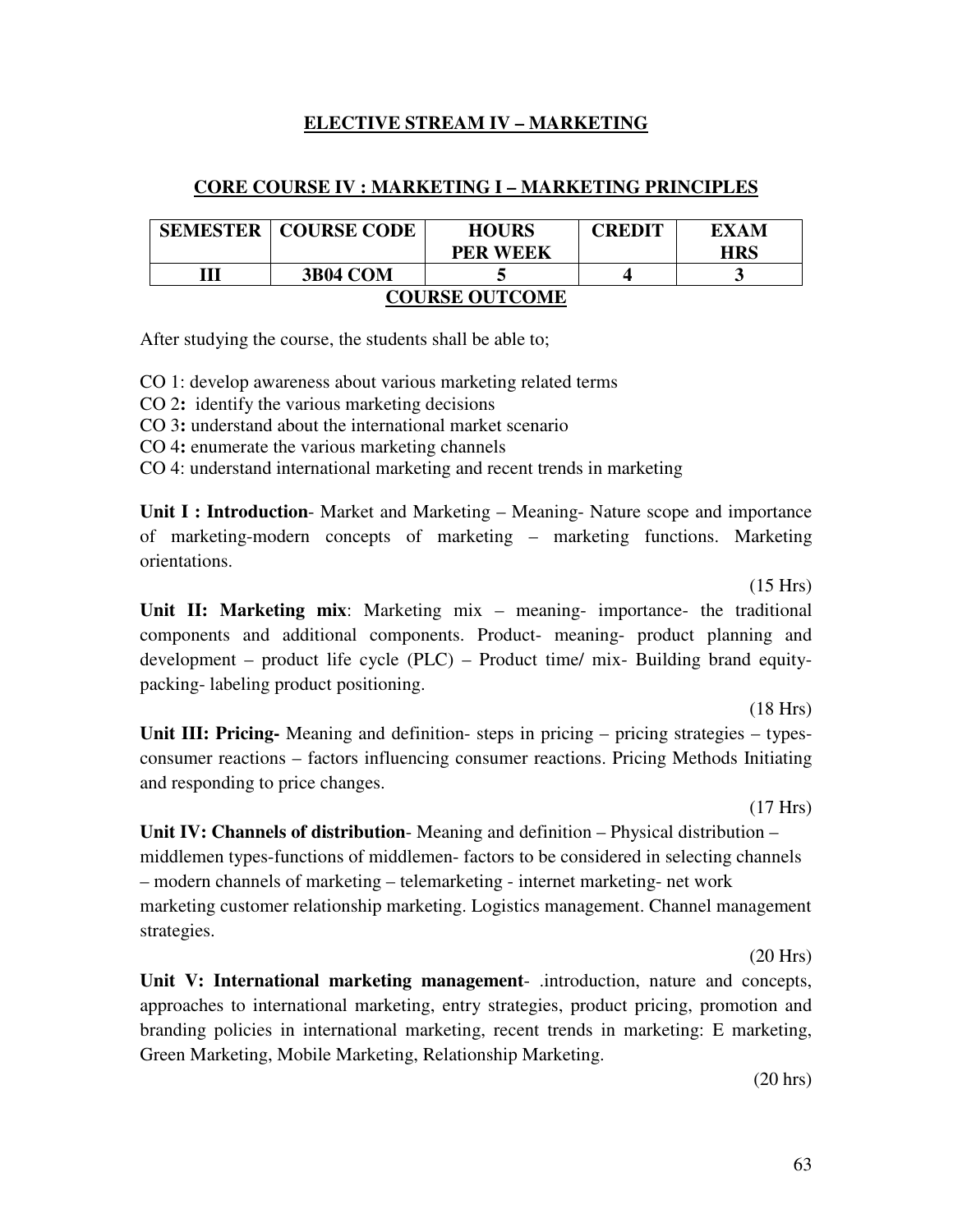## ELECTIVE STREAM IV – MARKETING

### CORE COURSE IV : MARKETING I – MARKETING PRINCIPLES

| SEMESTER | COURSE CODE | HOURS PER WEEK | CREDIT | EXAM HRS |
|---|---|---|---|---|
| III | 3B04 COM | 5 | 4 | 3 |

**COURSE OUTCOME**

After studying the course, the students shall be able to;

CO 1: develop awareness about various marketing related terms
CO 2**:** identify the various marketing decisions
CO 3**:** understand about the international market scenario
CO 4**:** enumerate the various marketing channels
CO 4: understand international marketing and recent trends in marketing

**Unit I : Introduction**- Market and Marketing – Meaning- Nature scope and importance of marketing-modern concepts of marketing – marketing functions. Marketing orientations.

(15 Hrs)

**Unit II: Marketing mix**: Marketing mix – meaning- importance- the traditional components and additional components. Product- meaning- product planning and development – product life cycle (PLC) – Product time/ mix- Building brand equity-packing- labeling product positioning.

(18 Hrs)

**Unit III: Pricing-** Meaning and definition- steps in pricing – pricing strategies – types-consumer reactions – factors influencing consumer reactions. Pricing Methods Initiating and responding to price changes.

(17 Hrs)

**Unit IV: Channels of distribution**- Meaning and definition – Physical distribution – middlemen types-functions of middlemen- factors to be considered in selecting channels – modern channels of marketing – telemarketing - internet marketing- net work marketing customer relationship marketing. Logistics management. Channel management strategies.

(20 Hrs)

**Unit V: International marketing management**- .introduction, nature and concepts, approaches to international marketing, entry strategies, product pricing, promotion and branding policies in international marketing, recent trends in marketing: E marketing, Green Marketing, Mobile Marketing, Relationship Marketing.

(20 hrs)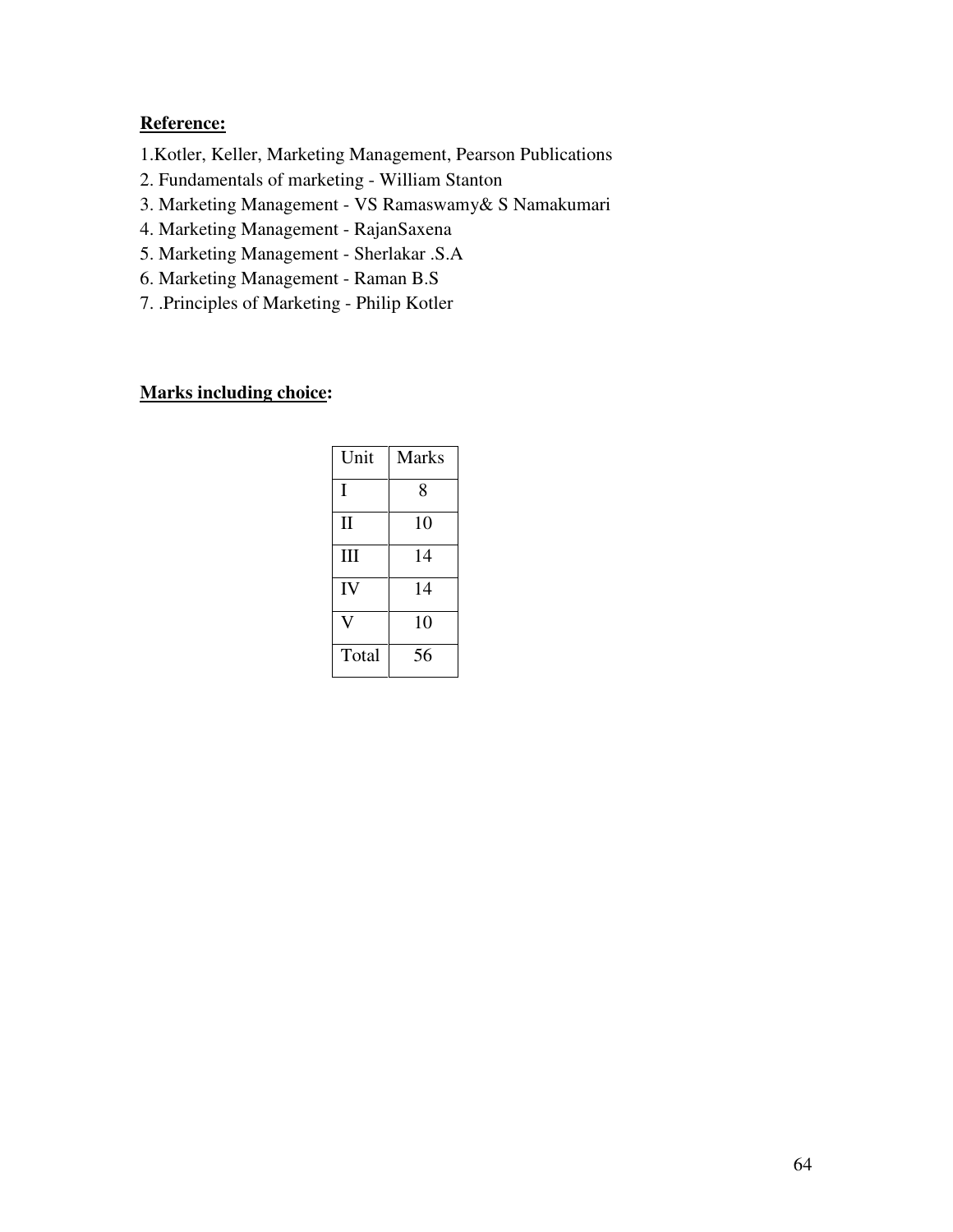**Reference:**

1.Kotler, Keller, Marketing Management, Pearson Publications
2. Fundamentals of marketing - William Stanton
3. Marketing Management - VS Ramaswamy& S Namakumari
4. Marketing Management - RajanSaxena
5. Marketing Management - Sherlakar .S.A
6. Marketing Management - Raman B.S
7. .Principles of Marketing - Philip Kotler

**Marks including choice:**

| Unit | Marks |
|---|---|
| I | 8 |
| II | 10 |
| III | 14 |
| IV | 14 |
| V | 10 |
| Total | 56 |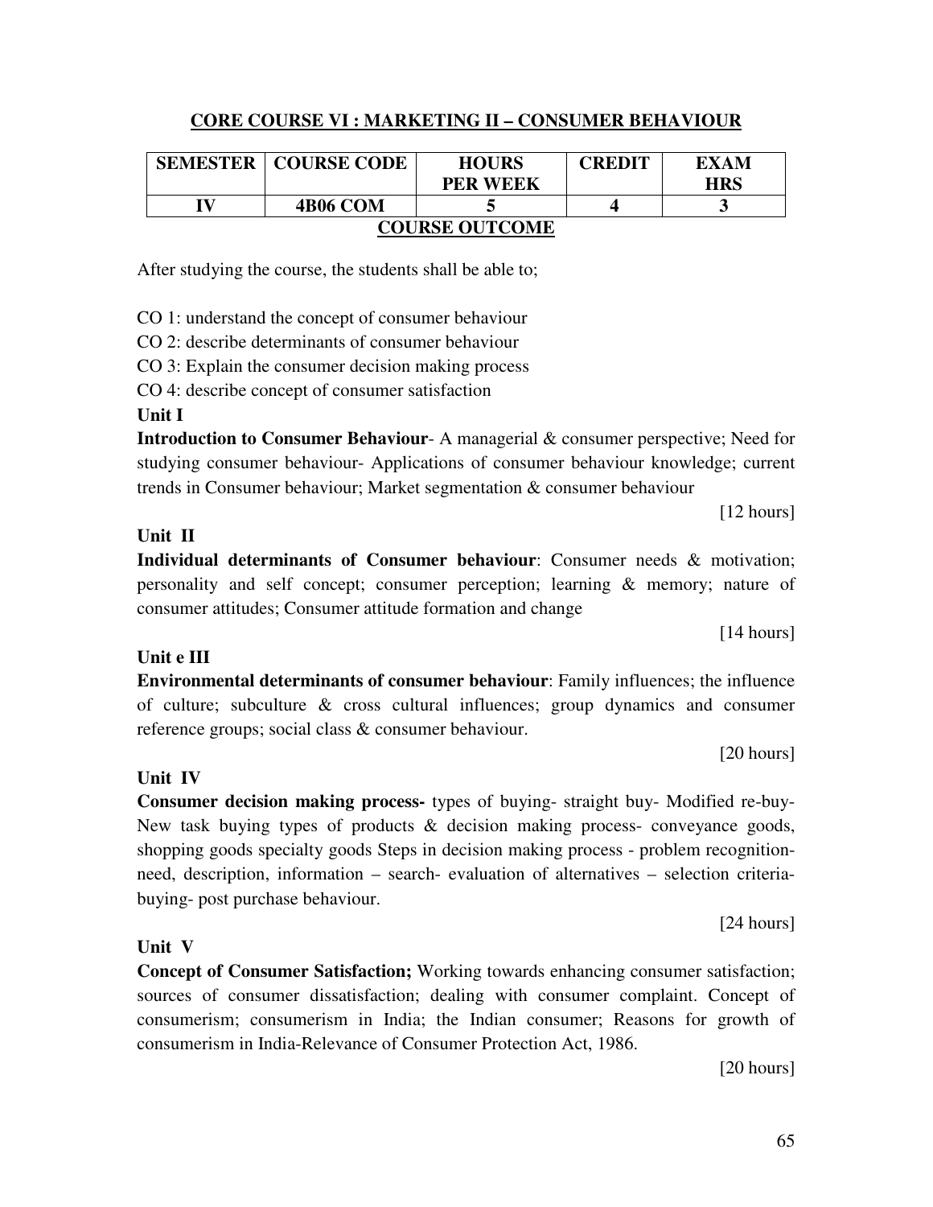## CORE COURSE VI : MARKETING II – CONSUMER BEHAVIOUR

| SEMESTER | COURSE CODE | HOURS PER WEEK | CREDIT | EXAM HRS |
|---|---|---|---|---|
| IV | 4B06 COM | 5 | 4 | 3 |

### COURSE OUTCOME

After studying the course, the students shall be able to;

CO 1: understand the concept of consumer behaviour

CO 2: describe determinants of consumer behaviour

CO 3: Explain the consumer decision making process

CO 4: describe concept of consumer satisfaction

**Unit I**

**Introduction to Consumer Behaviour**- A managerial & consumer perspective; Need for studying consumer behaviour- Applications of consumer behaviour knowledge; current trends in Consumer behaviour; Market segmentation & consumer behaviour

[12 hours]

**Unit II**

**Individual determinants of Consumer behaviour**: Consumer needs & motivation; personality and self concept; consumer perception; learning & memory; nature of consumer attitudes; Consumer attitude formation and change

[14 hours]

**Unit e III**

**Environmental determinants of consumer behaviour**: Family influences; the influence of culture; subculture & cross cultural influences; group dynamics and consumer reference groups; social class & consumer behaviour.

[20 hours]

**Unit IV**

**Consumer decision making process-** types of buying- straight buy- Modified re-buy- New task buying types of products & decision making process- conveyance goods, shopping goods specialty goods Steps in decision making process - problem recognition- need, description, information – search- evaluation of alternatives – selection criteria- buying- post purchase behaviour.

[24 hours]

**Unit V**

**Concept of Consumer Satisfaction;** Working towards enhancing consumer satisfaction; sources of consumer dissatisfaction; dealing with consumer complaint. Concept of consumerism; consumerism in India; the Indian consumer; Reasons for growth of consumerism in India-Relevance of Consumer Protection Act, 1986.

[20 hours]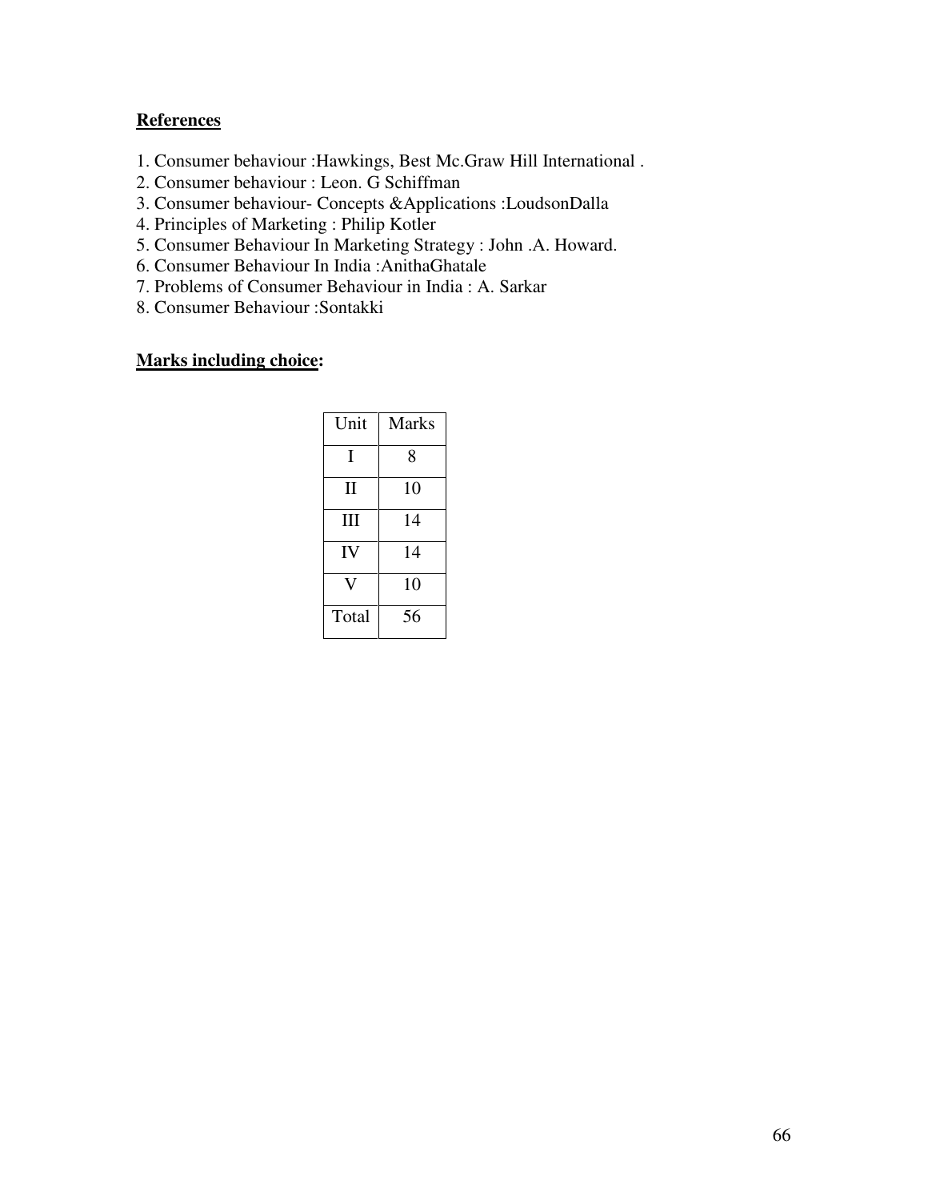**References**

1. Consumer behaviour :Hawkings, Best Mc.Graw Hill International .
2. Consumer behaviour : Leon. G Schiffman
3. Consumer behaviour- Concepts &Applications :LoudsonDalla
4. Principles of Marketing : Philip Kotler
5. Consumer Behaviour In Marketing Strategy : John .A. Howard.
6. Consumer Behaviour In India :AnithaGhatale
7. Problems of Consumer Behaviour in India : A. Sarkar
8. Consumer Behaviour :Sontakki

**Marks including choice:**

| Unit | Marks |
|---|---|
| I | 8 |
| II | 10 |
| III | 14 |
| IV | 14 |
| V | 10 |
| Total | 56 |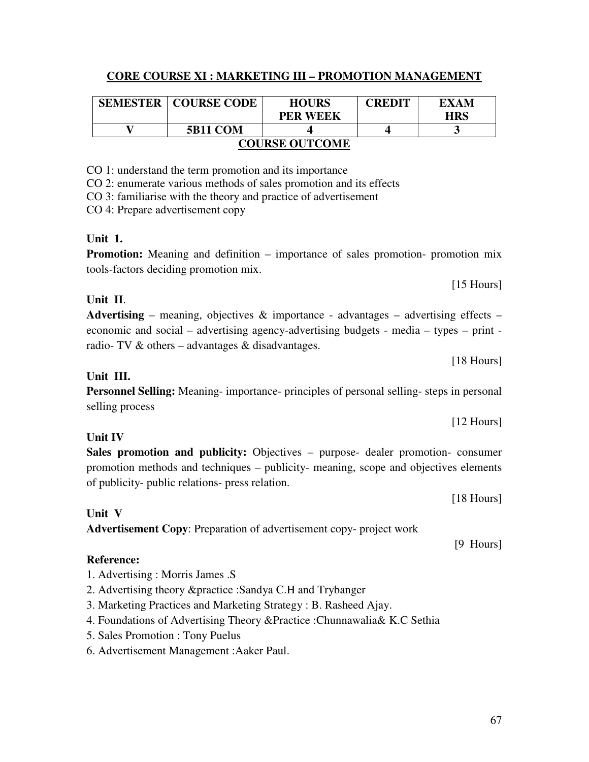## CORE COURSE XI : MARKETING III – PROMOTION MANAGEMENT

| SEMESTER | COURSE CODE | HOURS PER WEEK | CREDIT | EXAM HRS |
|---|---|---|---|---|
| V | 5B11 COM | 4 | 4 | 3 |

### COURSE OUTCOME

CO 1: understand the term promotion and its importance

CO 2: enumerate various methods of sales promotion and its effects

CO 3: familiarise with the theory and practice of advertisement

CO 4: Prepare advertisement copy

**Unit 1.**

**Promotion:** Meaning and definition – importance of sales promotion- promotion mix tools-factors deciding promotion mix.

[15 Hours]

**Unit II**.

**Advertising** – meaning, objectives & importance - advantages – advertising effects – economic and social – advertising agency-advertising budgets - media – types – print - radio- TV & others – advantages & disadvantages.

[18 Hours]

**Unit III.**

**Personnel Selling:** Meaning- importance- principles of personal selling- steps in personal selling process

[12 Hours]

**Unit IV**

**Sales promotion and publicity:** Objectives – purpose- dealer promotion- consumer promotion methods and techniques – publicity- meaning, scope and objectives elements of publicity- public relations- press relation.

[18 Hours]

**Unit V**

**Advertisement Copy**: Preparation of advertisement copy- project work

[9 Hours]

**Reference:**

1. Advertising : Morris James .S
2. Advertising theory &practice :Sandya C.H and Trybanger
3. Marketing Practices and Marketing Strategy : B. Rasheed Ajay.
4. Foundations of Advertising Theory &Practice :Chunnawalia& K.C Sethia
5. Sales Promotion : Tony Puelus
6. Advertisement Management :Aaker Paul.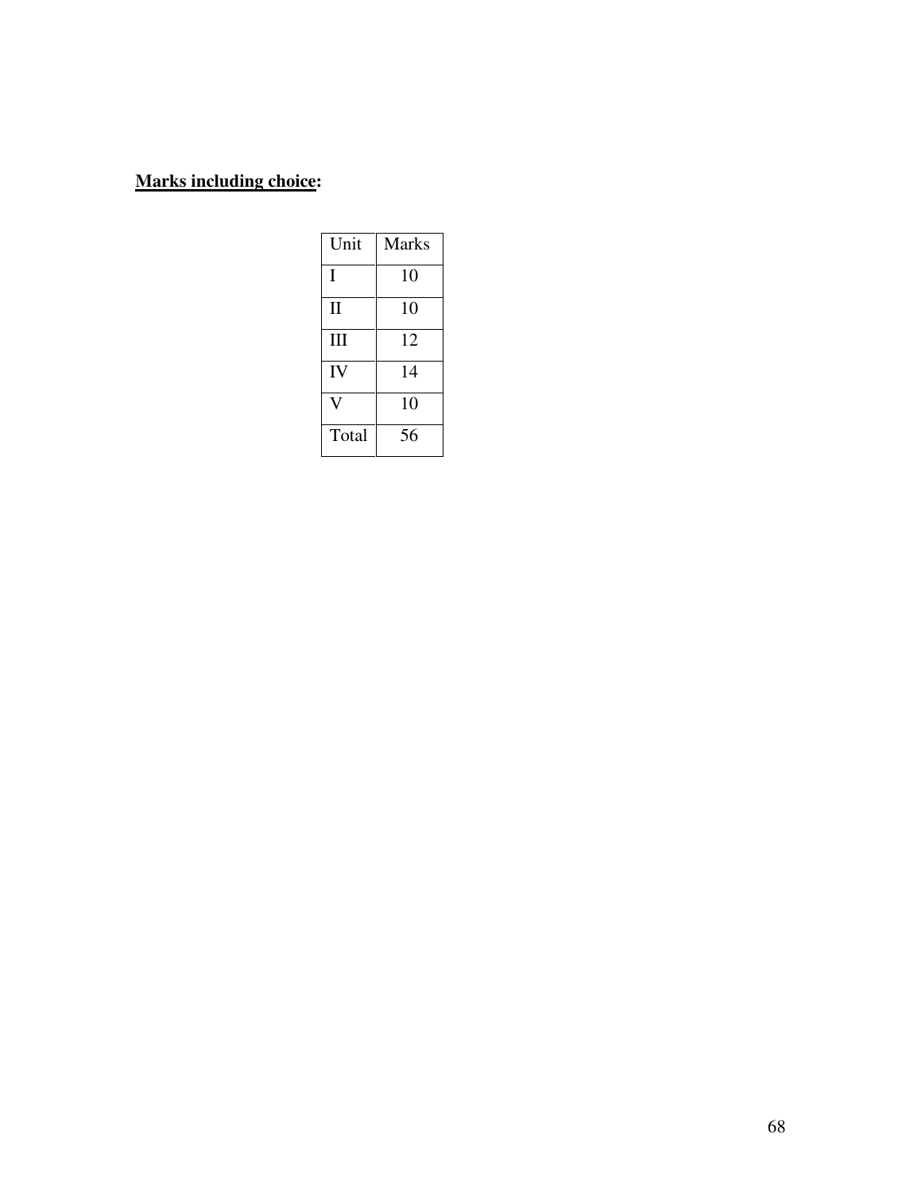**<u>Marks including choice</u>:**

| Unit | Marks |
|---|---|
| I | 10 |
| II | 10 |
| III | 12 |
| IV | 14 |
| V | 10 |
| Total | 56 |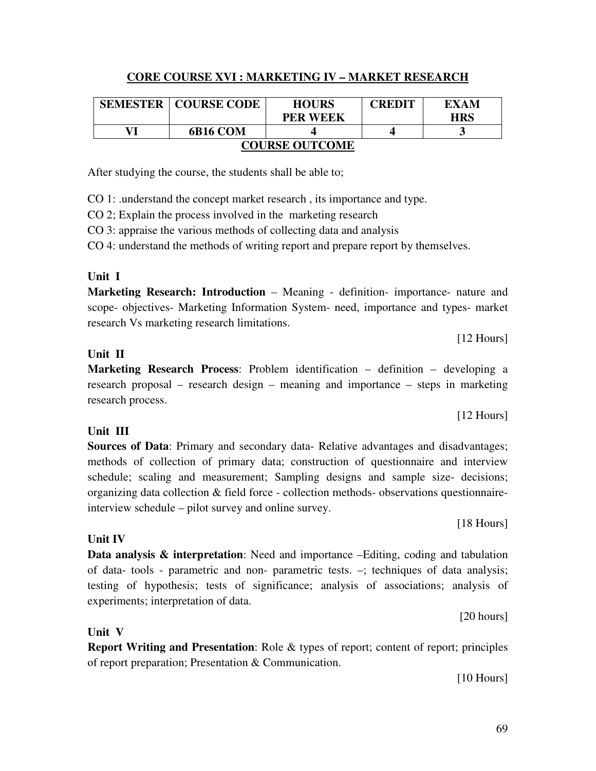## CORE COURSE XVI : MARKETING IV – MARKET RESEARCH

| SEMESTER | COURSE CODE | HOURS PER WEEK | CREDIT | EXAM HRS |
|---|---|---|---|---|
| VI | 6B16 COM | 4 | 4 | 3 |

### COURSE OUTCOME

After studying the course, the students shall be able to;

CO 1: .understand the concept market research , its importance and type.

CO 2; Explain the process involved in the marketing research

CO 3: appraise the various methods of collecting data and analysis

CO 4: understand the methods of writing report and prepare report by themselves.

**Unit I**

**Marketing Research: Introduction** – Meaning - definition- importance- nature and scope- objectives- Marketing Information System- need, importance and types- market research Vs marketing research limitations.

[12 Hours]

**Unit II**

**Marketing Research Process**: Problem identification – definition – developing a research proposal – research design – meaning and importance – steps in marketing research process.

[12 Hours]

**Unit III**

**Sources of Data**: Primary and secondary data- Relative advantages and disadvantages; methods of collection of primary data; construction of questionnaire and interview schedule; scaling and measurement; Sampling designs and sample size- decisions; organizing data collection & field force - collection methods- observations questionnaire-interview schedule – pilot survey and online survey.

[18 Hours]

**Unit IV**

**Data analysis & interpretation**: Need and importance –Editing, coding and tabulation of data- tools - parametric and non- parametric tests. –; techniques of data analysis; testing of hypothesis; tests of significance; analysis of associations; analysis of experiments; interpretation of data.

[20 hours]

**Unit V**

**Report Writing and Presentation**: Role & types of report; content of report; principles of report preparation; Presentation & Communication.

[10 Hours]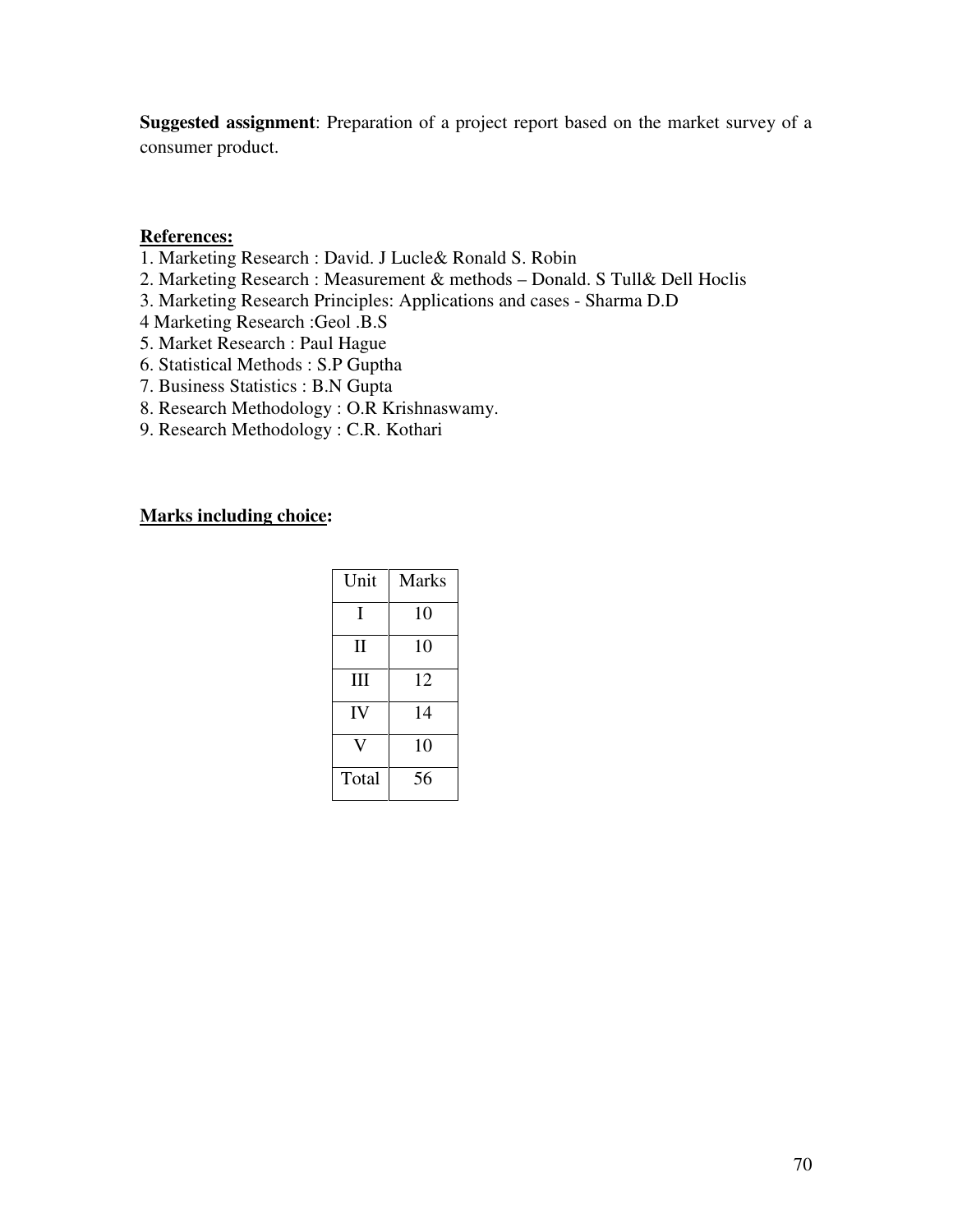**Suggested assignment**: Preparation of a project report based on the market survey of a consumer product.

**References:**

1. Marketing Research : David. J Lucle& Ronald S. Robin
2. Marketing Research : Measurement & methods – Donald. S Tull& Dell Hoclis
3. Marketing Research Principles: Applications and cases - Sharma D.D

4 Marketing Research :Geol .B.S

5. Market Research : Paul Hague
6. Statistical Methods : S.P Guptha
7. Business Statistics : B.N Gupta
8. Research Methodology : O.R Krishnaswamy.
9. Research Methodology : C.R. Kothari

**Marks including choice:**

| Unit | Marks |
|---|---|
| I | 10 |
| II | 10 |
| III | 12 |
| IV | 14 |
| V | 10 |
| Total | 56 |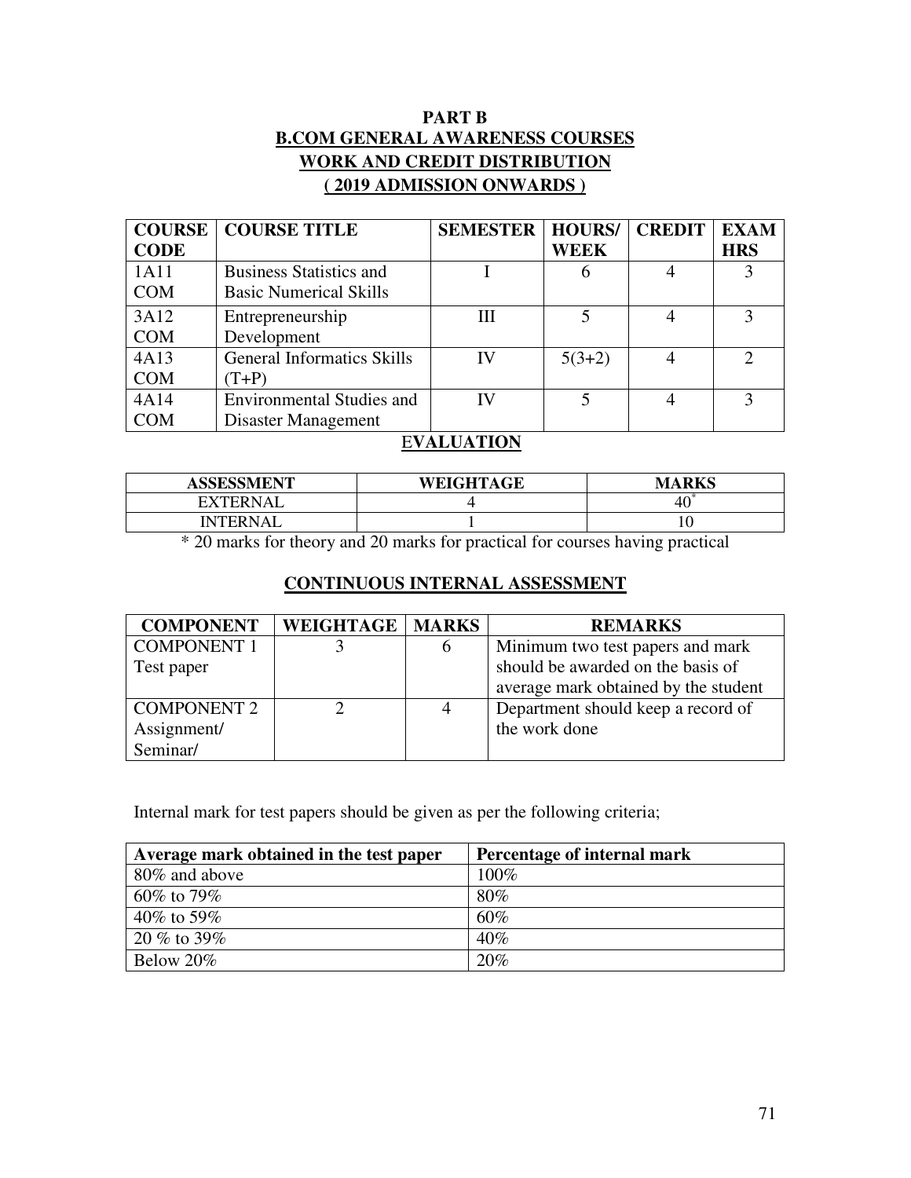# PART B
## B.COM GENERAL AWARENESS COURSES
## WORK AND CREDIT DISTRIBUTION
## ( 2019 ADMISSION ONWARDS )

| COURSE CODE | COURSE TITLE | SEMESTER | HOURS/ WEEK | CREDIT | EXAM HRS |
|---|---|---|---|---|---|
| 1A11 COM | Business Statistics and Basic Numerical Skills | I | 6 | 4 | 3 |
| 3A12 COM | Entrepreneurship Development | III | 5 | 4 | 3 |
| 4A13 COM | General Informatics Skills (T+P) | IV | 5(3+2) | 4 | 2 |
| 4A14 COM | Environmental Studies and Disaster Management | IV | 5 | 4 | 3 |

## EVALUATION

| ASSESSMENT | WEIGHTAGE | MARKS |
|---|---|---|
| EXTERNAL | 4 | 40* |
| INTERNAL | 1 | 10 |

* 20 marks for theory and 20 marks for practical for courses having practical

## CONTINUOUS INTERNAL ASSESSMENT

| COMPONENT | WEIGHTAGE | MARKS | REMARKS |
|---|---|---|---|
| COMPONENT 1 Test paper | 3 | 6 | Minimum two test papers and mark should be awarded on the basis of average mark obtained by the student |
| COMPONENT 2 Assignment/ Seminar/ | 2 | 4 | Department should keep a record of the work done |

Internal mark for test papers should be given as per the following criteria;

| Average mark obtained in the test paper | Percentage of internal mark |
|---|---|
| 80% and above | 100% |
| 60% to 79% | 80% |
| 40% to 59% | 60% |
| 20 % to 39% | 40% |
| Below 20% | 20% |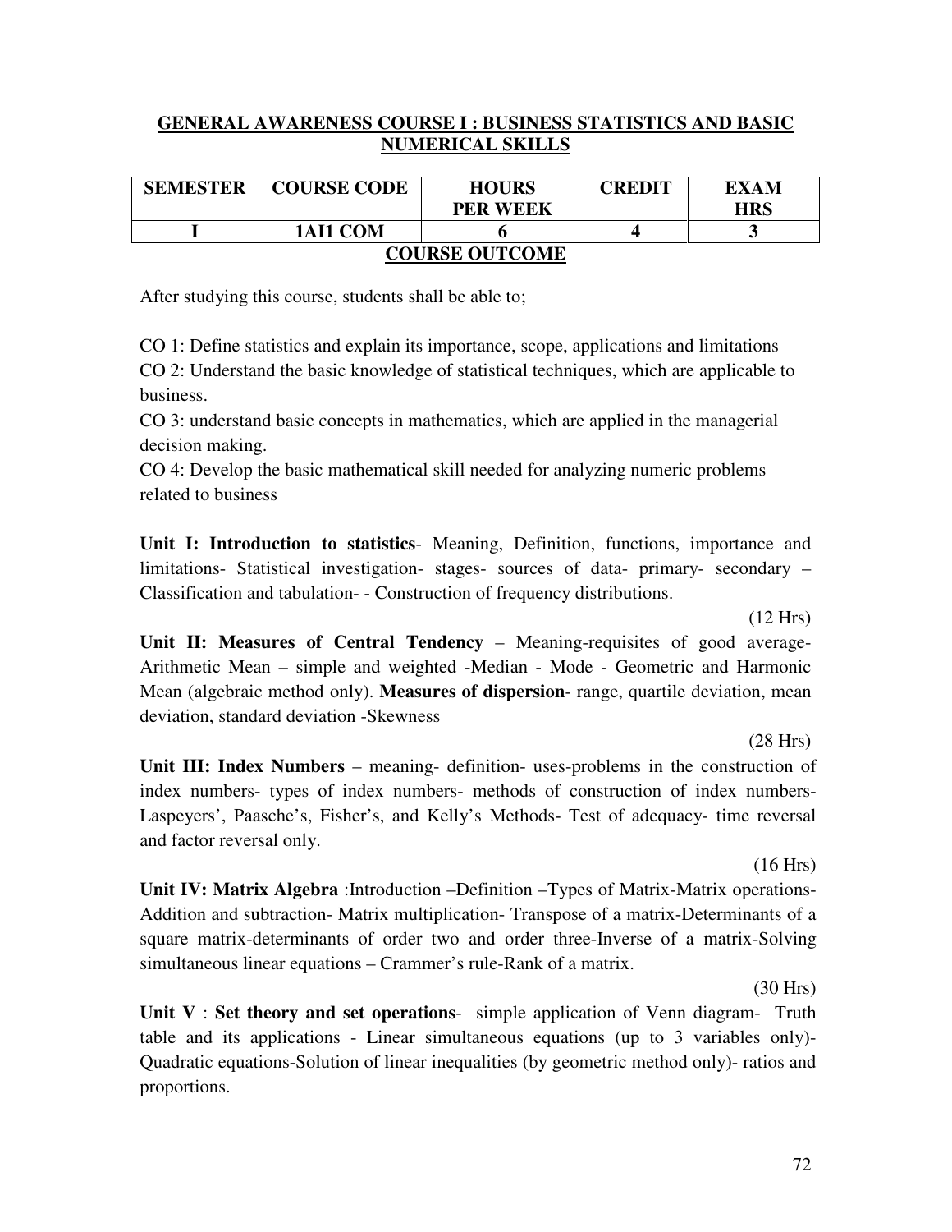## GENERAL AWARENESS COURSE I : BUSINESS STATISTICS AND BASIC NUMERICAL SKILLS

| SEMESTER | COURSE CODE | HOURS PER WEEK | CREDIT | EXAM HRS |
|---|---|---|---|---|
| I | 1AI1 COM | 6 | 4 | 3 |

### COURSE OUTCOME

After studying this course, students shall be able to;

CO 1: Define statistics and explain its importance, scope, applications and limitations
CO 2: Understand the basic knowledge of statistical techniques, which are applicable to business.
CO 3: understand basic concepts in mathematics, which are applied in the managerial decision making.
CO 4: Develop the basic mathematical skill needed for analyzing numeric problems related to business

**Unit I: Introduction to statistics**- Meaning, Definition, functions, importance and limitations- Statistical investigation- stages- sources of data- primary- secondary – Classification and tabulation- - Construction of frequency distributions.

(12 Hrs)

**Unit II: Measures of Central Tendency** – Meaning-requisites of good average- Arithmetic Mean – simple and weighted -Median - Mode - Geometric and Harmonic Mean (algebraic method only). **Measures of dispersion**- range, quartile deviation, mean deviation, standard deviation -Skewness

(28 Hrs)

**Unit III: Index Numbers** – meaning- definition- uses-problems in the construction of index numbers- types of index numbers- methods of construction of index numbers- Laspeyers', Paasche's, Fisher's, and Kelly's Methods- Test of adequacy- time reversal and factor reversal only.

(16 Hrs)

**Unit IV: Matrix Algebra** :Introduction –Definition –Types of Matrix-Matrix operations- Addition and subtraction- Matrix multiplication- Transpose of a matrix-Determinants of a square matrix-determinants of order two and order three-Inverse of a matrix-Solving simultaneous linear equations – Crammer's rule-Rank of a matrix.

(30 Hrs)

**Unit V** : **Set theory and set operations**- simple application of Venn diagram- Truth table and its applications - Linear simultaneous equations (up to 3 variables only)- Quadratic equations-Solution of linear inequalities (by geometric method only)- ratios and proportions.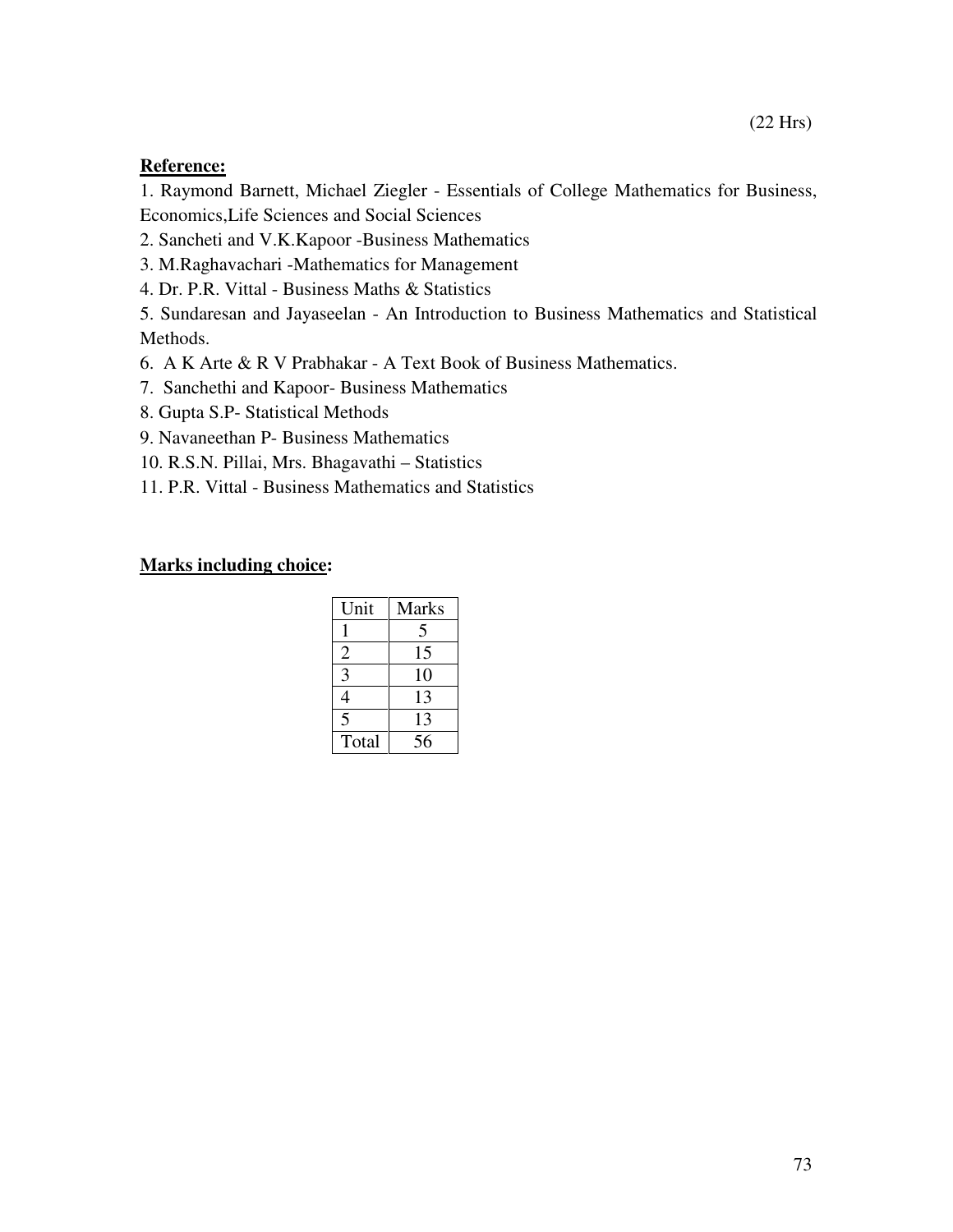(22 Hrs)

**Reference:**

1. Raymond Barnett, Michael Ziegler - Essentials of College Mathematics for Business, Economics,Life Sciences and Social Sciences
2. Sancheti and V.K.Kapoor -Business Mathematics
3. M.Raghavachari -Mathematics for Management
4. Dr. P.R. Vittal - Business Maths & Statistics
5. Sundaresan and Jayaseelan - An Introduction to Business Mathematics and Statistical Methods.
6. A K Arte & R V Prabhakar - A Text Book of Business Mathematics.
7. Sanchethi and Kapoor- Business Mathematics
8. Gupta S.P- Statistical Methods
9. Navaneethan P- Business Mathematics
10. R.S.N. Pillai, Mrs. Bhagavathi – Statistics
11. P.R. Vittal - Business Mathematics and Statistics

**Marks including choice:**

| Unit | Marks |
|---|---|
| 1 | 5 |
| 2 | 15 |
| 3 | 10 |
| 4 | 13 |
| 5 | 13 |
| Total | 56 |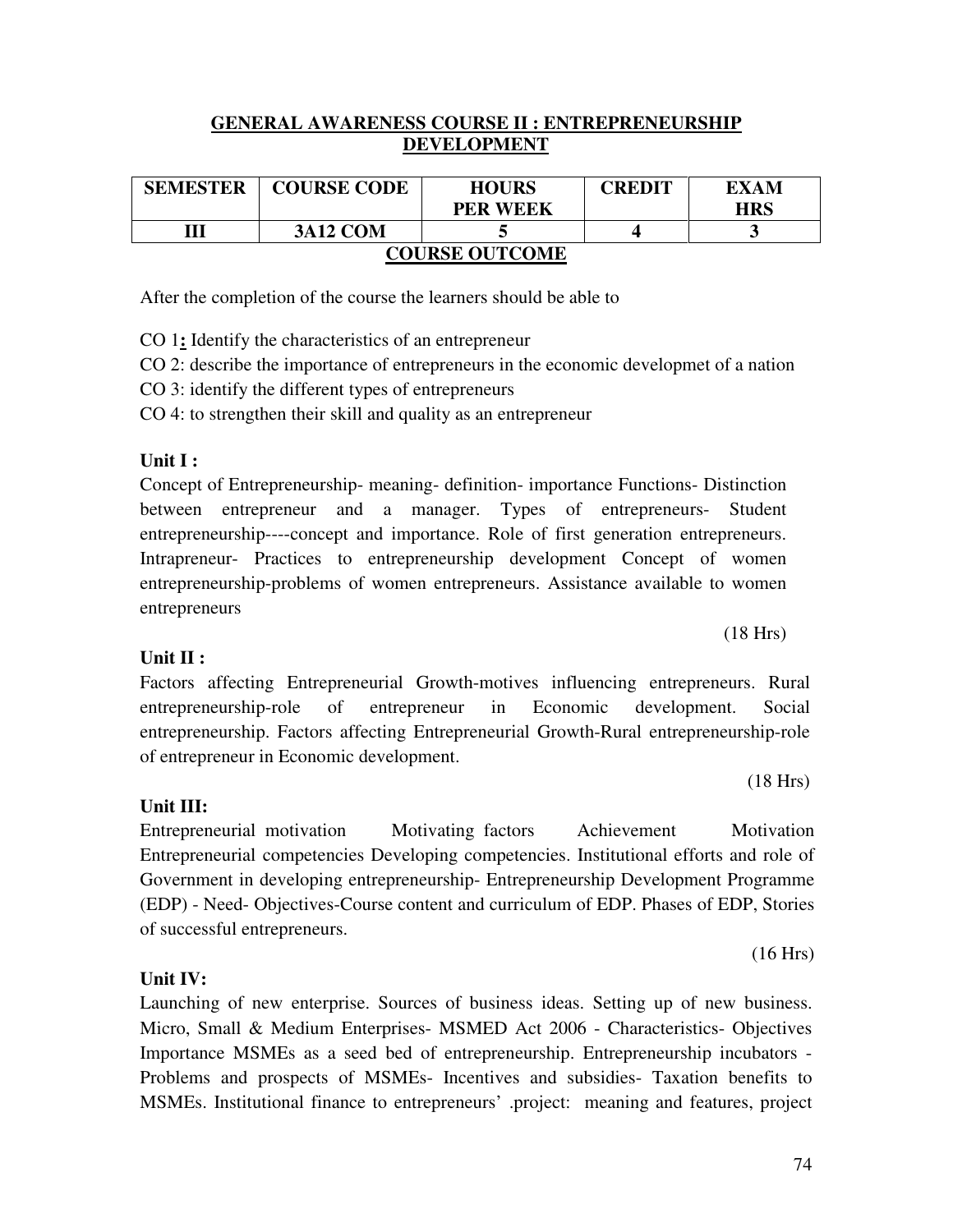## GENERAL AWARENESS COURSE II : ENTREPRENEURSHIP DEVELOPMENT

| SEMESTER | COURSE CODE | HOURS PER WEEK | CREDIT | EXAM HRS |
|---|---|---|---|---|
| III | 3A12 COM | 5 | 4 | 3 |

### COURSE OUTCOME

After the completion of the course the learners should be able to

CO 1**:** Identify the characteristics of an entrepreneur

CO 2: describe the importance of entrepreneurs in the economic developmet of a nation

CO 3: identify the different types of entrepreneurs

CO 4: to strengthen their skill and quality as an entrepreneur

**Unit I :**

Concept of Entrepreneurship- meaning- definition- importance Functions- Distinction between entrepreneur and a manager. Types of entrepreneurs- Student entrepreneurship----concept and importance. Role of first generation entrepreneurs. Intrapreneur- Practices to entrepreneurship development Concept of women entrepreneurship-problems of women entrepreneurs. Assistance available to women entrepreneurs

(18 Hrs)

**Unit II :**

Factors affecting Entrepreneurial Growth-motives influencing entrepreneurs. Rural entrepreneurship-role of entrepreneur in Economic development. Social entrepreneurship. Factors affecting Entrepreneurial Growth-Rural entrepreneurship-role of entrepreneur in Economic development.

(18 Hrs)

**Unit III:**

Entrepreneurial motivation Motivating factors Achievement Motivation Entrepreneurial competencies Developing competencies. Institutional efforts and role of Government in developing entrepreneurship- Entrepreneurship Development Programme (EDP) - Need- Objectives-Course content and curriculum of EDP. Phases of EDP, Stories of successful entrepreneurs.

(16 Hrs)

**Unit IV:**

Launching of new enterprise. Sources of business ideas. Setting up of new business. Micro, Small & Medium Enterprises- MSMED Act 2006 - Characteristics- Objectives Importance MSMEs as a seed bed of entrepreneurship. Entrepreneurship incubators - Problems and prospects of MSMEs- Incentives and subsidies- Taxation benefits to MSMEs. Institutional finance to entrepreneurs' .project: meaning and features, project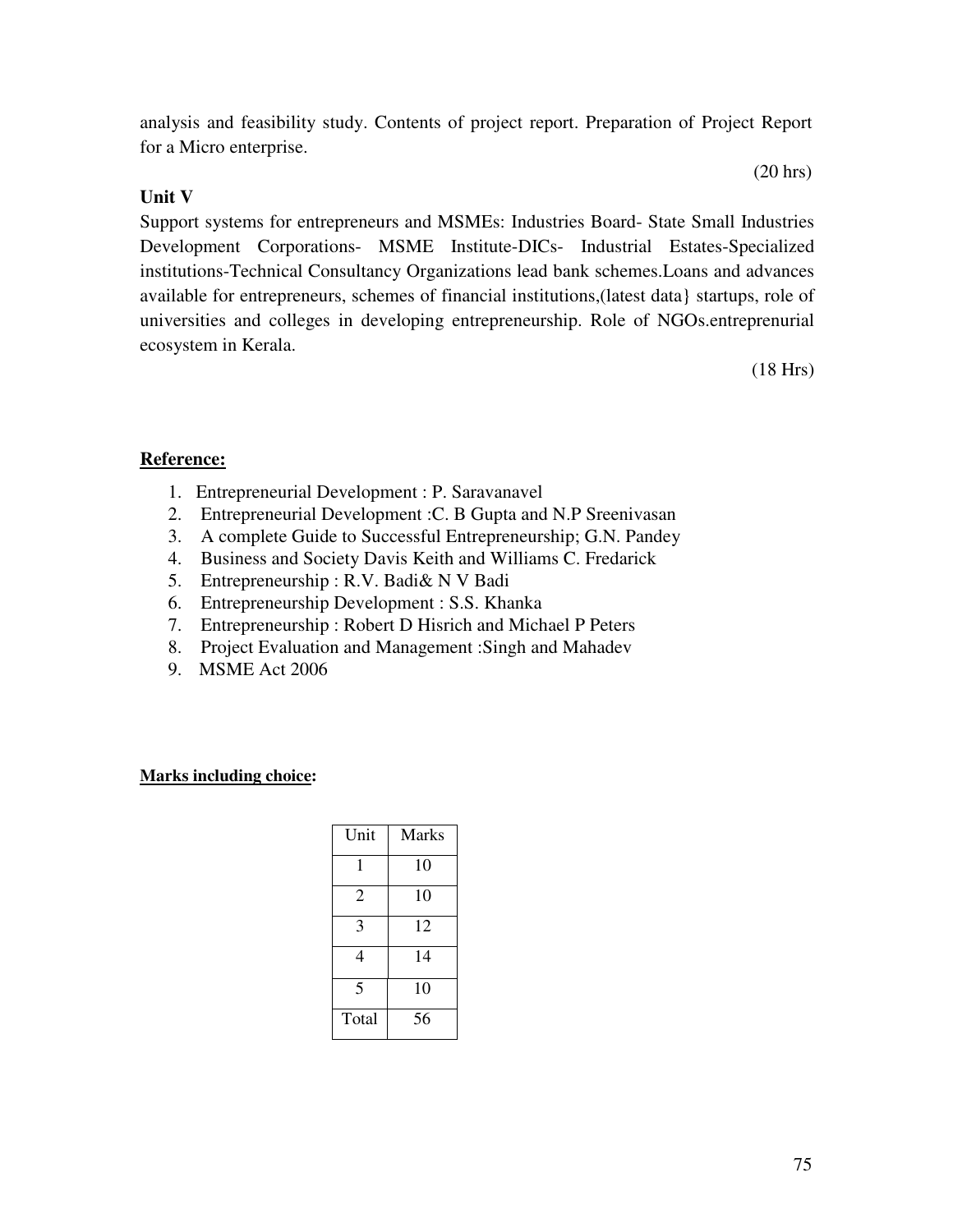analysis and feasibility study. Contents of project report. Preparation of Project Report for a Micro enterprise.

(20 hrs)

**Unit V**

Support systems for entrepreneurs and MSMEs: Industries Board- State Small Industries Development Corporations- MSME Institute-DICs- Industrial Estates-Specialized institutions-Technical Consultancy Organizations lead bank schemes.Loans and advances available for entrepreneurs, schemes of financial institutions,(latest data} startups, role of universities and colleges in developing entrepreneurship. Role of NGOs.entreprenurial ecosystem in Kerala.

(18 Hrs)

**Reference:**

1. Entrepreneurial Development : P. Saravanavel
2. Entrepreneurial Development :C. B Gupta and N.P Sreenivasan
3. A complete Guide to Successful Entrepreneurship; G.N. Pandey
4. Business and Society Davis Keith and Williams C. Fredarick
5. Entrepreneurship : R.V. Badi& N V Badi
6. Entrepreneurship Development : S.S. Khanka
7. Entrepreneurship : Robert D Hisrich and Michael P Peters
8. Project Evaluation and Management :Singh and Mahadev
9. MSME Act 2006

**Marks including choice:**

| Unit | Marks |
|---|---|
| 1 | 10 |
| 2 | 10 |
| 3 | 12 |
| 4 | 14 |
| 5 | 10 |
| Total | 56 |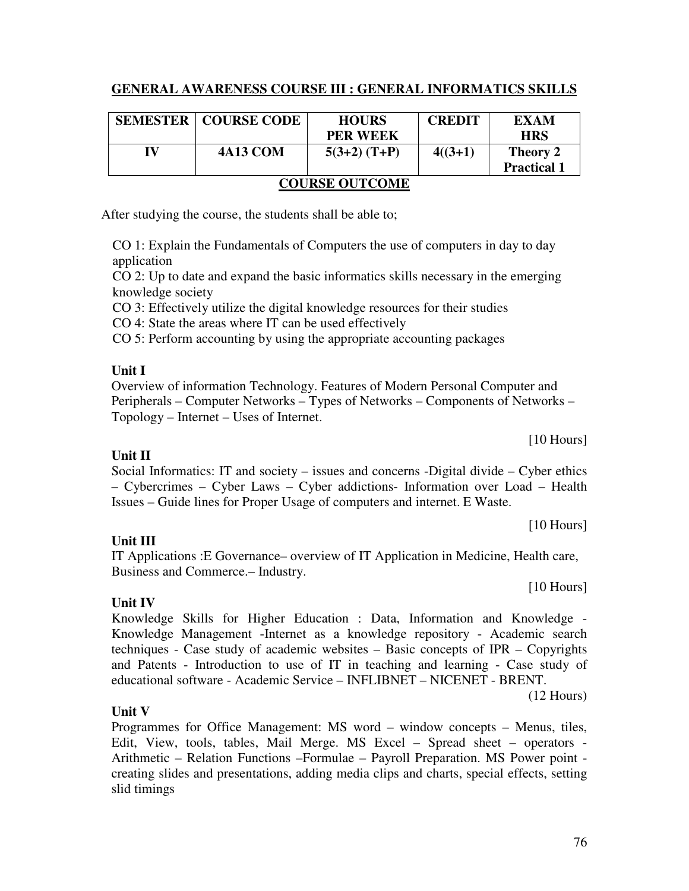## GENERAL AWARENESS COURSE III : GENERAL INFORMATICS SKILLS

| SEMESTER | COURSE CODE | HOURS PER WEEK | CREDIT | EXAM HRS |
|---|---|---|---|---|
| IV | 4A13 COM | 5(3+2) (T+P) | 4((3+1) | Theory 2 Practical 1 |

### COURSE OUTCOME

After studying the course, the students shall be able to;

CO 1: Explain the Fundamentals of Computers the use of computers in day to day application
CO 2: Up to date and expand the basic informatics skills necessary in the emerging knowledge society
CO 3: Effectively utilize the digital knowledge resources for their studies
CO 4: State the areas where IT can be used effectively
CO 5: Perform accounting by using the appropriate accounting packages

**Unit I**

Overview of information Technology. Features of Modern Personal Computer and Peripherals – Computer Networks – Types of Networks – Components of Networks – Topology – Internet – Uses of Internet.

[10 Hours]

**Unit II**

Social Informatics: IT and society – issues and concerns -Digital divide – Cyber ethics – Cybercrimes – Cyber Laws – Cyber addictions- Information over Load – Health Issues – Guide lines for Proper Usage of computers and internet. E Waste.

[10 Hours]

**Unit III**

IT Applications :E Governance– overview of IT Application in Medicine, Health care, Business and Commerce.– Industry.

[10 Hours]

**Unit IV**

Knowledge Skills for Higher Education : Data, Information and Knowledge - Knowledge Management -Internet as a knowledge repository - Academic search techniques - Case study of academic websites – Basic concepts of IPR – Copyrights and Patents - Introduction to use of IT in teaching and learning - Case study of educational software - Academic Service – INFLIBNET – NICENET - BRENT.

(12 Hours)

**Unit V**

Programmes for Office Management: MS word – window concepts – Menus, tiles, Edit, View, tools, tables, Mail Merge. MS Excel – Spread sheet – operators - Arithmetic – Relation Functions –Formulae – Payroll Preparation. MS Power point - creating slides and presentations, adding media clips and charts, special effects, setting slid timings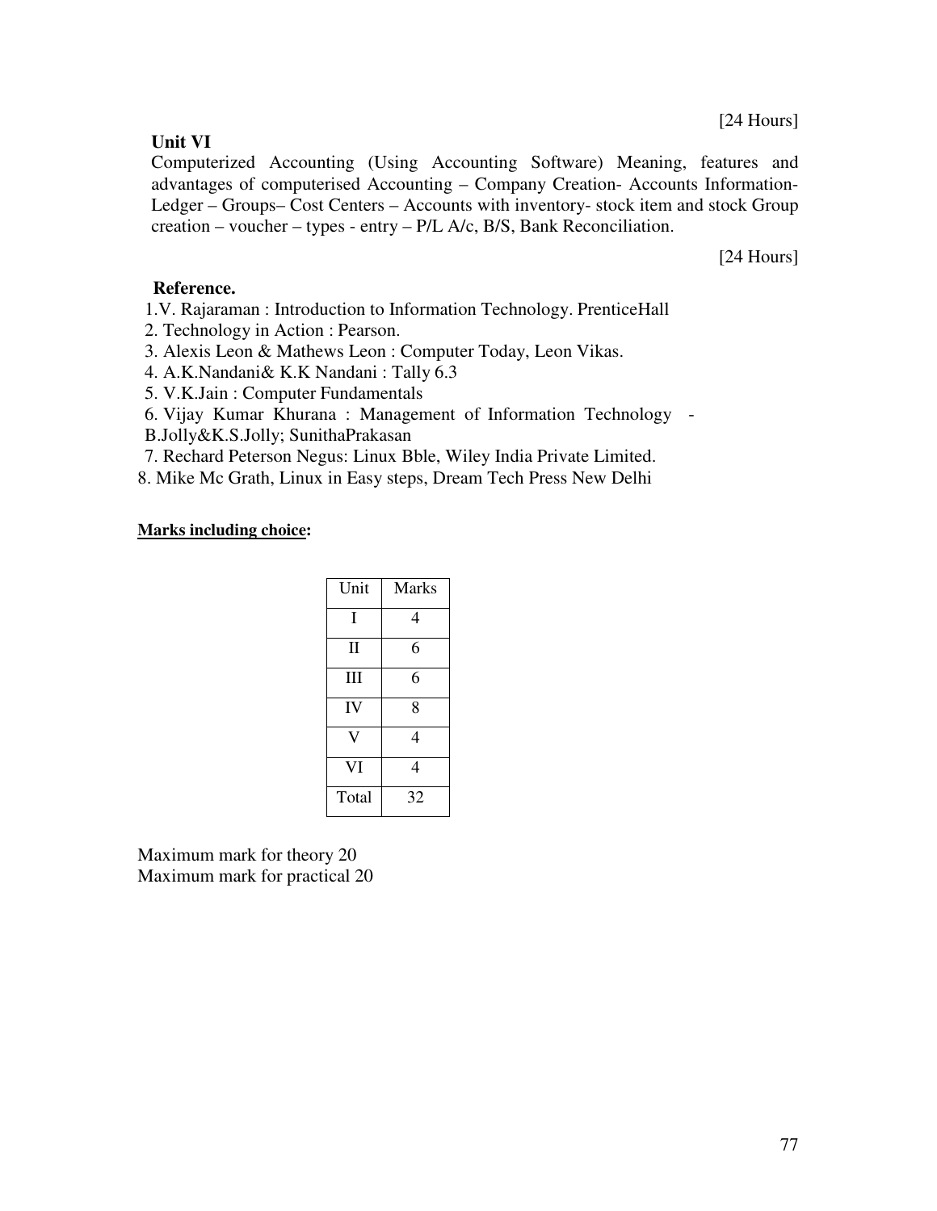[24 Hours]

**Unit VI**

Computerized Accounting (Using Accounting Software) Meaning, features and advantages of computerised Accounting – Company Creation- Accounts Information- Ledger – Groups– Cost Centers – Accounts with inventory- stock item and stock Group creation – voucher – types - entry – P/L A/c, B/S, Bank Reconciliation.

[24 Hours]

**Reference.**

1.V. Rajaraman : Introduction to Information Technology. PrenticeHall
2. Technology in Action : Pearson.
3. Alexis Leon & Mathews Leon : Computer Today, Leon Vikas.
4. A.K.Nandani& K.K Nandani : Tally 6.3
5. V.K.Jain : Computer Fundamentals
6. Vijay Kumar Khurana : Management of Information Technology - B.Jolly&K.S.Jolly; SunithaPrakasan
7. Rechard Peterson Negus: Linux Bble, Wiley India Private Limited.
8. Mike Mc Grath, Linux in Easy steps, Dream Tech Press New Delhi

**Marks including choice:**

| Unit | Marks |
|---|---|
| I | 4 |
| II | 6 |
| III | 6 |
| IV | 8 |
| V | 4 |
| VI | 4 |
| Total | 32 |

Maximum mark for theory 20
Maximum mark for practical 20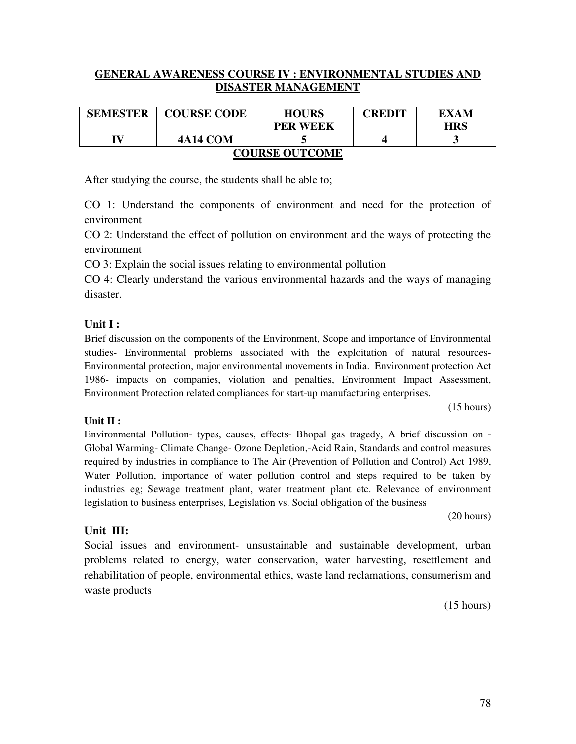## GENERAL AWARENESS COURSE IV : ENVIRONMENTAL STUDIES AND DISASTER MANAGEMENT

| SEMESTER | COURSE CODE | HOURS PER WEEK | CREDIT | EXAM HRS |
|---|---|---|---|---|
| IV | 4A14 COM | 5 | 4 | 3 |

### COURSE OUTCOME

After studying the course, the students shall be able to;

CO 1: Understand the components of environment and need for the protection of environment

CO 2: Understand the effect of pollution on environment and the ways of protecting the environment

CO 3: Explain the social issues relating to environmental pollution

CO 4: Clearly understand the various environmental hazards and the ways of managing disaster.

**Unit I :**

Brief discussion on the components of the Environment, Scope and importance of Environmental studies- Environmental problems associated with the exploitation of natural resources- Environmental protection, major environmental movements in India. Environment protection Act 1986- impacts on companies, violation and penalties, Environment Impact Assessment, Environment Protection related compliances for start-up manufacturing enterprises.

(15 hours)

**Unit II :**

Environmental Pollution- types, causes, effects- Bhopal gas tragedy, A brief discussion on - Global Warming- Climate Change- Ozone Depletion,-Acid Rain, Standards and control measures required by industries in compliance to The Air (Prevention of Pollution and Control) Act 1989, Water Pollution, importance of water pollution control and steps required to be taken by industries eg; Sewage treatment plant, water treatment plant etc. Relevance of environment legislation to business enterprises, Legislation vs. Social obligation of the business

(20 hours)

**Unit III:**

Social issues and environment- unsustainable and sustainable development, urban problems related to energy, water conservation, water harvesting, resettlement and rehabilitation of people, environmental ethics, waste land reclamations, consumerism and waste products

(15 hours)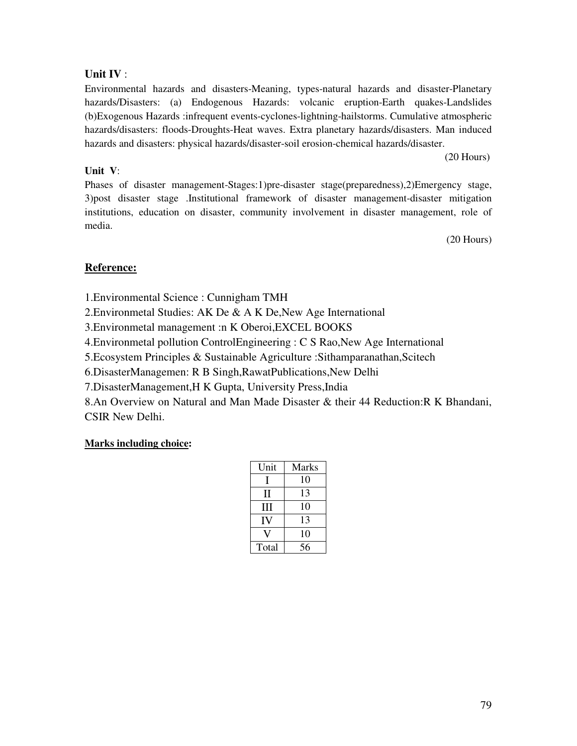**Unit IV** :

Environmental hazards and disasters-Meaning, types-natural hazards and disaster-Planetary hazards/Disasters: (a) Endogenous Hazards: volcanic eruption-Earth quakes-Landslides (b)Exogenous Hazards :infrequent events-cyclones-lightning-hailstorms. Cumulative atmospheric hazards/disasters: floods-Droughts-Heat waves. Extra planetary hazards/disasters. Man induced hazards and disasters: physical hazards/disaster-soil erosion-chemical hazards/disaster.

(20 Hours)

**Unit V**:

Phases of disaster management-Stages:1)pre-disaster stage(preparedness),2)Emergency stage, 3)post disaster stage .Institutional framework of disaster management-disaster mitigation institutions, education on disaster, community involvement in disaster management, role of media.

(20 Hours)

**Reference:**

1.Environmental Science : Cunnigham TMH

2.Environmetal Studies: AK De & A K De,New Age International

3.Environmetal management :n K Oberoi,EXCEL BOOKS

4.Environmetal pollution ControlEngineering : C S Rao,New Age International

5.Ecosystem Principles & Sustainable Agriculture :Sithamparanathan,Scitech

6.DisasterManagemen: R B Singh,RawatPublications,New Delhi

7.DisasterManagement,H K Gupta, University Press,India

8.An Overview on Natural and Man Made Disaster & their 44 Reduction:R K Bhandani, CSIR New Delhi.

**Marks including choice:**

| Unit | Marks |
|---|---|
| I | 10 |
| II | 13 |
| III | 10 |
| IV | 13 |
| V | 10 |
| Total | 56 |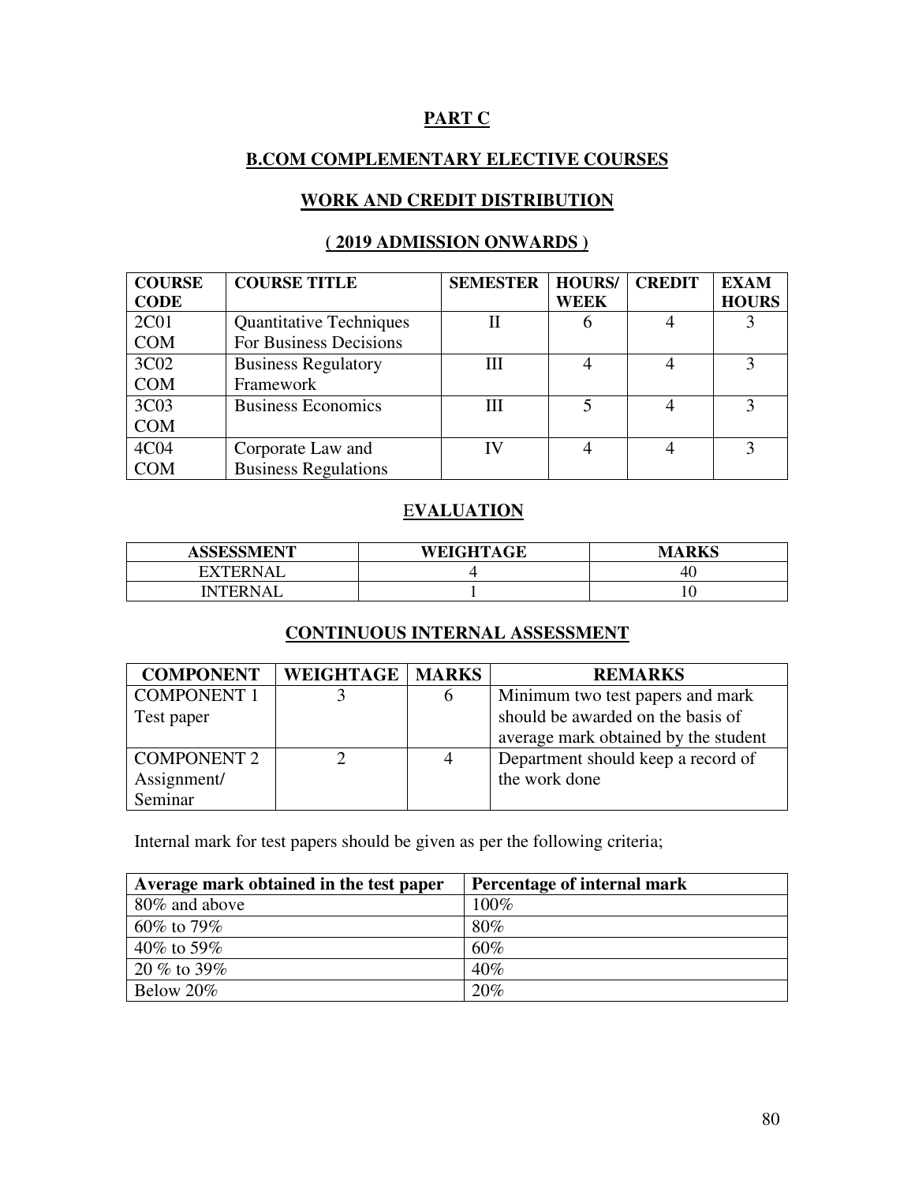## PART C

## B.COM COMPLEMENTARY ELECTIVE COURSES

## WORK AND CREDIT DISTRIBUTION

## ( 2019 ADMISSION ONWARDS )

| COURSE CODE | COURSE TITLE | SEMESTER | HOURS/ WEEK | CREDIT | EXAM HOURS |
|---|---|---|---|---|---|
| 2C01 COM | Quantitative Techniques For Business Decisions | II | 6 | 4 | 3 |
| 3C02 COM | Business Regulatory Framework | III | 4 | 4 | 3 |
| 3C03 COM | Business Economics | III | 5 | 4 | 3 |
| 4C04 COM | Corporate Law and Business Regulations | IV | 4 | 4 | 3 |

## EVALUATION

| ASSESSMENT | WEIGHTAGE | MARKS |
|---|---|---|
| EXTERNAL | 4 | 40 |
| INTERNAL | 1 | 10 |

## CONTINUOUS INTERNAL ASSESSMENT

| COMPONENT | WEIGHTAGE | MARKS | REMARKS |
|---|---|---|---|
| COMPONENT 1 Test paper | 3 | 6 | Minimum two test papers and mark should be awarded on the basis of average mark obtained by the student |
| COMPONENT 2 Assignment/ Seminar | 2 | 4 | Department should keep a record of the work done |

Internal mark for test papers should be given as per the following criteria;

| Average mark obtained in the test paper | Percentage of internal mark |
|---|---|
| 80% and above | 100% |
| 60% to 79% | 80% |
| 40% to 59% | 60% |
| 20 % to 39% | 40% |
| Below 20% | 20% |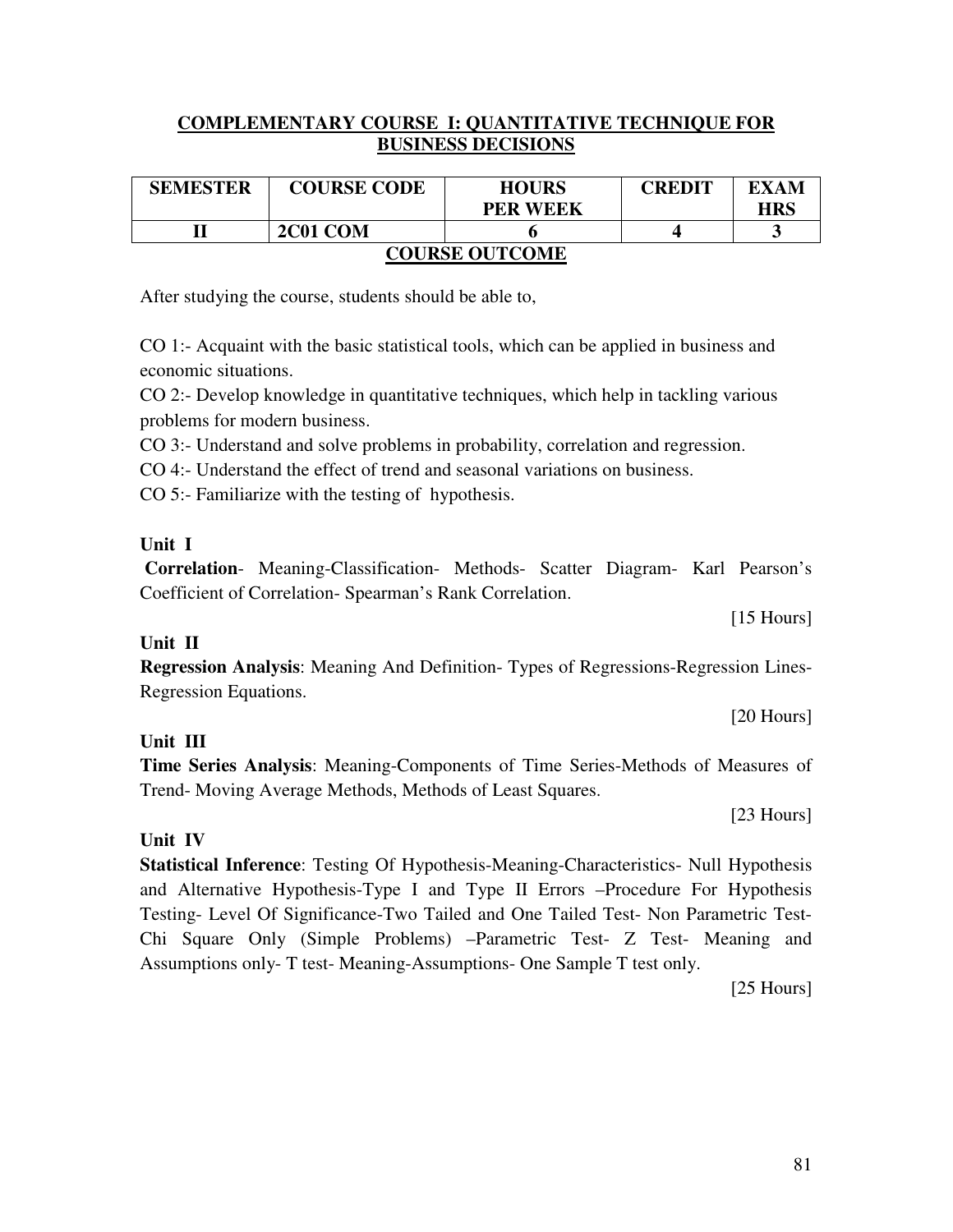## COMPLEMENTARY COURSE I: QUANTITATIVE TECHNIQUE FOR BUSINESS DECISIONS

| SEMESTER | COURSE CODE | HOURS PER WEEK | CREDIT | EXAM HRS |
|---|---|---|---|---|
| II | 2C01 COM | 6 | 4 | 3 |

### COURSE OUTCOME

After studying the course, students should be able to,

CO 1:- Acquaint with the basic statistical tools, which can be applied in business and economic situations.
CO 2:- Develop knowledge in quantitative techniques, which help in tackling various problems for modern business.
CO 3:- Understand and solve problems in probability, correlation and regression.
CO 4:- Understand the effect of trend and seasonal variations on business.
CO 5:- Familiarize with the testing of hypothesis.

**Unit I**

**Correlation**- Meaning-Classification- Methods- Scatter Diagram- Karl Pearson's Coefficient of Correlation- Spearman's Rank Correlation.

[15 Hours]

**Unit II**

**Regression Analysis**: Meaning And Definition- Types of Regressions-Regression Lines-Regression Equations.

[20 Hours]

**Unit III**

**Time Series Analysis**: Meaning-Components of Time Series-Methods of Measures of Trend- Moving Average Methods, Methods of Least Squares.

[23 Hours]

**Unit IV**

**Statistical Inference**: Testing Of Hypothesis-Meaning-Characteristics- Null Hypothesis and Alternative Hypothesis-Type I and Type II Errors –Procedure For Hypothesis Testing- Level Of Significance-Two Tailed and One Tailed Test- Non Parametric Test-Chi Square Only (Simple Problems) –Parametric Test- Z Test- Meaning and Assumptions only- T test- Meaning-Assumptions- One Sample T test only.

[25 Hours]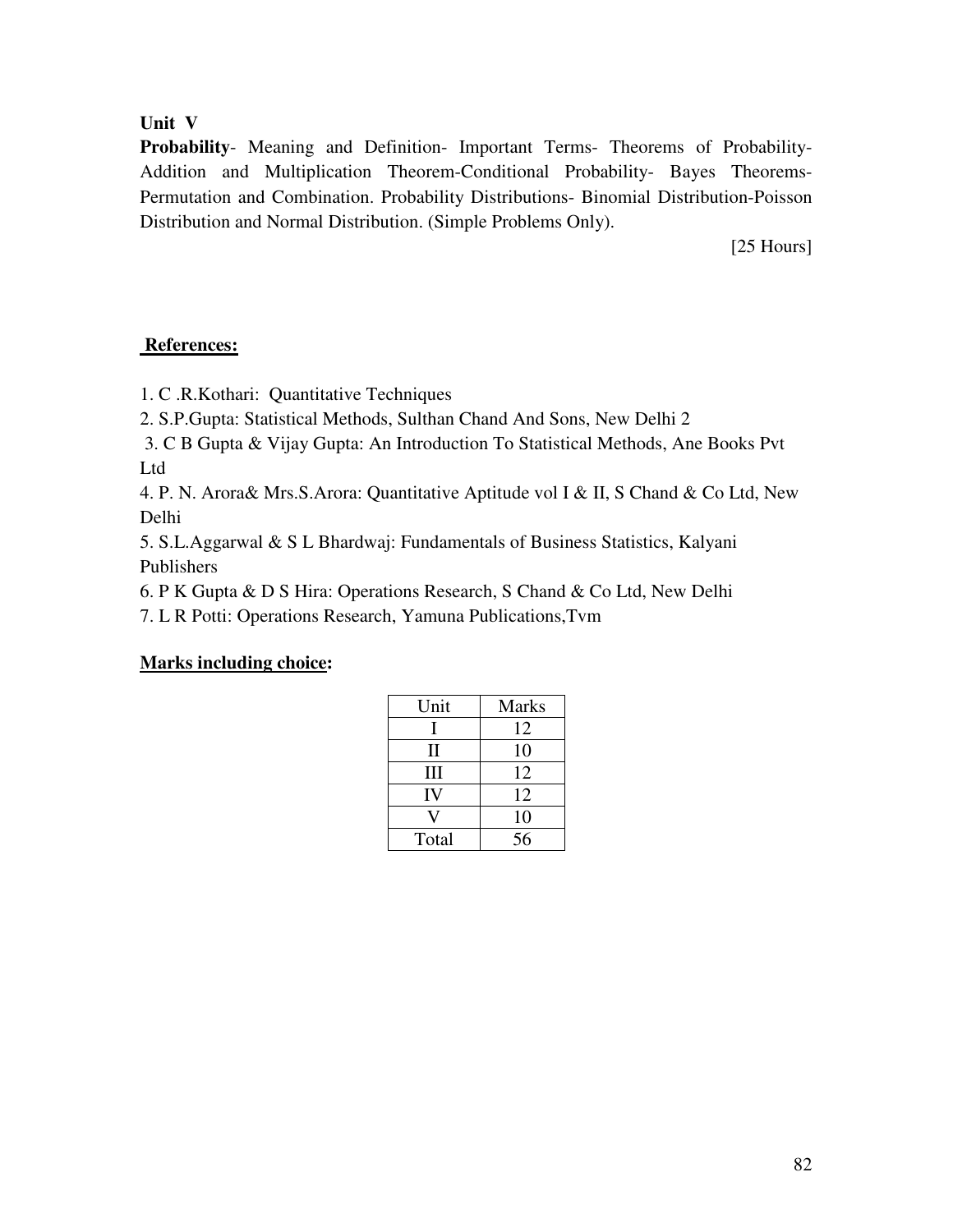**Unit V**

**Probability**- Meaning and Definition- Important Terms- Theorems of Probability-Addition and Multiplication Theorem-Conditional Probability- Bayes Theorems-Permutation and Combination. Probability Distributions- Binomial Distribution-Poisson Distribution and Normal Distribution. (Simple Problems Only).

[25 Hours]

**References:**

1. C .R.Kothari: Quantitative Techniques
2. S.P.Gupta: Statistical Methods, Sulthan Chand And Sons, New Delhi 2
3. C B Gupta & Vijay Gupta: An Introduction To Statistical Methods, Ane Books Pvt Ltd
4. P. N. Arora& Mrs.S.Arora: Quantitative Aptitude vol I & II, S Chand & Co Ltd, New Delhi
5. S.L.Aggarwal & S L Bhardwaj: Fundamentals of Business Statistics, Kalyani Publishers
6. P K Gupta & D S Hira: Operations Research, S Chand & Co Ltd, New Delhi
7. L R Potti: Operations Research, Yamuna Publications,Tvm

**Marks including choice:**

| Unit | Marks |
|---|---|
| I | 12 |
| II | 10 |
| III | 12 |
| IV | 12 |
| V | 10 |
| Total | 56 |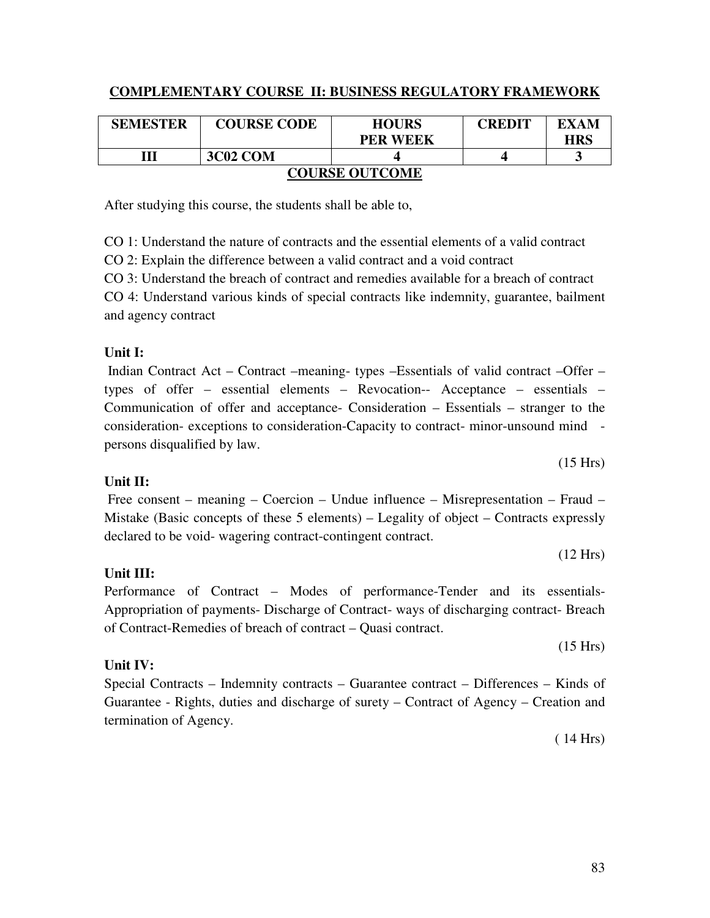## COMPLEMENTARY COURSE II: BUSINESS REGULATORY FRAMEWORK

| SEMESTER | COURSE CODE | HOURS PER WEEK | CREDIT | EXAM HRS |
|---|---|---|---|---|
| III | 3C02 COM | 4 | 4 | 3 |

### COURSE OUTCOME

After studying this course, the students shall be able to,

CO 1: Understand the nature of contracts and the essential elements of a valid contract

CO 2: Explain the difference between a valid contract and a void contract

CO 3: Understand the breach of contract and remedies available for a breach of contract

CO 4: Understand various kinds of special contracts like indemnity, guarantee, bailment and agency contract

**Unit I:**

Indian Contract Act – Contract –meaning- types –Essentials of valid contract –Offer – types of offer – essential elements – Revocation-- Acceptance – essentials – Communication of offer and acceptance- Consideration – Essentials – stranger to the consideration- exceptions to consideration-Capacity to contract- minor-unsound mind - persons disqualified by law.

(15 Hrs)

**Unit II:**

Free consent – meaning – Coercion – Undue influence – Misrepresentation – Fraud – Mistake (Basic concepts of these 5 elements) – Legality of object – Contracts expressly declared to be void- wagering contract-contingent contract.

(12 Hrs)

**Unit III:**

Performance of Contract – Modes of performance-Tender and its essentials- Appropriation of payments- Discharge of Contract- ways of discharging contract- Breach of Contract-Remedies of breach of contract – Quasi contract.

(15 Hrs)

**Unit IV:**

Special Contracts – Indemnity contracts – Guarantee contract – Differences – Kinds of Guarantee - Rights, duties and discharge of surety – Contract of Agency – Creation and termination of Agency.

( 14 Hrs)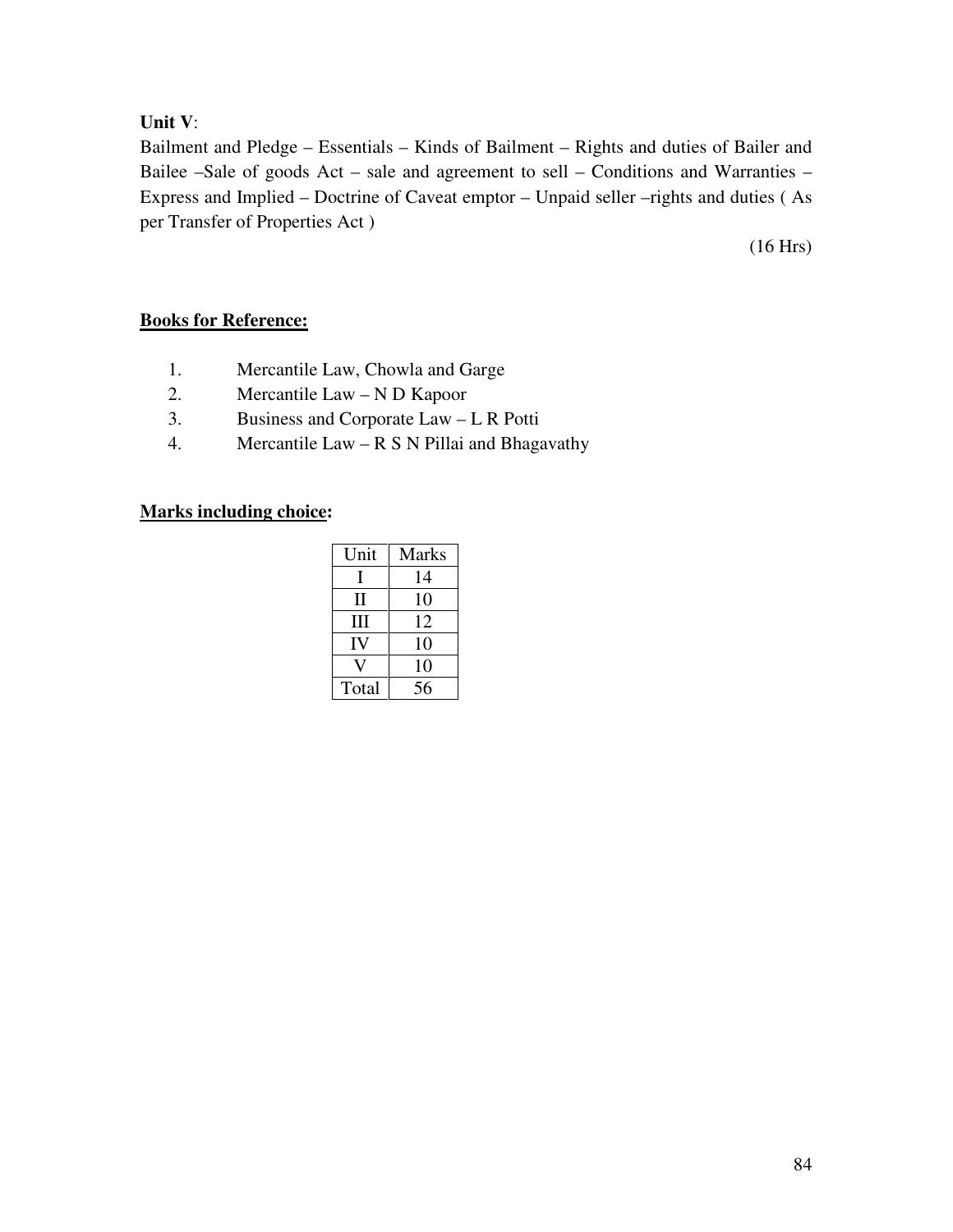**Unit V**:

Bailment and Pledge – Essentials – Kinds of Bailment – Rights and duties of Bailer and Bailee –Sale of goods Act – sale and agreement to sell – Conditions and Warranties – Express and Implied – Doctrine of Caveat emptor – Unpaid seller –rights and duties ( As per Transfer of Properties Act )

(16 Hrs)

**Books for Reference:**

1. Mercantile Law, Chowla and Garge
2. Mercantile Law – N D Kapoor
3. Business and Corporate Law – L R Potti
4. Mercantile Law – R S N Pillai and Bhagavathy

**Marks including choice:**

| Unit | Marks |
|---|---|
| I | 14 |
| II | 10 |
| III | 12 |
| IV | 10 |
| V | 10 |
| Total | 56 |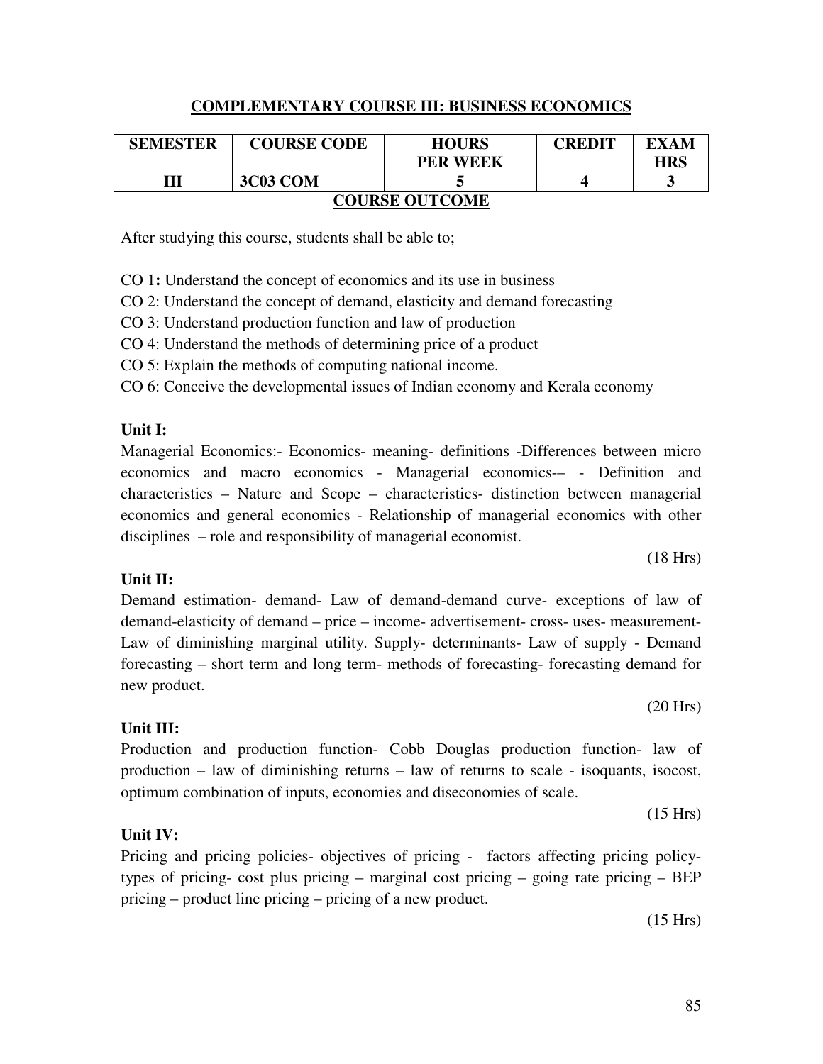## COMPLEMENTARY COURSE III: BUSINESS ECONOMICS

| SEMESTER | COURSE CODE | HOURS PER WEEK | CREDIT | EXAM HRS |
|---|---|---|---|---|
| III | 3C03 COM | 5 | 4 | 3 |

### COURSE OUTCOME

After studying this course, students shall be able to;

CO 1**:** Understand the concept of economics and its use in business

CO 2: Understand the concept of demand, elasticity and demand forecasting

CO 3: Understand production function and law of production

CO 4: Understand the methods of determining price of a product

CO 5: Explain the methods of computing national income.

CO 6: Conceive the developmental issues of Indian economy and Kerala economy

**Unit I:**

Managerial Economics:- Economics- meaning- definitions -Differences between micro economics and macro economics - Managerial economics-– - Definition and characteristics – Nature and Scope – characteristics- distinction between managerial economics and general economics - Relationship of managerial economics with other disciplines – role and responsibility of managerial economist.

(18 Hrs)

**Unit II:**

Demand estimation- demand- Law of demand-demand curve- exceptions of law of demand-elasticity of demand – price – income- advertisement- cross- uses- measurement- Law of diminishing marginal utility. Supply- determinants- Law of supply - Demand forecasting – short term and long term- methods of forecasting- forecasting demand for new product.

(20 Hrs)

**Unit III:**

Production and production function- Cobb Douglas production function- law of production – law of diminishing returns – law of returns to scale - isoquants, isocost, optimum combination of inputs, economies and diseconomies of scale.

(15 Hrs)

**Unit IV:**

Pricing and pricing policies- objectives of pricing - factors affecting pricing policy- types of pricing- cost plus pricing – marginal cost pricing – going rate pricing – BEP pricing – product line pricing – pricing of a new product.

(15 Hrs)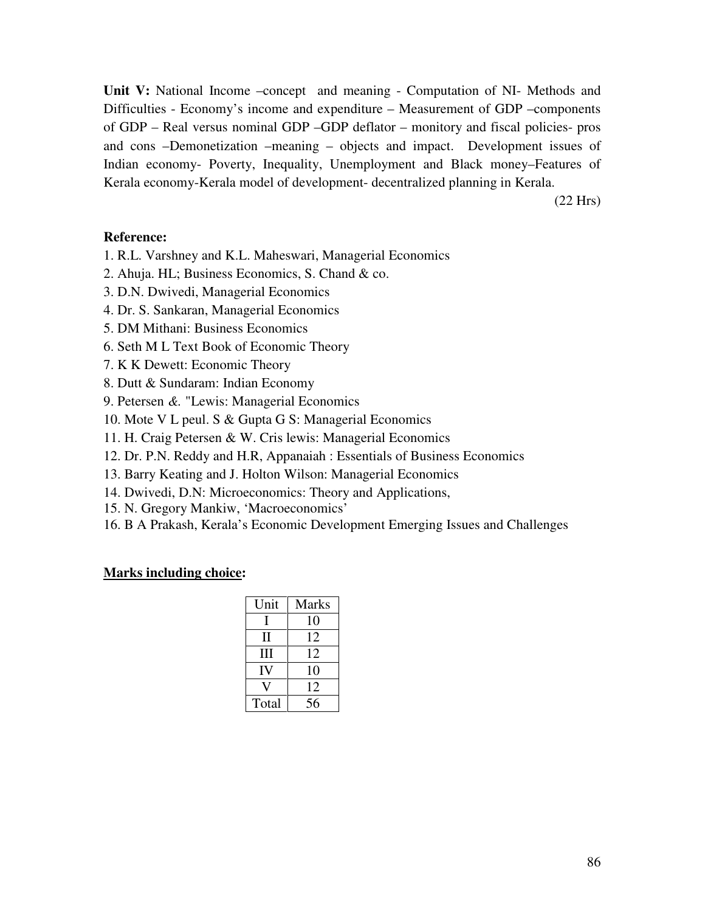**Unit V:** National Income –concept and meaning - Computation of NI- Methods and Difficulties - Economy's income and expenditure – Measurement of GDP –components of GDP – Real versus nominal GDP –GDP deflator – monitory and fiscal policies- pros and cons –Demonetization –meaning – objects and impact. Development issues of Indian economy- Poverty, Inequality, Unemployment and Black money–Features of Kerala economy-Kerala model of development- decentralized planning in Kerala.

(22 Hrs)

**Reference:**

1. R.L. Varshney and K.L. Maheswari, Managerial Economics
2. Ahuja. HL; Business Economics, S. Chand & co.
3. D.N. Dwivedi, Managerial Economics
4. Dr. S. Sankaran, Managerial Economics
5. DM Mithani: Business Economics
6. Seth M L Text Book of Economic Theory
7. K K Dewett: Economic Theory
8. Dutt & Sundaram: Indian Economy
9. Petersen *&*. "Lewis: Managerial Economics
10. Mote V L peul. S & Gupta G S: Managerial Economics
11. H. Craig Petersen & W. Cris lewis: Managerial Economics
12. Dr. P.N. Reddy and H.R, Appanaiah : Essentials of Business Economics
13. Barry Keating and J. Holton Wilson: Managerial Economics
14. Dwivedi, D.N: Microeconomics: Theory and Applications,
15. N. Gregory Mankiw, 'Macroeconomics'
16. B A Prakash, Kerala's Economic Development Emerging Issues and Challenges

**Marks including choice:**

| Unit | Marks |
|---|---|
| I | 10 |
| II | 12 |
| III | 12 |
| IV | 10 |
| V | 12 |
| Total | 56 |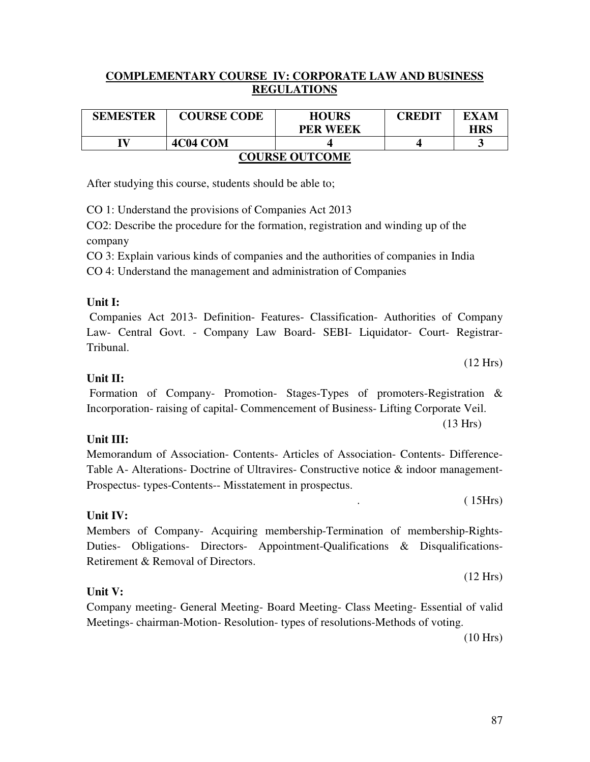## COMPLEMENTARY COURSE IV: CORPORATE LAW AND BUSINESS REGULATIONS

| SEMESTER | COURSE CODE | HOURS PER WEEK | CREDIT | EXAM HRS |
|---|---|---|---|---|
| IV | 4C04 COM | 4 | 4 | 3 |

### COURSE OUTCOME

After studying this course, students should be able to;

CO 1: Understand the provisions of Companies Act 2013

CO2: Describe the procedure for the formation, registration and winding up of the company

CO 3: Explain various kinds of companies and the authorities of companies in India

CO 4: Understand the management and administration of Companies

**Unit I:**

Companies Act 2013- Definition- Features- Classification- Authorities of Company Law- Central Govt. - Company Law Board- SEBI- Liquidator- Court- Registrar- Tribunal.

(12 Hrs)

**Unit II:**

Formation of Company- Promotion- Stages-Types of promoters-Registration & Incorporation- raising of capital- Commencement of Business- Lifting Corporate Veil.

(13 Hrs)

**Unit III:**

Memorandum of Association- Contents- Articles of Association- Contents- Difference- Table A- Alterations- Doctrine of Ultravires- Constructive notice & indoor management- Prospectus- types-Contents-- Misstatement in prospectus.

( 15Hrs)

**Unit IV:**

Members of Company- Acquiring membership-Termination of membership-Rights- Duties- Obligations- Directors- Appointment-Qualifications & Disqualifications- Retirement & Removal of Directors.

(12 Hrs)

**Unit V:**

Company meeting- General Meeting- Board Meeting- Class Meeting- Essential of valid Meetings- chairman-Motion- Resolution- types of resolutions-Methods of voting.

(10 Hrs)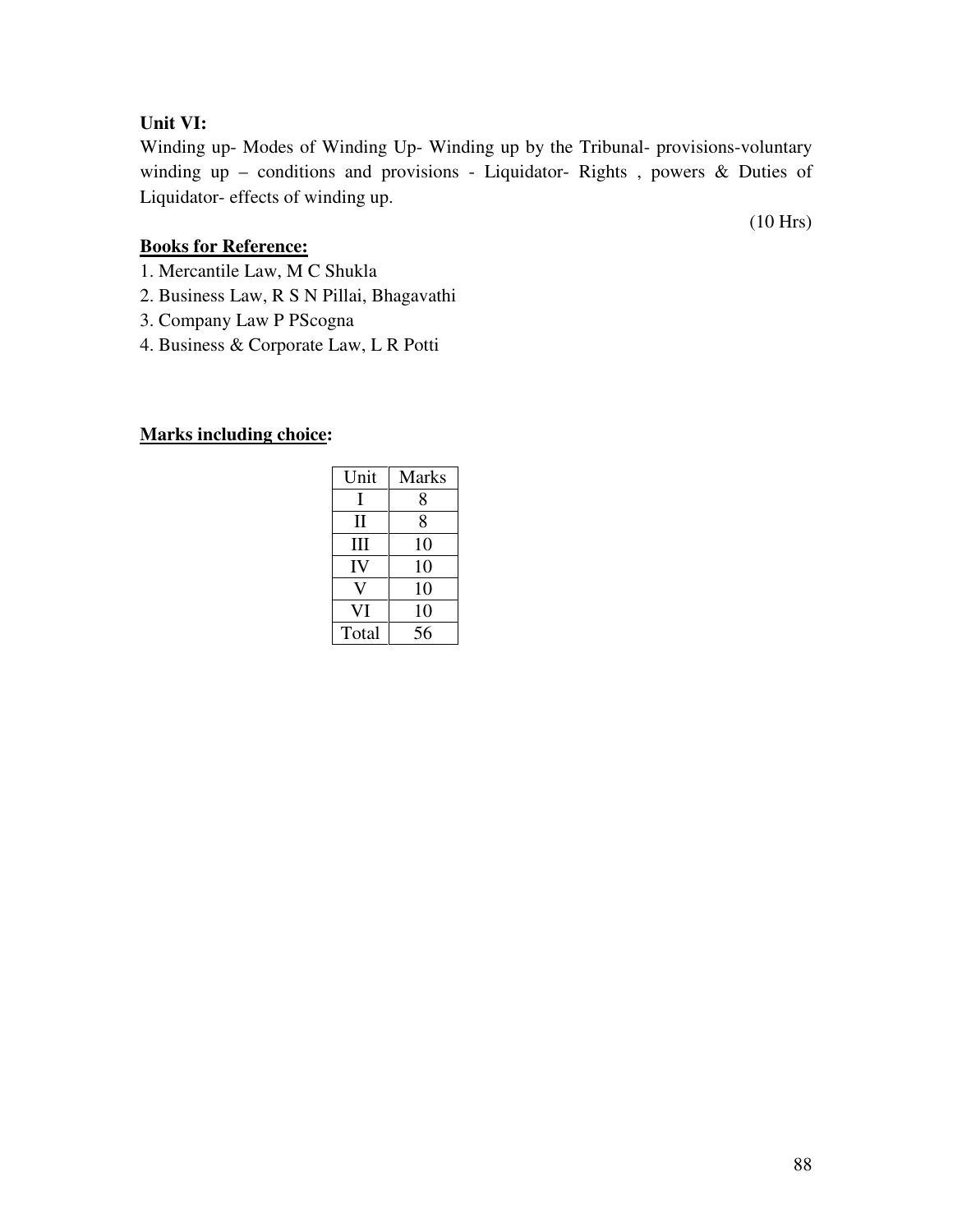**Unit VI:**

Winding up- Modes of Winding Up- Winding up by the Tribunal- provisions-voluntary winding up – conditions and provisions - Liquidator- Rights , powers & Duties of Liquidator- effects of winding up.

(10 Hrs)

**Books for Reference:**

1. Mercantile Law, M C Shukla
2. Business Law, R S N Pillai, Bhagavathi
3. Company Law P PScogna
4. Business & Corporate Law, L R Potti

**Marks including choice:**

| Unit | Marks |
|---|---|
| I | 8 |
| II | 8 |
| III | 10 |
| IV | 10 |
| V | 10 |
| VI | 10 |
| Total | 56 |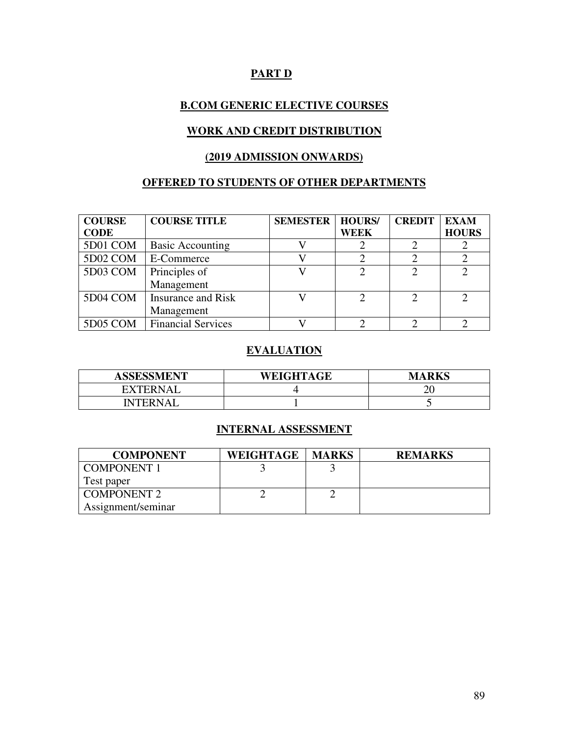# PART D

## B.COM GENERIC ELECTIVE COURSES

## WORK AND CREDIT DISTRIBUTION

## (2019 ADMISSION ONWARDS)

## OFFERED TO STUDENTS OF OTHER DEPARTMENTS

| COURSE CODE | COURSE TITLE | SEMESTER | HOURS/ WEEK | CREDIT | EXAM HOURS |
|---|---|---|---|---|---|
| 5D01 COM | Basic Accounting | V | 2 | 2 | 2 |
| 5D02 COM | E-Commerce | V | 2 | 2 | 2 |
| 5D03 COM | Principles of Management | V | 2 | 2 | 2 |
| 5D04 COM | Insurance and Risk Management | V | 2 | 2 | 2 |
| 5D05 COM | Financial Services | V | 2 | 2 | 2 |

## EVALUATION

| ASSESSMENT | WEIGHTAGE | MARKS |
|---|---|---|
| EXTERNAL | 4 | 20 |
| INTERNAL | 1 | 5 |

## INTERNAL ASSESSMENT

| COMPONENT | WEIGHTAGE | MARKS | REMARKS |
|---|---|---|---|
| COMPONENT 1 Test paper | 3 | 3 | |
| COMPONENT 2 Assignment/seminar | 2 | 2 | |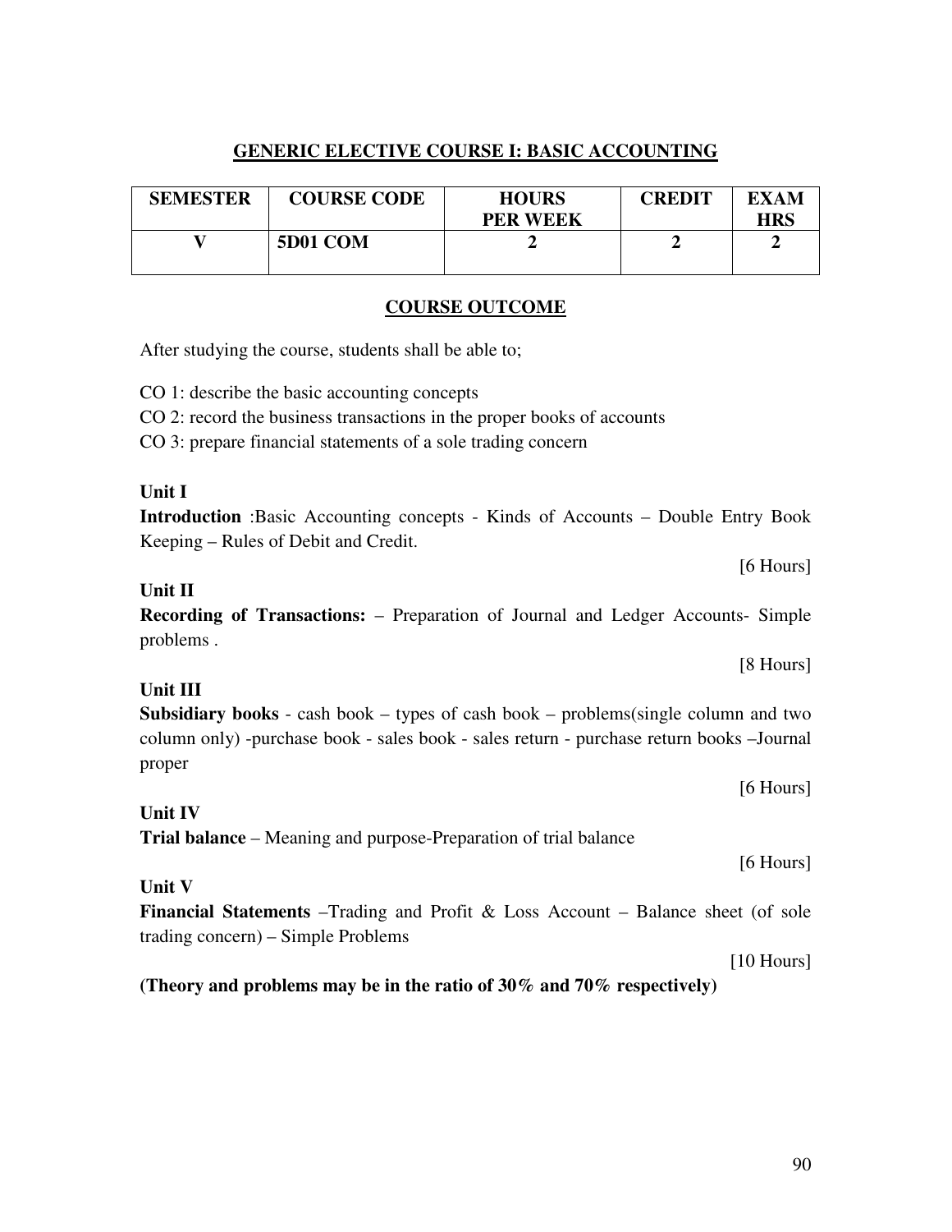## GENERIC ELECTIVE COURSE I: BASIC ACCOUNTING

| SEMESTER | COURSE CODE | HOURS PER WEEK | CREDIT | EXAM HRS |
|---|---|---|---|---|
| V | 5D01 COM | 2 | 2 | 2 |

### COURSE OUTCOME

After studying the course, students shall be able to;

CO 1: describe the basic accounting concepts

CO 2: record the business transactions in the proper books of accounts

CO 3: prepare financial statements of a sole trading concern

**Unit I**

**Introduction** :Basic Accounting concepts - Kinds of Accounts – Double Entry Book Keeping – Rules of Debit and Credit.

[6 Hours]

**Unit II**

**Recording of Transactions:** – Preparation of Journal and Ledger Accounts- Simple problems .

[8 Hours]

**Unit III**

**Subsidiary books** - cash book – types of cash book – problems(single column and two column only) -purchase book - sales book - sales return - purchase return books –Journal proper

[6 Hours]

**Unit IV**

**Trial balance** – Meaning and purpose-Preparation of trial balance

[6 Hours]

**Unit V**

**Financial Statements** –Trading and Profit & Loss Account – Balance sheet (of sole trading concern) – Simple Problems

[10 Hours]

**(Theory and problems may be in the ratio of 30% and 70% respectively)**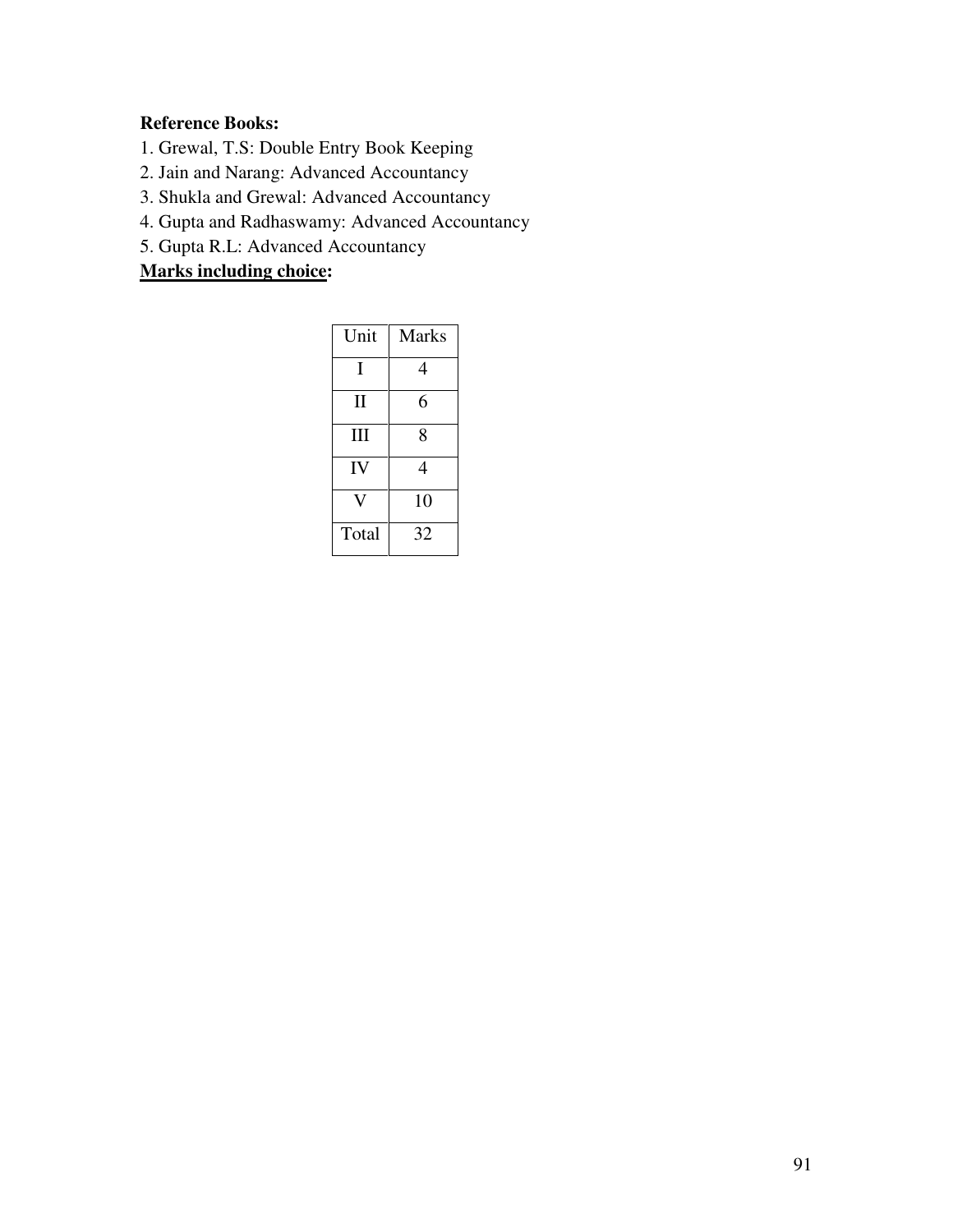**Reference Books:**

1. Grewal, T.S: Double Entry Book Keeping
2. Jain and Narang: Advanced Accountancy
3. Shukla and Grewal: Advanced Accountancy
4. Gupta and Radhaswamy: Advanced Accountancy
5. Gupta R.L: Advanced Accountancy

**<u>Marks including choice</u>:**

| Unit | Marks |
|---|---|
| I | 4 |
| II | 6 |
| III | 8 |
| IV | 4 |
| V | 10 |
| Total | 32 |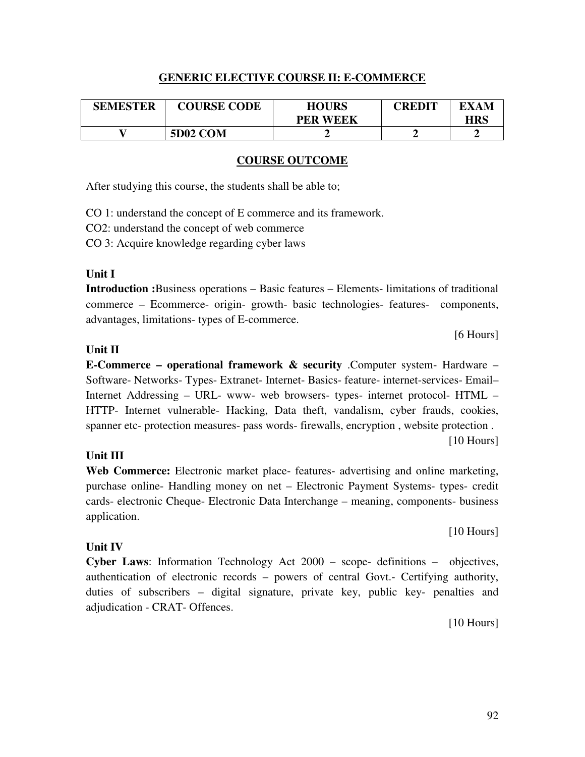## GENERIC ELECTIVE COURSE II: E-COMMERCE

| SEMESTER | COURSE CODE | HOURS PER WEEK | CREDIT | EXAM HRS |
|---|---|---|---|---|
| V | 5D02 COM | 2 | 2 | 2 |

### COURSE OUTCOME

After studying this course, the students shall be able to;

CO 1: understand the concept of E commerce and its framework.
CO2: understand the concept of web commerce
CO 3: Acquire knowledge regarding cyber laws

**Unit I**

**Introduction :**Business operations – Basic features – Elements- limitations of traditional commerce – Ecommerce- origin- growth- basic technologies- features- components, advantages, limitations- types of E-commerce.

[6 Hours]

**Unit II**

**E-Commerce – operational framework & security** .Computer system- Hardware – Software- Networks- Types- Extranet- Internet- Basics- feature- internet-services- Email– Internet Addressing – URL- www- web browsers- types- internet protocol- HTML – HTTP- Internet vulnerable- Hacking, Data theft, vandalism, cyber frauds, cookies, spanner etc- protection measures- pass words- firewalls, encryption , website protection .

[10 Hours]

**Unit III**

**Web Commerce:** Electronic market place- features- advertising and online marketing, purchase online- Handling money on net – Electronic Payment Systems- types- credit cards- electronic Cheque- Electronic Data Interchange – meaning, components- business application.

[10 Hours]

**Unit IV**

**Cyber Laws**: Information Technology Act 2000 – scope- definitions – objectives, authentication of electronic records – powers of central Govt.- Certifying authority, duties of subscribers – digital signature, private key, public key- penalties and adjudication - CRAT- Offences.

[10 Hours]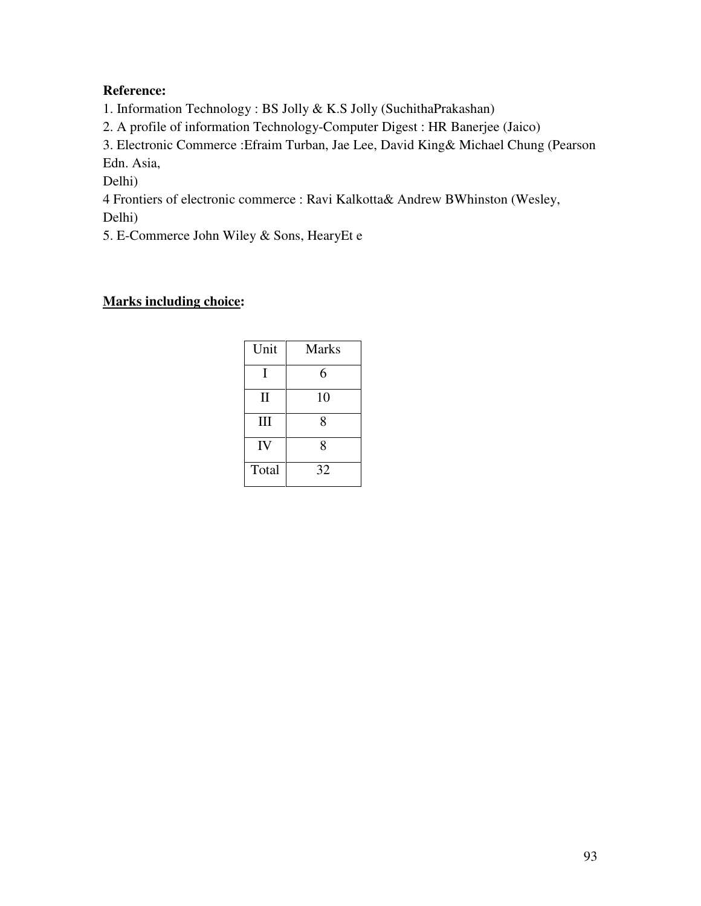**Reference:**

1. Information Technology : BS Jolly & K.S Jolly (SuchithaPrakashan)
2. A profile of information Technology-Computer Digest : HR Banerjee (Jaico)
3. Electronic Commerce :Efraim Turban, Jae Lee, David King& Michael Chung (Pearson Edn. Asia, Delhi)

4 Frontiers of electronic commerce : Ravi Kalkotta& Andrew BWhinston (Wesley, Delhi)

5. E-Commerce John Wiley & Sons, HearyEt e

**<u>Marks including choice</u>:**

| Unit | Marks |
|---|---|
| I | 6 |
| II | 10 |
| III | 8 |
| IV | 8 |
| Total | 32 |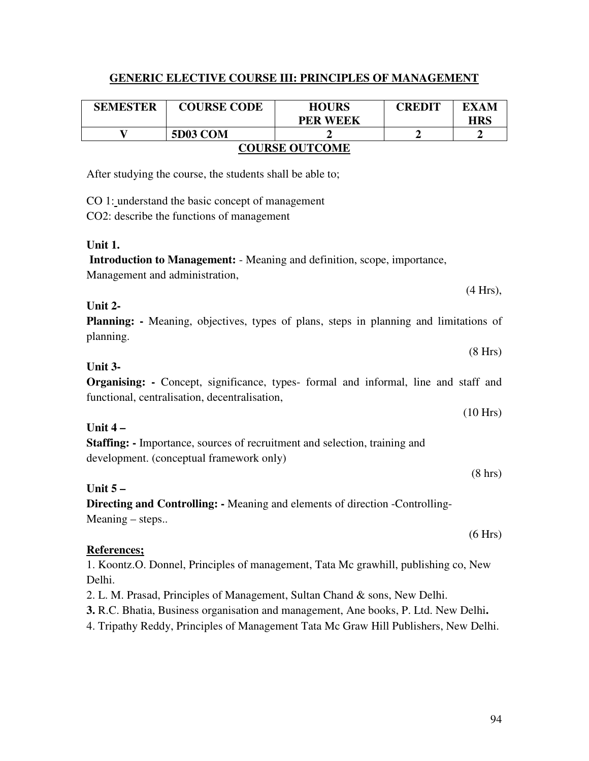## GENERIC ELECTIVE COURSE III: PRINCIPLES OF MANAGEMENT

| SEMESTER | COURSE CODE | HOURS PER WEEK | CREDIT | EXAM HRS |
|---|---|---|---|---|
| V | 5D03 COM | 2 | 2 | 2 |

### COURSE OUTCOME

After studying the course, the students shall be able to;

CO 1: understand the basic concept of management
CO2: describe the functions of management

**Unit 1.**

**Introduction to Management:** - Meaning and definition, scope, importance, Management and administration,

(4 Hrs),

**Unit 2-**

**Planning: -** Meaning, objectives, types of plans, steps in planning and limitations of planning.

(8 Hrs)

**Unit 3-**

**Organising: -** Concept, significance, types- formal and informal, line and staff and functional, centralisation, decentralisation,

(10 Hrs)

**Unit 4 –**

**Staffing: -** Importance, sources of recruitment and selection, training and development. (conceptual framework only)

(8 hrs)

**Unit 5 –**

**Directing and Controlling: -** Meaning and elements of direction -Controlling- Meaning – steps..

(6 Hrs)

**References;**

1. Koontz.O. Donnel, Principles of management, Tata Mc grawhill, publishing co, New Delhi.
2. L. M. Prasad, Principles of Management, Sultan Chand & sons, New Delhi.
3. R.C. Bhatia, Business organisation and management, Ane books, P. Ltd. New Delhi.
4. Tripathy Reddy, Principles of Management Tata Mc Graw Hill Publishers, New Delhi.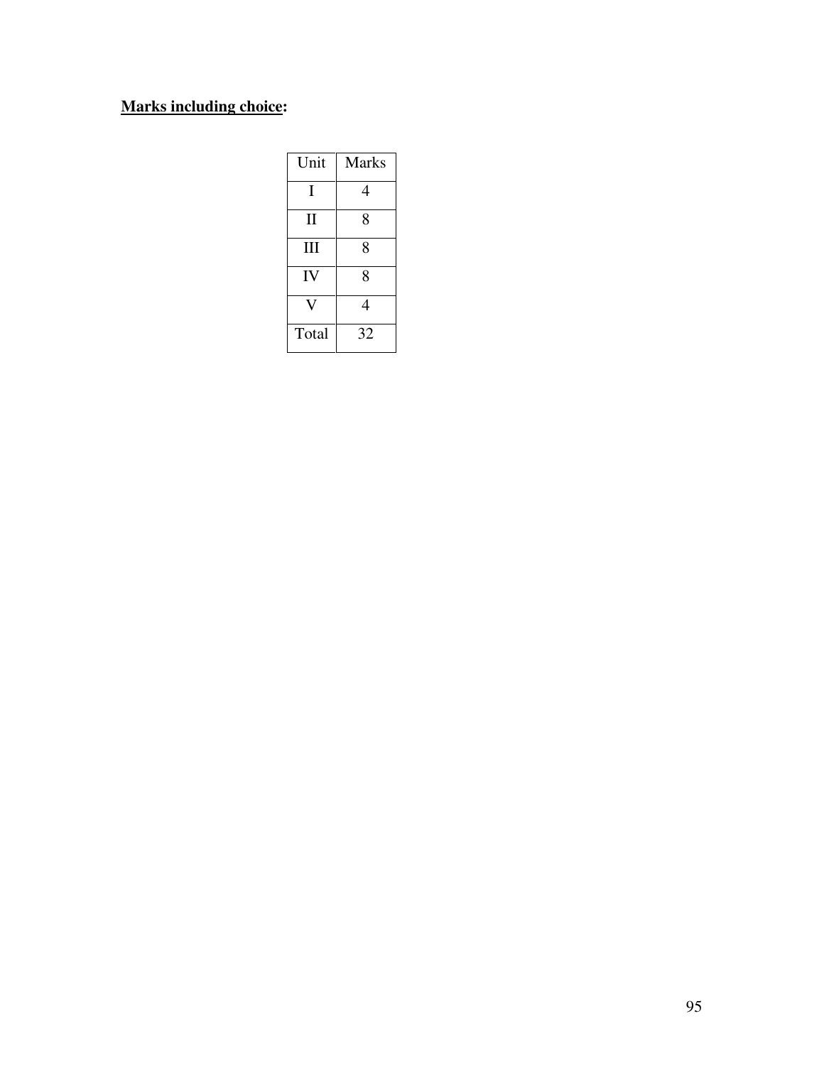**<u>Marks including choice</u>:**

| Unit | Marks |
|---|---|
| I | 4 |
| II | 8 |
| III | 8 |
| IV | 8 |
| V | 4 |
| Total | 32 |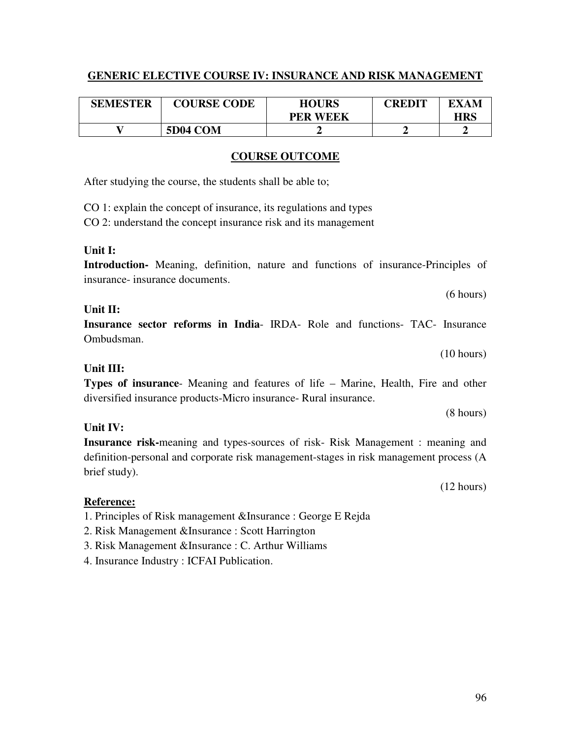## GENERIC ELECTIVE COURSE IV: INSURANCE AND RISK MANAGEMENT

| SEMESTER | COURSE CODE | HOURS PER WEEK | CREDIT | EXAM HRS |
|---|---|---|---|---|
| V | 5D04 COM | 2 | 2 | 2 |

### COURSE OUTCOME

After studying the course, the students shall be able to;

CO 1: explain the concept of insurance, its regulations and types

CO 2: understand the concept insurance risk and its management

**Unit I:**

**Introduction-** Meaning, definition, nature and functions of insurance-Principles of insurance- insurance documents.

(6 hours)

**Unit II:**

**Insurance sector reforms in India**- IRDA- Role and functions- TAC- Insurance Ombudsman.

(10 hours)

**Unit III:**

**Types of insurance**- Meaning and features of life – Marine, Health, Fire and other diversified insurance products-Micro insurance- Rural insurance.

(8 hours)

**Unit IV:**

**Insurance risk-**meaning and types-sources of risk- Risk Management : meaning and definition-personal and corporate risk management-stages in risk management process (A brief study).

(12 hours)

**Reference:**

1. Principles of Risk management &Insurance : George E Rejda
2. Risk Management &Insurance : Scott Harrington
3. Risk Management &Insurance : C. Arthur Williams
4. Insurance Industry : ICFAI Publication.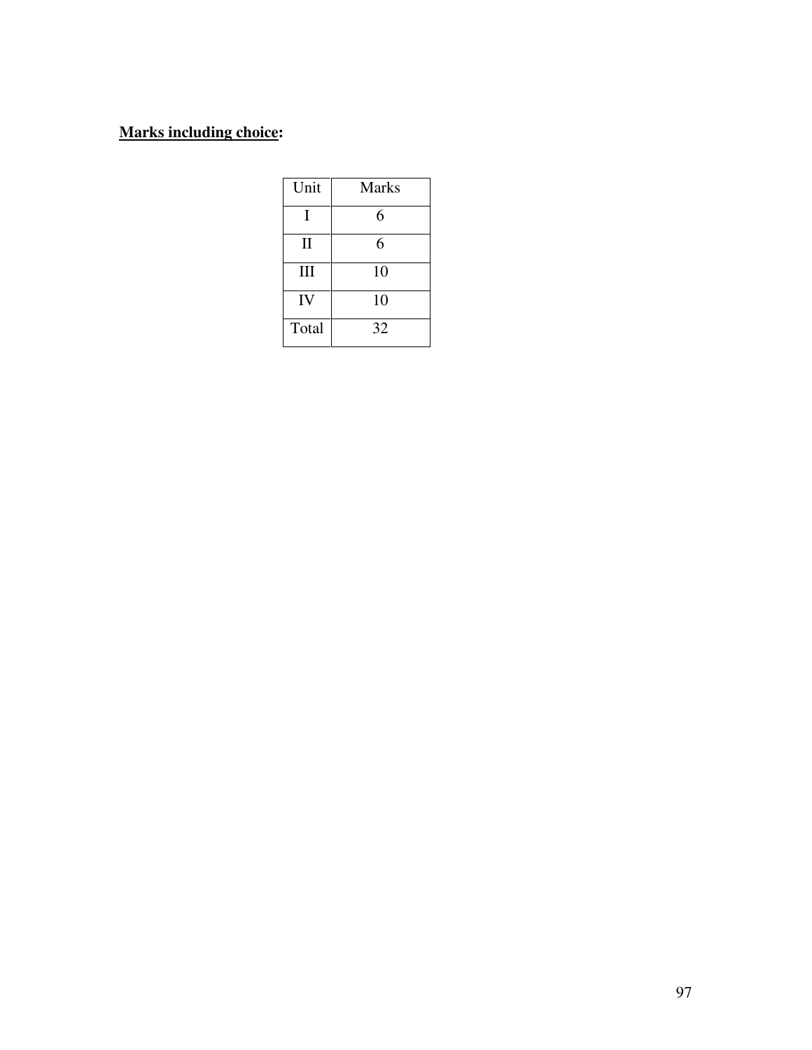**<u>Marks including choice</u>:**

| Unit | Marks |
|---|---|
| I | 6 |
| II | 6 |
| III | 10 |
| IV | 10 |
| Total | 32 |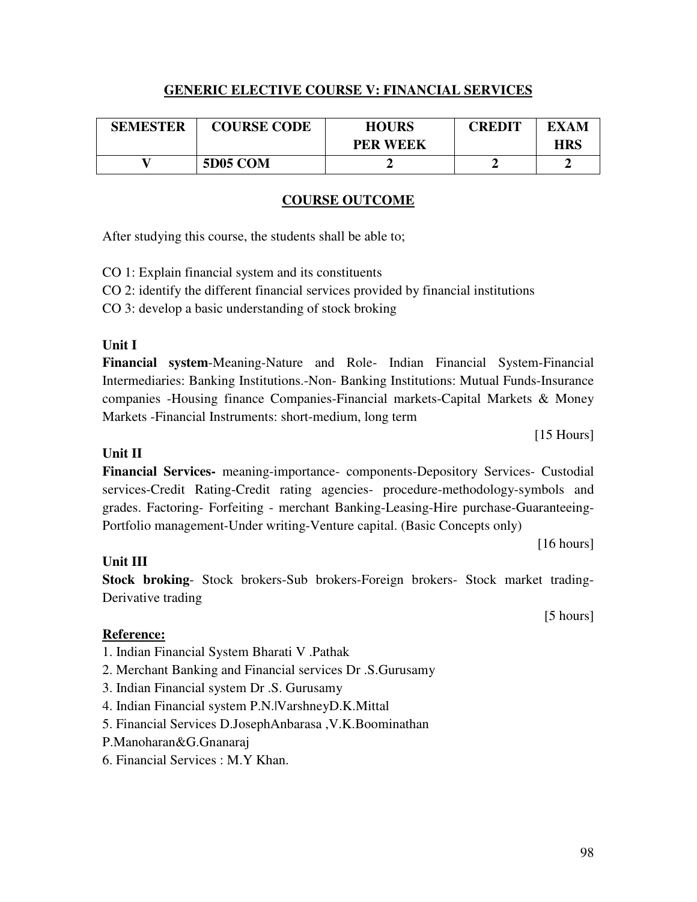## GENERIC ELECTIVE COURSE V: FINANCIAL SERVICES

| SEMESTER | COURSE CODE | HOURS PER WEEK | CREDIT | EXAM HRS |
|---|---|---|---|---|
| V | 5D05 COM | 2 | 2 | 2 |

### COURSE OUTCOME

After studying this course, the students shall be able to;

CO 1: Explain financial system and its constituents

CO 2: identify the different financial services provided by financial institutions

CO 3: develop a basic understanding of stock broking

**Unit I**

**Financial system**-Meaning-Nature and Role- Indian Financial System-Financial Intermediaries: Banking Institutions.-Non- Banking Institutions: Mutual Funds-Insurance companies -Housing finance Companies-Financial markets-Capital Markets & Money Markets -Financial Instruments: short-medium, long term

[15 Hours]

**Unit II**

**Financial Services-** meaning-importance- components-Depository Services- Custodial services-Credit Rating-Credit rating agencies- procedure-methodology-symbols and grades. Factoring- Forfeiting - merchant Banking-Leasing-Hire purchase-Guaranteeing-Portfolio management-Under writing-Venture capital. (Basic Concepts only)

[16 hours]

**Unit III**

**Stock broking**- Stock brokers-Sub brokers-Foreign brokers- Stock market trading-Derivative trading

[5 hours]

**Reference:**

1. Indian Financial System Bharati V .Pathak
2. Merchant Banking and Financial services Dr .S.Gurusamy
3. Indian Financial system Dr .S. Gurusamy
4. Indian Financial system P.N.|VarshneyD.K.Mittal
5. Financial Services D.JosephAnbarasa ,V.K.Boominathan P.Manoharan&G.Gnanaraj
6. Financial Services : M.Y Khan.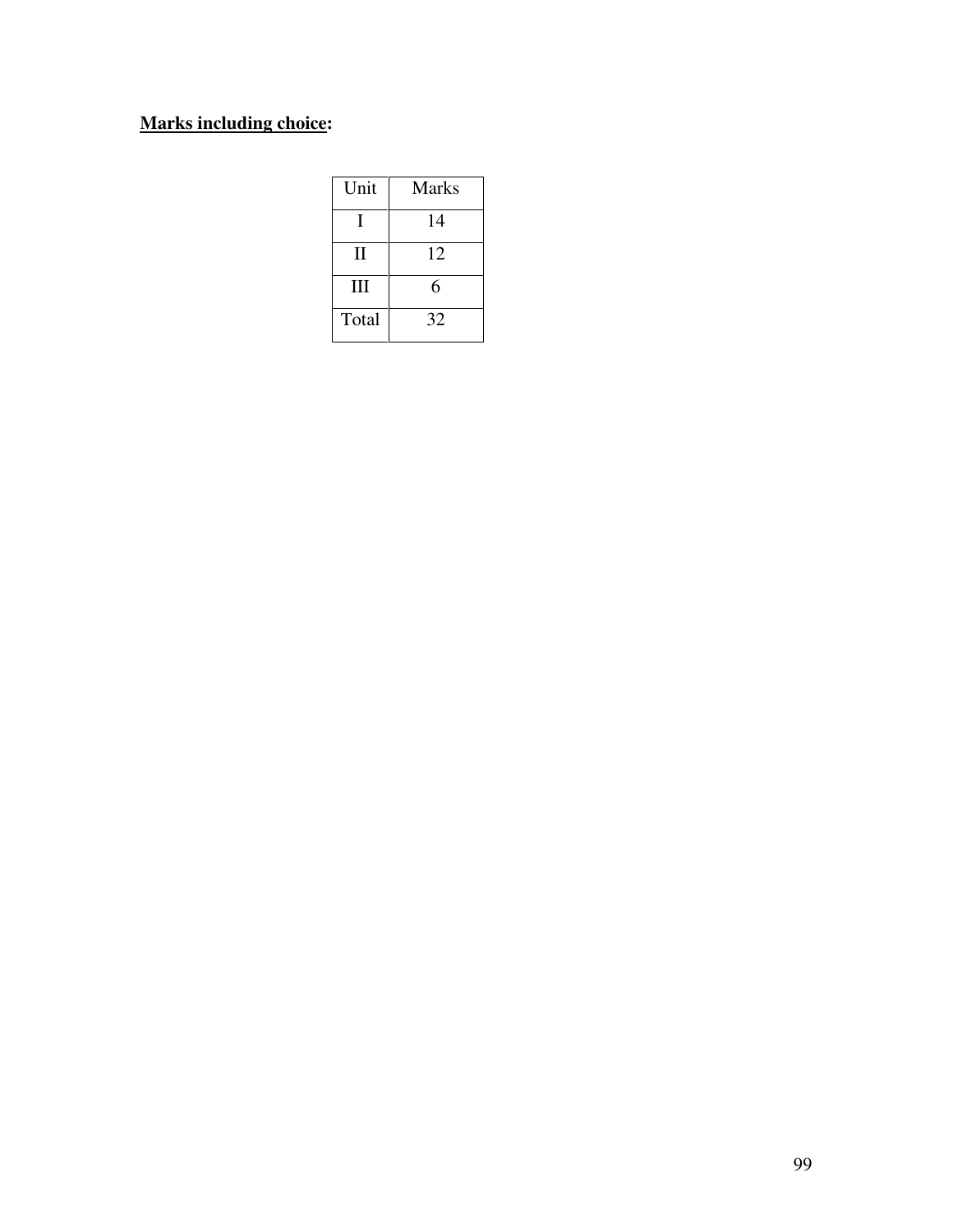**Marks including choice:**

| Unit | Marks |
|---|---|
| I | 14 |
| II | 12 |
| III | 6 |
| Total | 32 |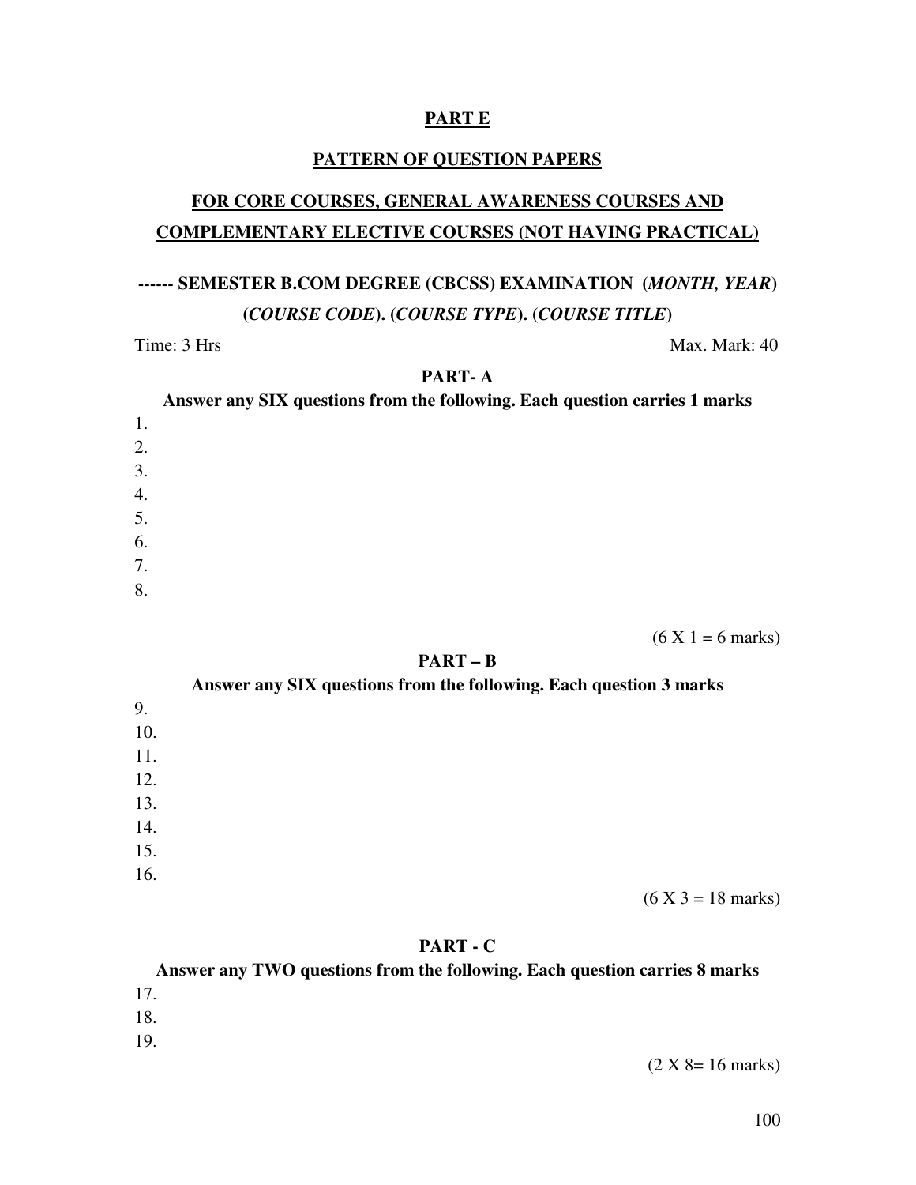# PART E

## PATTERN OF QUESTION PAPERS

## FOR CORE COURSES, GENERAL AWARENESS COURSES AND COMPLEMENTARY ELECTIVE COURSES (NOT HAVING PRACTICAL)

**------ SEMESTER B.COM DEGREE (CBCSS) EXAMINATION (*MONTH, YEAR*)**
**(*COURSE CODE*). (*COURSE TYPE*). (*COURSE TITLE*)**

Time: 3 Hrs Max. Mark: 40

### PART- A

**Answer any SIX questions from the following. Each question carries 1 marks**

1.
2.
3.
4.
5.
6.
7.
8.

(6 X 1 = 6 marks)

### PART – B

**Answer any SIX questions from the following. Each question 3 marks**

9.
10.
11.
12.
13.
14.
15.
16.

(6 X 3 = 18 marks)

### PART - C

**Answer any TWO questions from the following. Each question carries 8 marks**

17.
18.
19.

(2 X 8= 16 marks)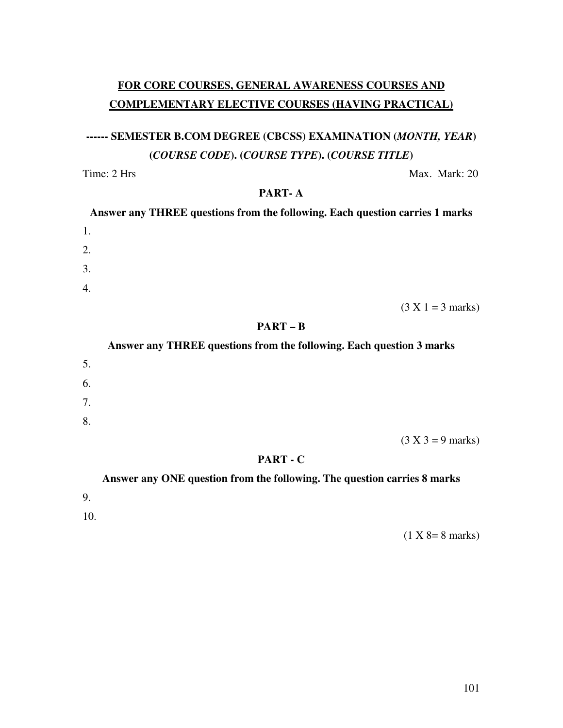## FOR CORE COURSES, GENERAL AWARENESS COURSES AND COMPLEMENTARY ELECTIVE COURSES (HAVING PRACTICAL)

### ------ SEMESTER B.COM DEGREE (CBCSS) EXAMINATION (*MONTH, YEAR*) (*COURSE CODE*). (*COURSE TYPE*). (*COURSE TITLE*)

Time: 2 Hrs                                                                                                    Max. Mark: 20

### PART- A

**Answer any THREE questions from the following. Each question carries 1 marks**

1.
2.
3.
4.

(3 X 1 = 3 marks)

### PART – B

**Answer any THREE questions from the following. Each question 3 marks**

5.
6.
7.
8.

(3 X 3 = 9 marks)

### PART - C

**Answer any ONE question from the following. The question carries 8 marks**

9.
10.

(1 X 8= 8 marks)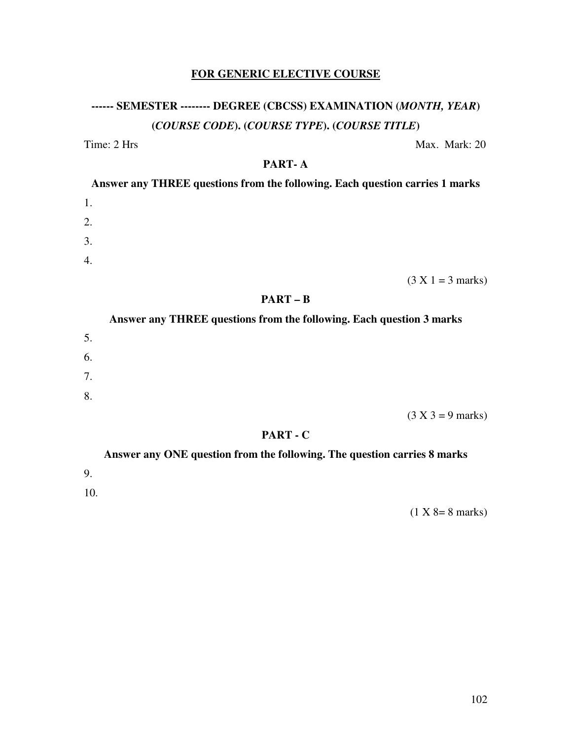## FOR GENERIC ELECTIVE COURSE

**------ SEMESTER -------- DEGREE (CBCSS) EXAMINATION (*MONTH, YEAR*)**

**(*COURSE CODE*). (*COURSE TYPE*). (*COURSE TITLE*)**

Time: 2 Hrs — Max. Mark: 20

### PART- A

**Answer any THREE questions from the following. Each question carries 1 marks**

1.
2.
3.
4.

(3 X 1 = 3 marks)

### PART – B

**Answer any THREE questions from the following. Each question 3 marks**

5.
6.
7.
8.

(3 X 3 = 9 marks)

### PART - C

**Answer any ONE question from the following. The question carries 8 marks**

9.
10.

(1 X 8= 8 marks)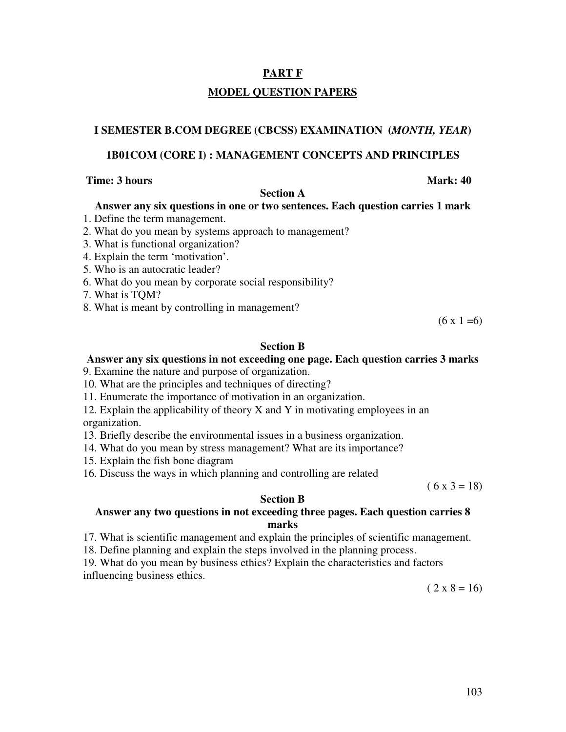## PART F

## MODEL QUESTION PAPERS

### I SEMESTER B.COM DEGREE (CBCSS) EXAMINATION (*MONTH, YEAR*)

### 1B01COM (CORE I) : MANAGEMENT CONCEPTS AND PRINCIPLES

**Time: 3 hours** **Mark: 40**

**Section A**

**Answer any six questions in one or two sentences. Each question carries 1 mark**

1. Define the term management.
2. What do you mean by systems approach to management?
3. What is functional organization?
4. Explain the term 'motivation'.
5. Who is an autocratic leader?
6. What do you mean by corporate social responsibility?
7. What is TQM?
8. What is meant by controlling in management?

(6 x 1 =6)

**Section B**

**Answer any six questions in not exceeding one page. Each question carries 3 marks**

9. Examine the nature and purpose of organization.
10. What are the principles and techniques of directing?
11. Enumerate the importance of motivation in an organization.
12. Explain the applicability of theory X and Y in motivating employees in an organization.
13. Briefly describe the environmental issues in a business organization.
14. What do you mean by stress management? What are its importance?
15. Explain the fish bone diagram
16. Discuss the ways in which planning and controlling are related

( 6 x 3 = 18)

**Section B**

**Answer any two questions in not exceeding three pages. Each question carries 8 marks**

17. What is scientific management and explain the principles of scientific management.
18. Define planning and explain the steps involved in the planning process.
19. What do you mean by business ethics? Explain the characteristics and factors influencing business ethics.

( 2 x 8 = 16)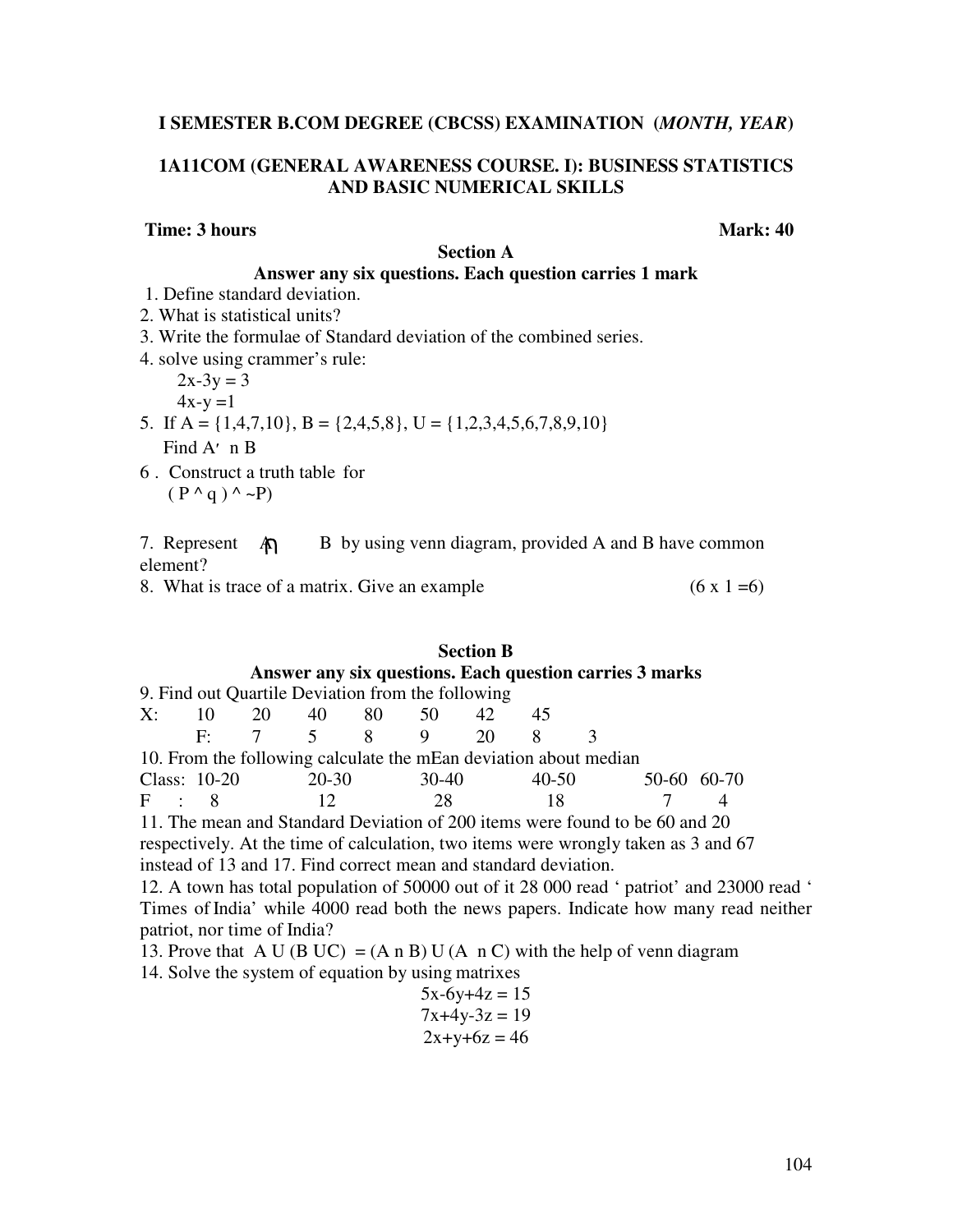**I SEMESTER B.COM DEGREE (CBCSS) EXAMINATION (*MONTH, YEAR*)**

**1A11COM (GENERAL AWARENESS COURSE. I): BUSINESS STATISTICS AND BASIC NUMERICAL SKILLS**

**Time: 3 hours** **Mark: 40**

## Section A

**Answer any six questions. Each question carries 1 mark**

1. Define standard deviation.
2. What is statistical units?
3. Write the formulae of Standard deviation of the combined series.
4. solve using crammer's rule:
   
   $2x-3y = 3$
   
   $4x-y =1$
5. If A = {1,4,7,10}, B = {2,4,5,8}, U = {1,2,3,4,5,6,7,8,9,10}
   
   Find A′ n B
6. Construct a truth table for
   
   ( P ^ q ) ^ ~P)
7. Represent A ∩ B by using venn diagram, provided A and B have common element?
8. What is trace of a matrix. Give an example (6 x 1 =6)

## Section B

**Answer any six questions. Each question carries 3 marks**

9. Find out Quartile Deviation from the following

| X: | 10 | 20 | 40 | 80 | 50 | 42 | 45 |
|---|---|---|---|---|---|---|---|
| F: | 7 | 5 | 8 | 9 | 20 | 8 | 3 |

10. From the following calculate the mEan deviation about median

| Class: | 10-20 | 20-30 | 30-40 | 40-50 | 50-60 | 60-70 |
|---|---|---|---|---|---|---|
| F : | 8 | 12 | 28 | 18 | 7 | 4 |

11. The mean and Standard Deviation of 200 items were found to be 60 and 20 respectively. At the time of calculation, two items were wrongly taken as 3 and 67 instead of 13 and 17. Find correct mean and standard deviation.

12. A town has total population of 50000 out of it 28 000 read ' patriot' and 23000 read ' Times of India' while 4000 read both the news papers. Indicate how many read neither patriot, nor time of India?

13. Prove that A U (B UC) = (A n B) U (A n C) with the help of venn diagram

14. Solve the system of equation by using matrixes

$$5x-6y+4z = 15$$
$$7x+4y-3z = 19$$
$$2x+y+6z = 46$$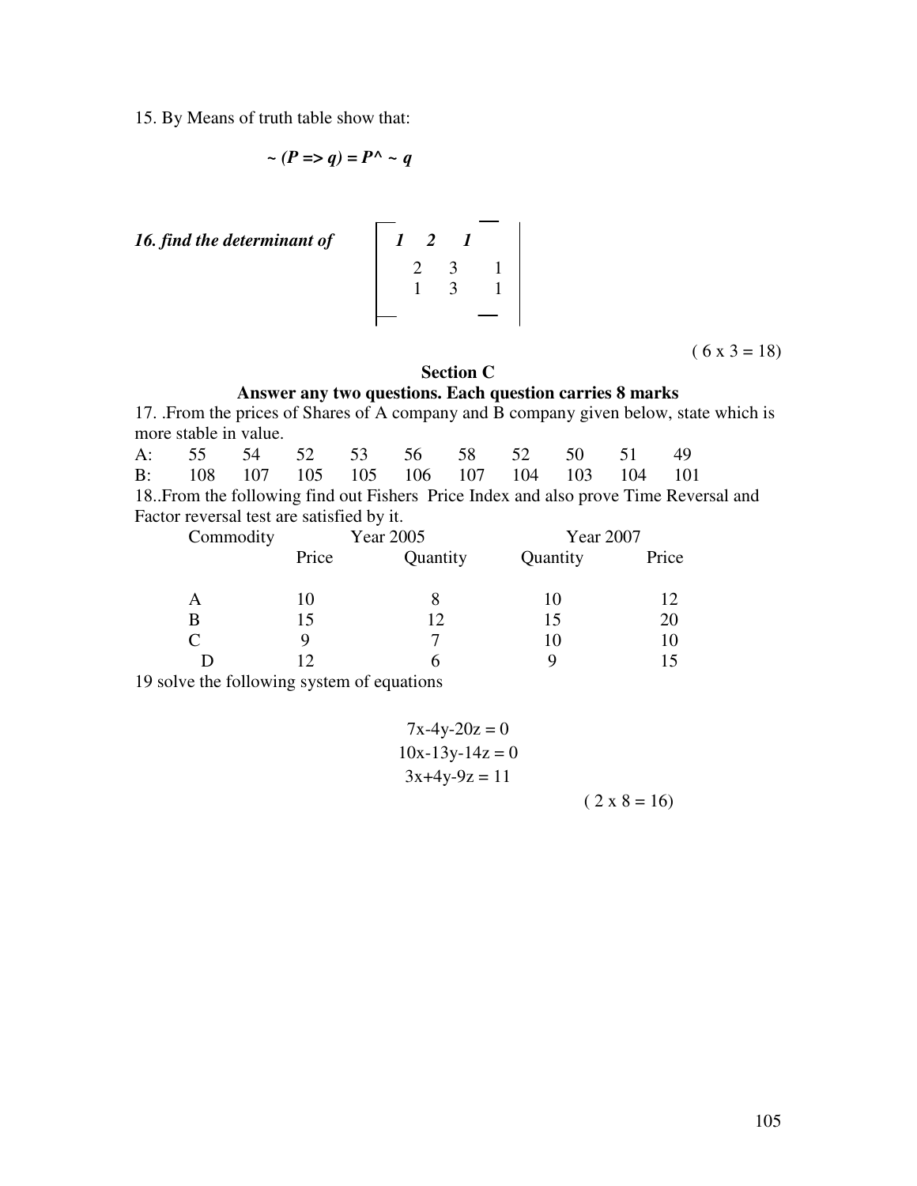15. By Means of truth table show that:

$$\sim (P \Rightarrow q) = P \wedge \sim q$$

*16. find the determinant of*

$$\begin{vmatrix} 1 & 2 & 1 \\ 2 & 3 & 1 \\ 1 & 3 & 1 \end{vmatrix}$$

( 6 x 3 = 18)

**Section C**

**Answer any two questions. Each question carries 8 marks**

17. .From the prices of Shares of A company and B company given below, state which is more stable in value.

| | | | | | | | | | | |
|---|---|---|---|---|---|---|---|---|---|---|
| A: | 55 | 54 | 52 | 53 | 56 | 58 | 52 | 50 | 51 | 49 |
| B: | 108 | 107 | 105 | 105 | 106 | 107 | 104 | 103 | 104 | 101 |

18..From the following find out Fishers Price Index and also prove Time Reversal and Factor reversal test are satisfied by it.

| Commodity | Year 2005 | | Year 2007 | |
|---|---|---|---|---|
| | Price | Quantity | Quantity | Price |
| A | 10 | 8 | 10 | 12 |
| B | 15 | 12 | 15 | 20 |
| C | 9 | 7 | 10 | 10 |
| D | 12 | 6 | 9 | 15 |

19 solve the following system of equations

$$7x-4y-20z = 0$$
$$10x-13y-14z = 0$$
$$3x+4y-9z = 11$$

( 2 x 8 = 16)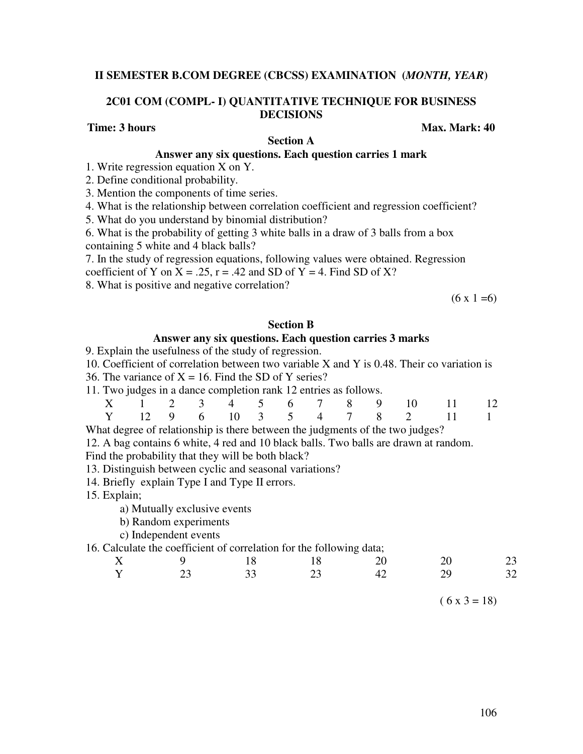**II SEMESTER B.COM DEGREE (CBCSS) EXAMINATION (*MONTH, YEAR*)**

**2C01 COM (COMPL- I) QUANTITATIVE TECHNIQUE FOR BUSINESS DECISIONS**

**Time: 3 hours** **Max. Mark: 40**

## Section A

**Answer any six questions. Each question carries 1 mark**

1. Write regression equation X on Y.
2. Define conditional probability.
3. Mention the components of time series.
4. What is the relationship between correlation coefficient and regression coefficient?
5. What do you understand by binomial distribution?
6. What is the probability of getting 3 white balls in a draw of 3 balls from a box containing 5 white and 4 black balls?
7. In the study of regression equations, following values were obtained. Regression coefficient of Y on X = .25, r = .42 and SD of Y = 4. Find SD of X?
8. What is positive and negative correlation?

(6 x 1 =6)

## Section B

**Answer any six questions. Each question carries 3 marks**

9. Explain the usefulness of the study of regression.
10. Coefficient of correlation between two variable X and Y is 0.48. Their co variation is 36. The variance of X = 16. Find the SD of Y series?
11. Two judges in a dance completion rank 12 entries as follows.

| X | 1 | 2 | 3 | 4 | 5 | 6 | 7 | 8 | 9 | 10 | 11 | 12 |
|---|---|---|---|---|---|---|---|---|---|---|---|---|
| Y | 12 | 9 | 6 | 10 | 3 | 5 | 4 | 7 | 8 | 2 | 11 | 1 |

What degree of relationship is there between the judgments of the two judges?

12. A bag contains 6 white, 4 red and 10 black balls. Two balls are drawn at random. Find the probability that they will be both black?
13. Distinguish between cyclic and seasonal variations?
14. Briefly explain Type I and Type II errors.
15. Explain;
    a) Mutually exclusive events
    b) Random experiments
    c) Independent events
16. Calculate the coefficient of correlation for the following data;

| X | 9 | 18 | 18 | 20 | 20 | 23 |
|---|---|---|---|---|---|---|
| Y | 23 | 33 | 23 | 42 | 29 | 32 |

( 6 x 3 = 18)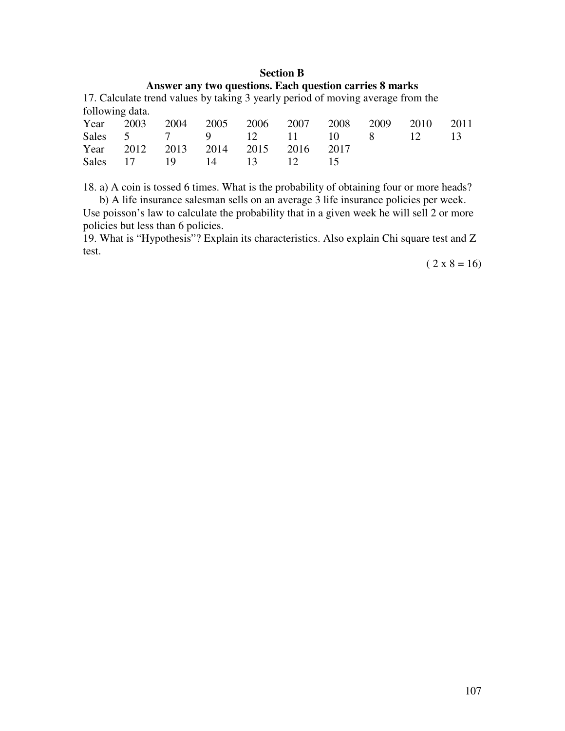## Section B

### Answer any two questions. Each question carries 8 marks

17. Calculate trend values by taking 3 yearly period of moving average from the following data.

| Year | 2003 | 2004 | 2005 | 2006 | 2007 | 2008 | 2009 | 2010 | 2011 |
|---|---|---|---|---|---|---|---|---|---|
| Sales | 5 | 7 | 9 | 12 | 11 | 10 | 8 | 12 | 13 |
| Year | 2012 | 2013 | 2014 | 2015 | 2016 | 2017 | | | |
| Sales | 17 | 19 | 14 | 13 | 12 | 15 | | | |

18. a) A coin is tossed 6 times. What is the probability of obtaining four or more heads?

b) A life insurance salesman sells on an average 3 life insurance policies per week. Use poisson's law to calculate the probability that in a given week he will sell 2 or more policies but less than 6 policies.

19. What is "Hypothesis"? Explain its characteristics. Also explain Chi square test and Z test.

( 2 x 8 = 16)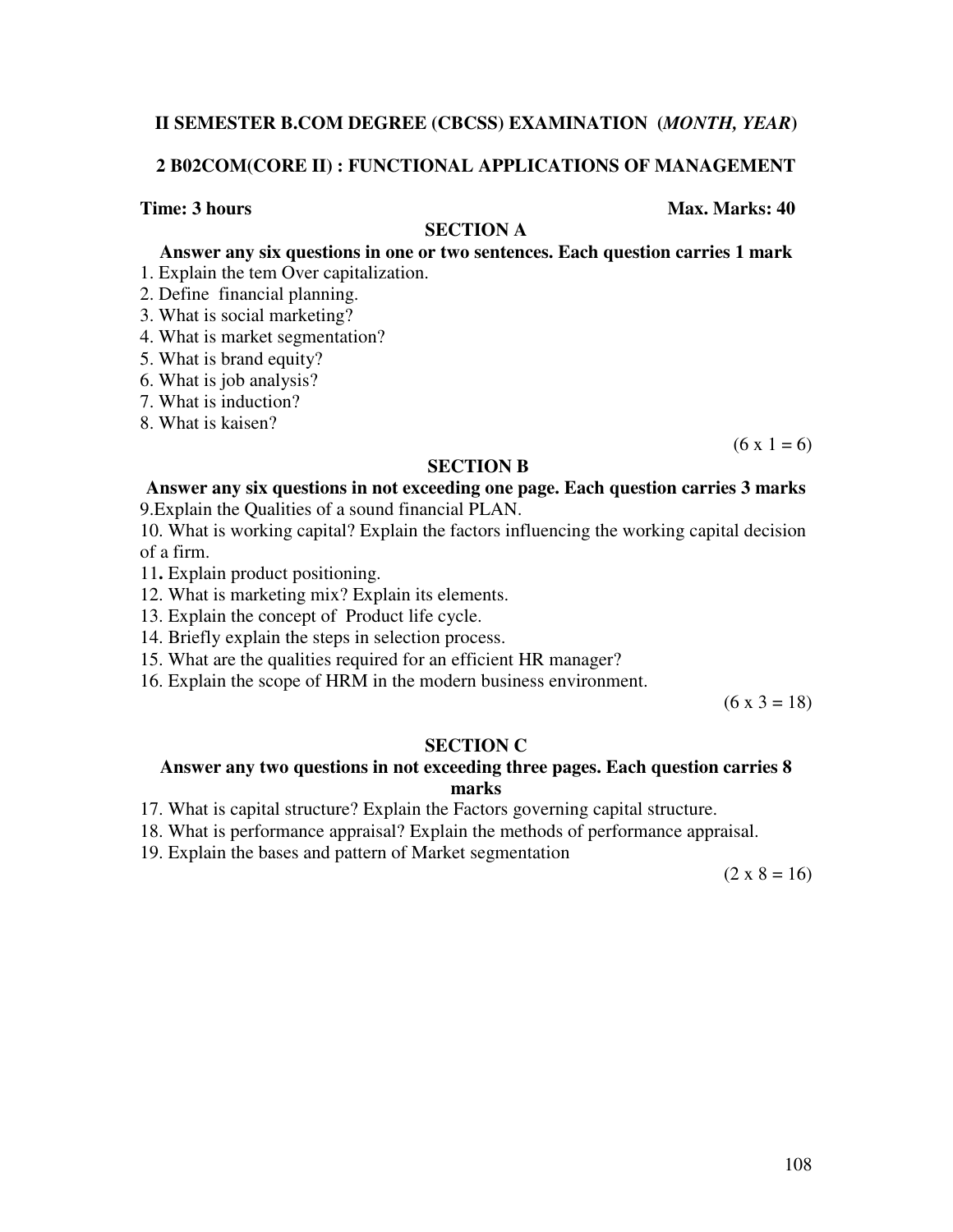**II SEMESTER B.COM DEGREE (CBCSS) EXAMINATION (*MONTH, YEAR*)**

**2 B02COM(CORE II) : FUNCTIONAL APPLICATIONS OF MANAGEMENT**

**Time: 3 hours** **Max. Marks: 40**

## SECTION A

**Answer any six questions in one or two sentences. Each question carries 1 mark**

1. Explain the tem Over capitalization.
2. Define financial planning.
3. What is social marketing?
4. What is market segmentation?
5. What is brand equity?
6. What is job analysis?
7. What is induction?
8. What is kaisen?

(6 x 1 = 6)

## SECTION B

**Answer any six questions in not exceeding one page. Each question carries 3 marks**

9. Explain the Qualities of a sound financial PLAN.
10. What is working capital? Explain the factors influencing the working capital decision of a firm.
11. Explain product positioning.
12. What is marketing mix? Explain its elements.
13. Explain the concept of Product life cycle.
14. Briefly explain the steps in selection process.
15. What are the qualities required for an efficient HR manager?
16. Explain the scope of HRM in the modern business environment.

(6 x 3 = 18)

## SECTION C

**Answer any two questions in not exceeding three pages. Each question carries 8 marks**

17. What is capital structure? Explain the Factors governing capital structure.
18. What is performance appraisal? Explain the methods of performance appraisal.
19. Explain the bases and pattern of Market segmentation

(2 x 8 = 16)